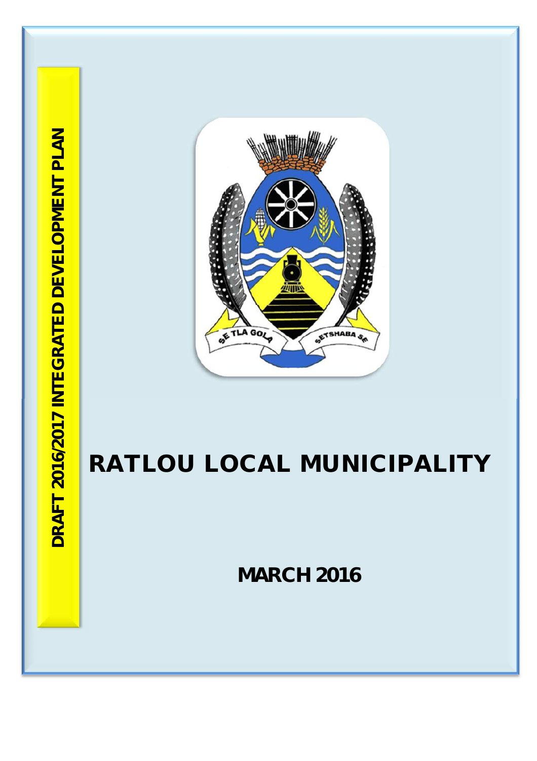DRAFT 2016/2017 INTEGRATED DEVELOPMENT PLAN

SE TLA GOLA SETSHABA SE

# RATLOU LOCAL MUNICIPALITY

**MARCH 2016**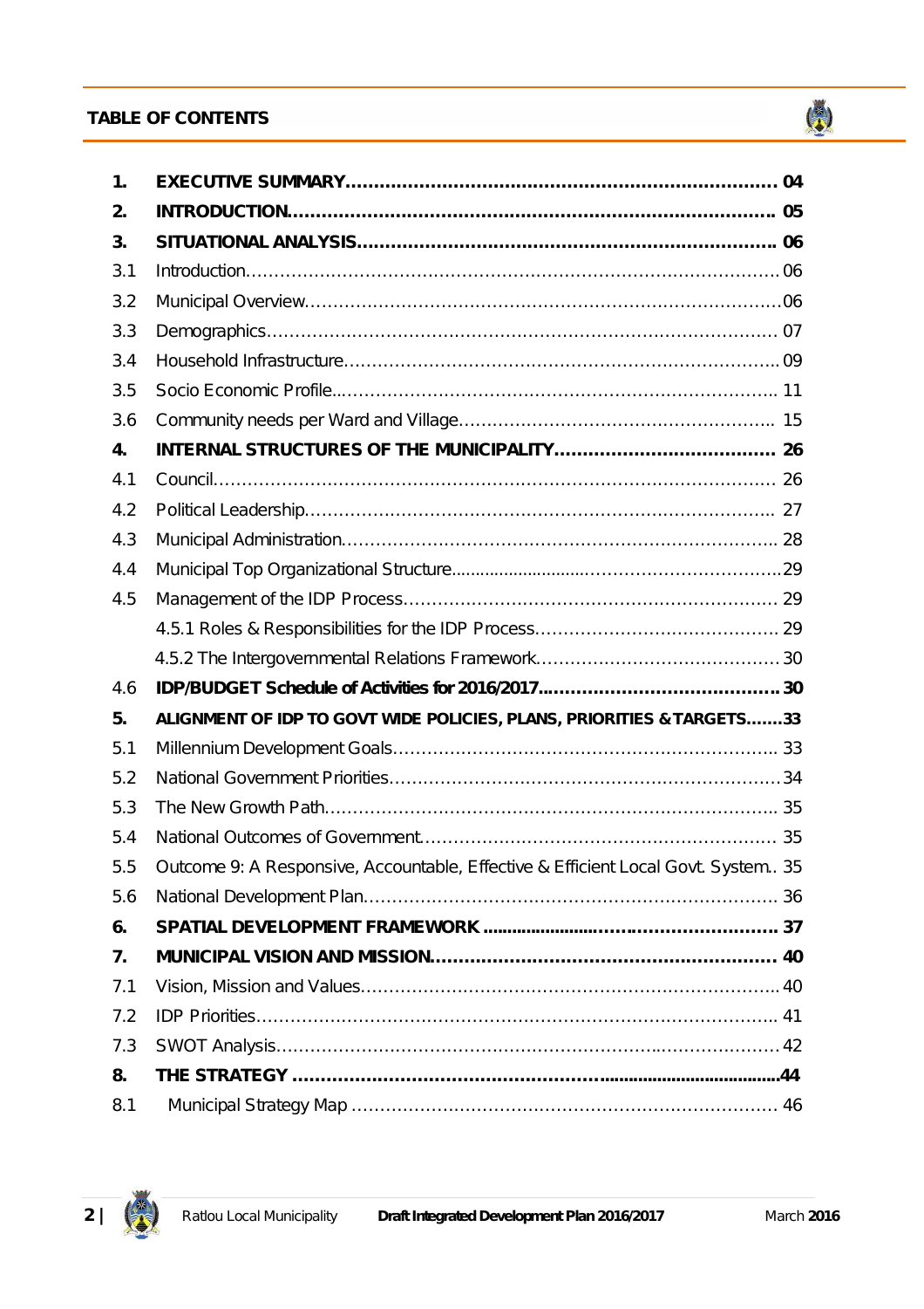## TABLE OF CONTENTS

| | | |
|---|---|---|
| **1.** | **EXECUTIVE SUMMARY** | **04** |
| **2.** | **INTRODUCTION** | **05** |
| **3.** | **SITUATIONAL ANALYSIS** | **06** |
| 3.1 | Introduction | 06 |
| 3.2 | Municipal Overview | 06 |
| 3.3 | Demographics | 07 |
| 3.4 | Household Infrastructure | 09 |
| 3.5 | Socio Economic Profile | 11 |
| 3.6 | Community needs per Ward and Village | 15 |
| **4.** | **INTERNAL STRUCTURES OF THE MUNICIPALITY** | **26** |
| 4.1 | Council | 26 |
| 4.2 | Political Leadership | 27 |
| 4.3 | Municipal Administration | 28 |
| 4.4 | Municipal Top Organizational Structure | 29 |
| 4.5 | Management of the IDP Process | 29 |
| | 4.5.1 Roles & Responsibilities for the IDP Process | 29 |
| | 4.5.2 The Intergovernmental Relations Framework | 30 |
| 4.6 | **IDP/BUDGET Schedule of Activities for 2016/2017** | **30** |
| **5.** | **ALIGNMENT OF IDP TO GOVT WIDE POLICIES, PLANS, PRIORITIES & TARGETS** | **33** |
| 5.1 | Millennium Development Goals | 33 |
| 5.2 | National Government Priorities | 34 |
| 5.3 | The New Growth Path | 35 |
| 5.4 | National Outcomes of Government | 35 |
| 5.5 | Outcome 9: A Responsive, Accountable, Effective & Efficient Local Govt. System | 35 |
| 5.6 | National Development Plan | 36 |
| **6.** | **SPATIAL DEVELOPMENT FRAMEWORK** | **37** |
| **7.** | **MUNICIPAL VISION AND MISSION** | **40** |
| 7.1 | Vision, Mission and Values | 40 |
| 7.2 | IDP Priorities | 41 |
| 7.3 | SWOT Analysis | 42 |
| **8.** | **THE STRATEGY** | **44** |
| 8.1 | Municipal Strategy Map | 46 |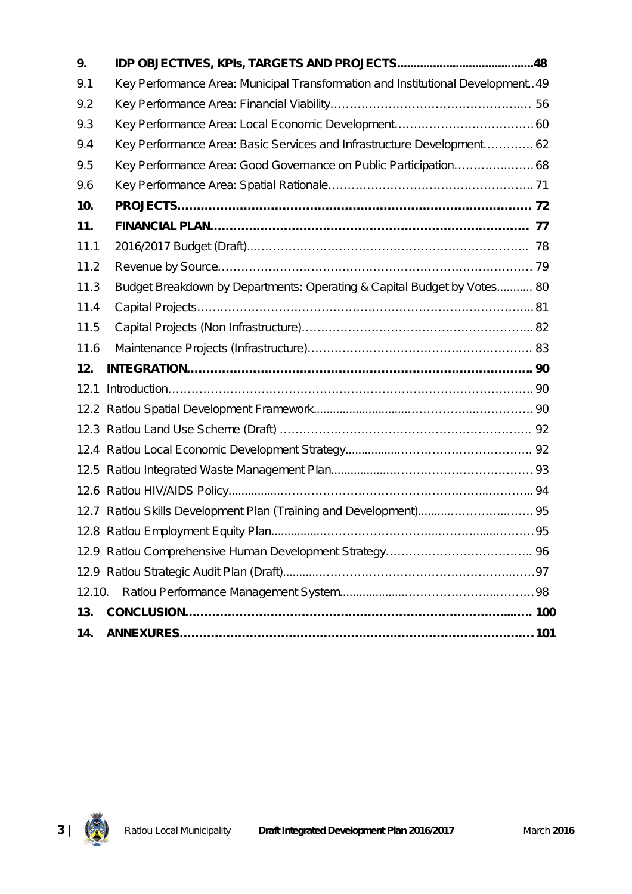| | | |
|---|---|---|
| **9.** | **IDP OBJECTIVES, KPIs, TARGETS AND PROJECTS** | **48** |
| 9.1 | Key Performance Area: Municipal Transformation and Institutional Development | 49 |
| 9.2 | Key Performance Area: Financial Viability | 56 |
| 9.3 | Key Performance Area: Local Economic Development | 60 |
| 9.4 | Key Performance Area: Basic Services and Infrastructure Development | 62 |
| 9.5 | Key Performance Area: Good Governance on Public Participation | 68 |
| 9.6 | Key Performance Area: Spatial Rationale | 71 |
| **10.** | **PROJECTS** | **72** |
| **11.** | **FINANCIAL PLAN** | **77** |
| 11.1 | 2016/2017 Budget (Draft) | 78 |
| 11.2 | Revenue by Source | 79 |
| 11.3 | Budget Breakdown by Departments: Operating & Capital Budget by Votes | 80 |
| 11.4 | Capital Projects | 81 |
| 11.5 | Capital Projects (Non Infrastructure) | 82 |
| 11.6 | Maintenance Projects (Infrastructure) | 83 |
| **12.** | **INTEGRATION** | **90** |
| 12.1 | Introduction | 90 |
| 12.2 | Ratlou Spatial Development Framework | 90 |
| 12.3 | Ratlou Land Use Scheme (Draft) | 92 |
| 12.4 | Ratlou Local Economic Development Strategy | 92 |
| 12.5 | Ratlou Integrated Waste Management Plan | 93 |
| 12.6 | Ratlou HIV/AIDS Policy | 94 |
| 12.7 | Ratlou Skills Development Plan (Training and Development) | 95 |
| 12.8 | Ratlou Employment Equity Plan | 95 |
| 12.9 | Ratlou Comprehensive Human Development Strategy | 96 |
| 12.9 | Ratlou Strategic Audit Plan (Draft) | 97 |
| 12.10. | Ratlou Performance Management System | 98 |
| **13.** | **CONCLUSION** | **100** |
| **14.** | **ANNEXURES** | **101** |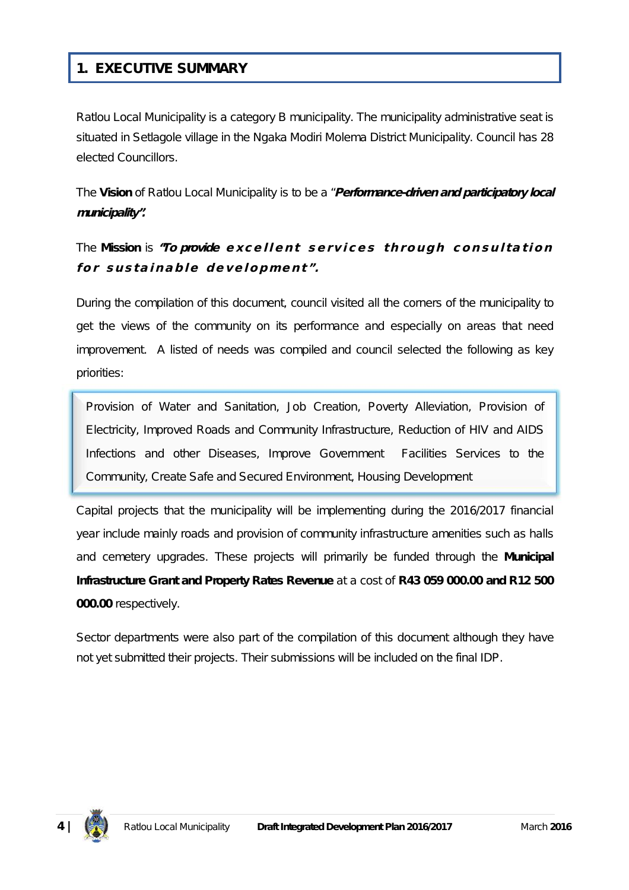# 1. EXECUTIVE SUMMARY

Ratlou Local Municipality is a category B municipality. The municipality administrative seat is situated in Setlagole village in the Ngaka Modiri Molema District Municipality. Council has 28 elected Councillors.

The **Vision** of Ratlou Local Municipality is to be a "***Performance-driven and participatory local municipality".***

The **Mission** is ***"To provide excellent services through consultation for sustainable development".***

During the compilation of this document, council visited all the corners of the municipality to get the views of the community on its performance and especially on areas that need improvement. A listed of needs was compiled and council selected the following as key priorities:

> Provision of Water and Sanitation, Job Creation, Poverty Alleviation, Provision of Electricity, Improved Roads and Community Infrastructure, Reduction of HIV and AIDS Infections and other Diseases, Improve Government Facilities Services to the Community, Create Safe and Secured Environment, Housing Development

Capital projects that the municipality will be implementing during the 2016/2017 financial year include mainly roads and provision of community infrastructure amenities such as halls and cemetery upgrades. These projects will primarily be funded through the **Municipal Infrastructure Grant and Property Rates Revenue** at a cost of **R43 059 000.00 and R12 500 000.00** respectively.

Sector departments were also part of the compilation of this document although they have not yet submitted their projects. Their submissions will be included on the final IDP.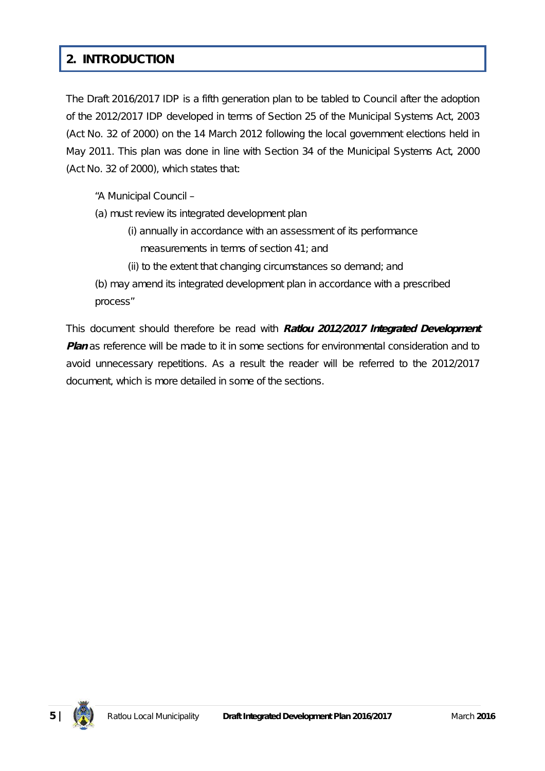## 2. INTRODUCTION

The Draft 2016/2017 IDP is a fifth generation plan to be tabled to Council after the adoption of the 2012/2017 IDP developed in terms of Section 25 of the Municipal Systems Act, 2003 (Act No. 32 of 2000) on the 14 March 2012 following the local government elections held in May 2011. This plan was done in line with Section 34 of the Municipal Systems Act, 2000 (Act No. 32 of 2000), which states that:

> "A Municipal Council –
>
> (a) must review its integrated development plan
>
> (i) annually in accordance with an assessment of its performance measurements in terms of section 41; and
>
> (ii) to the extent that changing circumstances so demand; and
>
> (b) may amend its integrated development plan in accordance with a prescribed process"

This document should therefore be read with ***Ratlou 2012/2017 Integrated Development Plan*** as reference will be made to it in some sections for environmental consideration and to avoid unnecessary repetitions. As a result the reader will be referred to the 2012/2017 document, which is more detailed in some of the sections.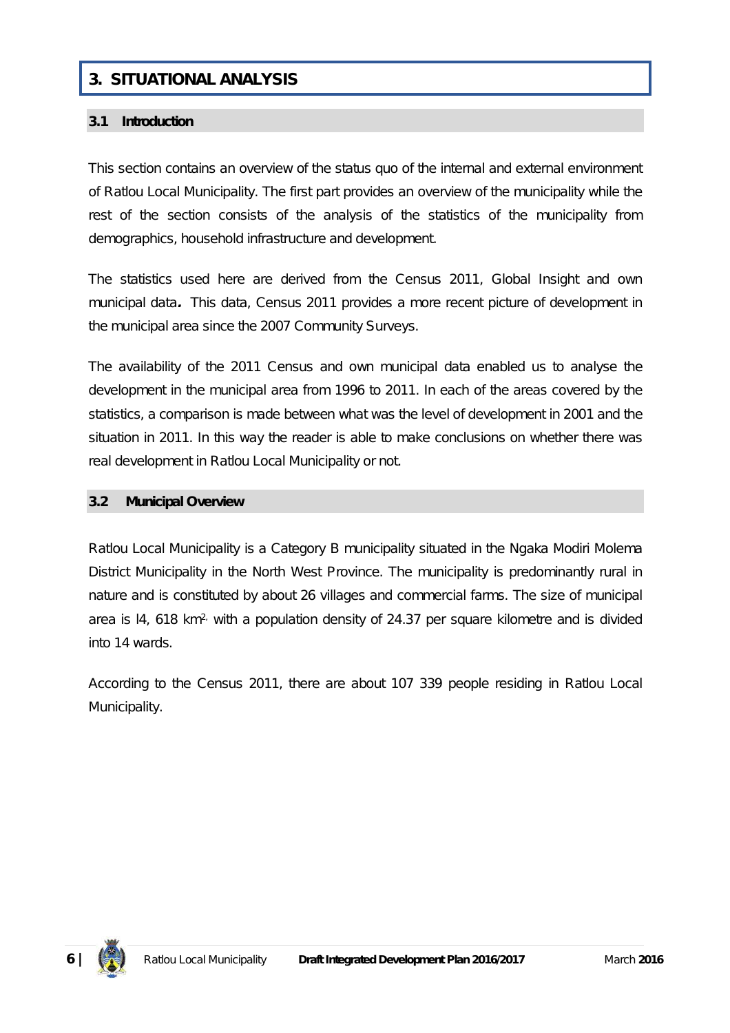# 3. SITUATIONAL ANALYSIS

## 3.1 Introduction

This section contains an overview of the status quo of the internal and external environment of Ratlou Local Municipality. The first part provides an overview of the municipality while the rest of the section consists of the analysis of the statistics of the municipality from demographics, household infrastructure and development.

The statistics used here are derived from the Census 2011, Global Insight and own municipal data**.** This data, Census 2011 provides a more recent picture of development in the municipal area since the 2007 Community Surveys.

The availability of the 2011 Census and own municipal data enabled us to analyse the development in the municipal area from 1996 to 2011. In each of the areas covered by the statistics, a comparison is made between what was the level of development in 2001 and the situation in 2011. In this way the reader is able to make conclusions on whether there was real development in Ratlou Local Municipality or not.

## 3.2 Municipal Overview

Ratlou Local Municipality is a Category B municipality situated in the Ngaka Modiri Molema District Municipality in the North West Province. The municipality is predominantly rural in nature and is constituted by about 26 villages and commercial farms. The size of municipal area is l4, 618 km$^{2,}$ with a population density of 24.37 per square kilometre and is divided into 14 wards.

According to the Census 2011, there are about 107 339 people residing in Ratlou Local Municipality.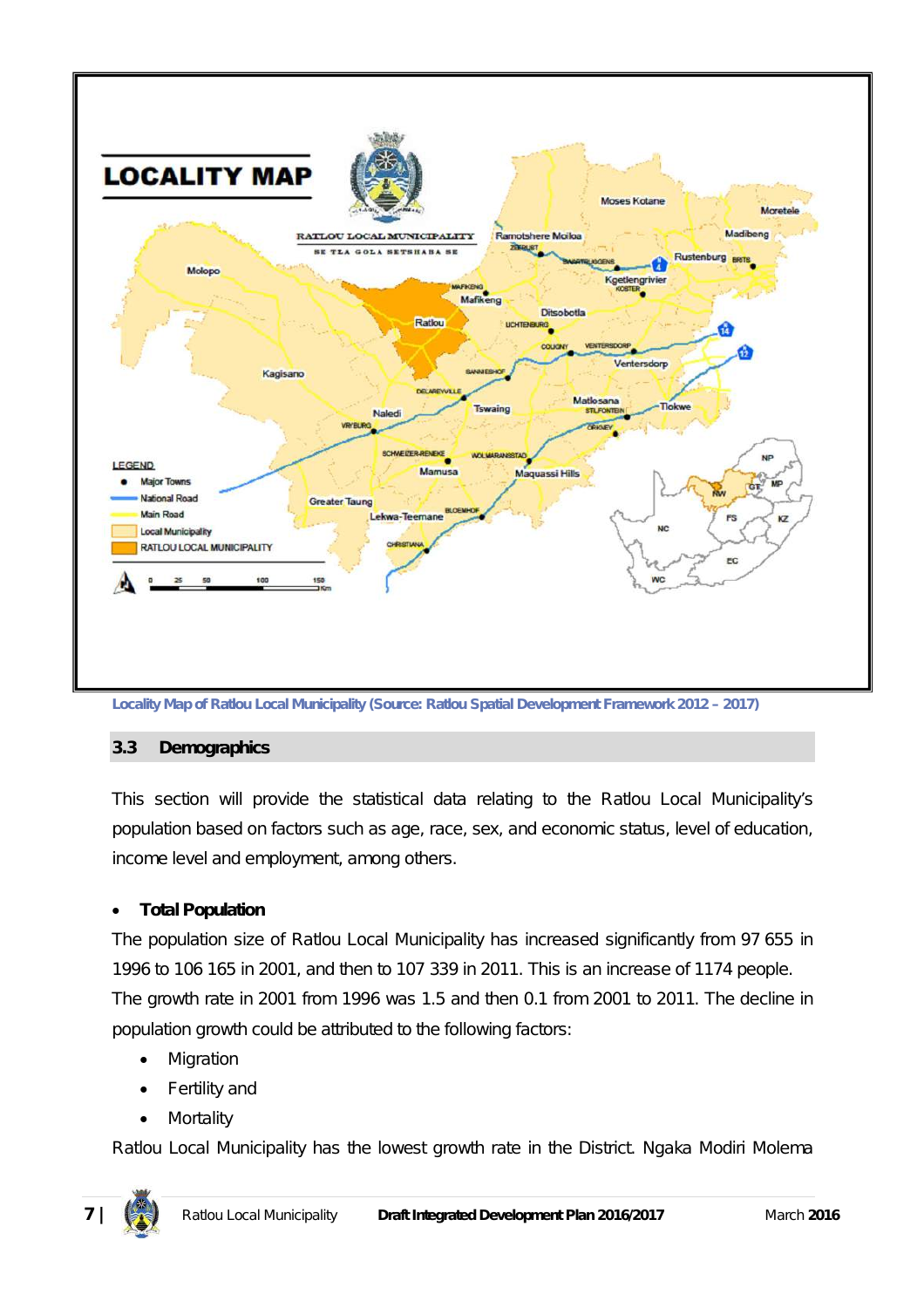Locality Map of Ratlou Local Municipality (Source: Ratlou Spatial Development Framework 2012 – 2017)

## 3.3 Demographics

This section will provide the statistical data relating to the Ratlou Local Municipality's population based on factors such as age, race, sex, and economic status, level of education, income level and employment, among others.

- **Total Population**

The population size of Ratlou Local Municipality has increased significantly from 97 655 in 1996 to 106 165 in 2001, and then to 107 339 in 2011. This is an increase of 1174 people. The growth rate in 2001 from 1996 was 1.5 and then 0.1 from 2001 to 2011. The decline in population growth could be attributed to the following factors:

- Migration
- Fertility and
- Mortality

Ratlou Local Municipality has the lowest growth rate in the District. Ngaka Modiri Molema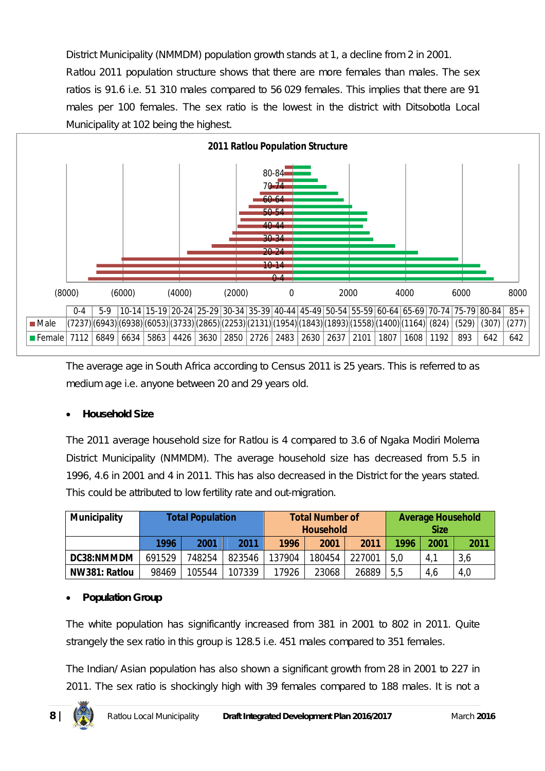District Municipality (NMMDM) population growth stands at 1, a decline from 2 in 2001.

Ratlou 2011 population structure shows that there are more females than males. The sex ratios is 91.6 i.e. 51 310 males compared to 56 029 females. This implies that there are 91 males per 100 females. The sex ratio is the lowest in the district with Ditsobotla Local Municipality at 102 being the highest.

**2011 Ratlou Population Structure**

| | 0-4 | 5-9 | 10-14 | 15-19 | 20-24 | 25-29 | 30-34 | 35-39 | 40-44 | 45-49 | 50-54 | 55-59 | 60-64 | 65-69 | 70-74 | 75-79 | 80-84 | 85+ |
|---|---|---|---|---|---|---|---|---|---|---|---|---|---|---|---|---|---|---|
| Male | (7237) | (6943) | (6938) | (6053) | (3733) | (2865) | (2253) | (2131) | (1954) | (1843) | (1893) | (1558) | (1400) | (1164) | (824) | (529) | (307) | (277) |
| Female | 7112 | 6849 | 6634 | 5863 | 4426 | 3630 | 2850 | 2726 | 2483 | 2630 | 2637 | 2101 | 1807 | 1608 | 1192 | 893 | 642 | 642 |

The average age in South Africa according to Census 2011 is 25 years. This is referred to as medium age i.e. anyone between 20 and 29 years old.

- **Household Size**

The 2011 average household size for Ratlou is 4 compared to 3.6 of Ngaka Modiri Molema District Municipality (NMMDM). The average household size has decreased from 5.5 in 1996, 4.6 in 2001 and 4 in 2011. This has also decreased in the District for the years stated. This could be attributed to low fertility rate and out-migration.

| Municipality | Total Population | | | Total Number of Household | | | Average Household Size | | |
|---|---|---|---|---|---|---|---|---|---|
| | 1996 | 2001 | 2011 | 1996 | 2001 | 2011 | 1996 | 2001 | 2011 |
| DC38:NMMDM | 691529 | 748254 | 823546 | 137904 | 180454 | 227001 | 5,0 | 4,1 | 3,6 |
| NW381: Ratlou | 98469 | 105544 | 107339 | 17926 | 23068 | 26889 | 5,5 | 4,6 | 4,0 |

- **Population Group**

The white population has significantly increased from 381 in 2001 to 802 in 2011. Quite strangely the sex ratio in this group is 128.5 i.e. 451 males compared to 351 females.

The Indian/ Asian population has also shown a significant growth from 28 in 2001 to 227 in 2011. The sex ratio is shockingly high with 39 females compared to 188 males. It is not a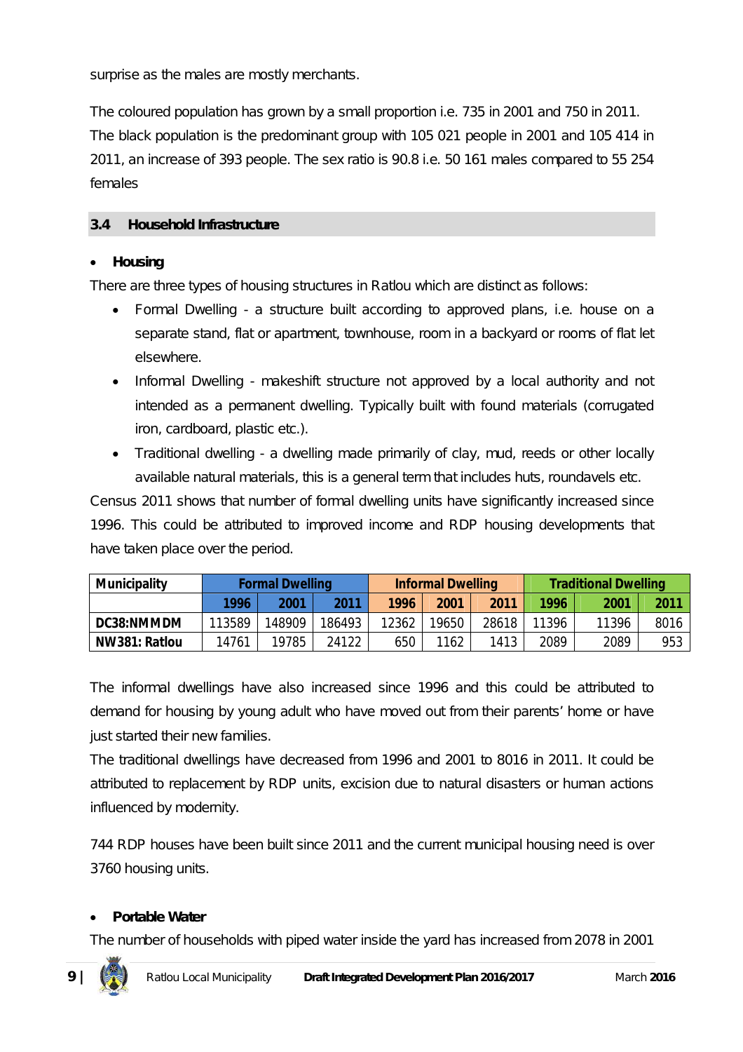surprise as the males are mostly merchants.

The coloured population has grown by a small proportion i.e. 735 in 2001 and 750 in 2011. The black population is the predominant group with 105 021 people in 2001 and 105 414 in 2011, an increase of 393 people. The sex ratio is 90.8 i.e. 50 161 males compared to 55 254 females

## 3.4 Household Infrastructure

- **Housing**

There are three types of housing structures in Ratlou which are distinct as follows:

- Formal Dwelling - a structure built according to approved plans, i.e. house on a separate stand, flat or apartment, townhouse, room in a backyard or rooms of flat let elsewhere.
- Informal Dwelling - makeshift structure not approved by a local authority and not intended as a permanent dwelling. Typically built with found materials (corrugated iron, cardboard, plastic etc.).
- Traditional dwelling - a dwelling made primarily of clay, mud, reeds or other locally available natural materials, this is a general term that includes huts, roundavels etc.

Census 2011 shows that number of formal dwelling units have significantly increased since 1996. This could be attributed to improved income and RDP housing developments that have taken place over the period.

| Municipality | Formal Dwelling | | | Informal Dwelling | | | Traditional Dwelling | | |
|---|---|---|---|---|---|---|---|---|---|
| | 1996 | 2001 | 2011 | 1996 | 2001 | 2011 | 1996 | 2001 | 2011 |
| DC38:NMMDM | 113589 | 148909 | 186493 | 12362 | 19650 | 28618 | 11396 | 11396 | 8016 |
| NW381: Ratlou | 14761 | 19785 | 24122 | 650 | 1162 | 1413 | 2089 | 2089 | 953 |

The informal dwellings have also increased since 1996 and this could be attributed to demand for housing by young adult who have moved out from their parents' home or have just started their new families.

The traditional dwellings have decreased from 1996 and 2001 to 8016 in 2011. It could be attributed to replacement by RDP units, excision due to natural disasters or human actions influenced by modernity.

744 RDP houses have been built since 2011 and the current municipal housing need is over 3760 housing units.

- **Portable Water**

The number of households with piped water inside the yard has increased from 2078 in 2001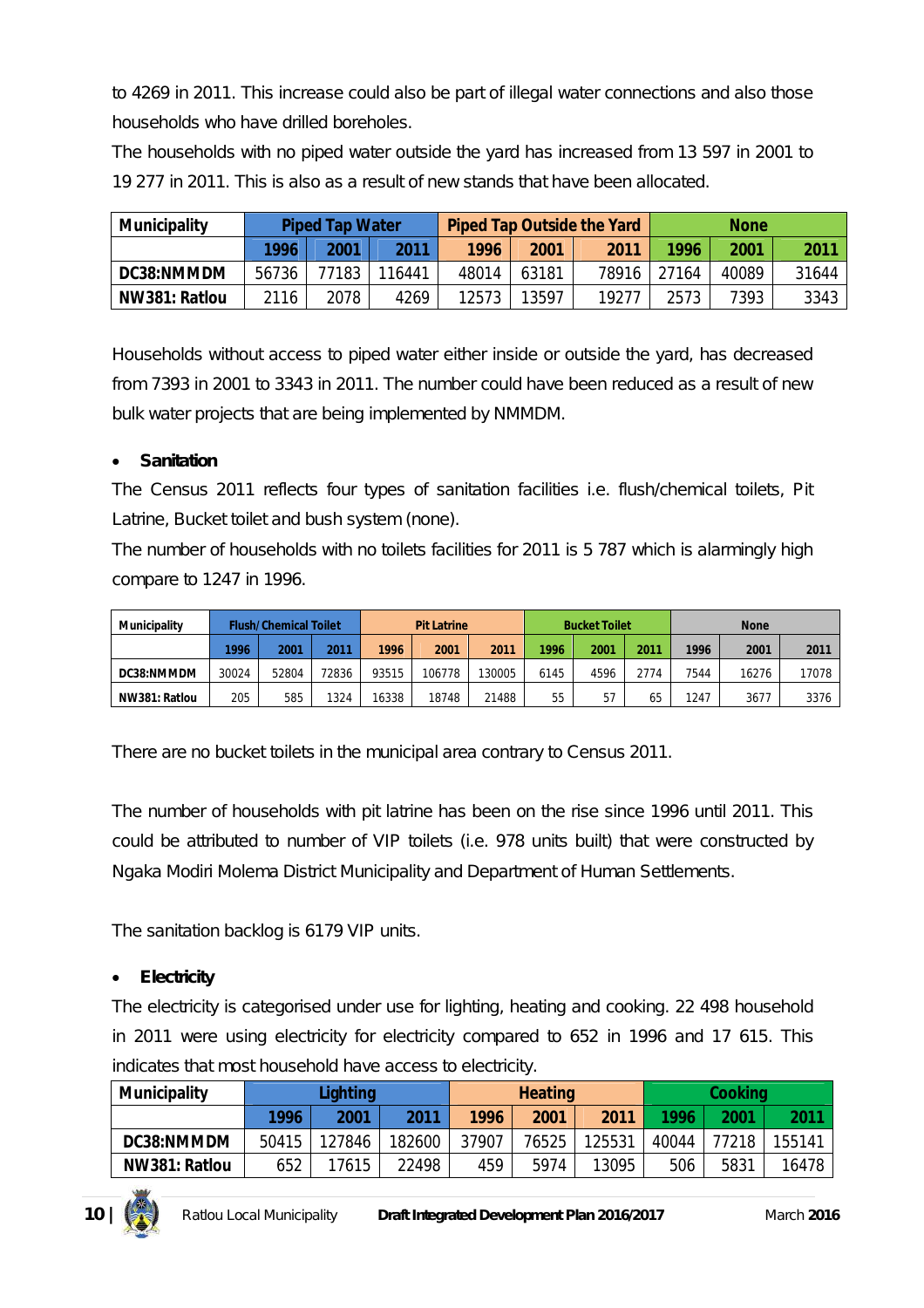to 4269 in 2011. This increase could also be part of illegal water connections and also those households who have drilled boreholes.

The households with no piped water outside the yard has increased from 13 597 in 2001 to 19 277 in 2011. This is also as a result of new stands that have been allocated.

| Municipality | Piped Tap Water | | | Piped Tap Outside the Yard | | | None | | |
|---|---|---|---|---|---|---|---|---|---|
| | 1996 | 2001 | 2011 | 1996 | 2001 | 2011 | 1996 | 2001 | 2011 |
| DC38:NMMDM | 56736 | 77183 | 116441 | 48014 | 63181 | 78916 | 27164 | 40089 | 31644 |
| NW381: Ratlou | 2116 | 2078 | 4269 | 12573 | 13597 | 19277 | 2573 | 7393 | 3343 |

Households without access to piped water either inside or outside the yard, has decreased from 7393 in 2001 to 3343 in 2011. The number could have been reduced as a result of new bulk water projects that are being implemented by NMMDM.

- **Sanitation**

The Census 2011 reflects four types of sanitation facilities i.e. flush/chemical toilets, Pit Latrine, Bucket toilet and bush system (none).

The number of households with no toilets facilities for 2011 is 5 787 which is alarmingly high compare to 1247 in 1996.

| Municipality | Flush/Chemical Toilet | | | Pit Latrine | | | Bucket Toilet | | | None | | |
|---|---|---|---|---|---|---|---|---|---|---|---|---|
| | 1996 | 2001 | 2011 | 1996 | 2001 | 2011 | 1996 | 2001 | 2011 | 1996 | 2001 | 2011 |
| DC38:NMMDM | 30024 | 52804 | 72836 | 93515 | 106778 | 130005 | 6145 | 4596 | 2774 | 7544 | 16276 | 17078 |
| NW381: Ratlou | 205 | 585 | 1324 | 16338 | 18748 | 21488 | 55 | 57 | 65 | 1247 | 3677 | 3376 |

There are no bucket toilets in the municipal area contrary to Census 2011.

The number of households with pit latrine has been on the rise since 1996 until 2011. This could be attributed to number of VIP toilets (i.e. 978 units built) that were constructed by Ngaka Modiri Molema District Municipality and Department of Human Settlements.

The sanitation backlog is 6179 VIP units.

- **Electricity**

The electricity is categorised under use for lighting, heating and cooking. 22 498 household in 2011 were using electricity for electricity compared to 652 in 1996 and 17 615. This indicates that most household have access to electricity.

| Municipality | Lighting | | | Heating | | | Cooking | | |
|---|---|---|---|---|---|---|---|---|---|
| | 1996 | 2001 | 2011 | 1996 | 2001 | 2011 | 1996 | 2001 | 2011 |
| DC38:NMMDM | 50415 | 127846 | 182600 | 37907 | 76525 | 125531 | 40044 | 77218 | 155141 |
| NW381: Ratlou | 652 | 17615 | 22498 | 459 | 5974 | 13095 | 506 | 5831 | 16478 |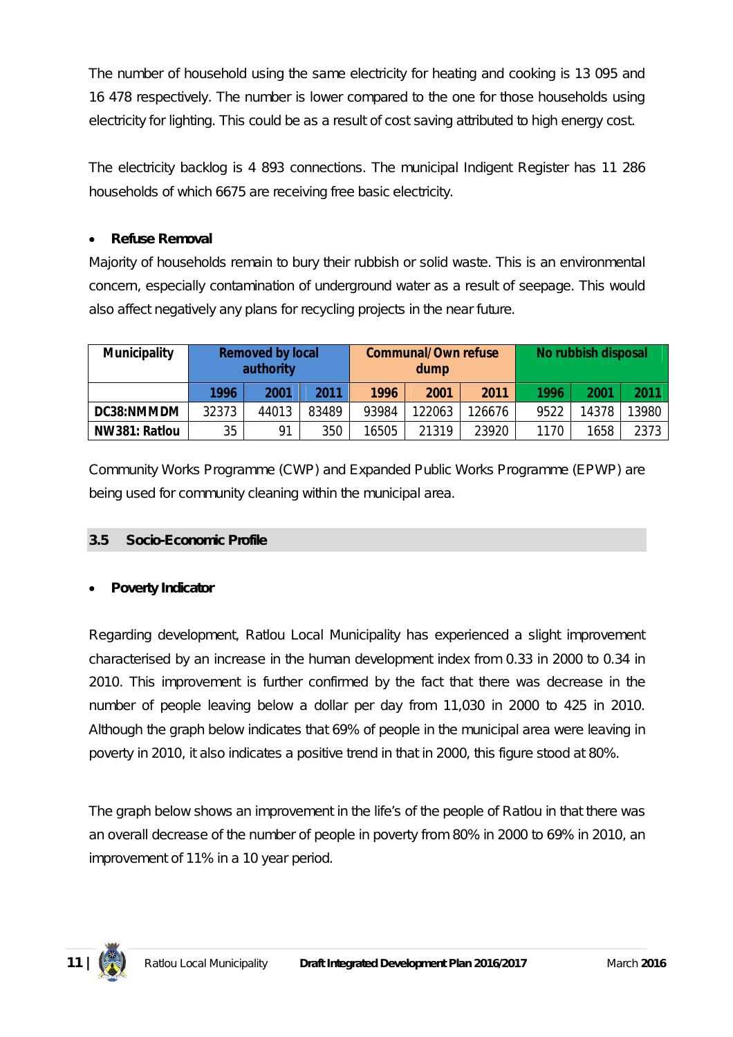The number of household using the same electricity for heating and cooking is 13 095 and 16 478 respectively. The number is lower compared to the one for those households using electricity for lighting. This could be as a result of cost saving attributed to high energy cost.

The electricity backlog is 4 893 connections. The municipal Indigent Register has 11 286 households of which 6675 are receiving free basic electricity.

- **Refuse Removal**

Majority of households remain to bury their rubbish or solid waste. This is an environmental concern, especially contamination of underground water as a result of seepage. This would also affect negatively any plans for recycling projects in the near future.

| Municipality | Removed by local authority | | | Communal/Own refuse dump | | | No rubbish disposal | | |
|---|---|---|---|---|---|---|---|---|---|
| | 1996 | 2001 | 2011 | 1996 | 2001 | 2011 | 1996 | 2001 | 2011 |
| DC38:NMMDM | 32373 | 44013 | 83489 | 93984 | 122063 | 126676 | 9522 | 14378 | 13980 |
| NW381: Ratlou | 35 | 91 | 350 | 16505 | 21319 | 23920 | 1170 | 1658 | 2373 |

Community Works Programme (CWP) and Expanded Public Works Programme (EPWP) are being used for community cleaning within the municipal area.

## 3.5 Socio-Economic Profile

- **Poverty Indicator**

Regarding development, Ratlou Local Municipality has experienced a slight improvement characterised by an increase in the human development index from 0.33 in 2000 to 0.34 in 2010. This improvement is further confirmed by the fact that there was decrease in the number of people leaving below a dollar per day from 11,030 in 2000 to 425 in 2010. Although the graph below indicates that 69% of people in the municipal area were leaving in poverty in 2010, it also indicates a positive trend in that in 2000, this figure stood at 80%.

The graph below shows an improvement in the life's of the people of Ratlou in that there was an overall decrease of the number of people in poverty from 80% in 2000 to 69% in 2010, an improvement of 11% in a 10 year period.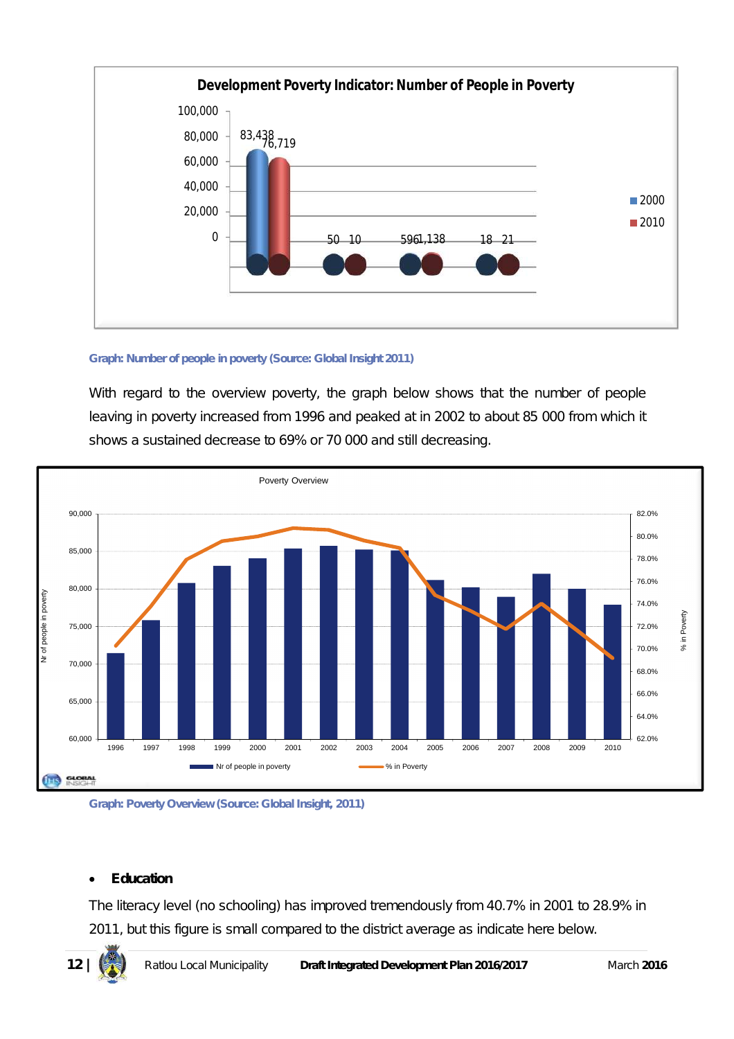**Development Poverty Indicator: Number of People in Poverty**

| | 2000 | 2010 |
|---|---|---|
| | 83,438 | 76,719 |
| | 50 | 10 |
| | 596 | 1,138 |
| | 18 | 21 |

Graph: Number of people in poverty (Source: Global Insight 2011)

With regard to the overview poverty, the graph below shows that the number of people leaving in poverty increased from 1996 and peaked at in 2002 to about 85 000 from which it shows a sustained decrease to 69% or 70 000 and still decreasing.

Graph: Poverty Overview (Source: Global Insight, 2011)

- **Education**

The literacy level (no schooling) has improved tremendously from 40.7% in 2001 to 28.9% in 2011, but this figure is small compared to the district average as indicate here below.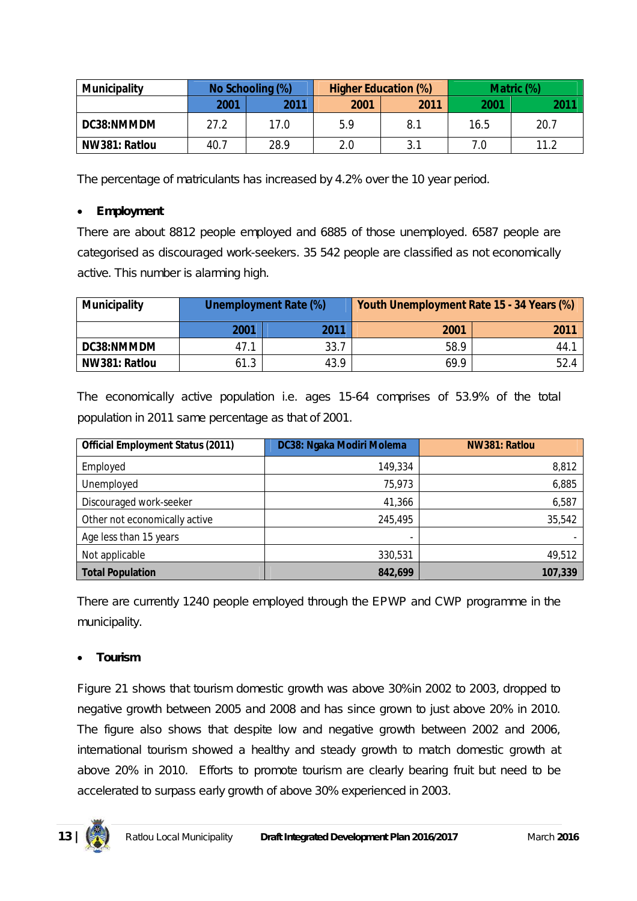| Municipality | No Schooling (%) | | Higher Education (%) | | Matric (%) | |
|---|---|---|---|---|---|---|
| | 2001 | 2011 | 2001 | 2011 | 2001 | 2011 |
| DC38:NMMDM | 27.2 | 17.0 | 5.9 | 8.1 | 16.5 | 20.7 |
| NW381: Ratlou | 40.7 | 28.9 | 2.0 | 3.1 | 7.0 | 11.2 |

The percentage of matriculants has increased by 4.2% over the 10 year period.

- **Employment**

There are about 8812 people employed and 6885 of those unemployed. 6587 people are categorised as discouraged work-seekers. 35 542 people are classified as not economically active. This number is alarming high.

| Municipality | Unemployment Rate (%) | | Youth Unemployment Rate 15 - 34 Years (%) | |
|---|---|---|---|---|
| | 2001 | 2011 | 2001 | 2011 |
| DC38:NMMDM | 47.1 | 33.7 | 58.9 | 44.1 |
| NW381: Ratlou | 61.3 | 43.9 | 69.9 | 52.4 |

The economically active population i.e. ages 15-64 comprises of 53.9% of the total population in 2011 same percentage as that of 2001.

| Official Employment Status (2011) | DC38: Ngaka Modiri Molema | NW381: Ratlou |
|---|---|---|
| Employed | 149,334 | 8,812 |
| Unemployed | 75,973 | 6,885 |
| Discouraged work-seeker | 41,366 | 6,587 |
| Other not economically active | 245,495 | 35,542 |
| Age less than 15 years | - | - |
| Not applicable | 330,531 | 49,512 |
| **Total Population** | **842,699** | **107,339** |

There are currently 1240 people employed through the EPWP and CWP programme in the municipality.

- **Tourism**

Figure 21 shows that tourism domestic growth was above 30%in 2002 to 2003, dropped to negative growth between 2005 and 2008 and has since grown to just above 20% in 2010. The figure also shows that despite low and negative growth between 2002 and 2006, international tourism showed a healthy and steady growth to match domestic growth at above 20% in 2010. Efforts to promote tourism are clearly bearing fruit but need to be accelerated to surpass early growth of above 30% experienced in 2003.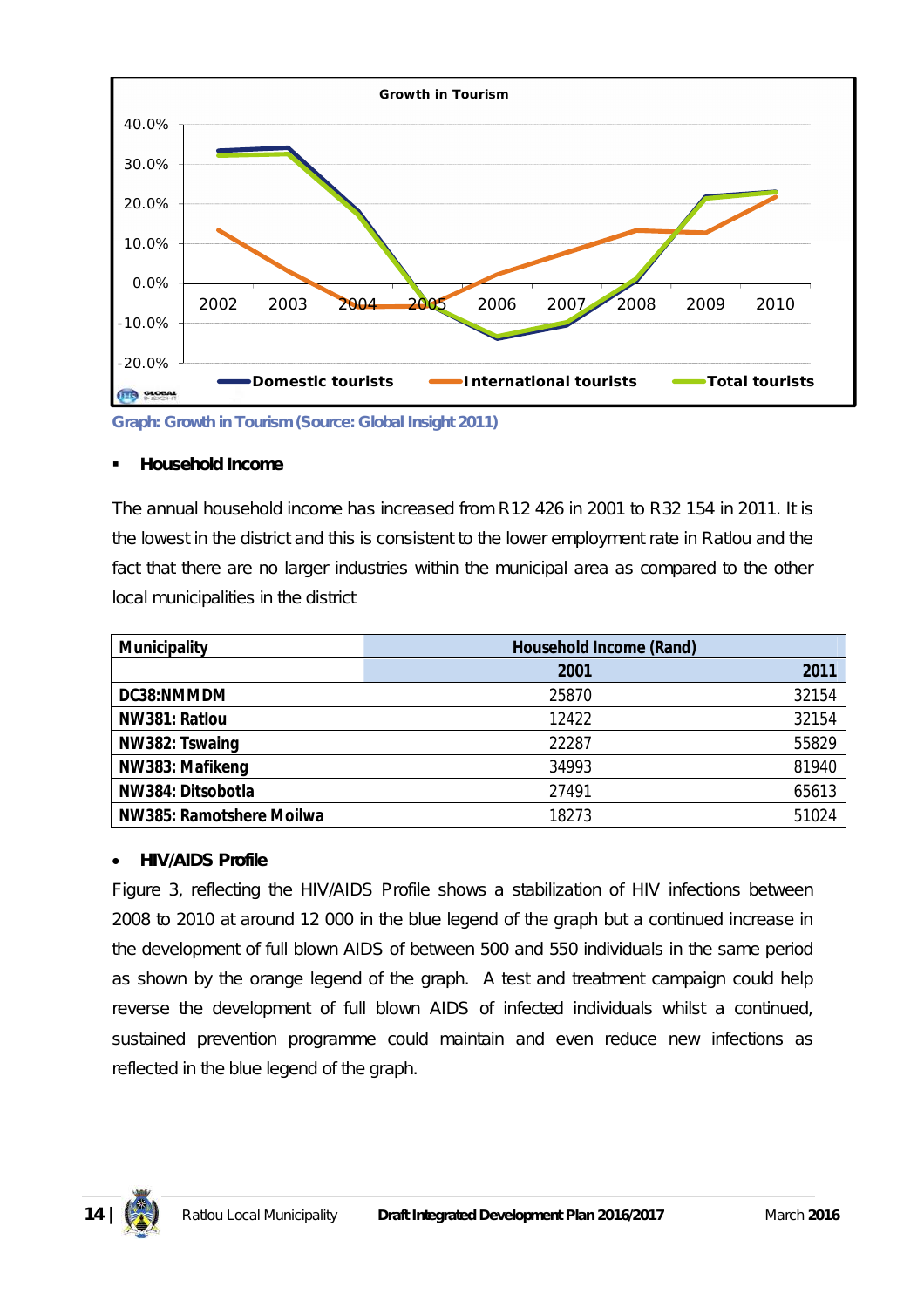Graph: Growth in Tourism (Source: Global Insight 2011)

- **Household Income**

The annual household income has increased from R12 426 in 2001 to R32 154 in 2011. It is the lowest in the district and this is consistent to the lower employment rate in Ratlou and the fact that there are no larger industries within the municipal area as compared to the other local municipalities in the district

| Municipality | Household Income (Rand) | |
|---|---|---|
| | 2001 | 2011 |
| DC38:NMMDM | 25870 | 32154 |
| NW381: Ratlou | 12422 | 32154 |
| NW382: Tswaing | 22287 | 55829 |
| NW383: Mafikeng | 34993 | 81940 |
| NW384: Ditsobotla | 27491 | 65613 |
| NW385: Ramotshere Moilwa | 18273 | 51024 |

- **HIV/AIDS Profile**

Figure 3, reflecting the HIV/AIDS Profile shows a stabilization of HIV infections between 2008 to 2010 at around 12 000 in the blue legend of the graph but a continued increase in the development of full blown AIDS of between 500 and 550 individuals in the same period as shown by the orange legend of the graph. A test and treatment campaign could help reverse the development of full blown AIDS of infected individuals whilst a continued, sustained prevention programme could maintain and even reduce new infections as reflected in the blue legend of the graph.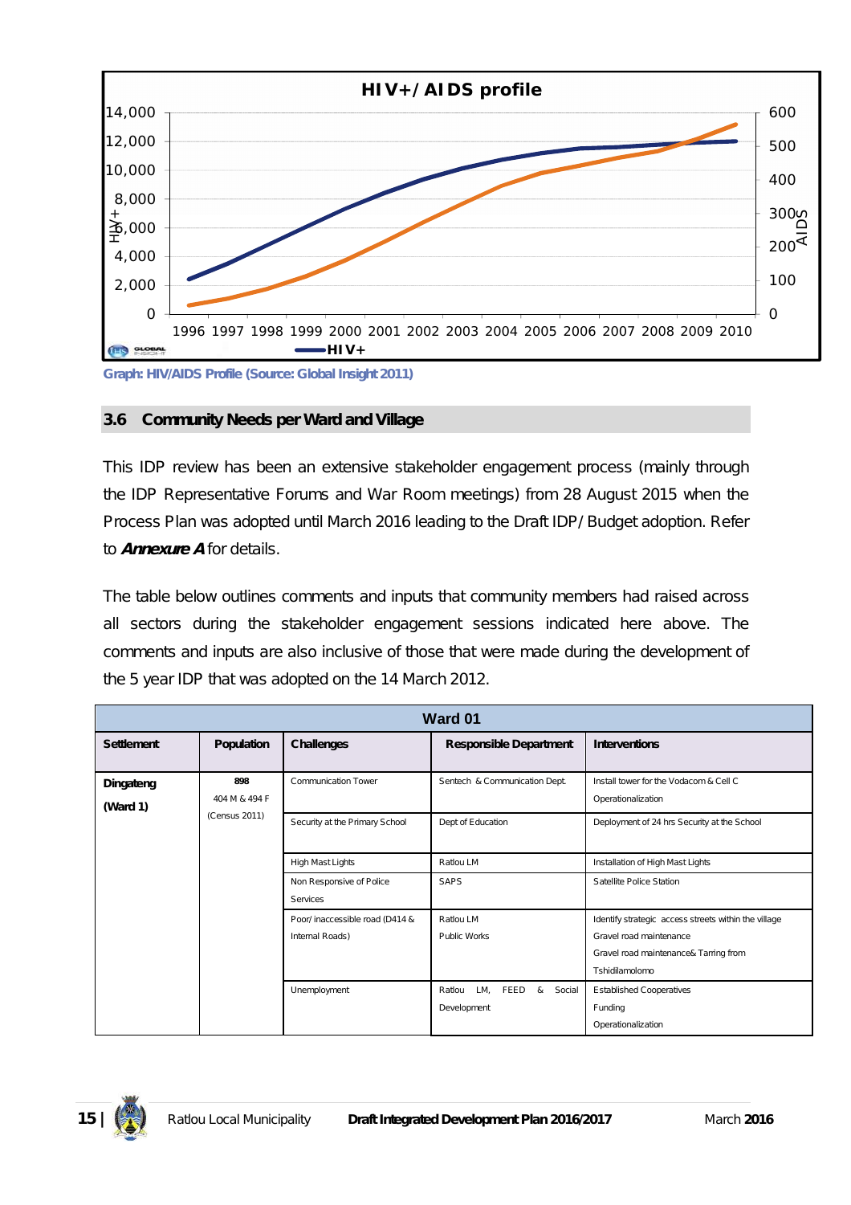Graph: HIV/AIDS Profile (Source: Global Insight 2011)

## 3.6 Community Needs per Ward and Village

This IDP review has been an extensive stakeholder engagement process (mainly through the IDP Representative Forums and War Room meetings) from 28 August 2015 when the Process Plan was adopted until March 2016 leading to the Draft IDP/ Budget adoption. Refer to ***Annexure A*** for details.

The table below outlines comments and inputs that community members had raised across all sectors during the stakeholder engagement sessions indicated here above. The comments and inputs are also inclusive of those that were made during the development of the 5 year IDP that was adopted on the 14 March 2012.

| Ward 01 | | | | |
|---|---|---|---|---|
| **Settlement** | **Population** | **Challenges** | **Responsible Department** | **Interventions** |
| **Dingateng (Ward 1)** | **898** 404 M & 494 F (Census 2011) | Communication Tower | Sentech & Communication Dept. | Install tower for the Vodacom & Cell C Operationalization |
| | | Security at the Primary School | Dept of Education | Deployment of 24 hrs Security at the School |
| | | High Mast Lights | Ratlou LM | Installation of High Mast Lights |
| | | Non Responsive of Police Services | SAPS | Satellite Police Station |
| | | Poor/ inaccessible road (D414 & Internal Roads) | Ratlou LM Public Works | Identify strategic access streets within the village Gravel road maintenance Gravel road maintenance& Tarring from Tshidilamolomo |
| | | Unemployment | Ratlou LM, FEED & Social Development | Established Cooperatives Funding Operationalization |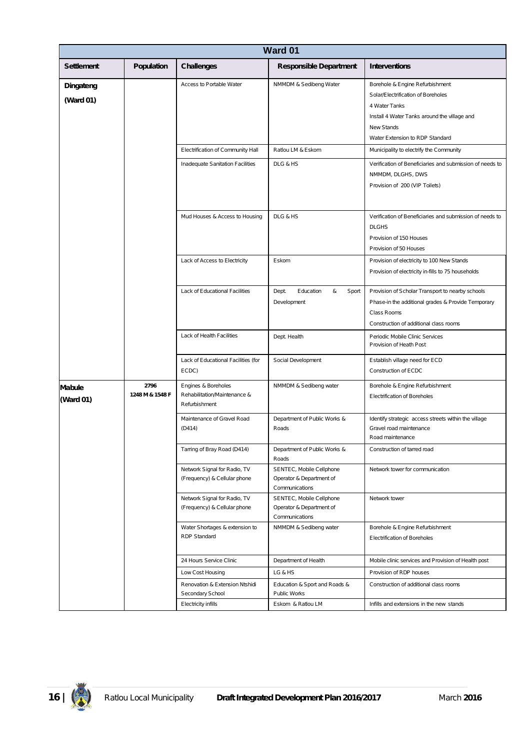| Ward 01 | | | | |
|---|---|---|---|---|
| **Settlement** | **Population** | **Challenges** | **Responsible Department** | **Interventions** |
| **Dingateng (Ward 01)** | | Access to Portable Water | NMMDM & Sedibeng Water | Borehole & Engine Refurbishment<br>Solar/Electrification of Boreholes<br>4 Water Tanks<br>Install 4 Water Tanks around the village and New Stands<br>Water Extension to RDP Standard |
| | | Electrification of Community Hall | Ratlou LM & Eskom | Municipality to electrify the Community |
| | | Inadequate Sanitation Facilities | DLG & HS | Verification of Beneficiaries and submission of needs to NMMDM, DLGHS, DWS<br>Provision of 200 (VIP Toilets) |
| | | Mud Houses & Access to Housing | DLG & HS | Verification of Beneficiaries and submission of needs to DLGHS<br>Provision of 150 Houses<br>Provision of 50 Houses |
| | | Lack of Access to Electricity | Eskom | Provision of electricity to 100 New Stands<br>Provision of electricity in-fills to 75 households |
| | | Lack of Educational Facilities | Dept. Education & Sport Development | Provision of Scholar Transport to nearby schools<br>Phase-in the additional grades & Provide Temporary Class Rooms<br>Construction of additional class rooms |
| | | Lack of Health Facilities | Dept. Health | Periodic Mobile Clinic Services<br>Provision of Heath Post |
| | | Lack of Educational Facilities (for ECDC) | Social Development | Establish village need for ECD<br>Construction of ECDC |
| **Mabule (Ward 01)** | **2796**<br>**1248 M & 1548 F** | Engines & Boreholes Rehabilitation/Maintenance & Refurbishment | NMMDM & Sedibeng water | Borehole & Engine Refurbishment<br>Electrification of Boreholes |
| | | Maintenance of Gravel Road (D414) | Department of Public Works & Roads | Identify strategic access streets within the village<br>Gravel road maintenance<br>Road maintenance |
| | | Tarring of Bray Road (D414) | Department of Public Works & Roads | Construction of tarred road |
| | | Network Signal for Radio, TV (Frequency) & Cellular phone | SENTEC, Mobile Cellphone Operator & Department of Communications | Network tower for communication |
| | | Network Signal for Radio, TV (Frequency) & Cellular phone | SENTEC, Mobile Cellphone Operator & Department of Communications | Network tower |
| | | Water Shortages & extension to RDP Standard | NMMDM & Sedibeng water | Borehole & Engine Refurbishment<br>Electrification of Boreholes |
| | | 24 Hours Service Clinic | Department of Health | Mobile clinic services and Provision of Health post |
| | | Low Cost Housing | LG & HS | Provision of RDP houses |
| | | Renovation & Extension Ntshidi Secondary School | Education & Sport and Roads & Public Works | Construction of additional class rooms |
| | | Electricity infills | Eskom & Ratlou LM | Infills and extensions in the new stands |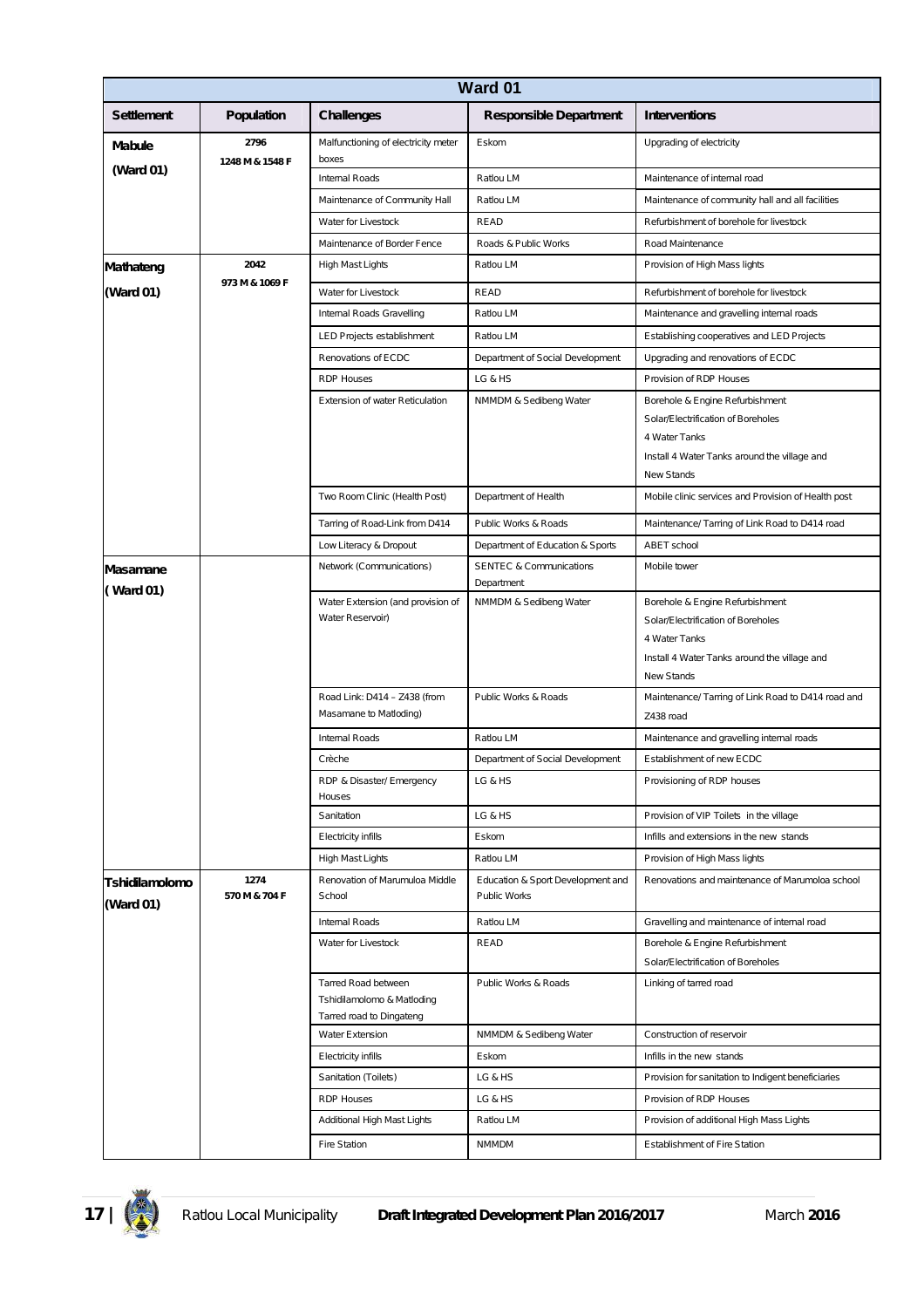| Ward 01 | | | | |
|---|---|---|---|---|
| **Settlement** | **Population** | **Challenges** | **Responsible Department** | **Interventions** |
| **Mabule (Ward 01)** | 2796 1248 M & 1548 F | Malfunctioning of electricity meter boxes | Eskom | Upgrading of electricity |
| | | Internal Roads | Ratlou LM | Maintenance of internal road |
| | | Maintenance of Community Hall | Ratlou LM | Maintenance of community hall and all facilities |
| | | Water for Livestock | READ | Refurbishment of borehole for livestock |
| | | Maintenance of Border Fence | Roads & Public Works | Road Maintenance |
| **Mathateng (Ward 01)** | 2042 973 M & 1069 F | High Mast Lights | Ratlou LM | Provision of High Mass lights |
| | | Water for Livestock | READ | Refurbishment of borehole for livestock |
| | | Internal Roads Gravelling | Ratlou LM | Maintenance and gravelling internal roads |
| | | LED Projects establishment | Ratlou LM | Establishing cooperatives and LED Projects |
| | | Renovations of ECDC | Department of Social Development | Upgrading and renovations of ECDC |
| | | RDP Houses | LG & HS | Provision of RDP Houses |
| | | Extension of water Reticulation | NMMDM & Sedibeng Water | Borehole & Engine Refurbishment<br>Solar/Electrification of Boreholes<br>4 Water Tanks<br>Install 4 Water Tanks around the village and New Stands |
| | | Two Room Clinic (Health Post) | Department of Health | Mobile clinic services and Provision of Health post |
| | | Tarring of Road-Link from D414 | Public Works & Roads | Maintenance/ Tarring of Link Road to D414 road |
| | | Low Literacy & Dropout | Department of Education & Sports | ABET school |
| **Masamane ( Ward 01)** | | Network (Communications) | SENTEC & Communications Department | Mobile tower |
| | | Water Extension (and provision of Water Reservoir) | NMMDM & Sedibeng Water | Borehole & Engine Refurbishment<br>Solar/Electrification of Boreholes<br>4 Water Tanks<br>Install 4 Water Tanks around the village and New Stands |
| | | Road Link: D414 – Z438 (from Masamane to Matloding) | Public Works & Roads | Maintenance/ Tarring of Link Road to D414 road and Z438 road |
| | | Internal Roads | Ratlou LM | Maintenance and gravelling internal roads |
| | | Crèche | Department of Social Development | Establishment of new ECDC |
| | | RDP & Disaster/ Emergency Houses | LG & HS | Provisioning of RDP houses |
| | | Sanitation | LG & HS | Provision of VIP Toilets in the village |
| | | Electricity infills | Eskom | Infills and extensions in the new stands |
| | | High Mast Lights | Ratlou LM | Provision of High Mass lights |
| **Tshidilamolomo (Ward 01)** | 1274 570 M & 704 F | Renovation of Marumuloa Middle School | Education & Sport Development and Public Works | Renovations and maintenance of Marumoloa school |
| | | Internal Roads | Ratlou LM | Gravelling and maintenance of internal road |
| | | Water for Livestock | READ | Borehole & Engine Refurbishment<br>Solar/Electrification of Boreholes |
| | | Tarred Road between Tshidilamolomo & Matloding Tarred road to Dingateng | Public Works & Roads | Linking of tarred road |
| | | Water Extension | NMMDM & Sedibeng Water | Construction of reservoir |
| | | Electricity infills | Eskom | Infills in the new stands |
| | | Sanitation (Toilets) | LG & HS | Provision for sanitation to Indigent beneficiaries |
| | | RDP Houses | LG & HS | Provision of RDP Houses |
| | | Additional High Mast Lights | Ratlou LM | Provision of additional High Mass Lights |
| | | Fire Station | NMMDM | Establishment of Fire Station |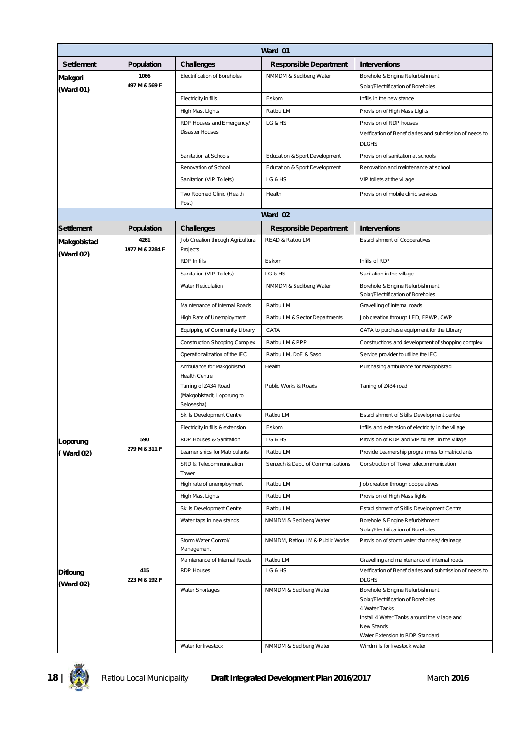| Ward 01 | | | | |
|---|---|---|---|---|
| **Settlement** | **Population** | **Challenges** | **Responsible Department** | **Interventions** |
| **Makgori (Ward 01)** | **1066** **497 M & 569 F** | Electrification of Boreholes | NMMDM & Sedibeng Water | Borehole & Engine Refurbishment Solar/Electrification of Boreholes |
| | | Electricity in fills | Eskom | Infills in the new stance |
| | | High Mast Lights | Ratlou LM | Provision of High Mass Lights |
| | | RDP Houses and Emergency/ Disaster Houses | LG & HS | Provision of RDP houses Verification of Beneficiaries and submission of needs to DLGHS |
| | | Sanitation at Schools | Education & Sport Development | Provision of sanitation at schools |
| | | Renovation of School | Education & Sport Development | Renovation and maintenance at school |
| | | Sanitation (VIP Toilets) | LG & HS | VIP toilets at the village |
| | | Two Roomed Clinic (Health Post) | Health | Provision of mobile clinic services |

| Ward 02 | | | | |
|---|---|---|---|---|
| **Settlement** | **Population** | **Challenges** | **Responsible Department** | **Interventions** |
| **Makgobistad (Ward 02)** | **4261** **1977 M & 2284 F** | Job Creation through Agricultural Projects | READ & Ratlou LM | Establishment of Cooperatives |
| | | RDP In fills | Eskom | Infills of RDP |
| | | Sanitation (VIP Toilets) | LG & HS | Sanitation in the village |
| | | Water Reticulation | NMMDM & Sedibeng Water | Borehole & Engine Refurbishment Solar/Electrification of Boreholes |
| | | Maintenance of Internal Roads | Ratlou LM | Gravelling of internal roads |
| | | High Rate of Unemployment | Ratlou LM & Sector Departments | Job creation through LED, EPWP, CWP |
| | | Equipping of Community Library | CATA | CATA to purchase equipment for the Library |
| | | Construction Shopping Complex | Ratlou LM & PPP | Constructions and development of shopping complex |
| | | Operationalization of the IEC | Ratlou LM, DoE & Sasol | Service provider to utilize the IEC |
| | | Ambulance for Makgobistad Health Centre | Health | Purchasing ambulance for Makgobistad |
| | | Tarring of Z434 Road (Makgobistadt, Loporung to Selosesha) | Public Works & Roads | Tarring of Z434 road |
| | | Skills Development Centre | Ratlou LM | Establishment of Skills Development centre |
| | | Electricity in fills & extension | Eskom | Infills and extension of electricity in the village |
| **Loporung ( Ward 02)** | **590** **279 M & 311 F** | RDP Houses & Sanitation | LG & HS | Provision of RDP and VIP toilets in the village |
| | | Learner ships for Matriculants | Ratlou LM | Provide Learnership programmes to matriculants |
| | | SRD & Telecommunication Tower | Sentech & Dept. of Communications | Construction of Tower telecommunication |
| | | High rate of unemployment | Ratlou LM | Job creation through cooperatives |
| | | High Mast Lights | Ratlou LM | Provision of High Mass lights |
| | | Skills Development Centre | Ratlou LM | Establishment of Skills Development Centre |
| | | Water taps in new stands | NMMDM & Sedibeng Water | Borehole & Engine Refurbishment Solar/Electrification of Boreholes |
| | | Storm Water Control/ Management | NMMDM, Ratlou LM & Public Works | Provision of storm water channels/ drainage |
| | | Maintenance of Internal Roads | Ratlou LM | Gravelling and maintenance of internal roads |
| **Ditloung (Ward 02)** | **415** **223 M & 192 F** | RDP Houses | LG & HS | Verification of Beneficiaries and submission of needs to DLGHS |
| | | Water Shortages | NMMDM & Sedibeng Water | Borehole & Engine Refurbishment Solar/Electrification of Boreholes 4 Water Tanks Install 4 Water Tanks around the village and New Stands Water Extension to RDP Standard |
| | | Water for livestock | NMMDM & Sedibeng Water | Windmills for livestock water |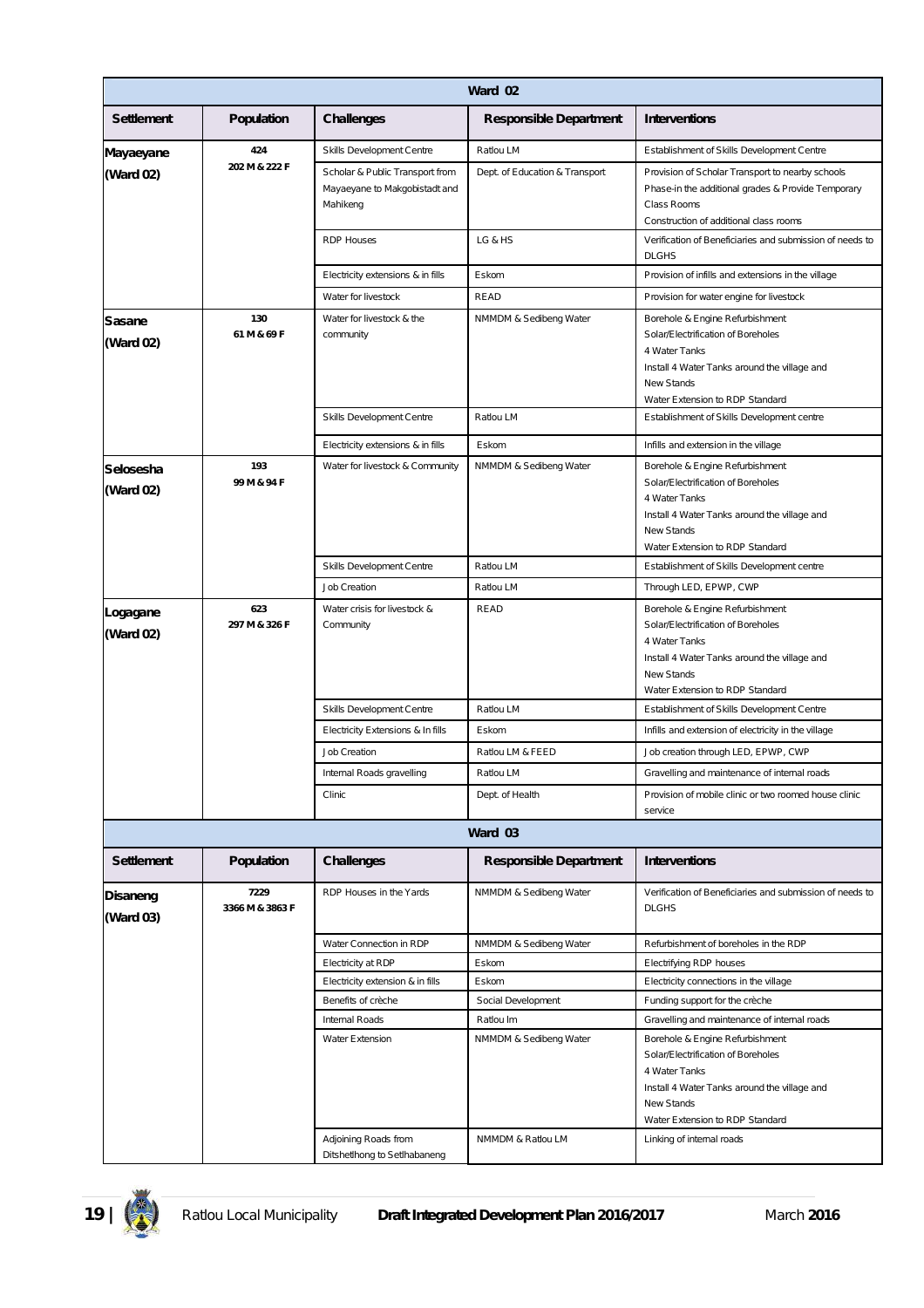| Ward 02 | | | | |
|---|---|---|---|---|
| **Settlement** | **Population** | **Challenges** | **Responsible Department** | **Interventions** |
| **Mayaeyane (Ward 02)** | **424** **202 M & 222 F** | Skills Development Centre | Ratlou LM | Establishment of Skills Development Centre |
| | | Scholar & Public Transport from Mayaeyane to Makgobistadt and Mahikeng | Dept. of Education & Transport | Provision of Scholar Transport to nearby schools<br>Phase-in the additional grades & Provide Temporary Class Rooms<br>Construction of additional class rooms |
| | | RDP Houses | LG & HS | Verification of Beneficiaries and submission of needs to DLGHS |
| | | Electricity extensions & in fills | Eskom | Provision of infills and extensions in the village |
| | | Water for livestock | READ | Provision for water engine for livestock |
| **Sasane (Ward 02)** | **130** **61 M & 69 F** | Water for livestock & the community | NMMDM & Sedibeng Water | Borehole & Engine Refurbishment<br>Solar/Electrification of Boreholes<br>4 Water Tanks<br>Install 4 Water Tanks around the village and<br>New Stands<br>Water Extension to RDP Standard |
| | | Skills Development Centre | Ratlou LM | Establishment of Skills Development centre |
| | | Electricity extensions & in fills | Eskom | Infills and extension in the village |
| **Selosesha (Ward 02)** | **193** **99 M & 94 F** | Water for livestock & Community | NMMDM & Sedibeng Water | Borehole & Engine Refurbishment<br>Solar/Electrification of Boreholes<br>4 Water Tanks<br>Install 4 Water Tanks around the village and<br>New Stands<br>Water Extension to RDP Standard |
| | | Skills Development Centre | Ratlou LM | Establishment of Skills Development centre |
| | | Job Creation | Ratlou LM | Through LED, EPWP, CWP |
| **Logagane (Ward 02)** | **623** **297 M & 326 F** | Water crisis for livestock & Community | READ | Borehole & Engine Refurbishment<br>Solar/Electrification of Boreholes<br>4 Water Tanks<br>Install 4 Water Tanks around the village and<br>New Stands<br>Water Extension to RDP Standard |
| | | Skills Development Centre | Ratlou LM | Establishment of Skills Development Centre |
| | | Electricity Extensions & In fills | Eskom | Infills and extension of electricity in the village |
| | | Job Creation | Ratlou LM & FEED | Job creation through LED, EPWP, CWP |
| | | Internal Roads gravelling | Ratlou LM | Gravelling and maintenance of internal roads |
| | | Clinic | Dept. of Health | Provision of mobile clinic or two roomed house clinic service |

| Ward 03 | | | | |
|---|---|---|---|---|
| **Settlement** | **Population** | **Challenges** | **Responsible Department** | **Interventions** |
| **Disaneng (Ward 03)** | **7229** **3366 M & 3863 F** | RDP Houses in the Yards | NMMDM & Sedibeng Water | Verification of Beneficiaries and submission of needs to DLGHS |
| | | Water Connection in RDP | NMMDM & Sedibeng Water | Refurbishment of boreholes in the RDP |
| | | Electricity at RDP | Eskom | Electrifying RDP houses |
| | | Electricity extension & in fills | Eskom | Electricity connections in the village |
| | | Benefits of crèche | Social Development | Funding support for the crèche |
| | | Internal Roads | Ratlou lm | Gravelling and maintenance of internal roads |
| | | Water Extension | NMMDM & Sedibeng Water | Borehole & Engine Refurbishment<br>Solar/Electrification of Boreholes<br>4 Water Tanks<br>Install 4 Water Tanks around the village and<br>New Stands<br>Water Extension to RDP Standard |
| | | Adjoining Roads from Ditshetlhong to Setlhabaneng | NMMDM & Ratlou LM | Linking of internal roads |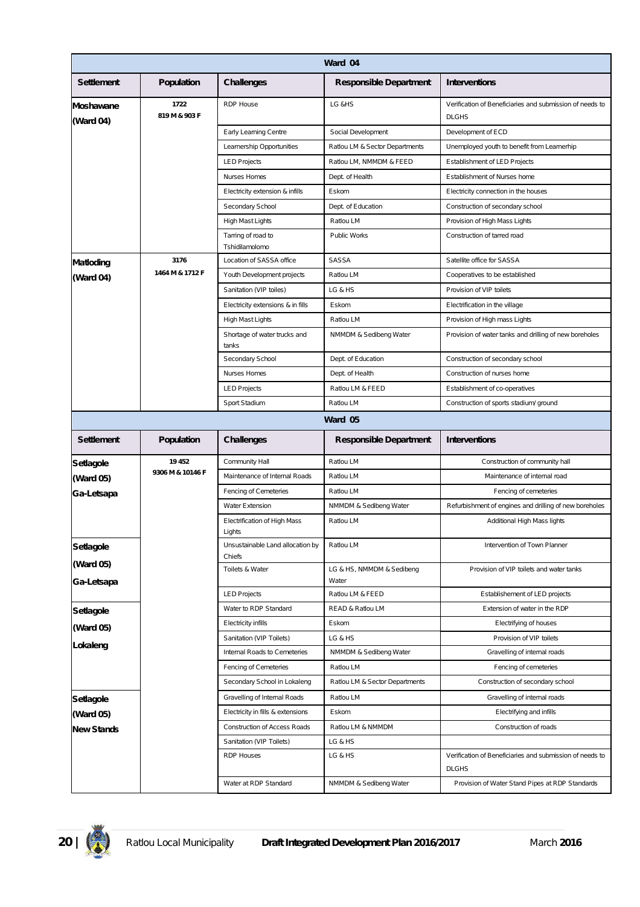| Ward 04 | | | | |
|---|---|---|---|---|
| **Settlement** | **Population** | **Challenges** | **Responsible Department** | **Interventions** |
| **Moshawane (Ward 04)** | 1722<br>819 M & 903 F | RDP House | LG &HS | Verification of Beneficiaries and submission of needs to DLGHS |
| | | Early Learning Centre | Social Development | Development of ECD |
| | | Learnership Opportunities | Ratlou LM & Sector Departments | Unemployed youth to benefit from Learnerhip |
| | | LED Projects | Ratlou LM, NMMDM & FEED | Establishment of LED Projects |
| | | Nurses Homes | Dept. of Health | Establishment of Nurses home |
| | | Electricity extension & infills | Eskom | Electricity connection in the houses |
| | | Secondary School | Dept. of Education | Construction of secondary school |
| | | High Mast Lights | Ratlou LM | Provision of High Mass Lights |
| | | Tarring of road to Tshidilamolomo | Public Works | Construction of tarred road |
| **Matloding (Ward 04)** | 3176<br>1464 M & 1712 F | Location of SASSA office | SASSA | Satellite office for SASSA |
| | | Youth Development projects | Ratlou LM | Cooperatives to be established |
| | | Sanitation (VIP toiles) | LG & HS | Provision of VIP toilets |
| | | Electricity extensions & in fills | Eskom | Electrification in the village |
| | | High Mast Lights | Ratlou LM | Provision of High mass Lights |
| | | Shortage of water trucks and tanks | NMMDM & Sedibeng Water | Provision of water tanks and drilling of new boreholes |
| | | Secondary School | Dept. of Education | Construction of secondary school |
| | | Nurses Homes | Dept. of Health | Construction of nurses home |
| | | LED Projects | Ratlou LM & FEED | Establishment of co-operatives |
| | | Sport Stadium | Ratlou LM | Construction of sports stadium/ ground |

| Ward 05 | | | | |
|---|---|---|---|---|
| **Settlement** | **Population** | **Challenges** | **Responsible Department** | **Interventions** |
| **Setlagole (Ward 05) Ga-Letsapa** | 19 452<br>9306 M & 10146 F | Community Hall | Ratlou LM | Construction of community hall |
| | | Maintenance of Internal Roads | Ratlou LM | Maintenance of internal road |
| | | Fencing of Cemeteries | Ratlou LM | Fencing of cemeteries |
| | | Water Extension | NMMDM & Sedibeng Water | Refurbishment of engines and drilling of new boreholes |
| | | Electrification of High Mass Lights | Ratlou LM | Additional High Mass lights |
| **Setlagole (Ward 05) Ga-Letsapa** | | Unsustainable Land allocation by Chiefs | Ratlou LM | Intervention of Town Planner |
| | | Toilets & Water | LG & HS, NMMDM & Sedibeng Water | Provision of VIP toilets and water tanks |
| | | LED Projects | Ratlou LM & FEED | Establishement of LED projects |
| **Setlagole (Ward 05) Lokaleng** | | Water to RDP Standard | READ & Ratlou LM | Extension of water in the RDP |
| | | Electricity infills | Eskom | Electrifying of houses |
| | | Sanitation (VIP Toilets) | LG & HS | Provision of VIP toilets |
| | | Internal Roads to Cemeteries | NMMDM & Sedibeng Water | Gravelling of internal roads |
| | | Fencing of Cemeteries | Ratlou LM | Fencing of cemeteries |
| | | Secondary School in Lokaleng | Ratlou LM & Sector Departments | Construction of secondary school |
| **Setlagole (Ward 05) New Stands** | | Gravelling of Internal Roads | Ratlou LM | Gravelling of internal roads |
| | | Electricity in fills & extensions | Eskom | Electrifying and infills |
| | | Construction of Access Roads | Ratlou LM & NMMDM | Construction of roads |
| | | Sanitation (VIP Toilets) | LG & HS | |
| | | RDP Houses | LG & HS | Verification of Beneficiaries and submission of needs to DLGHS |
| | | Water at RDP Standard | NMMDM & Sedibeng Water | Provision of Water Stand Pipes at RDP Standards |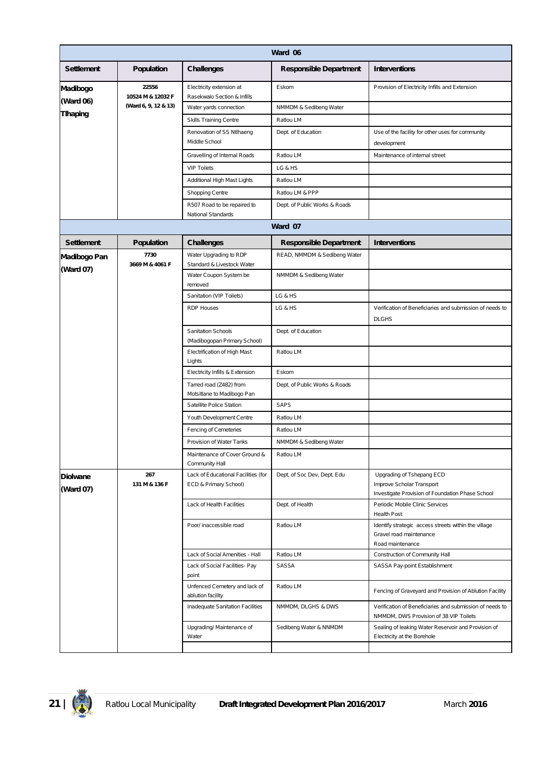| Ward 06 | | | | |
|---|---|---|---|---|
| **Settlement** | **Population** | **Challenges** | **Responsible Department** | **Interventions** |
| **Madibogo (Ward 06) Tlhaping** | 22556<br>10524 M & 12032 F<br>(Ward 6, 9, 12 & 13) | Electricity extension at Rasekwalo Section & Infills | Eskom | Provision of Electricity Infills and Extension |
| | | Water yards connection | NMMDM & Sedibeng Water | |
| | | Skills Training Centre | Ratlou LM | |
| | | Renovation of SS Ntlhaeng Middle School | Dept. of Education | Use of the facility for other uses for community development |
| | | Gravelling of Internal Roads | Ratlou LM | Maintenance of internal street |
| | | VIP Toilets | LG & HS | |
| | | Additional High Mast Lights | Ratlou LM | |
| | | Shopping Centre | Ratlou LM & PPP | |
| | | R507 Road to be repaired to National Standards | Dept. of Public Works & Roads | |
| **Ward 07** | | | | |
| **Settlement** | **Population** | **Challenges** | **Responsible Department** | **Interventions** |
| **Madibogo Pan (Ward 07)** | 7730<br>3669 M & 4061 F | Water Upgrading to RDP Standard & Livestock Water | READ, NMMDM & Sedibeng Water | |
| | | Water Coupon System be removed | NMMDM & Sedibeng Water | |
| | | Sanitation (VIP Toilets) | LG & HS | |
| | | RDP Houses | LG & HS | Verification of Beneficiaries and submission of needs to DLGHS |
| | | Sanitation Schools (Madibogopan Primary School) | Dept. of Education | |
| | | Electrification of High Mast Lights | Ratlou LM | |
| | | Electricity Infills & Extension | Eskom | |
| | | Tarred road (Z482) from Motsitlane to Madibogo Pan | Dept. of Public Works & Roads | |
| | | Satellite Police Station | SAPS | |
| | | Youth Development Centre | Ratlou LM | |
| | | Fencing of Cemeteries | Ratlou LM | |
| | | Provision of Water Tanks | NMMDM & Sedibeng Water | |
| | | Maintenance of Cover Ground & Community Hall | Ratlou LM | |
| **Diolwane (Ward 07)** | 267<br>131 M & 136 F | Lack of Educational Facilities (for ECD & Primary School) | Dept. of Soc Dev, Dept. Edu | Upgrading of Tshepang ECD<br>Improve Scholar Transport<br>Investigate Provision of Foundation Phase School |
| | | Lack of Health Facilities | Dept. of Health | Periodic Mobile Clinic Services<br>Health Post |
| | | Poor/ inaccessible road | Ratlou LM | Identify strategic access streets within the village<br>Gravel road maintenance<br>Road maintenance |
| | | Lack of Social Amenities - Hall | Ratlou LM | Construction of Community Hall |
| | | Lack of Social Facilities- Pay point | SASSA | SASSA Pay-point Establishment |
| | | Unfenced Cemetery and lack of ablution facility | Ratlou LM | Fencing of Graveyard and Provision of Ablution Facility |
| | | Inadequate Sanitation Facilities | NMMDM, DLGHS & DWS | Verification of Beneficiaries and submission of needs to NMMDM, DWS Provision of 38 VIP Toilets |
| | | Upgrading/ Maintenance of Water | Sedibeng Water & NNMDM | Sealing of leaking Water Reservoir and Provision of Electricity at the Borehole |
| | | | | |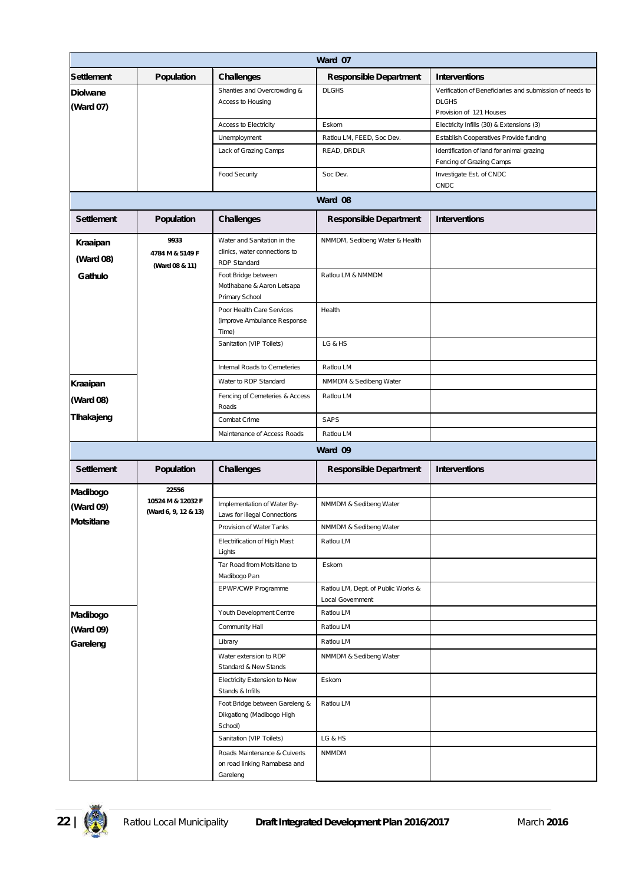| Ward 07 | | | | |
|---|---|---|---|---|
| **Settlement** | **Population** | **Challenges** | **Responsible Department** | **Interventions** |
| **Diolwane (Ward 07)** | | Shanties and Overcrowding & Access to Housing | DLGHS | Verification of Beneficiaries and submission of needs to DLGHS<br>Provision of 121 Houses |
| | | Access to Electricity | Eskom | Electricity Infills (30) & Extensions (3) |
| | | Unemployment | Ratlou LM, FEED, Soc Dev. | Establish Cooperatives Provide funding |
| | | Lack of Grazing Camps | READ, DRDLR | Identification of land for animal grazing<br>Fencing of Grazing Camps |
| | | Food Security | Soc Dev. | Investigate Est. of CNDC<br>CNDC |

| Ward 08 | | | | |
|---|---|---|---|---|
| **Settlement** | **Population** | **Challenges** | **Responsible Department** | **Interventions** |
| **Kraaipan (Ward 08) Gathulo** | 9933<br>4784 M & 5149 F<br>(Ward 08 & 11) | Water and Sanitation in the clinics, water connections to RDP Standard | NMMDM, Sedibeng Water & Health | |
| | | Foot Bridge between Motlhabane & Aaron Letsapa Primary School | Ratlou LM & NMMDM | |
| | | Poor Health Care Services (improve Ambulance Response Time) | Health | |
| | | Sanitation (VIP Toilets) | LG & HS | |
| | | Internal Roads to Cemeteries | Ratlou LM | |
| **Kraaipan (Ward 08) Tlhakajeng** | | Water to RDP Standard | NMMDM & Sedibeng Water | |
| | | Fencing of Cemeteries & Access Roads | Ratlou LM | |
| | | Combat Crime | SAPS | |
| | | Maintenance of Access Roads | Ratlou LM | |

| Ward 09 | | | | |
|---|---|---|---|---|
| **Settlement** | **Population** | **Challenges** | **Responsible Department** | **Interventions** |
| **Madibogo (Ward 09) Motsitlane** | 22556<br>10524 M & 12032 F<br>(Ward 6, 9, 12 & 13) | | | |
| | | Implementation of Water By-Laws for illegal Connections | NMMDM & Sedibeng Water | |
| | | Provision of Water Tanks | NMMDM & Sedibeng Water | |
| | | Electrification of High Mast Lights | Ratlou LM | |
| | | Tar Road from Motsitlane to Madibogo Pan | Eskom | |
| | | EPWP/CWP Programme | Ratlou LM, Dept. of Public Works & Local Government | |
| **Madibogo (Ward 09) Gareleng** | | Youth Development Centre | Ratlou LM | |
| | | Community Hall | Ratlou LM | |
| | | Library | Ratlou LM | |
| | | Water extension to RDP Standard & New Stands | NMMDM & Sedibeng Water | |
| | | Electricity Extension to New Stands & Infills | Eskom | |
| | | Foot Bridge between Gareleng & Dikgatlong (Madibogo High School) | Ratlou LM | |
| | | Sanitation (VIP Toilets) | LG & HS | |
| | | Roads Maintenance & Culverts on road linking Ramabesa and Gareleng | NMMDM | |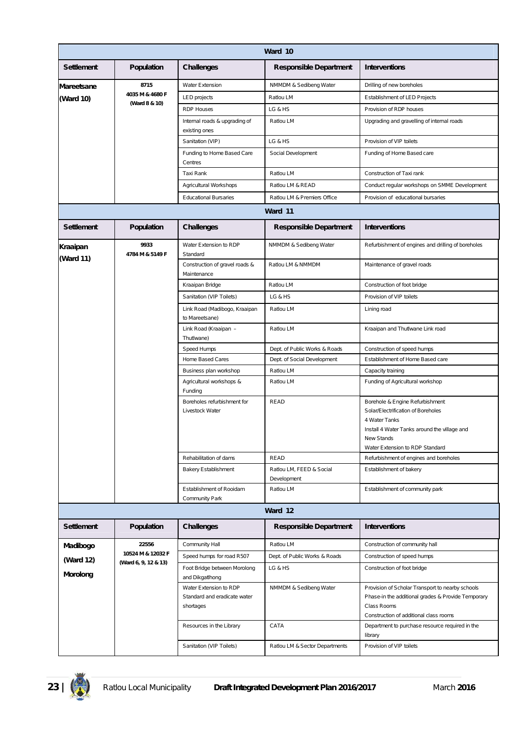| Ward 10 | | | | |
|---|---|---|---|---|
| **Settlement** | **Population** | **Challenges** | **Responsible Department** | **Interventions** |
| **Mareetsane (Ward 10)** | **8715** **4035 M & 4680 F** **(Ward 8 & 10)** | Water Extension | NMMDM & Sedibeng Water | Drilling of new boreholes |
| | | LED projects | Ratlou LM | Establishment of LED Projects |
| | | RDP Houses | LG & HS | Provision of RDP houses |
| | | Internal roads & upgrading of existing ones | Ratlou LM | Upgrading and gravelling of internal roads |
| | | Sanitation (VIP) | LG & HS | Provision of VIP toilets |
| | | Funding to Home Based Care Centres | Social Development | Funding of Home Based care |
| | | Taxi Rank | Ratlou LM | Construction of Taxi rank |
| | | Agricultural Workshops | Ratlou LM & READ | Conduct regular workshops on SMME Development |
| | | Educational Bursaries | Ratlou LM & Premiers Office | Provision of educational bursaries |

| Ward 11 | | | | |
|---|---|---|---|---|
| **Settlement** | **Population** | **Challenges** | **Responsible Department** | **Interventions** |
| **Kraaipan (Ward 11)** | **9933** **4784 M & 5149 F** | Water Extension to RDP Standard | NMMDM & Sedibeng Water | Refurbishment of engines and drilling of boreholes |
| | | Construction of gravel roads & Maintenance | Ratlou LM & NMMDM | Maintenance of gravel roads |
| | | Kraaipan Bridge | Ratlou LM | Construction of foot bridge |
| | | Sanitation (VIP Toilets) | LG & HS | Provision of VIP toilets |
| | | Link Road (Madibogo, Kraaipan to Mareetsane) | Ratlou LM | Lining road |
| | | Link Road (Kraaipan – Thutlwane) | Ratlou LM | Kraaipan and Thutlwane Link road |
| | | Speed Humps | Dept. of Public Works & Roads | Construction of speed humps |
| | | Home Based Cares | Dept. of Social Development | Establishment of Home Based care |
| | | Business plan workshop | Ratlou LM | Capacity training |
| | | Agricultural workshops & Funding | Ratlou LM | Funding of Agricultural workshop |
| | | Boreholes refurbishment for Livestock Water | READ | Borehole & Engine Refurbishment<br>Solar/Electrification of Boreholes<br>4 Water Tanks<br>Install 4 Water Tanks around the village and New Stands<br>Water Extension to RDP Standard |
| | | Rehabilitation of dams | READ | Refurbishment of engines and boreholes |
| | | Bakery Establishment | Ratlou LM, FEED & Social Development | Establishment of bakery |
| | | Establishment of Rooidam Community Park | Ratlou LM | Establishment of community park |

| Ward 12 | | | | |
|---|---|---|---|---|
| **Settlement** | **Population** | **Challenges** | **Responsible Department** | **Interventions** |
| **Madibogo (Ward 12) Morolong** | **22556** **10524 M & 12032 F** **(Ward 6, 9, 12 & 13)** | Community Hall | Ratlou LM | Construction of community hall |
| | | Speed humps for road R507 | Dept. of Public Works & Roads | Construction of speed humps |
| | | Foot Bridge between Morolong and Dikgatlhong | LG & HS | Construction of foot bridge |
| | | Water Extension to RDP Standard and eradicate water shortages | NMMDM & Sedibeng Water | Provision of Scholar Transport to nearby schools<br>Phase-in the additional grades & Provide Temporary Class Rooms<br>Construction of additional class rooms |
| | | Resources in the Library | CATA | Department to purchase resource required in the library |
| | | Sanitation (VIP Toilets) | Ratlou LM & Sector Departments | Provision of VIP toilets |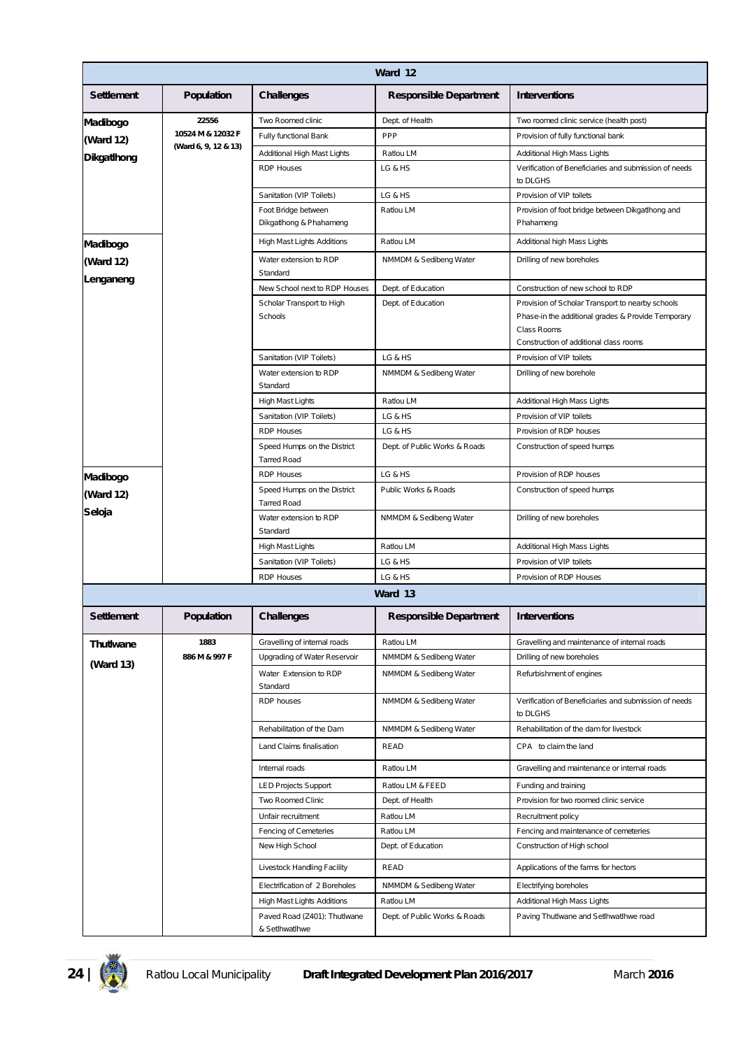## Ward 12

| Settlement | Population | Challenges | Responsible Department | Interventions |
|---|---|---|---|---|
| Madibogo (Ward 12) Dikgatlhong | 22556<br>10524 M & 12032 F<br>(Ward 6, 9, 12 & 13) | Two Roomed clinic | Dept. of Health | Two roomed clinic service (health post) |
| | | Fully functional Bank | PPP | Provision of fully functional bank |
| | | Additional High Mast Lights | Ratlou LM | Additional High Mass Lights |
| | | RDP Houses | LG & HS | Verification of Beneficiaries and submission of needs to DLGHS |
| | | Sanitation (VIP Toilets) | LG & HS | Provision of VIP toilets |
| | | Foot Bridge between Dikgatlhong & Phahameng | Ratlou LM | Provision of foot bridge between Dikgatlhong and Phahameng |
| Madibogo (Ward 12) Lenganeng | | High Mast Lights Additions | Ratlou LM | Additional high Mass Lights |
| | | Water extension to RDP Standard | NMMDM & Sedibeng Water | Drilling of new boreholes |
| | | New School next to RDP Houses | Dept. of Education | Construction of new school to RDP |
| | | Scholar Transport to High Schools | Dept. of Education | Provision of Scholar Transport to nearby schools<br>Phase-in the additional grades & Provide Temporary Class Rooms<br>Construction of additional class rooms |
| | | Sanitation (VIP Toilets) | LG & HS | Provision of VIP toilets |
| | | Water extension to RDP Standard | NMMDM & Sedibeng Water | Drilling of new borehole |
| | | High Mast Lights | Ratlou LM | Additional High Mass Lights |
| | | Sanitation (VIP Toilets) | LG & HS | Provision of VIP toilets |
| | | RDP Houses | LG & HS | Provision of RDP houses |
| | | Speed Humps on the District Tarred Road | Dept. of Public Works & Roads | Construction of speed humps |
| Madibogo (Ward 12) Seloja | | RDP Houses | LG & HS | Provision of RDP houses |
| | | Speed Humps on the District Tarred Road | Public Works & Roads | Construction of speed humps |
| | | Water extension to RDP Standard | NMMDM & Sedibeng Water | Drilling of new boreholes |
| | | High Mast Lights | Ratlou LM | Additional High Mass Lights |
| | | Sanitation (VIP Toilets) | LG & HS | Provision of VIP toilets |
| | | RDP Houses | LG & HS | Provision of RDP Houses |

## Ward 13

| Settlement | Population | Challenges | Responsible Department | Interventions |
|---|---|---|---|---|
| Thutlwane (Ward 13) | 1883<br>886 M & 997 F | Gravelling of internal roads | Ratlou LM | Gravelling and maintenance of internal roads |
| | | Upgrading of Water Reservoir | NMMDM & Sedibeng Water | Drilling of new boreholes |
| | | Water Extension to RDP Standard | NMMDM & Sedibeng Water | Refurbishment of engines |
| | | RDP houses | NMMDM & Sedibeng Water | Verification of Beneficiaries and submission of needs to DLGHS |
| | | Rehabilitation of the Dam | NMMDM & Sedibeng Water | Rehabilitation of the dam for livestock |
| | | Land Claims finalisation | READ | CPA to claim the land |
| | | Internal roads | Ratlou LM | Gravelling and maintenance or internal roads |
| | | LED Projects Support | Ratlou LM & FEED | Funding and training |
| | | Two Roomed Clinic | Dept. of Health | Provision for two roomed clinic service |
| | | Unfair recruitment | Ratlou LM | Recruitment policy |
| | | Fencing of Cemeteries | Ratlou LM | Fencing and maintenance of cemeteries |
| | | New High School | Dept. of Education | Construction of High school |
| | | Livestock Handling Facility | READ | Applications of the farms for hectors |
| | | Electrification of 2 Boreholes | NMMDM & Sedibeng Water | Electrifying boreholes |
| | | High Mast Lights Additions | Ratlou LM | Additional High Mass Lights |
| | | Paved Road (Z401): Thutlwane & Setlhwatlhwe | Dept. of Public Works & Roads | Paving Thutlwane and Setlhwatlhwe road |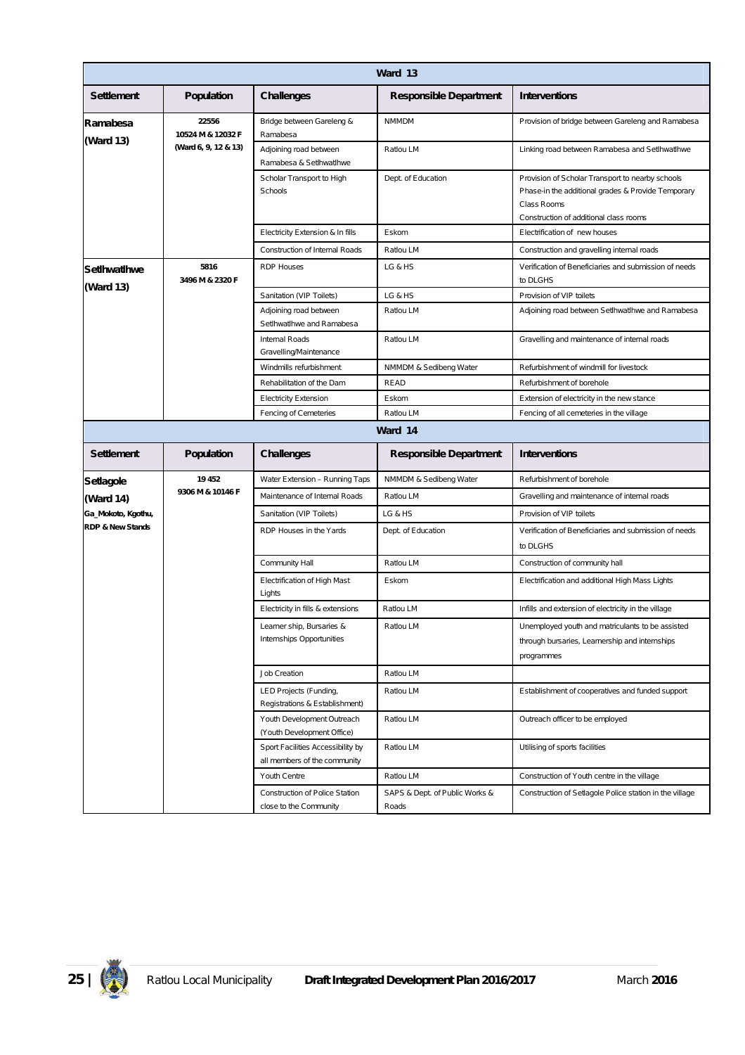| Ward 13 | | | | |
|---|---|---|---|---|
| **Settlement** | **Population** | **Challenges** | **Responsible Department** | **Interventions** |
| **Ramabesa (Ward 13)** | 22556<br>10524 M & 12032 F<br>(Ward 6, 9, 12 & 13) | Bridge between Gareleng & Ramabesa | NMMDM | Provision of bridge between Gareleng and Ramabesa |
| | | Adjoining road between Ramabesa & Setlhwatlhwe | Ratlou LM | Linking road between Ramabesa and Setlhwatlhwe |
| | | Scholar Transport to High Schools | Dept. of Education | Provision of Scholar Transport to nearby schools<br>Phase-in the additional grades & Provide Temporary Class Rooms<br>Construction of additional class rooms |
| | | Electricity Extension & In fills | Eskom | Electrification of new houses |
| | | Construction of Internal Roads | Ratlou LM | Construction and gravelling internal roads |
| **Setlhwatlhwe (Ward 13)** | 5816<br>3496 M & 2320 F | RDP Houses | LG & HS | Verification of Beneficiaries and submission of needs to DLGHS |
| | | Sanitation (VIP Toilets) | LG & HS | Provision of VIP toilets |
| | | Adjoining road between Setlhwatlhwe and Ramabesa | Ratlou LM | Adjoining road between Setlhwatlhwe and Ramabesa |
| | | Internal Roads Gravelling/Maintenance | Ratlou LM | Gravelling and maintenance of internal roads |
| | | Windmills refurbishment | NMMDM & Sedibeng Water | Refurbishment of windmill for livestock |
| | | Rehabilitation of the Dam | READ | Refurbishment of borehole |
| | | Electricity Extension | Eskom | Extension of electricity in the new stance |
| | | Fencing of Cemeteries | Ratlou LM | Fencing of all cemeteries in the village |

| Ward 14 | | | | |
|---|---|---|---|---|
| **Settlement** | **Population** | **Challenges** | **Responsible Department** | **Interventions** |
| **Setlagole (Ward 14)**<br>**Ga_Mokoto, Kgothu, RDP & New Stands** | 19 452<br>9306 M & 10146 F | Water Extension – Running Taps | NMMDM & Sedibeng Water | Refurbishment of borehole |
| | | Maintenance of Internal Roads | Ratlou LM | Gravelling and maintenance of internal roads |
| | | Sanitation (VIP Toilets) | LG & HS | Provision of VIP toilets |
| | | RDP Houses in the Yards | Dept. of Education | Verification of Beneficiaries and submission of needs to DLGHS |
| | | Community Hall | Ratlou LM | Construction of community hall |
| | | Electrification of High Mast Lights | Eskom | Electrification and additional High Mass Lights |
| | | Electricity in fills & extensions | Ratlou LM | Infills and extension of electricity in the village |
| | | Learner ship, Bursaries & Internships Opportunities | Ratlou LM | Unemployed youth and matriculants to be assisted through bursaries, Learnership and internships programmes |
| | | Job Creation | Ratlou LM | |
| | | LED Projects (Funding, Registrations & Establishment) | Ratlou LM | Establishment of cooperatives and funded support |
| | | Youth Development Outreach (Youth Development Office) | Ratlou LM | Outreach officer to be employed |
| | | Sport Facilities Accessibility by all members of the community | Ratlou LM | Utilising of sports facilities |
| | | Youth Centre | Ratlou LM | Construction of Youth centre in the village |
| | | Construction of Police Station close to the Community | SAPS & Dept. of Public Works & Roads | Construction of Setlagole Police station in the village |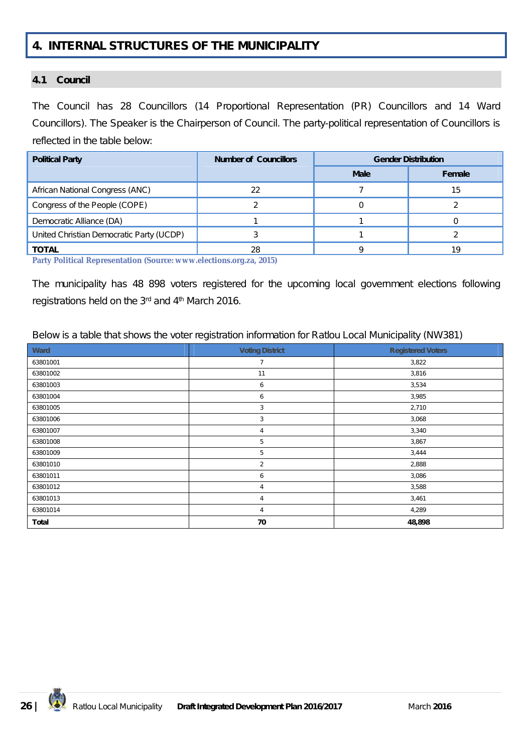# 4. INTERNAL STRUCTURES OF THE MUNICIPALITY

## 4.1 Council

The Council has 28 Councillors (14 Proportional Representation (PR) Councillors and 14 Ward Councillors). The Speaker is the Chairperson of Council. The party-political representation of Councillors is reflected in the table below:

| Political Party | Number of Councillors | Gender Distribution | |
|---|---|---|---|
| | | Male | Female |
| African National Congress (ANC) | 22 | 7 | 15 |
| Congress of the People (COPE) | 2 | 0 | 2 |
| Democratic Alliance (DA) | 1 | 1 | 0 |
| United Christian Democratic Party (UCDP) | 3 | 1 | 2 |
| **TOTAL** | 28 | 9 | 19 |

Party Political Representation (Source: www.elections.org.za, 2015)

The municipality has 48 898 voters registered for the upcoming local government elections following registrations held on the 3rd and 4th March 2016.

Below is a table that shows the voter registration information for Ratlou Local Municipality (NW381)

| Ward | Voting District | Registered Voters |
|---|---|---|
| 63801001 | 7 | 3,822 |
| 63801002 | 11 | 3,816 |
| 63801003 | 6 | 3,534 |
| 63801004 | 6 | 3,985 |
| 63801005 | 3 | 2,710 |
| 63801006 | 3 | 3,068 |
| 63801007 | 4 | 3,340 |
| 63801008 | 5 | 3,867 |
| 63801009 | 5 | 3,444 |
| 63801010 | 2 | 2,888 |
| 63801011 | 6 | 3,086 |
| 63801012 | 4 | 3,588 |
| 63801013 | 4 | 3,461 |
| 63801014 | 4 | 4,289 |
| **Total** | **70** | **48,898** |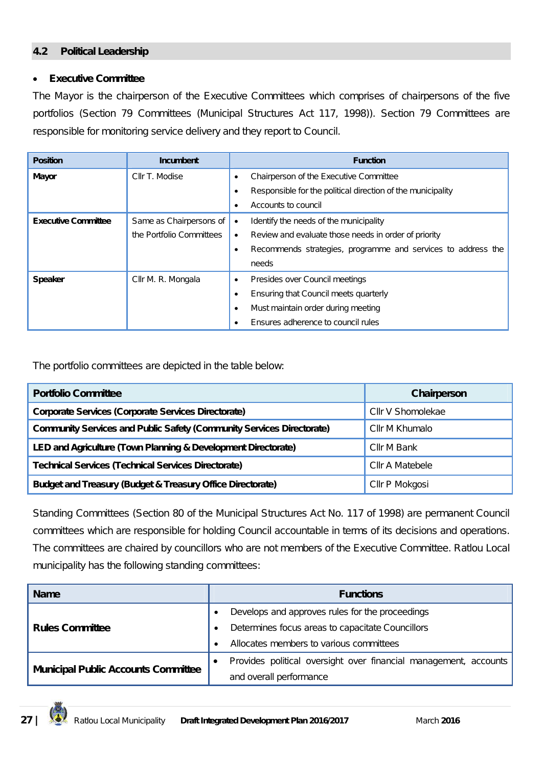## 4.2 Political Leadership

- **Executive Committee**

The Mayor is the chairperson of the Executive Committees which comprises of chairpersons of the five portfolios (Section 79 Committees (Municipal Structures Act 117, 1998)). Section 79 Committees are responsible for monitoring service delivery and they report to Council.

| Position | Incumbent | Function |
|---|---|---|
| **Mayor** | Cllr T. Modise | • Chairperson of the Executive Committee<br>• Responsible for the political direction of the municipality<br>• Accounts to council |
| **Executive Committee** | Same as Chairpersons of the Portfolio Committees | • Identify the needs of the municipality<br>• Review and evaluate those needs in order of priority<br>• Recommends strategies, programme and services to address the needs |
| **Speaker** | Cllr M. R. Mongala | • Presides over Council meetings<br>• Ensuring that Council meets quarterly<br>• Must maintain order during meeting<br>• Ensures adherence to council rules |

The portfolio committees are depicted in the table below:

| Portfolio Committee | Chairperson |
|---|---|
| **Corporate Services (Corporate Services Directorate)** | Cllr V Shomolekae |
| **Community Services and Public Safety (Community Services Directorate)** | Cllr M Khumalo |
| **LED and Agriculture (Town Planning & Development Directorate)** | Cllr M Bank |
| **Technical Services (Technical Services Directorate)** | Cllr A Matebele |
| **Budget and Treasury (Budget & Treasury Office Directorate)** | Cllr P Mokgosi |

Standing Committees (Section 80 of the Municipal Structures Act No. 117 of 1998) are permanent Council committees which are responsible for holding Council accountable in terms of its decisions and operations. The committees are chaired by councillors who are not members of the Executive Committee. Ratlou Local municipality has the following standing committees:

| Name | Functions |
|---|---|
| **Rules Committee** | • Develops and approves rules for the proceedings<br>• Determines focus areas to capacitate Councillors<br>• Allocates members to various committees |
| **Municipal Public Accounts Committee** | • Provides political oversight over financial management, accounts and overall performance |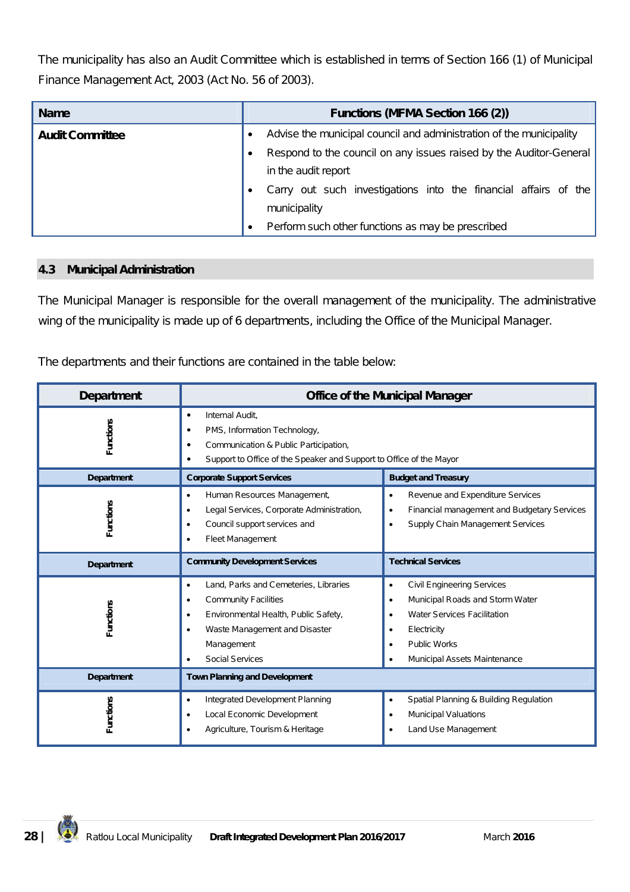The municipality has also an Audit Committee which is established in terms of Section 166 (1) of Municipal Finance Management Act, 2003 (Act No. 56 of 2003).

| Name | Functions (MFMA Section 166 (2)) |
|---|---|
| **Audit Committee** | • Advise the municipal council and administration of the municipality<br>• Respond to the council on any issues raised by the Auditor-General in the audit report<br>• Carry out such investigations into the financial affairs of the municipality<br>• Perform such other functions as may be prescribed |

## 4.3 Municipal Administration

The Municipal Manager is responsible for the overall management of the municipality. The administrative wing of the municipality is made up of 6 departments, including the Office of the Municipal Manager.

The departments and their functions are contained in the table below:

| Department | Office of the Municipal Manager | |
|---|---|---|
| Functions | • Internal Audit,<br>• PMS, Information Technology,<br>• Communication & Public Participation,<br>• Support to Office of the Speaker and Support to Office of the Mayor | |
| **Department** | **Corporate Support Services** | **Budget and Treasury** |
| Functions | • Human Resources Management,<br>• Legal Services, Corporate Administration,<br>• Council support services and<br>• Fleet Management | • Revenue and Expenditure Services<br>• Financial management and Budgetary Services<br>• Supply Chain Management Services |
| **Department** | **Community Development Services** | **Technical Services** |
| Functions | • Land, Parks and Cemeteries, Libraries<br>• Community Facilities<br>• Environmental Health, Public Safety,<br>• Waste Management and Disaster Management<br>• Social Services | • Civil Engineering Services<br>• Municipal Roads and Storm Water<br>• Water Services Facilitation<br>• Electricity<br>• Public Works<br>• Municipal Assets Maintenance |
| **Department** | **Town Planning and Development** | |
| Functions | • Integrated Development Planning<br>• Local Economic Development<br>• Agriculture, Tourism & Heritage | • Spatial Planning & Building Regulation<br>• Municipal Valuations<br>• Land Use Management |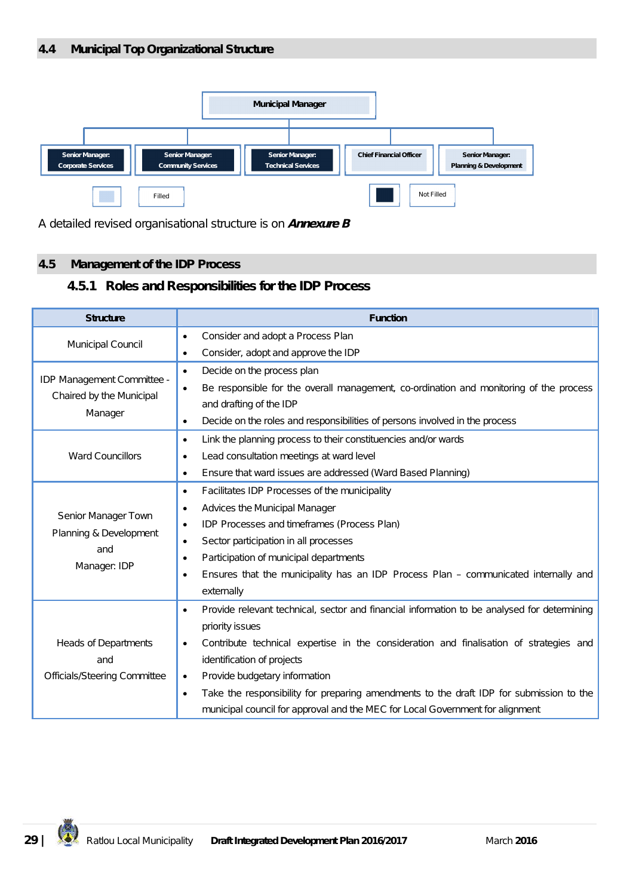## 4.4 Municipal Top Organizational Structure

Municipal Manager

- Senior Manager: Corporate Services
- Senior Manager: Community Services
- Senior Manager: Technical Services
- Chief Financial Officer
- Senior Manager: Planning & Development

Filled | Not Filled

A detailed revised organisational structure is on ***Annexure B***

## 4.5 Management of the IDP Process

### 4.5.1 Roles and Responsibilities for the IDP Process

| Structure | Function |
|---|---|
| Municipal Council | • Consider and adopt a Process Plan<br>• Consider, adopt and approve the IDP |
| IDP Management Committee - Chaired by the Municipal Manager | • Decide on the process plan<br>• Be responsible for the overall management, co-ordination and monitoring of the process and drafting of the IDP<br>• Decide on the roles and responsibilities of persons involved in the process |
| Ward Councillors | • Link the planning process to their constituencies and/or wards<br>• Lead consultation meetings at ward level<br>• Ensure that ward issues are addressed (Ward Based Planning) |
| Senior Manager Town Planning & Development and Manager: IDP | • Facilitates IDP Processes of the municipality<br>• Advices the Municipal Manager<br>• IDP Processes and timeframes (Process Plan)<br>• Sector participation in all processes<br>• Participation of municipal departments<br>• Ensures that the municipality has an IDP Process Plan – communicated internally and externally |
| Heads of Departments and Officials/Steering Committee | • Provide relevant technical, sector and financial information to be analysed for determining priority issues<br>• Contribute technical expertise in the consideration and finalisation of strategies and identification of projects<br>• Provide budgetary information<br>• Take the responsibility for preparing amendments to the draft IDP for submission to the municipal council for approval and the MEC for Local Government for alignment |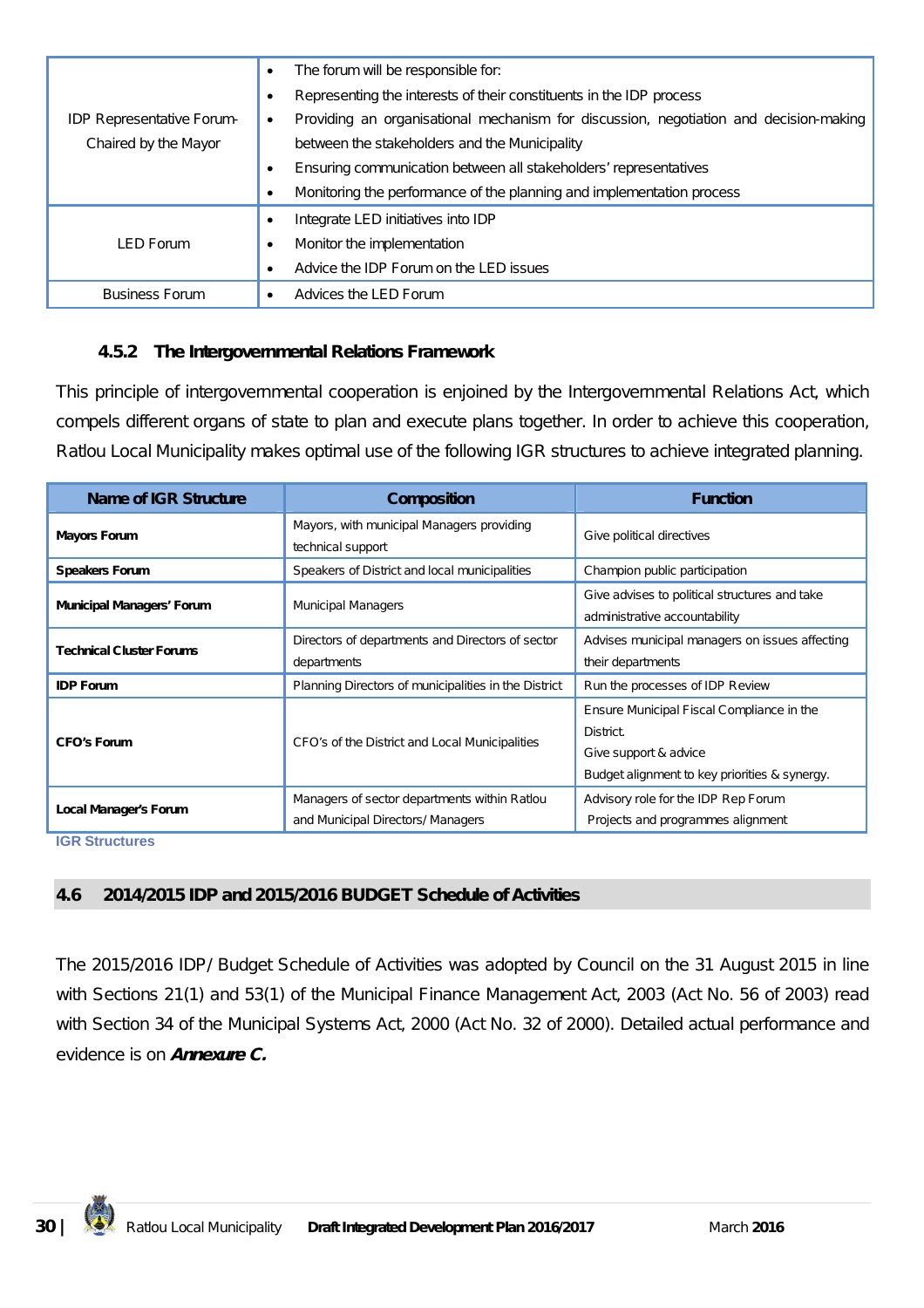| | |
|---|---|
| IDP Representative Forum-Chaired by the Mayor | • The forum will be responsible for:<br>• Representing the interests of their constituents in the IDP process<br>• Providing an organisational mechanism for discussion, negotiation and decision-making between the stakeholders and the Municipality<br>• Ensuring communication between all stakeholders' representatives<br>• Monitoring the performance of the planning and implementation process |
| LED Forum | • Integrate LED initiatives into IDP<br>• Monitor the implementation<br>• Advice the IDP Forum on the LED issues |
| Business Forum | • Advices the LED Forum |

### 4.5.2 The Intergovernmental Relations Framework

This principle of intergovernmental cooperation is enjoined by the Intergovernmental Relations Act, which compels different organs of state to plan and execute plans together. In order to achieve this cooperation, Ratlou Local Municipality makes optimal use of the following IGR structures to achieve integrated planning.

| Name of IGR Structure | Composition | Function |
|---|---|---|
| **Mayors Forum** | Mayors, with municipal Managers providing technical support | Give political directives |
| **Speakers Forum** | Speakers of District and local municipalities | Champion public participation |
| **Municipal Managers' Forum** | Municipal Managers | Give advises to political structures and take administrative accountability |
| **Technical Cluster Forums** | Directors of departments and Directors of sector departments | Advises municipal managers on issues affecting their departments |
| **IDP Forum** | Planning Directors of municipalities in the District | Run the processes of IDP Review |
| **CFO's Forum** | CFO's of the District and Local Municipalities | Ensure Municipal Fiscal Compliance in the District.<br>Give support & advice<br>Budget alignment to key priorities & synergy. |
| **Local Manager's Forum** | Managers of sector departments within Ratlou and Municipal Directors/ Managers | Advisory role for the IDP Rep Forum<br>Projects and programmes alignment |

IGR Structures

## 4.6 2014/2015 IDP and 2015/2016 BUDGET Schedule of Activities

The 2015/2016 IDP/ Budget Schedule of Activities was adopted by Council on the 31 August 2015 in line with Sections 21(1) and 53(1) of the Municipal Finance Management Act, 2003 (Act No. 56 of 2003) read with Section 34 of the Municipal Systems Act, 2000 (Act No. 32 of 2000). Detailed actual performance and evidence is on ***Annexure C.***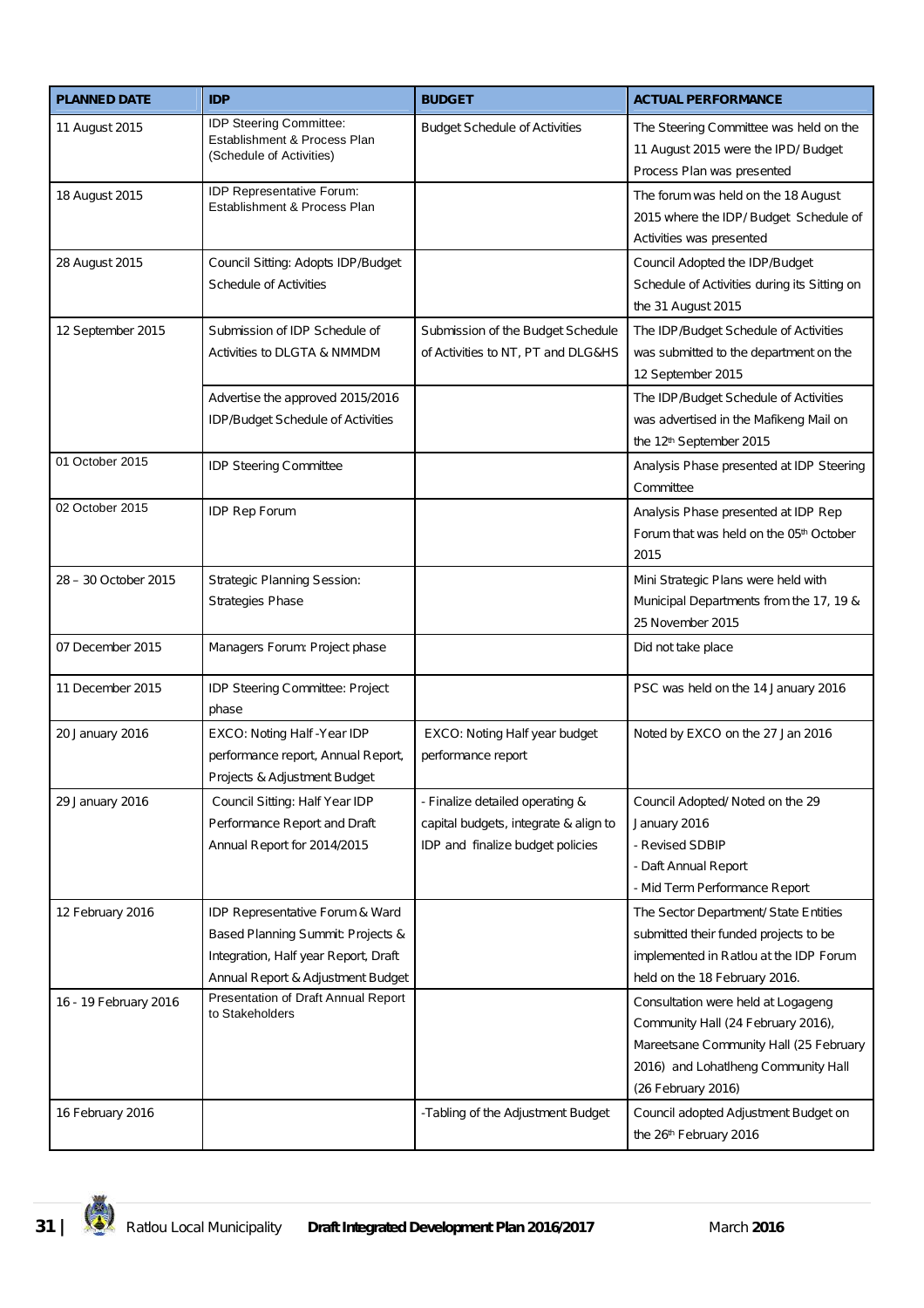| PLANNED DATE | IDP | BUDGET | ACTUAL PERFORMANCE |
|---|---|---|---|
| 11 August 2015 | IDP Steering Committee: Establishment & Process Plan (Schedule of Activities) | Budget Schedule of Activities | The Steering Committee was held on the 11 August 2015 were the IPD/ Budget Process Plan was presented |
| 18 August 2015 | IDP Representative Forum: Establishment & Process Plan | | The forum was held on the 18 August 2015 where the IDP/ Budget Schedule of Activities was presented |
| 28 August 2015 | Council Sitting: Adopts IDP/Budget Schedule of Activities | | Council Adopted the IDP/Budget Schedule of Activities during its Sitting on the 31 August 2015 |
| 12 September 2015 | Submission of IDP Schedule of Activities to DLGTA & NMMDM | Submission of the Budget Schedule of Activities to NT, PT and DLG&HS | The IDP/Budget Schedule of Activities was submitted to the department on the 12 September 2015 |
| | Advertise the approved 2015/2016 IDP/Budget Schedule of Activities | | The IDP/Budget Schedule of Activities was advertised in the Mafikeng Mail on the 12th September 2015 |
| 01 October 2015 | IDP Steering Committee | | Analysis Phase presented at IDP Steering Committee |
| 02 October 2015 | IDP Rep Forum | | Analysis Phase presented at IDP Rep Forum that was held on the 05th October 2015 |
| 28 – 30 October 2015 | Strategic Planning Session: Strategies Phase | | Mini Strategic Plans were held with Municipal Departments from the 17, 19 & 25 November 2015 |
| 07 December 2015 | Managers Forum: Project phase | | Did not take place |
| 11 December 2015 | IDP Steering Committee: Project phase | | PSC was held on the 14 January 2016 |
| 20 January 2016 | EXCO: Noting Half -Year IDP performance report, Annual Report, Projects & Adjustment Budget | EXCO: Noting Half year budget performance report | Noted by EXCO on the 27 Jan 2016 |
| 29 January 2016 | Council Sitting: Half Year IDP Performance Report and Draft Annual Report for 2014/2015 | - Finalize detailed operating & capital budgets, integrate & align to IDP and finalize budget policies | Council Adopted/ Noted on the 29 January 2016<br>- Revised SDBIP<br>- Daft Annual Report<br>- Mid Term Performance Report |
| 12 February 2016 | IDP Representative Forum & Ward Based Planning Summit: Projects & Integration, Half year Report, Draft Annual Report & Adjustment Budget | | The Sector Department/ State Entities submitted their funded projects to be implemented in Ratlou at the IDP Forum held on the 18 February 2016. |
| 16 - 19 February 2016 | Presentation of Draft Annual Report to Stakeholders | | Consultation were held at Logageng Community Hall (24 February 2016), Mareetsane Community Hall (25 February 2016) and Lohatlheng Community Hall (26 February 2016) |
| 16 February 2016 | | -Tabling of the Adjustment Budget | Council adopted Adjustment Budget on the 26th February 2016 |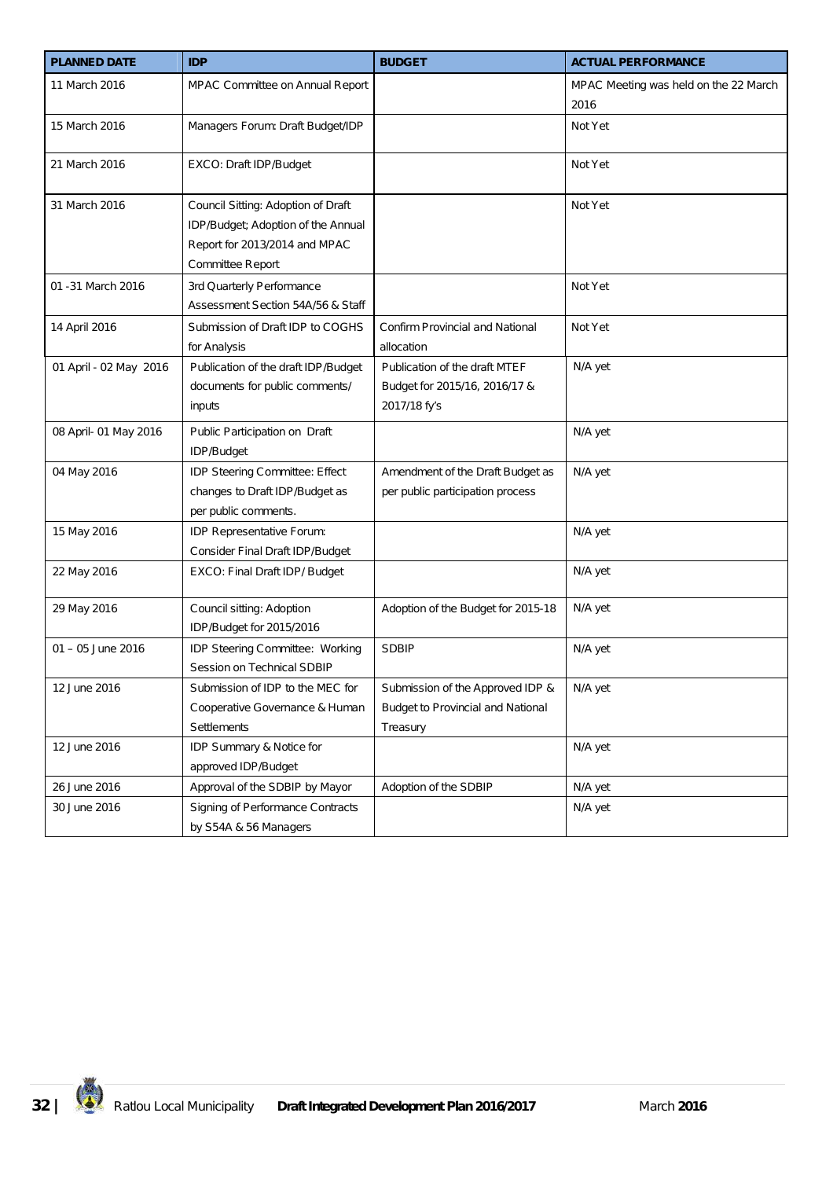| PLANNED DATE | IDP | BUDGET | ACTUAL PERFORMANCE |
|---|---|---|---|
| 11 March 2016 | MPAC Committee on Annual Report | | MPAC Meeting was held on the 22 March 2016 |
| 15 March 2016 | Managers Forum: Draft Budget/IDP | | Not Yet |
| 21 March 2016 | EXCO: Draft IDP/Budget | | Not Yet |
| 31 March 2016 | Council Sitting: Adoption of Draft IDP/Budget; Adoption of the Annual Report for 2013/2014 and MPAC Committee Report | | Not Yet |
| 01 -31 March 2016 | 3rd Quarterly Performance Assessment Section 54A/56 & Staff | | Not Yet |
| 14 April 2016 | Submission of Draft IDP to COGHS for Analysis | Confirm Provincial and National allocation | Not Yet |
| 01 April - 02 May 2016 | Publication of the draft IDP/Budget documents for public comments/ inputs | Publication of the draft MTEF Budget for 2015/16, 2016/17 & 2017/18 fy's | N/A yet |
| 08 April- 01 May 2016 | Public Participation on Draft IDP/Budget | | N/A yet |
| 04 May 2016 | IDP Steering Committee: Effect changes to Draft IDP/Budget as per public comments. | Amendment of the Draft Budget as per public participation process | N/A yet |
| 15 May 2016 | IDP Representative Forum: Consider Final Draft IDP/Budget | | N/A yet |
| 22 May 2016 | EXCO: Final Draft IDP/ Budget | | N/A yet |
| 29 May 2016 | Council sitting: Adoption IDP/Budget for 2015/2016 | Adoption of the Budget for 2015-18 | N/A yet |
| 01 – 05 June 2016 | IDP Steering Committee: Working Session on Technical SDBIP | SDBIP | N/A yet |
| 12 June 2016 | Submission of IDP to the MEC for Cooperative Governance & Human Settlements | Submission of the Approved IDP & Budget to Provincial and National Treasury | N/A yet |
| 12 June 2016 | IDP Summary & Notice for approved IDP/Budget | | N/A yet |
| 26 June 2016 | Approval of the SDBIP by Mayor | Adoption of the SDBIP | N/A yet |
| 30 June 2016 | Signing of Performance Contracts by S54A & 56 Managers | | N/A yet |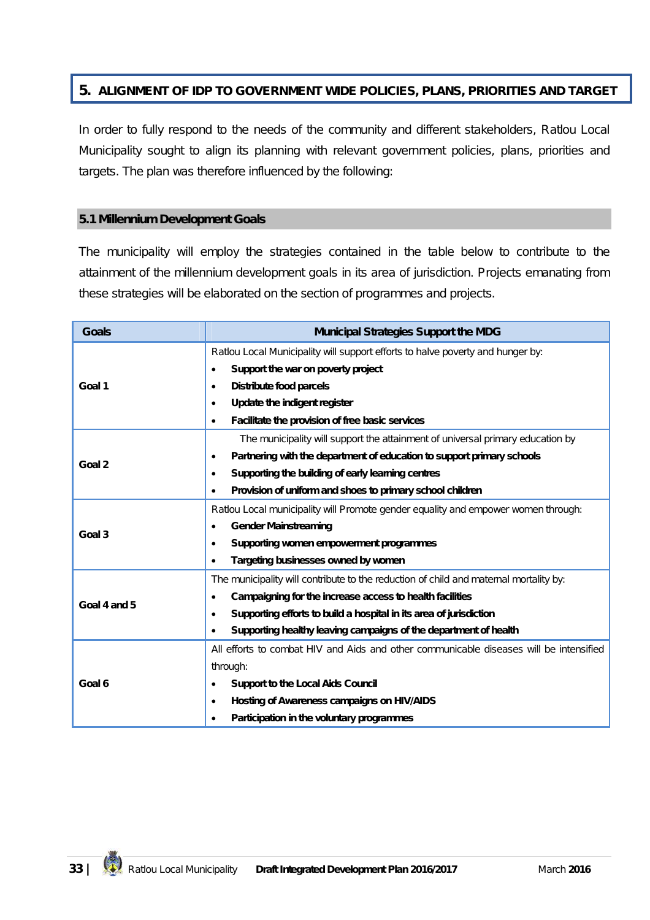## 5. ALIGNMENT OF IDP TO GOVERNMENT WIDE POLICIES, PLANS, PRIORITIES AND TARGET

In order to fully respond to the needs of the community and different stakeholders, Ratlou Local Municipality sought to align its planning with relevant government policies, plans, priorities and targets. The plan was therefore influenced by the following:

### 5.1 Millennium Development Goals

The municipality will employ the strategies contained in the table below to contribute to the attainment of the millennium development goals in its area of jurisdiction. Projects emanating from these strategies will be elaborated on the section of programmes and projects.

| Goals | Municipal Strategies Support the MDG |
|---|---|
| Goal 1 | Ratlou Local Municipality will support efforts to halve poverty and hunger by:<br>• **Support the war on poverty project**<br>• **Distribute food parcels**<br>• **Update the indigent register**<br>• **Facilitate the provision of free basic services** |
| Goal 2 | The municipality will support the attainment of universal primary education by<br>• **Partnering with the department of education to support primary schools**<br>• **Supporting the building of early learning centres**<br>• **Provision of uniform and shoes to primary school children** |
| Goal 3 | Ratlou Local municipality will Promote gender equality and empower women through:<br>• **Gender Mainstreaming**<br>• **Supporting women empowerment programmes**<br>• **Targeting businesses owned by women** |
| Goal 4 and 5 | The municipality will contribute to the reduction of child and maternal mortality by:<br>• **Campaigning for the increase access to health facilities**<br>• **Supporting efforts to build a hospital in its area of jurisdiction**<br>• **Supporting healthy leaving campaigns of the department of health** |
| Goal 6 | All efforts to combat HIV and Aids and other communicable diseases will be intensified through:<br>• **Support to the Local Aids Council**<br>• **Hosting of Awareness campaigns on HIV/AIDS**<br>• **Participation in the voluntary programmes** |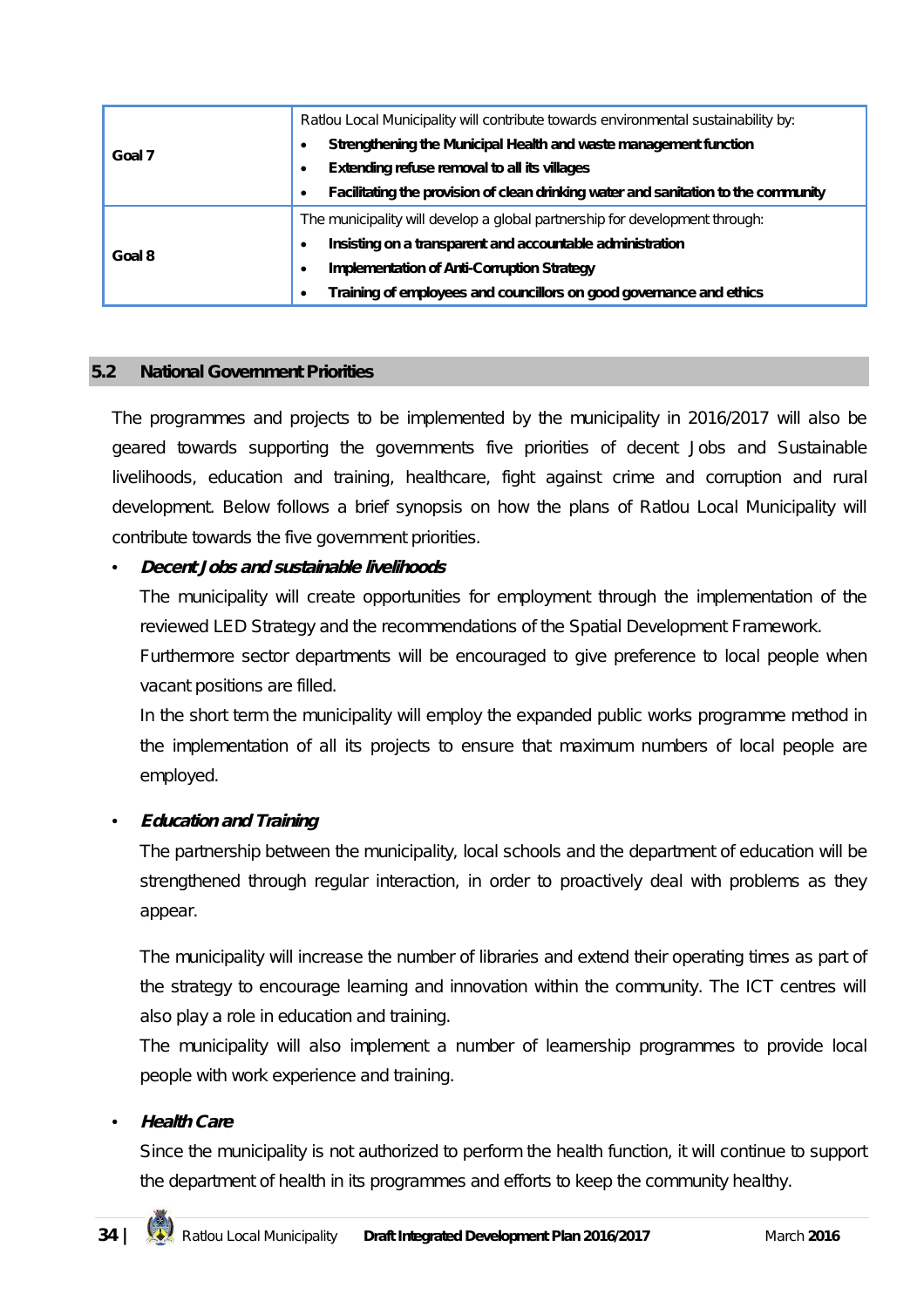| | |
|---|---|
| Goal 7 | Ratlou Local Municipality will contribute towards environmental sustainability by:<br>• **Strengthening the Municipal Health and waste management function**<br>• **Extending refuse removal to all its villages**<br>• **Facilitating the provision of clean drinking water and sanitation to the community** |
| Goal 8 | The municipality will develop a global partnership for development through:<br>• **Insisting on a transparent and accountable administration**<br>• **Implementation of Anti-Corruption Strategy**<br>• **Training of employees and councillors on good governance and ethics** |

## 5.2 National Government Priorities

The programmes and projects to be implemented by the municipality in 2016/2017 will also be geared towards supporting the governments five priorities of decent Jobs and Sustainable livelihoods, education and training, healthcare, fight against crime and corruption and rural development. Below follows a brief synopsis on how the plans of Ratlou Local Municipality will contribute towards the five government priorities.

- ***Decent Jobs and sustainable livelihoods***

  The municipality will create opportunities for employment through the implementation of the reviewed LED Strategy and the recommendations of the Spatial Development Framework.

  Furthermore sector departments will be encouraged to give preference to local people when vacant positions are filled.

  In the short term the municipality will employ the expanded public works programme method in the implementation of all its projects to ensure that maximum numbers of local people are employed.

- ***Education and Training***

  The partnership between the municipality, local schools and the department of education will be strengthened through regular interaction, in order to proactively deal with problems as they appear.

  The municipality will increase the number of libraries and extend their operating times as part of the strategy to encourage learning and innovation within the community. The ICT centres will also play a role in education and training.

  The municipality will also implement a number of learnership programmes to provide local people with work experience and training.

- ***Health Care***

  Since the municipality is not authorized to perform the health function, it will continue to support the department of health in its programmes and efforts to keep the community healthy.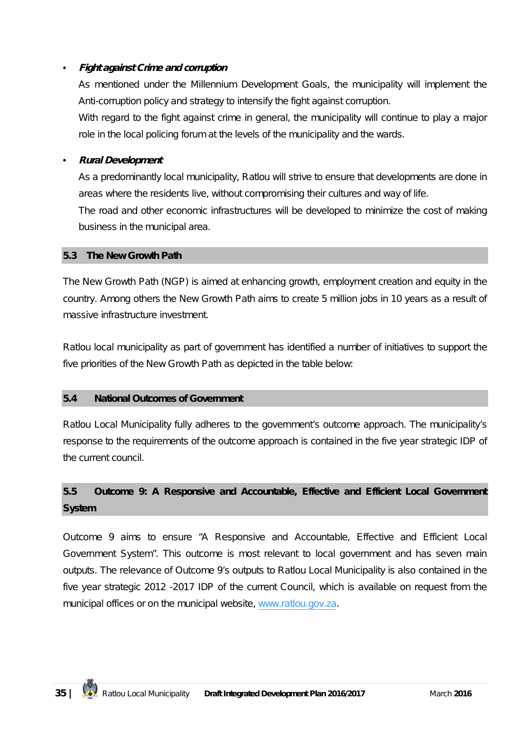- ***Fight against Crime and corruption***

  As mentioned under the Millennium Development Goals, the municipality will implement the Anti-corruption policy and strategy to intensify the fight against corruption.

  With regard to the fight against crime in general, the municipality will continue to play a major role in the local policing forum at the levels of the municipality and the wards.

- ***Rural Development***

  As a predominantly local municipality, Ratlou will strive to ensure that developments are done in areas where the residents live, without compromising their cultures and way of life.

  The road and other economic infrastructures will be developed to minimize the cost of making business in the municipal area.

## 5.3 The New Growth Path

The New Growth Path (NGP) is aimed at enhancing growth, employment creation and equity in the country. Among others the New Growth Path aims to create 5 million jobs in 10 years as a result of massive infrastructure investment.

Ratlou local municipality as part of government has identified a number of initiatives to support the five priorities of the New Growth Path as depicted in the table below:

## 5.4 National Outcomes of Government

Ratlou Local Municipality fully adheres to the government's outcome approach. The municipality's response to the requirements of the outcome approach is contained in the five year strategic IDP of the current council.

## 5.5 Outcome 9: A Responsive and Accountable, Effective and Efficient Local Government System

Outcome 9 aims to ensure "A Responsive and Accountable, Effective and Efficient Local Government System". This outcome is most relevant to local government and has seven main outputs. The relevance of Outcome 9's outputs to Ratlou Local Municipality is also contained in the five year strategic 2012 -2017 IDP of the current Council, which is available on request from the municipal offices or on the municipal website, www.ratlou.gov.za.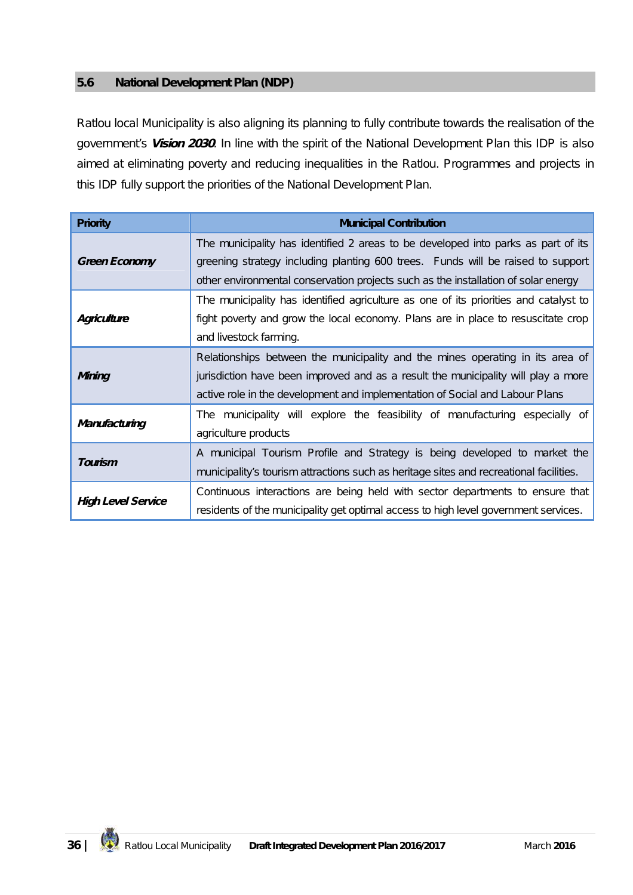## 5.6 National Development Plan (NDP)

Ratlou local Municipality is also aligning its planning to fully contribute towards the realisation of the government's ***Vision 2030***. In line with the spirit of the National Development Plan this IDP is also aimed at eliminating poverty and reducing inequalities in the Ratlou. Programmes and projects in this IDP fully support the priorities of the National Development Plan.

| Priority | Municipal Contribution |
|---|---|
| ***Green Economy*** | The municipality has identified 2 areas to be developed into parks as part of its greening strategy including planting 600 trees. Funds will be raised to support other environmental conservation projects such as the installation of solar energy |
| ***Agriculture*** | The municipality has identified agriculture as one of its priorities and catalyst to fight poverty and grow the local economy. Plans are in place to resuscitate crop and livestock farming. |
| ***Mining*** | Relationships between the municipality and the mines operating in its area of jurisdiction have been improved and as a result the municipality will play a more active role in the development and implementation of Social and Labour Plans |
| ***Manufacturing*** | The municipality will explore the feasibility of manufacturing especially of agriculture products |
| ***Tourism*** | A municipal Tourism Profile and Strategy is being developed to market the municipality's tourism attractions such as heritage sites and recreational facilities. |
| ***High Level Service*** | Continuous interactions are being held with sector departments to ensure that residents of the municipality get optimal access to high level government services. |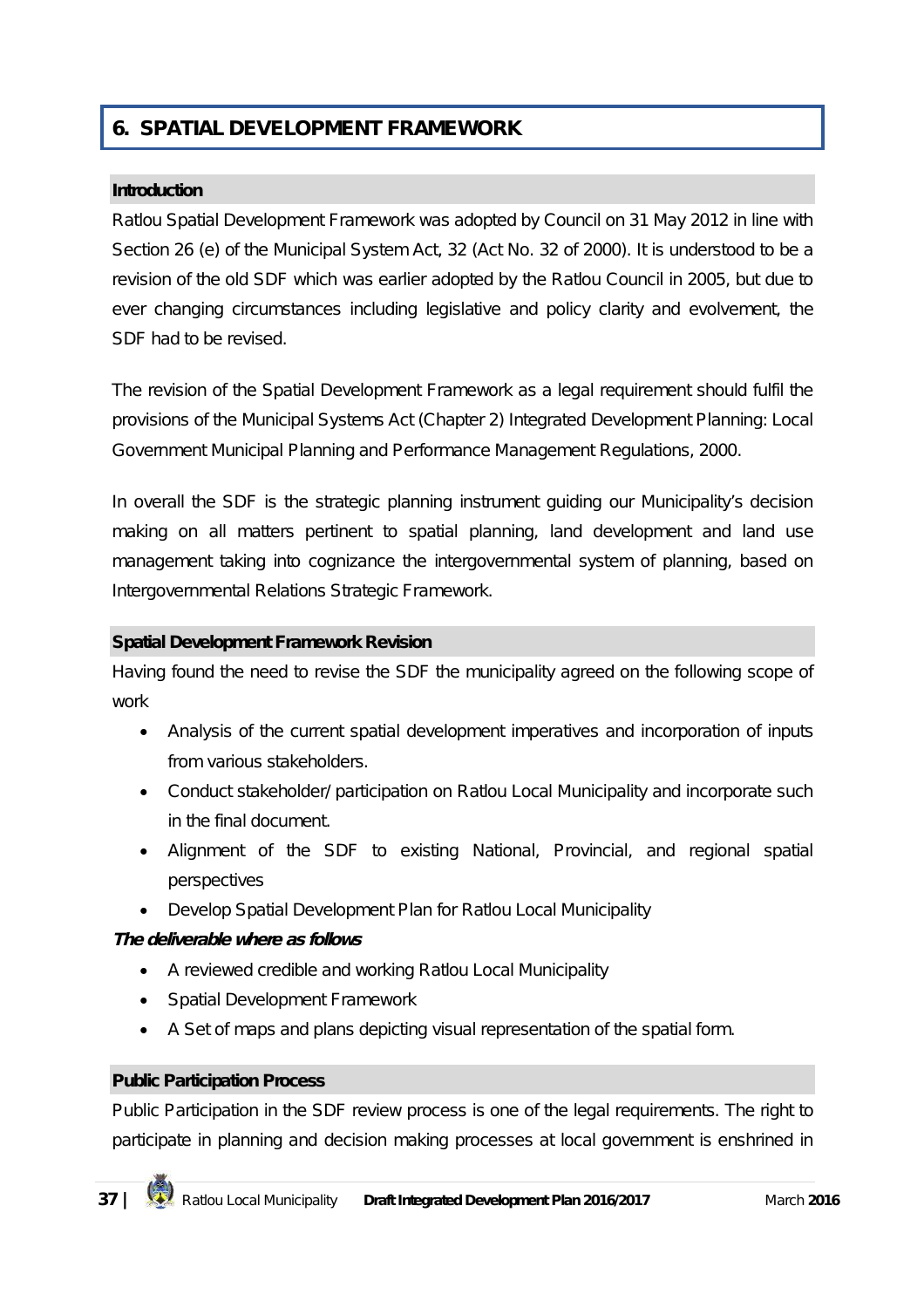# 6. SPATIAL DEVELOPMENT FRAMEWORK

## Introduction

Ratlou Spatial Development Framework was adopted by Council on 31 May 2012 in line with Section 26 (e) of the Municipal System Act, 32 (Act No. 32 of 2000). It is understood to be a revision of the old SDF which was earlier adopted by the Ratlou Council in 2005, but due to ever changing circumstances including legislative and policy clarity and evolvement, the SDF had to be revised.

The revision of the Spatial Development Framework as a legal requirement should fulfil the provisions of the Municipal Systems Act (Chapter 2) Integrated Development Planning: Local Government Municipal Planning and Performance Management Regulations, 2000.

In overall the SDF is the strategic planning instrument guiding our Municipality's decision making on all matters pertinent to spatial planning, land development and land use management taking into cognizance the intergovernmental system of planning, based on Intergovernmental Relations Strategic Framework.

## Spatial Development Framework Revision

Having found the need to revise the SDF the municipality agreed on the following scope of work

- Analysis of the current spatial development imperatives and incorporation of inputs from various stakeholders.
- Conduct stakeholder/ participation on Ratlou Local Municipality and incorporate such in the final document.
- Alignment of the SDF to existing National, Provincial, and regional spatial perspectives
- Develop Spatial Development Plan for Ratlou Local Municipality

***The deliverable where as follows***

- A reviewed credible and working Ratlou Local Municipality
- Spatial Development Framework
- A Set of maps and plans depicting visual representation of the spatial form.

## Public Participation Process

Public Participation in the SDF review process is one of the legal requirements. The right to participate in planning and decision making processes at local government is enshrined in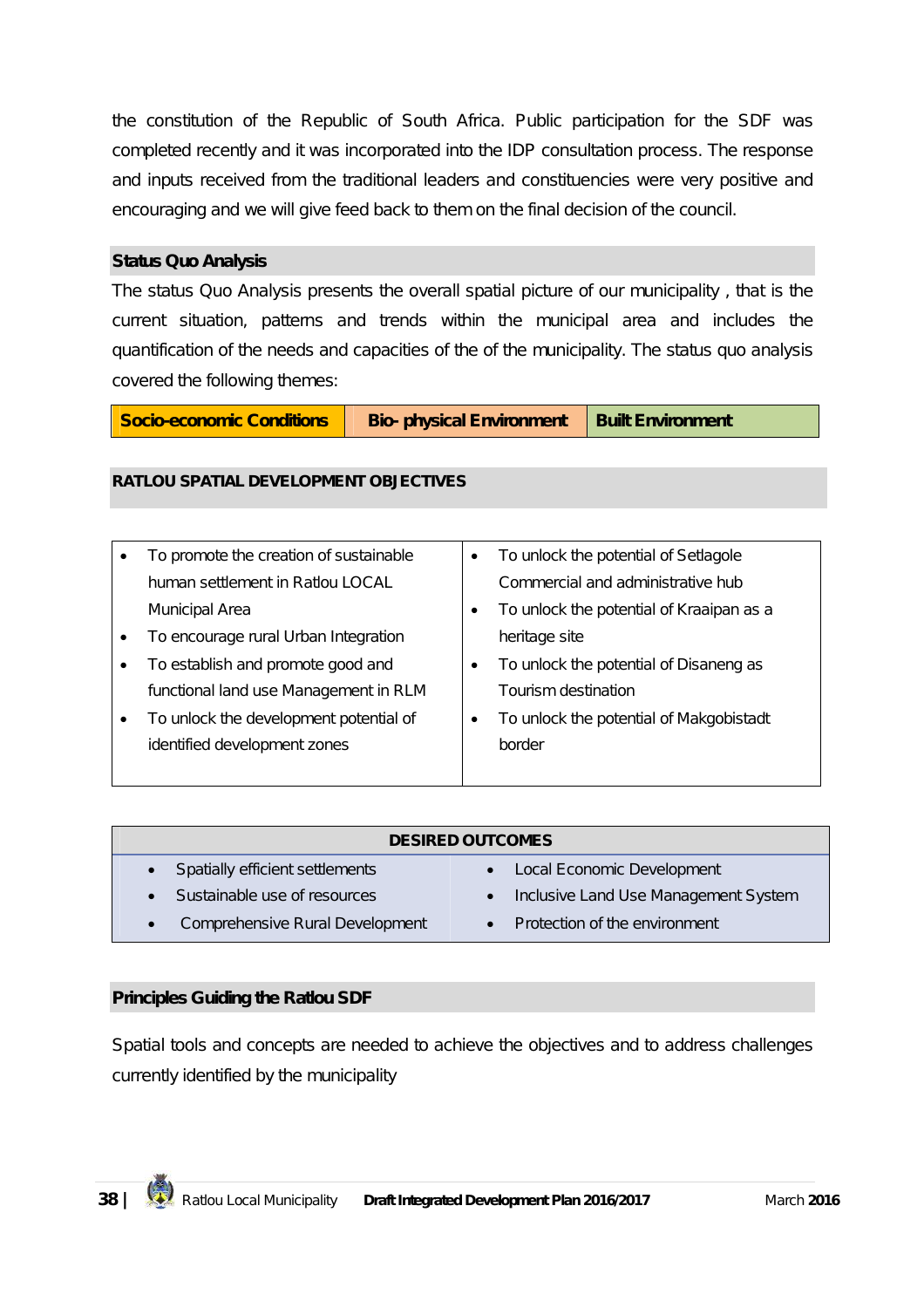the constitution of the Republic of South Africa. Public participation for the SDF was completed recently and it was incorporated into the IDP consultation process. The response and inputs received from the traditional leaders and constituencies were very positive and encouraging and we will give feed back to them on the final decision of the council.

## Status Quo Analysis

The status Quo Analysis presents the overall spatial picture of our municipality , that is the current situation, patterns and trends within the municipal area and includes the quantification of the needs and capacities of the of the municipality. The status quo analysis covered the following themes:

| Socio-economic Conditions | Bio- physical Environment | Built Environment |
|---|---|---|

## RATLOU SPATIAL DEVELOPMENT OBJECTIVES

| | |
|---|---|
| • To promote the creation of sustainable human settlement in Ratlou LOCAL Municipal Area<br>• To encourage rural Urban Integration<br>• To establish and promote good and functional land use Management in RLM<br>• To unlock the development potential of identified development zones | • To unlock the potential of Setlagole Commercial and administrative hub<br>• To unlock the potential of Kraaipan as a heritage site<br>• To unlock the potential of Disaneng as Tourism destination<br>• To unlock the potential of Makgobistadt border |

| DESIRED OUTCOMES | |
|---|---|
| • Spatially efficient settlements | • Local Economic Development |
| • Sustainable use of resources | • Inclusive Land Use Management System |
| • Comprehensive Rural Development | • Protection of the environment |

## Principles Guiding the Ratlou SDF

Spatial tools and concepts are needed to achieve the objectives and to address challenges currently identified by the municipality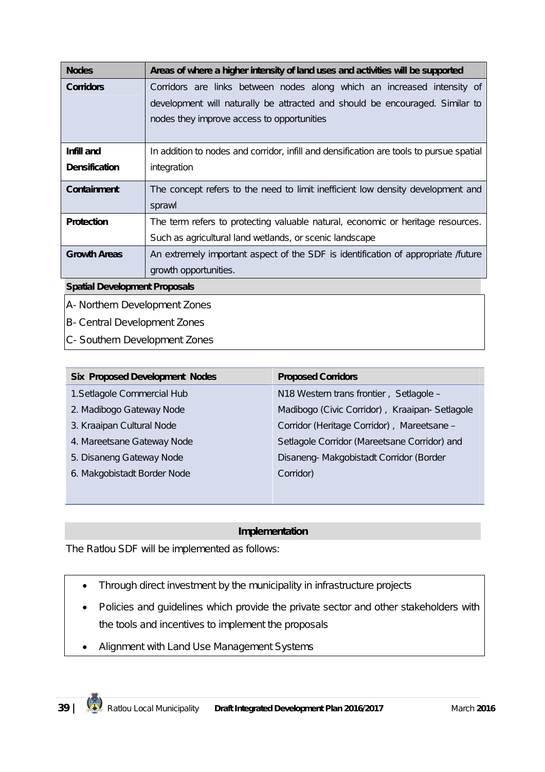| Nodes | Areas of where a higher intensity of land uses and activities will be supported |
|---|---|
| **Corridors** | Corridors are links between nodes along which an increased intensity of development will naturally be attracted and should be encouraged. Similar to nodes they improve access to opportunities |
| **Infill and Densification** | In addition to nodes and corridor, infill and densification are tools to pursue spatial integration |
| **Containment** | The concept refers to the need to limit inefficient low density development and sprawl |
| **Protection** | The term refers to protecting valuable natural, economic or heritage resources. Such as agricultural land wetlands, or scenic landscape |
| **Growth Areas** | An extremely important aspect of the SDF is identification of appropriate /future growth opportunities. |

**Spatial Development Proposals**

A- Northern Development Zones

B- Central Development Zones

C- Southern Development Zones

| Six Proposed Development Nodes | Proposed Corridors |
|---|---|
| 1.Setlagole Commercial Hub<br>2. Madibogo Gateway Node<br>3. Kraaipan Cultural Node<br>4. Mareetsane Gateway Node<br>5. Disaneng Gateway Node<br>6. Makgobistadt Border Node | N18 Western trans frontier , Setlagole – Madibogo (Civic Corridor) , Kraaipan- Setlagole Corridor (Heritage Corridor) , Mareetsane – Setlagole Corridor (Mareetsane Corridor) and Disaneng- Makgobistadt Corridor (Border Corridor) |

**Implementation**

The Ratlou SDF will be implemented as follows:

- Through direct investment by the municipality in infrastructure projects
- Policies and guidelines which provide the private sector and other stakeholders with the tools and incentives to implement the proposals
- Alignment with Land Use Management Systems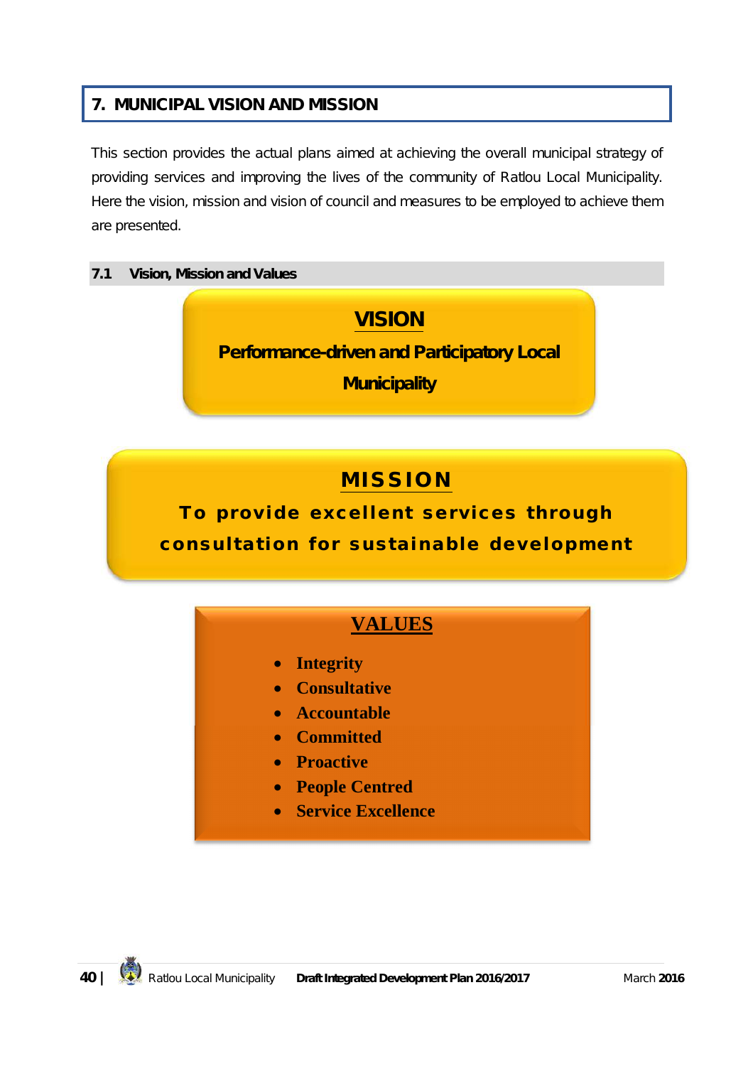# 7. MUNICIPAL VISION AND MISSION

This section provides the actual plans aimed at achieving the overall municipal strategy of providing services and improving the lives of the community of Ratlou Local Municipality. Here the vision, mission and vision of council and measures to be employed to achieve them are presented.

## 7.1 Vision, Mission and Values

**VISION**

**Performance-driven and Participatory Local Municipality**

**MISSION**

**To provide excellent services through consultation for sustainable development**

**VALUES**

- **Integrity**
- **Consultative**
- **Accountable**
- **Committed**
- **Proactive**
- **People Centred**
- **Service Excellence**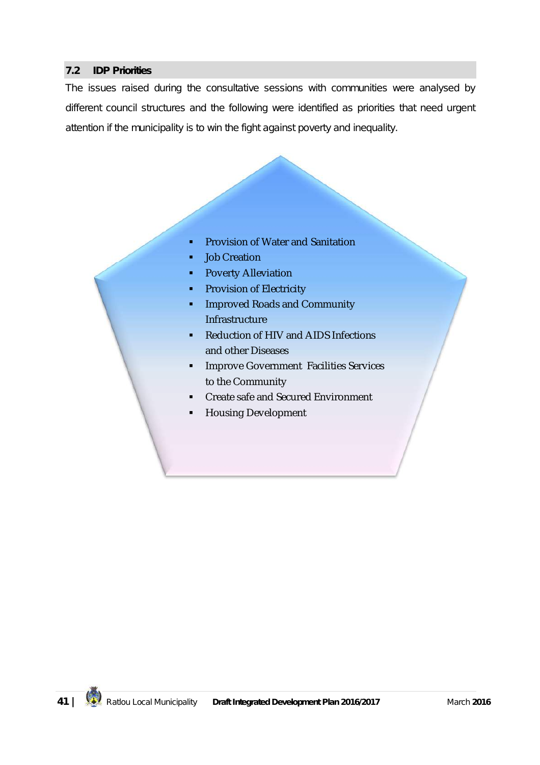## 7.2 IDP Priorities

The issues raised during the consultative sessions with communities were analysed by different council structures and the following were identified as priorities that need urgent attention if the municipality is to win the fight against poverty and inequality.

- Provision of Water and Sanitation
- Job Creation
- Poverty Alleviation
- Provision of Electricity
- Improved Roads and Community Infrastructure
- Reduction of HIV and AIDS Infections and other Diseases
- Improve Government Facilities Services to the Community
- Create safe and Secured Environment
- Housing Development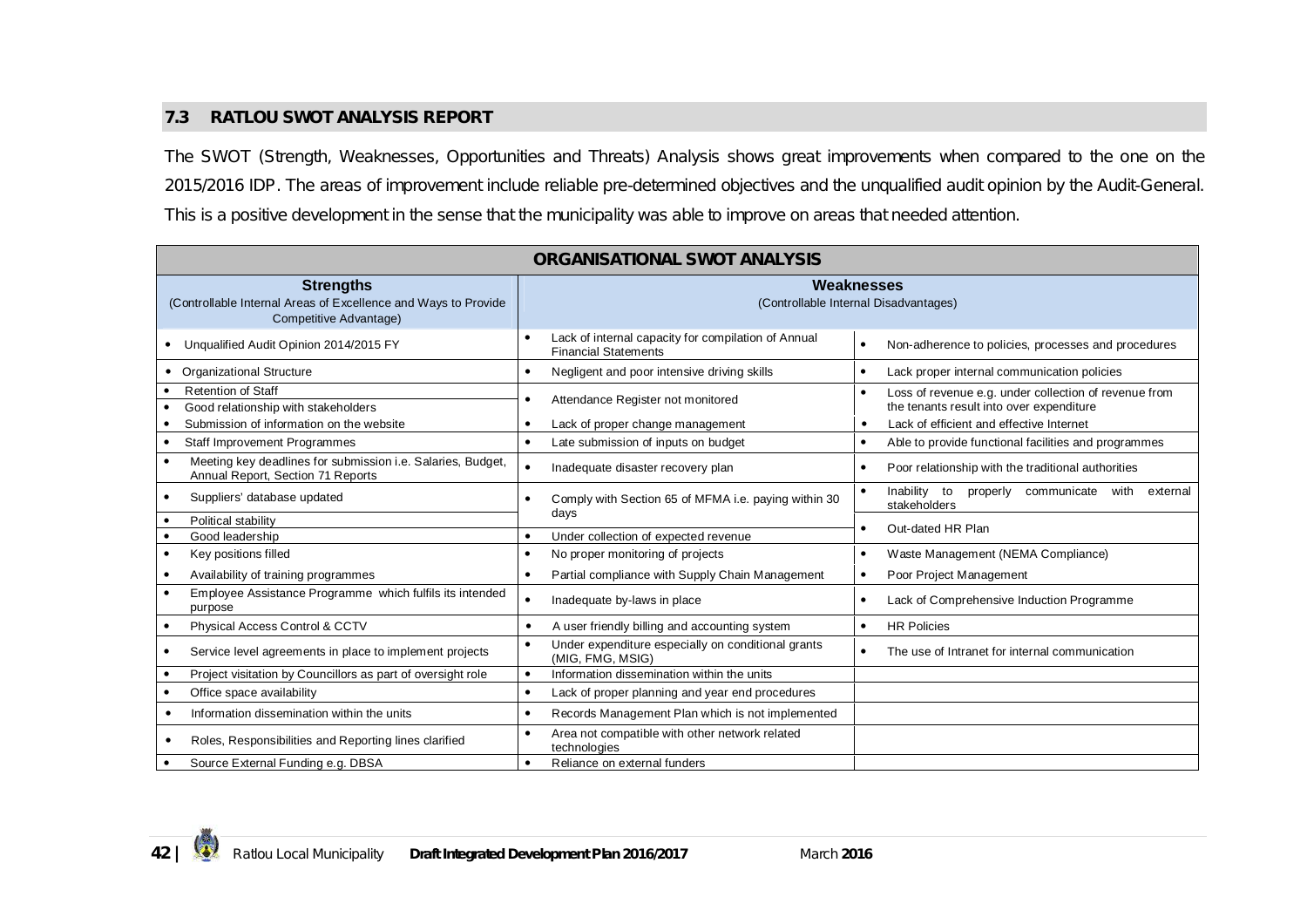## 7.3 RATLOU SWOT ANALYSIS REPORT

The SWOT (Strength, Weaknesses, Opportunities and Threats) Analysis shows great improvements when compared to the one on the 2015/2016 IDP. The areas of improvement include reliable pre-determined objectives and the unqualified audit opinion by the Audit-General. This is a positive development in the sense that the municipality was able to improve on areas that needed attention.

| ORGANISATIONAL SWOT ANALYSIS | | |
|---|---|---|
| **Strengths** (Controllable Internal Areas of Excellence and Ways to Provide Competitive Advantage) | **Weaknesses** (Controllable Internal Disadvantages) | |
| • Unqualified Audit Opinion 2014/2015 FY | • Lack of internal capacity for compilation of Annual Financial Statements | • Non-adherence to policies, processes and procedures |
| • Organizational Structure | • Negligent and poor intensive driving skills | • Lack proper internal communication policies |
| • Retention of Staff<br>• Good relationship with stakeholders | • Attendance Register not monitored | • Loss of revenue e.g. under collection of revenue from the tenants result into over expenditure |
| • Submission of information on the website | • Lack of proper change management | • Lack of efficient and effective Internet |
| • Staff Improvement Programmes | • Late submission of inputs on budget | • Able to provide functional facilities and programmes |
| • Meeting key deadlines for submission i.e. Salaries, Budget, Annual Report, Section 71 Reports | • Inadequate disaster recovery plan | • Poor relationship with the traditional authorities |
| • Suppliers' database updated<br>• Political stability | • Comply with Section 65 of MFMA i.e. paying within 30 days | • Inability to properly communicate with external stakeholders |
| • Good leadership | • Under collection of expected revenue | • Out-dated HR Plan |
| • Key positions filled | • No proper monitoring of projects | • Waste Management (NEMA Compliance) |
| • Availability of training programmes | • Partial compliance with Supply Chain Management | • Poor Project Management |
| • Employee Assistance Programme which fulfils its intended purpose | • Inadequate by-laws in place | • Lack of Comprehensive Induction Programme |
| • Physical Access Control & CCTV | • A user friendly billing and accounting system | • HR Policies |
| • Service level agreements in place to implement projects | • Under expenditure especially on conditional grants (MIG, FMG, MSIG) | • The use of Intranet for internal communication |
| • Project visitation by Councillors as part of oversight role | • Information dissemination within the units | |
| • Office space availability | • Lack of proper planning and year end procedures | |
| • Information dissemination within the units | • Records Management Plan which is not implemented | |
| • Roles, Responsibilities and Reporting lines clarified | • Area not compatible with other network related technologies | |
| • Source External Funding e.g. DBSA | • Reliance on external funders | |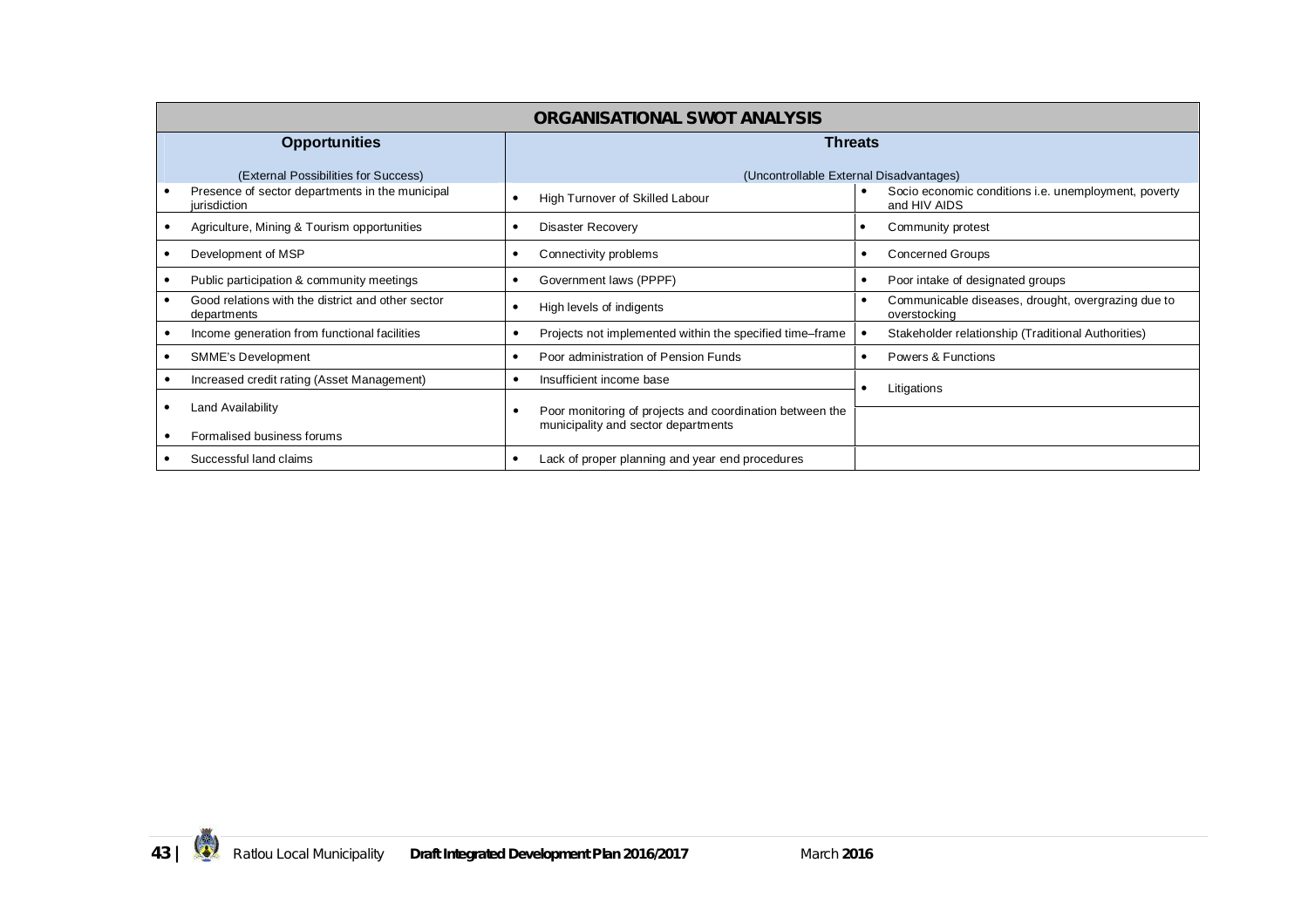| ORGANISATIONAL SWOT ANALYSIS | | |
|---|---|---|
| **Opportunities** (External Possibilities for Success) | **Threats** (Uncontrollable External Disadvantages) | |
| • Presence of sector departments in the municipal jurisdiction | • High Turnover of Skilled Labour | • Socio economic conditions i.e. unemployment, poverty and HIV AIDS |
| • Agriculture, Mining & Tourism opportunities | • Disaster Recovery | • Community protest |
| • Development of MSP | • Connectivity problems | • Concerned Groups |
| • Public participation & community meetings | • Government laws (PPPF) | • Poor intake of designated groups |
| • Good relations with the district and other sector departments | • High levels of indigents | • Communicable diseases, drought, overgrazing due to overstocking |
| • Income generation from functional facilities | • Projects not implemented within the specified time–frame | • Stakeholder relationship (Traditional Authorities) |
| • SMME's Development | • Poor administration of Pension Funds | • Powers & Functions |
| • Increased credit rating (Asset Management) | • Insufficient income base | • Litigations |
| • Land Availability<br>• Formalised business forums | • Poor monitoring of projects and coordination between the municipality and sector departments | |
| • Successful land claims | • Lack of proper planning and year end procedures | |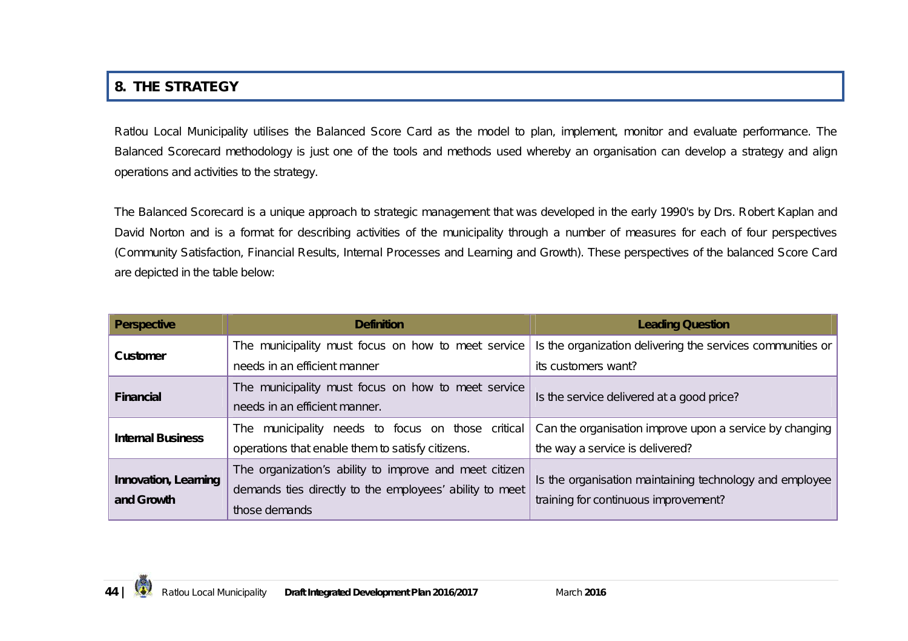## 8. THE STRATEGY

Ratlou Local Municipality utilises the Balanced Score Card as the model to plan, implement, monitor and evaluate performance. The Balanced Scorecard methodology is just one of the tools and methods used whereby an organisation can develop a strategy and align operations and activities to the strategy.

The Balanced Scorecard is a unique approach to strategic management that was developed in the early 1990's by Drs. Robert Kaplan and David Norton and is a format for describing activities of the municipality through a number of measures for each of four perspectives (Community Satisfaction, Financial Results, Internal Processes and Learning and Growth). These perspectives of the balanced Score Card are depicted in the table below:

| Perspective | Definition | Leading Question |
|---|---|---|
| **Customer** | The municipality must focus on how to meet service needs in an efficient manner | Is the organization delivering the services communities or its customers want? |
| **Financial** | The municipality must focus on how to meet service needs in an efficient manner. | Is the service delivered at a good price? |
| **Internal Business** | The municipality needs to focus on those critical operations that enable them to satisfy citizens. | Can the organisation improve upon a service by changing the way a service is delivered? |
| **Innovation, Learning and Growth** | The organization's ability to improve and meet citizen demands ties directly to the employees' ability to meet those demands | Is the organisation maintaining technology and employee training for continuous improvement? |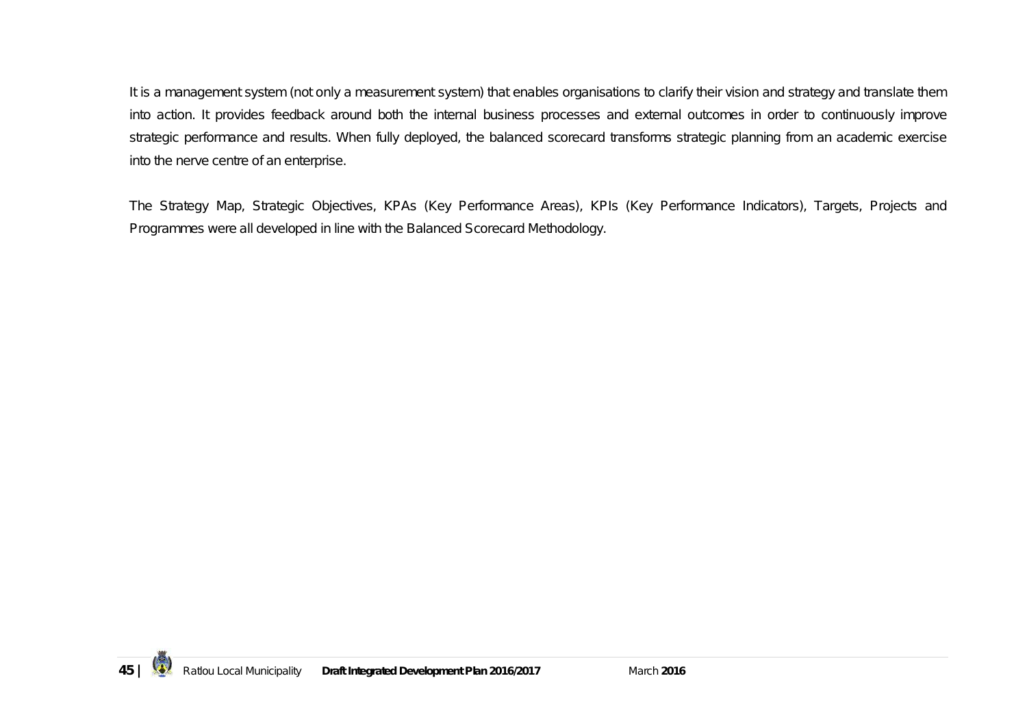It is a management system (not only a measurement system) that enables organisations to clarify their vision and strategy and translate them into action. It provides feedback around both the internal business processes and external outcomes in order to continuously improve strategic performance and results. When fully deployed, the balanced scorecard transforms strategic planning from an academic exercise into the nerve centre of an enterprise.

The Strategy Map, Strategic Objectives, KPAs (Key Performance Areas), KPIs (Key Performance Indicators), Targets, Projects and Programmes were all developed in line with the Balanced Scorecard Methodology.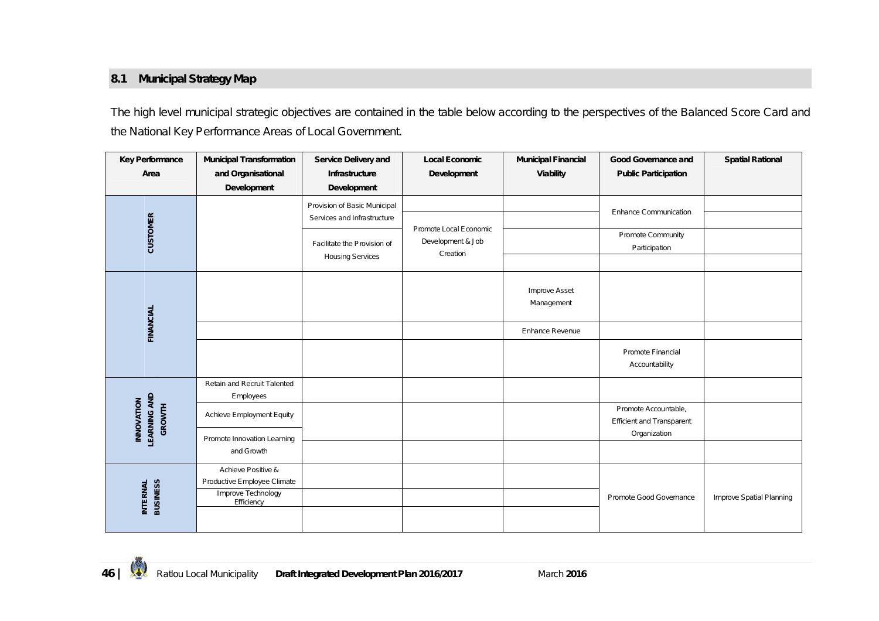## 8.1 Municipal Strategy Map

The high level municipal strategic objectives are contained in the table below according to the perspectives of the Balanced Score Card and the National Key Performance Areas of Local Government.

| Key Performance Area | Municipal Transformation and Organisational Development | Service Delivery and Infrastructure Development | Local Economic Development | Municipal Financial Viability | Good Governance and Public Participation | Spatial Rational |
|---|---|---|---|---|---|---|
| CUSTOMER | | Provision of Basic Municipal Services and Infrastructure | Promote Local Economic Development & Job Creation | | Enhance Communication | |
| | | Facilitate the Provision of Housing Services | | | Promote Community Participation | |
| FINANCIAL | | | | Improve Asset Management | | |
| | | | | Enhance Revenue | | |
| | | | | | Promote Financial Accountability | |
| INNOVATION LEARNING AND GROWTH | Retain and Recruit Talented Employees | | | | | |
| | Achieve Employment Equity | | | | Promote Accountable, Efficient and Transparent Organization | |
| | Promote Innovation Learning and Growth | | | | | |
| INTERNAL BUSINESS | Achieve Positive & Productive Employee Climate | | | | Promote Good Governance | Improve Spatial Planning |
| | Improve Technology Efficiency | | | | | |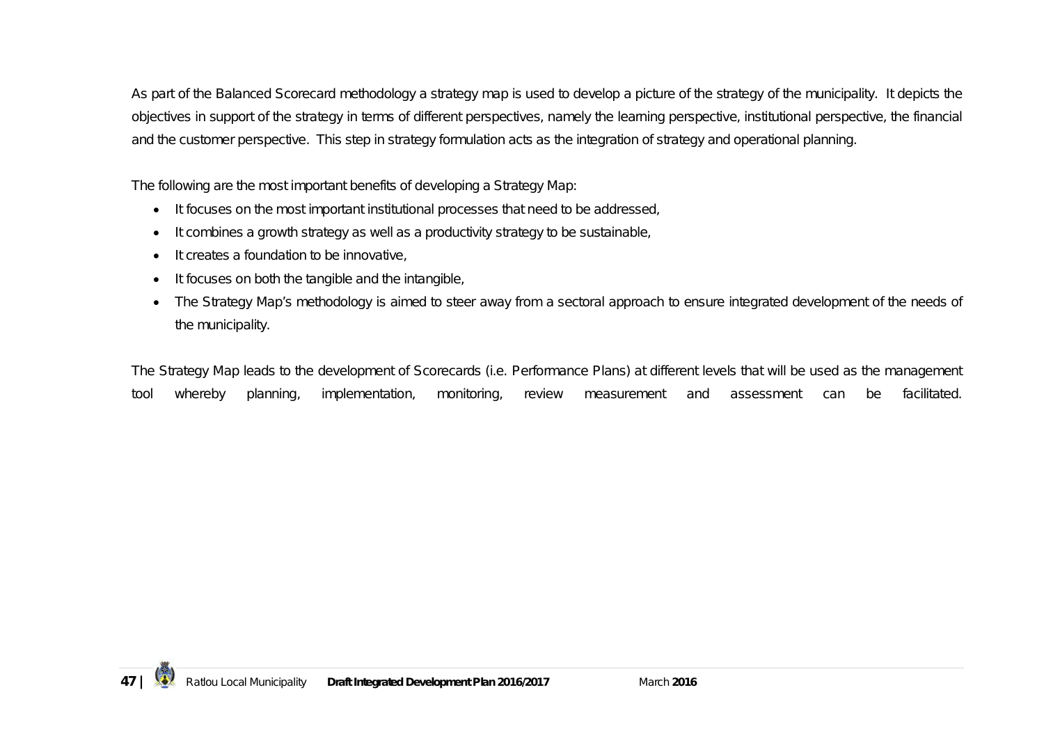As part of the Balanced Scorecard methodology a strategy map is used to develop a picture of the strategy of the municipality. It depicts the objectives in support of the strategy in terms of different perspectives, namely the learning perspective, institutional perspective, the financial and the customer perspective. This step in strategy formulation acts as the integration of strategy and operational planning.

The following are the most important benefits of developing a Strategy Map:

- It focuses on the most important institutional processes that need to be addressed,
- It combines a growth strategy as well as a productivity strategy to be sustainable,
- It creates a foundation to be innovative,
- It focuses on both the tangible and the intangible,
- The Strategy Map's methodology is aimed to steer away from a sectoral approach to ensure integrated development of the needs of the municipality.

The Strategy Map leads to the development of Scorecards (i.e. Performance Plans) at different levels that will be used as the management tool whereby planning, implementation, monitoring, review measurement and assessment can be facilitated.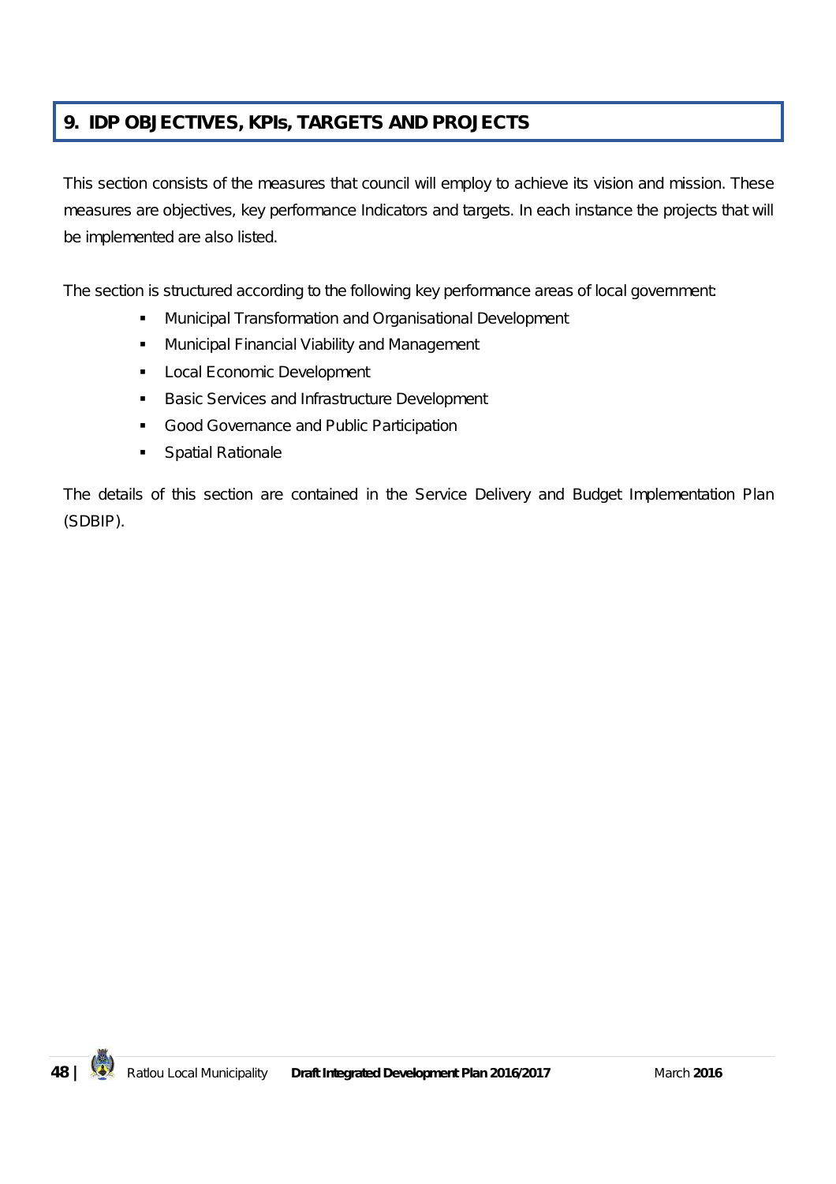## 9. IDP OBJECTIVES, KPIs, TARGETS AND PROJECTS

This section consists of the measures that council will employ to achieve its vision and mission. These measures are objectives, key performance Indicators and targets. In each instance the projects that will be implemented are also listed.

The section is structured according to the following key performance areas of local government:

- Municipal Transformation and Organisational Development
- Municipal Financial Viability and Management
- Local Economic Development
- Basic Services and Infrastructure Development
- Good Governance and Public Participation
- Spatial Rationale

The details of this section are contained in the Service Delivery and Budget Implementation Plan (SDBIP).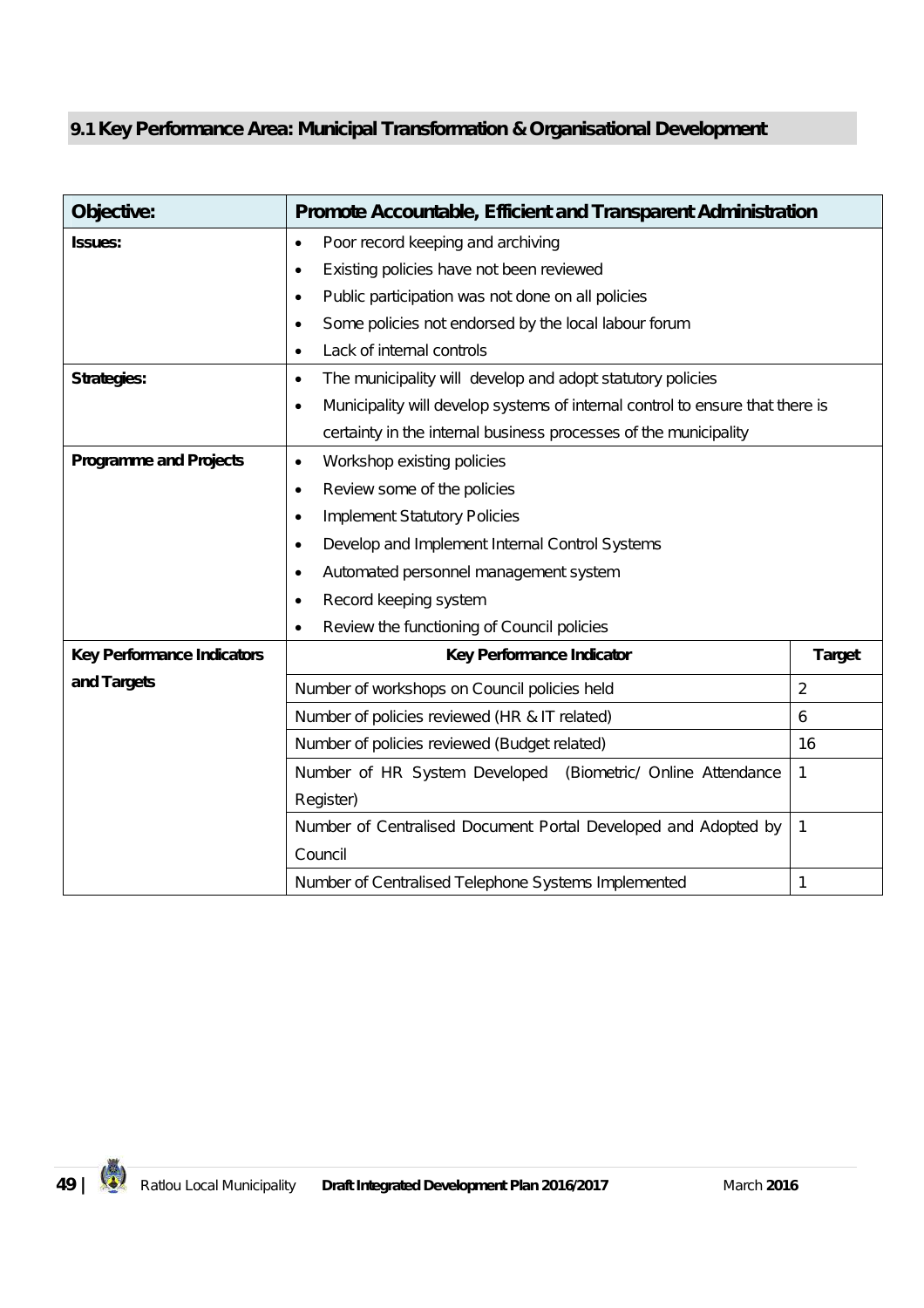## 9.1 Key Performance Area: Municipal Transformation & Organisational Development

| **Objective:** | **Promote Accountable, Efficient and Transparent Administration** | |
|---|---|---|
| **Issues:** | • Poor record keeping and archiving<br>• Existing policies have not been reviewed<br>• Public participation was not done on all policies<br>• Some policies not endorsed by the local labour forum<br>• Lack of internal controls | |
| **Strategies:** | • The municipality will develop and adopt statutory policies<br>• Municipality will develop systems of internal control to ensure that there is certainty in the internal business processes of the municipality | |
| **Programme and Projects** | • Workshop existing policies<br>• Review some of the policies<br>• Implement Statutory Policies<br>• Develop and Implement Internal Control Systems<br>• Automated personnel management system<br>• Record keeping system<br>• Review the functioning of Council policies | |
| **Key Performance Indicators and Targets** | **Key Performance Indicator** | **Target** |
| | Number of workshops on Council policies held | 2 |
| | Number of policies reviewed (HR & IT related) | 6 |
| | Number of policies reviewed (Budget related) | 16 |
| | Number of HR System Developed (Biometric/ Online Attendance Register) | 1 |
| | Number of Centralised Document Portal Developed and Adopted by Council | 1 |
| | Number of Centralised Telephone Systems Implemented | 1 |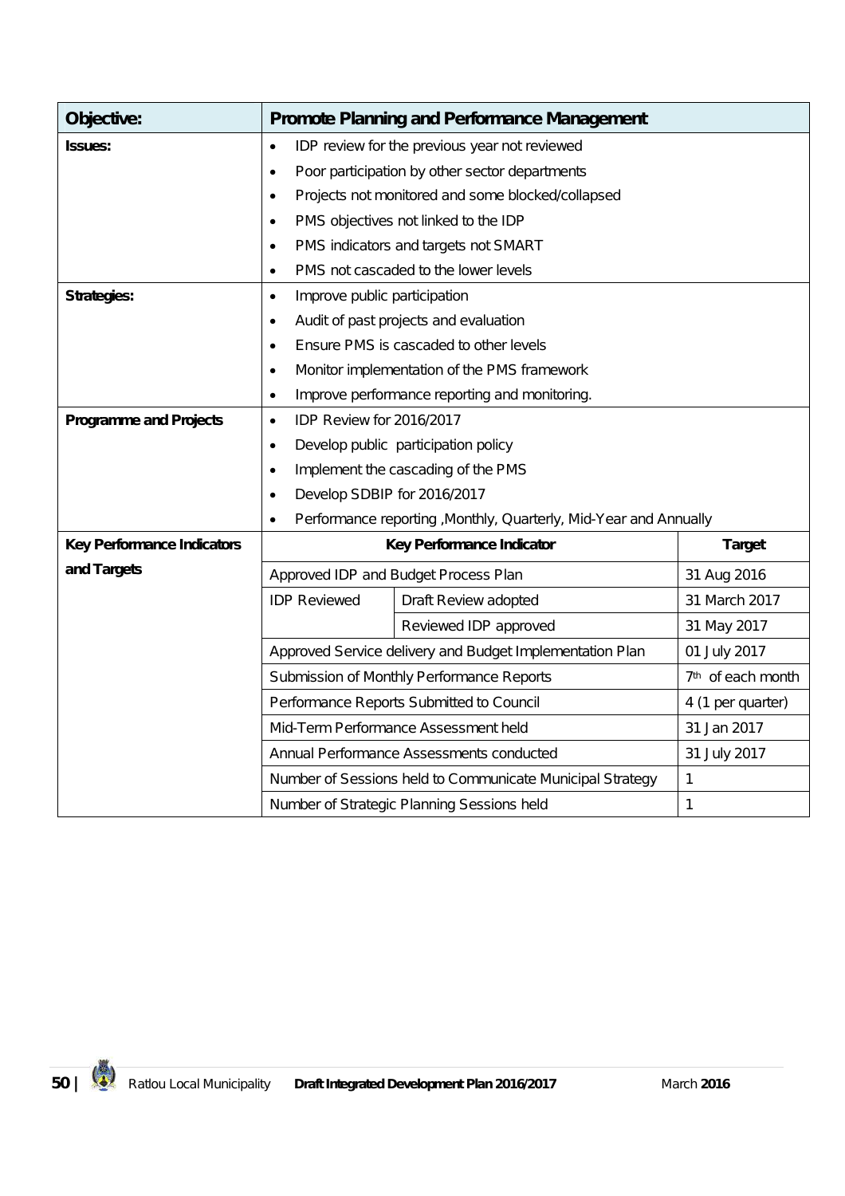| Objective: | Promote Planning and Performance Management | | |
|---|---|---|---|
| **Issues:** | • IDP review for the previous year not reviewed<br>• Poor participation by other sector departments<br>• Projects not monitored and some blocked/collapsed<br>• PMS objectives not linked to the IDP<br>• PMS indicators and targets not SMART<br>• PMS not cascaded to the lower levels | | |
| **Strategies:** | • Improve public participation<br>• Audit of past projects and evaluation<br>• Ensure PMS is cascaded to other levels<br>• Monitor implementation of the PMS framework<br>• Improve performance reporting and monitoring. | | |
| **Programme and Projects** | • IDP Review for 2016/2017<br>• Develop public participation policy<br>• Implement the cascading of the PMS<br>• Develop SDBIP for 2016/2017<br>• Performance reporting ,Monthly, Quarterly, Mid-Year and Annually | | |
| **Key Performance Indicators and Targets** | **Key Performance Indicator** | | **Target** |
| | Approved IDP and Budget Process Plan | | 31 Aug 2016 |
| | IDP Reviewed | Draft Review adopted | 31 March 2017 |
| | | Reviewed IDP approved | 31 May 2017 |
| | Approved Service delivery and Budget Implementation Plan | | 01 July 2017 |
| | Submission of Monthly Performance Reports | | 7th of each month |
| | Performance Reports Submitted to Council | | 4 (1 per quarter) |
| | Mid-Term Performance Assessment held | | 31 Jan 2017 |
| | Annual Performance Assessments conducted | | 31 July 2017 |
| | Number of Sessions held to Communicate Municipal Strategy | | 1 |
| | Number of Strategic Planning Sessions held | | 1 |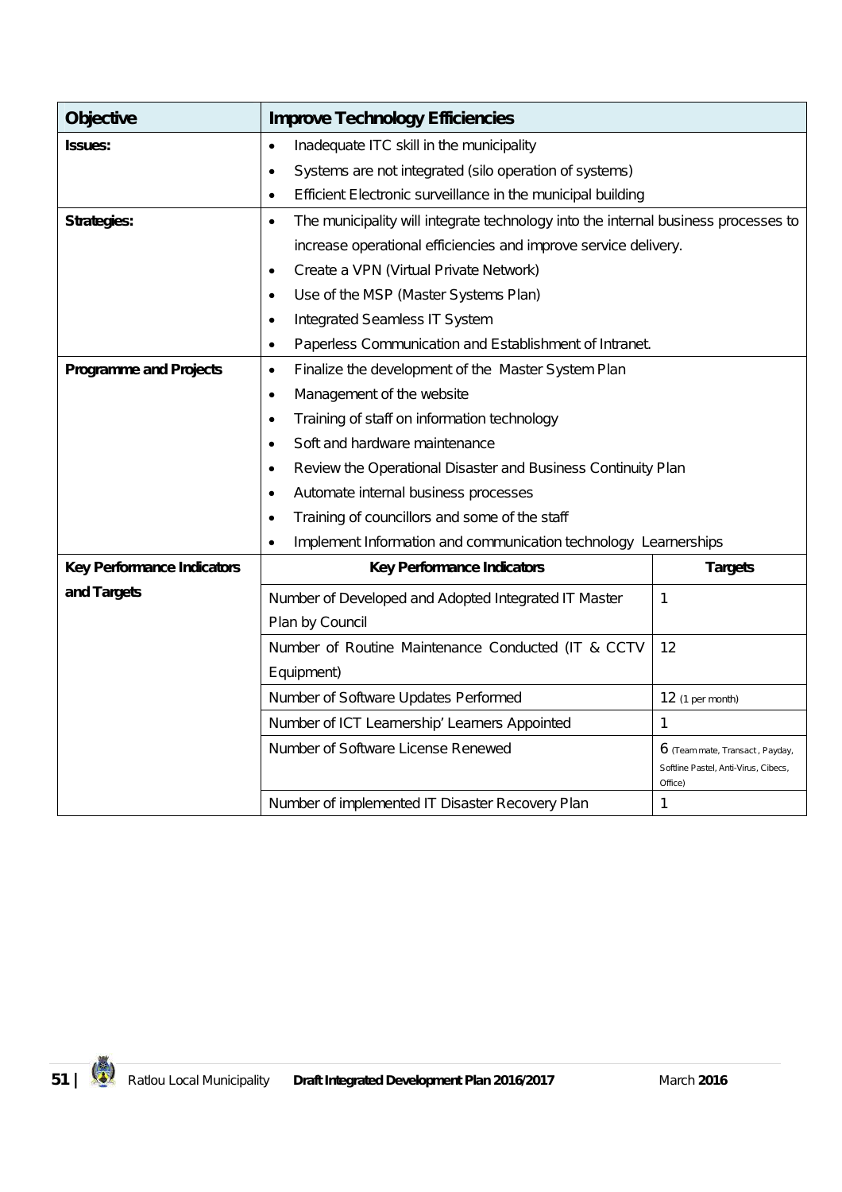| Objective | Improve Technology Efficiencies | |
|---|---|---|
| **Issues:** | • Inadequate ITC skill in the municipality<br>• Systems are not integrated (silo operation of systems)<br>• Efficient Electronic surveillance in the municipal building | |
| **Strategies:** | • The municipality will integrate technology into the internal business processes to increase operational efficiencies and improve service delivery.<br>• Create a VPN (Virtual Private Network)<br>• Use of the MSP (Master Systems Plan)<br>• Integrated Seamless IT System<br>• Paperless Communication and Establishment of Intranet. | |
| **Programme and Projects** | • Finalize the development of the Master System Plan<br>• Management of the website<br>• Training of staff on information technology<br>• Soft and hardware maintenance<br>• Review the Operational Disaster and Business Continuity Plan<br>• Automate internal business processes<br>• Training of councillors and some of the staff<br>• Implement Information and communication technology Learnerships | |
| **Key Performance Indicators and Targets** | **Key Performance Indicators** | **Targets** |
| | Number of Developed and Adopted Integrated IT Master Plan by Council | 1 |
| | Number of Routine Maintenance Conducted (IT & CCTV Equipment) | 12 |
| | Number of Software Updates Performed | 12 (1 per month) |
| | Number of ICT Learnership' Learners Appointed | 1 |
| | Number of Software License Renewed | 6 (Team mate, Transact, Payday, Softline Pastel, Anti-Virus, Cibecs, Office) |
| | Number of implemented IT Disaster Recovery Plan | 1 |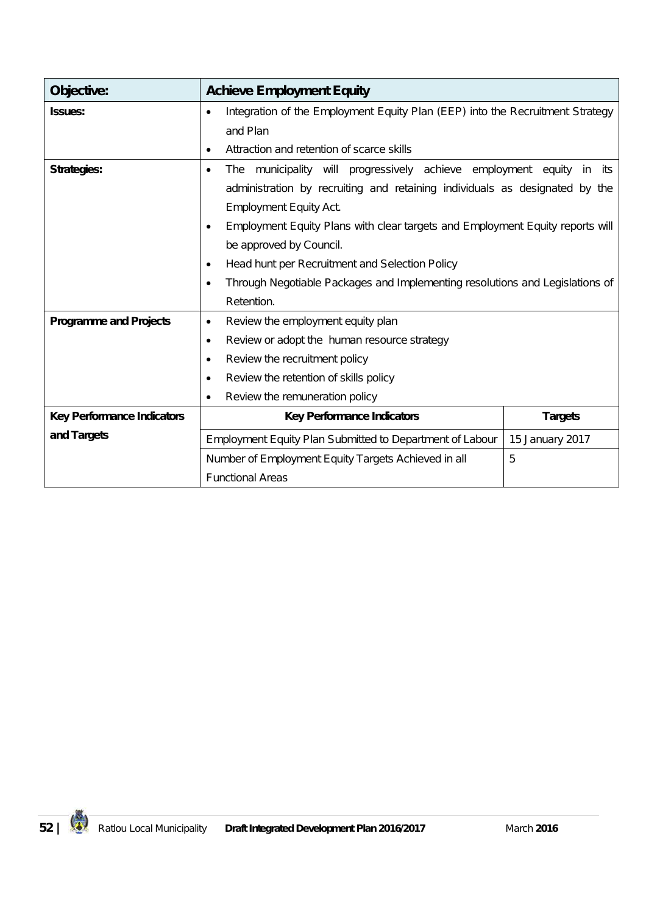| Objective: | Achieve Employment Equity | |
|---|---|---|
| Issues: | • Integration of the Employment Equity Plan (EEP) into the Recruitment Strategy and Plan<br>• Attraction and retention of scarce skills | |
| Strategies: | • The municipality will progressively achieve employment equity in its administration by recruiting and retaining individuals as designated by the Employment Equity Act.<br>• Employment Equity Plans with clear targets and Employment Equity reports will be approved by Council.<br>• Head hunt per Recruitment and Selection Policy<br>• Through Negotiable Packages and Implementing resolutions and Legislations of Retention. | |
| Programme and Projects | • Review the employment equity plan<br>• Review or adopt the human resource strategy<br>• Review the recruitment policy<br>• Review the retention of skills policy<br>• Review the remuneration policy | |
| Key Performance Indicators and Targets | **Key Performance Indicators** | **Targets** |
| | Employment Equity Plan Submitted to Department of Labour | 15 January 2017 |
| | Number of Employment Equity Targets Achieved in all Functional Areas | 5 |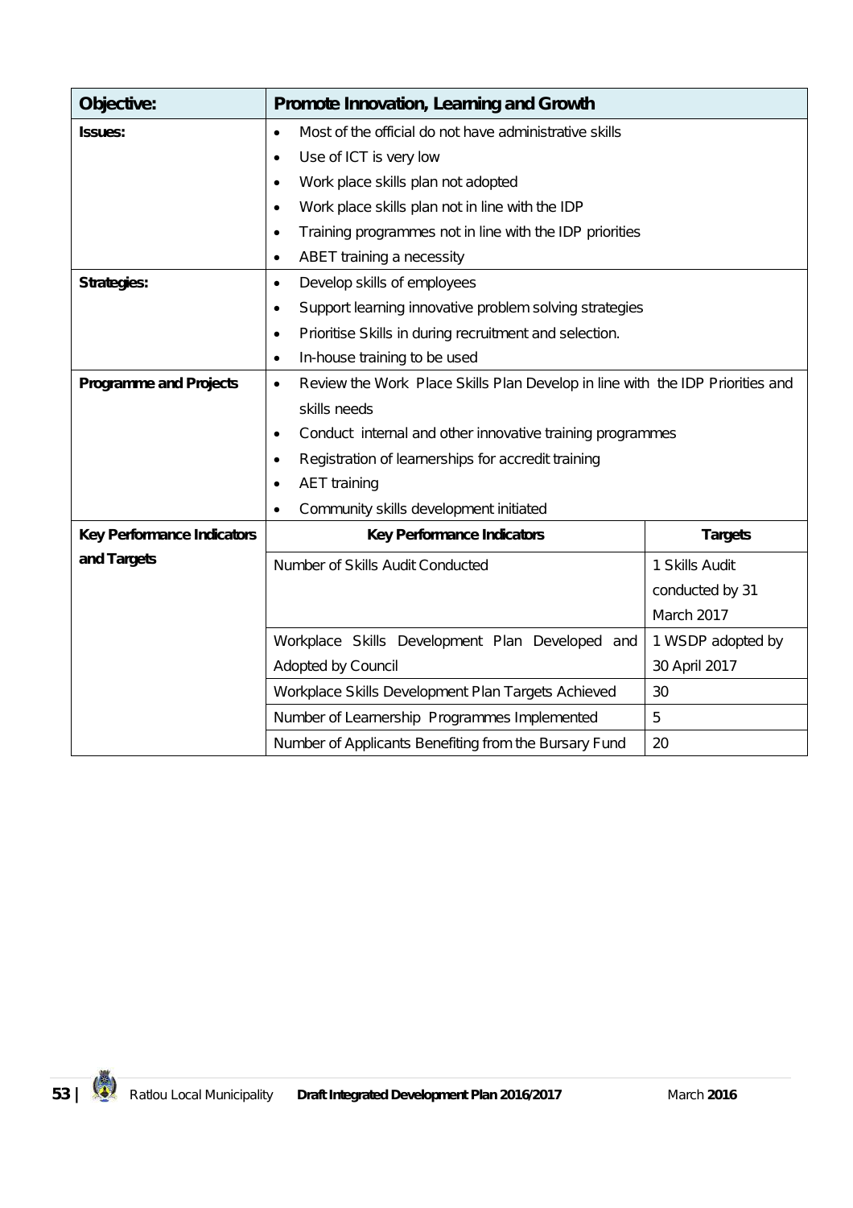| Objective: | Promote Innovation, Learning and Growth | |
|---|---|---|
| **Issues:** | • Most of the official do not have administrative skills<br>• Use of ICT is very low<br>• Work place skills plan not adopted<br>• Work place skills plan not in line with the IDP<br>• Training programmes not in line with the IDP priorities<br>• ABET training a necessity | |
| **Strategies:** | • Develop skills of employees<br>• Support learning innovative problem solving strategies<br>• Prioritise Skills in during recruitment and selection.<br>• In-house training to be used | |
| **Programme and Projects** | • Review the Work Place Skills Plan Develop in line with the IDP Priorities and skills needs<br>• Conduct internal and other innovative training programmes<br>• Registration of learnerships for accredit training<br>• AET training<br>• Community skills development initiated | |
| **Key Performance Indicators and Targets** | **Key Performance Indicators** | **Targets** |
| | Number of Skills Audit Conducted | 1 Skills Audit conducted by 31 March 2017 |
| | Workplace Skills Development Plan Developed and Adopted by Council | 1 WSDP adopted by 30 April 2017 |
| | Workplace Skills Development Plan Targets Achieved | 30 |
| | Number of Learnership Programmes Implemented | 5 |
| | Number of Applicants Benefiting from the Bursary Fund | 20 |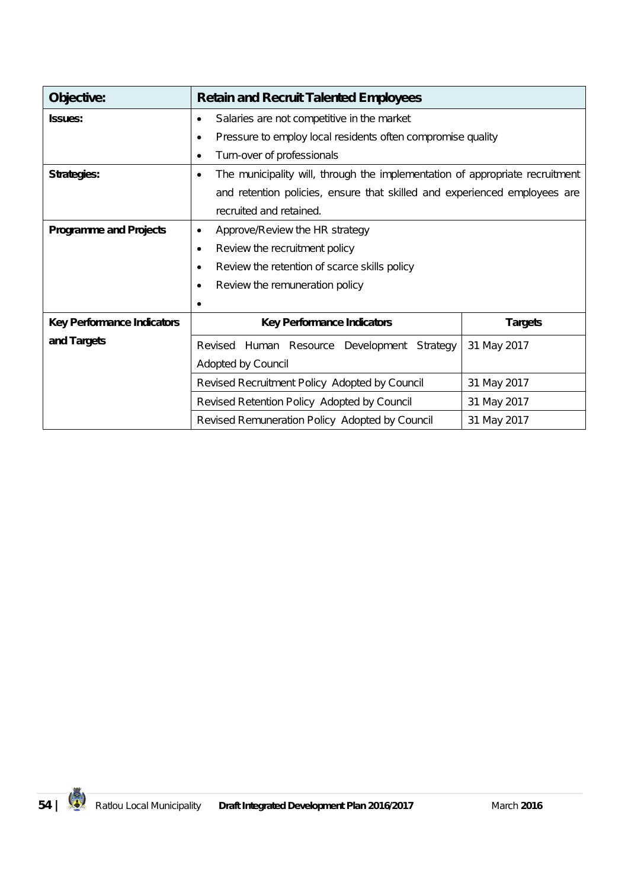| Objective: | Retain and Recruit Talented Employees | |
|---|---|---|
| Issues: | • Salaries are not competitive in the market<br>• Pressure to employ local residents often compromise quality<br>• Turn-over of professionals | |
| Strategies: | • The municipality will, through the implementation of appropriate recruitment and retention policies, ensure that skilled and experienced employees are recruited and retained. | |
| Programme and Projects | • Approve/Review the HR strategy<br>• Review the recruitment policy<br>• Review the retention of scarce skills policy<br>• Review the remuneration policy<br>• | |
| Key Performance Indicators and Targets | **Key Performance Indicators** | **Targets** |
| | Revised Human Resource Development Strategy Adopted by Council | 31 May 2017 |
| | Revised Recruitment Policy Adopted by Council | 31 May 2017 |
| | Revised Retention Policy Adopted by Council | 31 May 2017 |
| | Revised Remuneration Policy Adopted by Council | 31 May 2017 |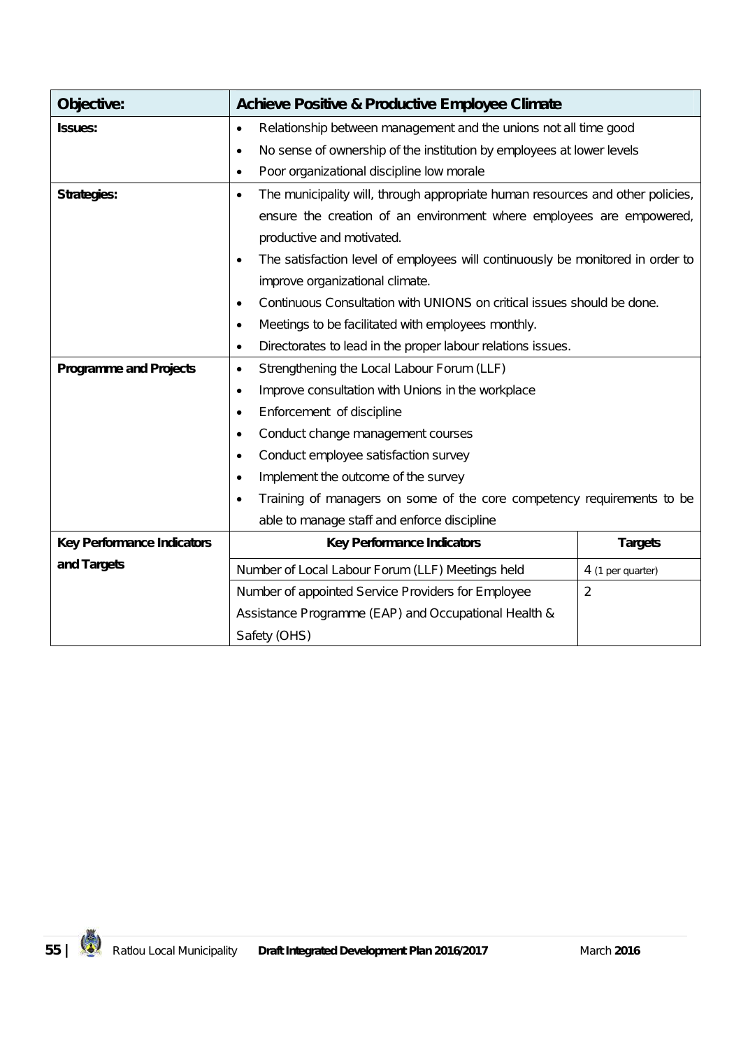| Objective: | Achieve Positive & Productive Employee Climate | |
|---|---|---|
| **Issues:** | • Relationship between management and the unions not all time good<br>• No sense of ownership of the institution by employees at lower levels<br>• Poor organizational discipline low morale | |
| **Strategies:** | • The municipality will, through appropriate human resources and other policies, ensure the creation of an environment where employees are empowered, productive and motivated.<br>• The satisfaction level of employees will continuously be monitored in order to improve organizational climate.<br>• Continuous Consultation with UNIONS on critical issues should be done.<br>• Meetings to be facilitated with employees monthly.<br>• Directorates to lead in the proper labour relations issues. | |
| **Programme and Projects** | • Strengthening the Local Labour Forum (LLF)<br>• Improve consultation with Unions in the workplace<br>• Enforcement of discipline<br>• Conduct change management courses<br>• Conduct employee satisfaction survey<br>• Implement the outcome of the survey<br>• Training of managers on some of the core competency requirements to be able to manage staff and enforce discipline | |
| **Key Performance Indicators and Targets** | **Key Performance Indicators** | **Targets** |
| | Number of Local Labour Forum (LLF) Meetings held | 4 (1 per quarter) |
| | Number of appointed Service Providers for Employee Assistance Programme (EAP) and Occupational Health & Safety (OHS) | 2 |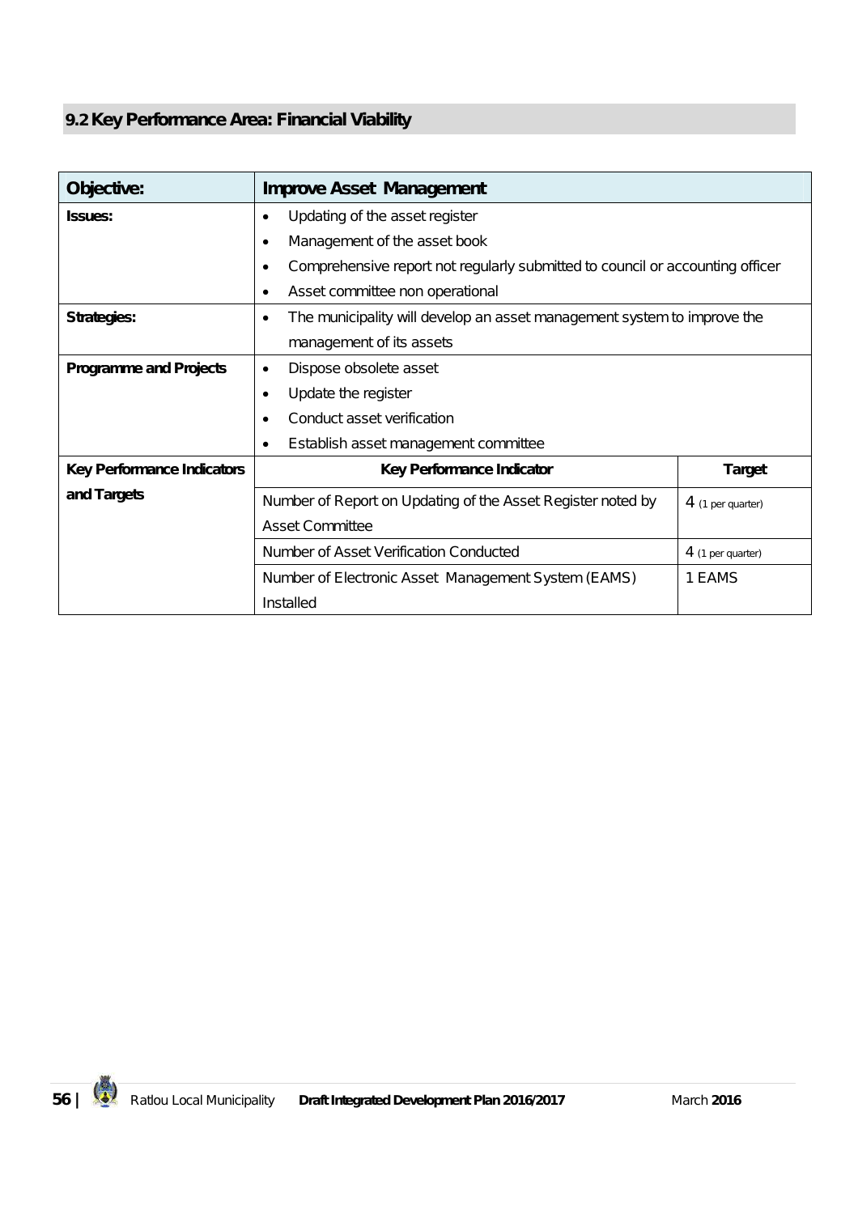## 9.2 Key Performance Area: Financial Viability

| **Objective:** | **Improve Asset Management** | |
|---|---|---|
| **Issues:** | • Updating of the asset register<br>• Management of the asset book<br>• Comprehensive report not regularly submitted to council or accounting officer<br>• Asset committee non operational | |
| **Strategies:** | • The municipality will develop an asset management system to improve the management of its assets | |
| **Programme and Projects** | • Dispose obsolete asset<br>• Update the register<br>• Conduct asset verification<br>• Establish asset management committee | |
| **Key Performance Indicators and Targets** | **Key Performance Indicator** | **Target** |
| | Number of Report on Updating of the Asset Register noted by Asset Committee | 4 (1 per quarter) |
| | Number of Asset Verification Conducted | 4 (1 per quarter) |
| | Number of Electronic Asset Management System (EAMS) Installed | 1 EAMS |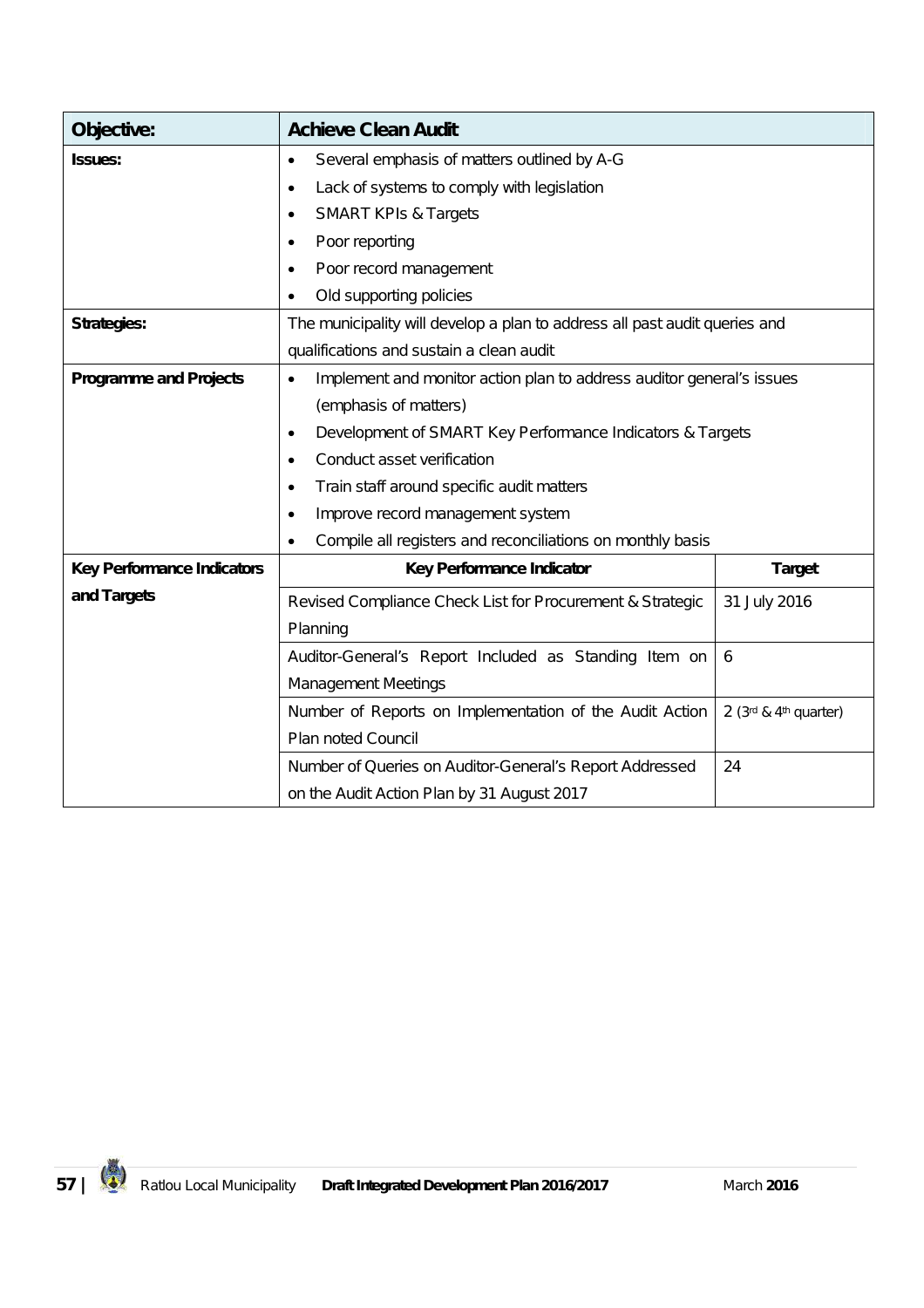| Objective: | Achieve Clean Audit | |
|---|---|---|
| **Issues:** | • Several emphasis of matters outlined by A-G<br>• Lack of systems to comply with legislation<br>• SMART KPIs & Targets<br>• Poor reporting<br>• Poor record management<br>• Old supporting policies | |
| **Strategies:** | The municipality will develop a plan to address all past audit queries and qualifications and sustain a clean audit | |
| **Programme and Projects** | • Implement and monitor action plan to address auditor general's issues (emphasis of matters)<br>• Development of SMART Key Performance Indicators & Targets<br>• Conduct asset verification<br>• Train staff around specific audit matters<br>• Improve record management system<br>• Compile all registers and reconciliations on monthly basis | |
| **Key Performance Indicators and Targets** | **Key Performance Indicator** | **Target** |
| | Revised Compliance Check List for Procurement & Strategic Planning | 31 July 2016 |
| | Auditor-General's Report Included as Standing Item on Management Meetings | 6 |
| | Number of Reports on Implementation of the Audit Action Plan noted Council | 2 (3rd & 4th quarter) |
| | Number of Queries on Auditor-General's Report Addressed on the Audit Action Plan by 31 August 2017 | 24 |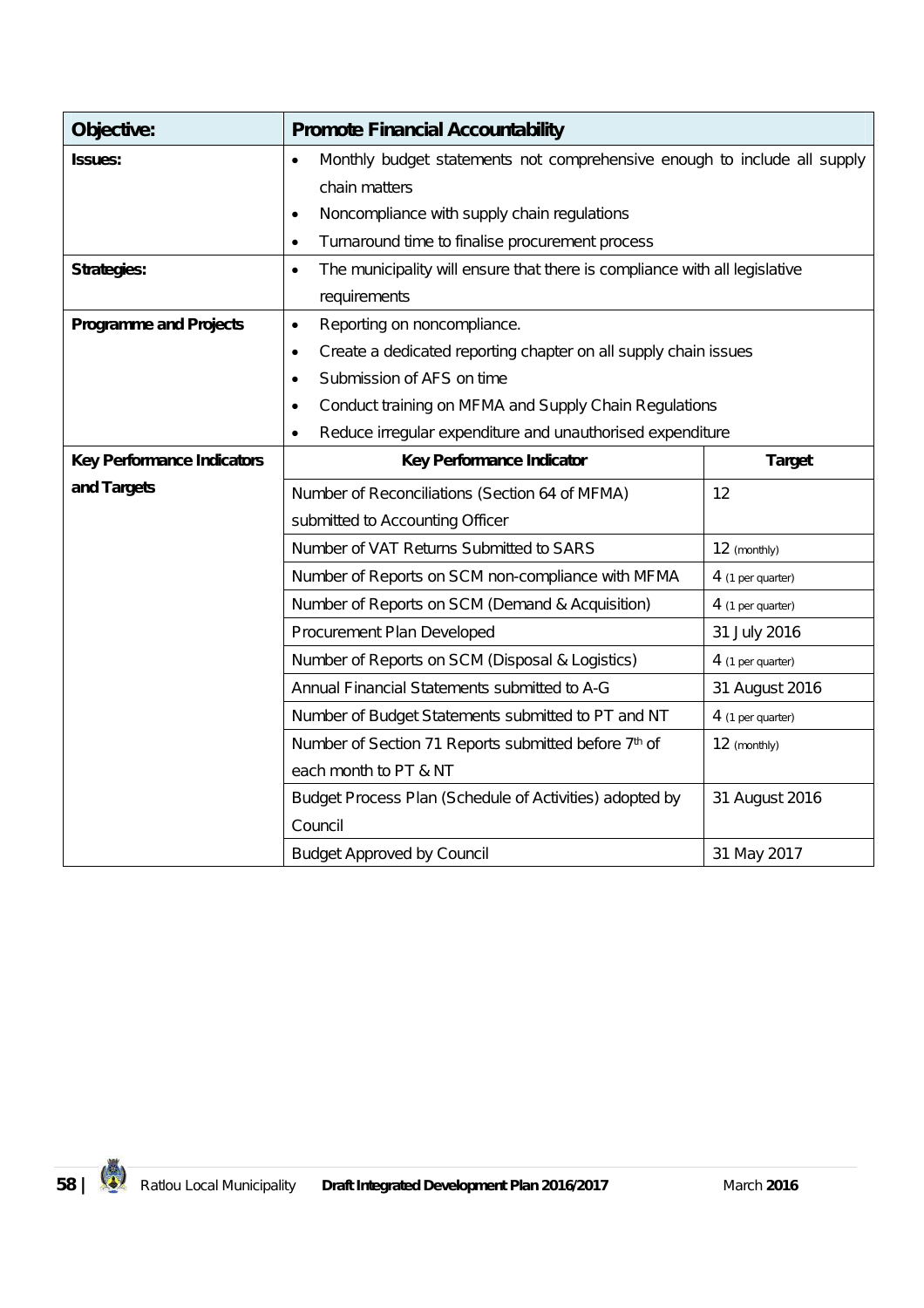| **Objective:** | **Promote Financial Accountability** | |
|---|---|---|
| **Issues:** | • Monthly budget statements not comprehensive enough to include all supply chain matters<br>• Noncompliance with supply chain regulations<br>• Turnaround time to finalise procurement process | |
| **Strategies:** | • The municipality will ensure that there is compliance with all legislative requirements | |
| **Programme and Projects** | • Reporting on noncompliance.<br>• Create a dedicated reporting chapter on all supply chain issues<br>• Submission of AFS on time<br>• Conduct training on MFMA and Supply Chain Regulations<br>• Reduce irregular expenditure and unauthorised expenditure | |
| **Key Performance Indicators and Targets** | **Key Performance Indicator** | **Target** |
| | Number of Reconciliations (Section 64 of MFMA) submitted to Accounting Officer | 12 |
| | Number of VAT Returns Submitted to SARS | 12 (monthly) |
| | Number of Reports on SCM non-compliance with MFMA | 4 (1 per quarter) |
| | Number of Reports on SCM (Demand & Acquisition) | 4 (1 per quarter) |
| | Procurement Plan Developed | 31 July 2016 |
| | Number of Reports on SCM (Disposal & Logistics) | 4 (1 per quarter) |
| | Annual Financial Statements submitted to A-G | 31 August 2016 |
| | Number of Budget Statements submitted to PT and NT | 4 (1 per quarter) |
| | Number of Section 71 Reports submitted before 7th of each month to PT & NT | 12 (monthly) |
| | Budget Process Plan (Schedule of Activities) adopted by Council | 31 August 2016 |
| | Budget Approved by Council | 31 May 2017 |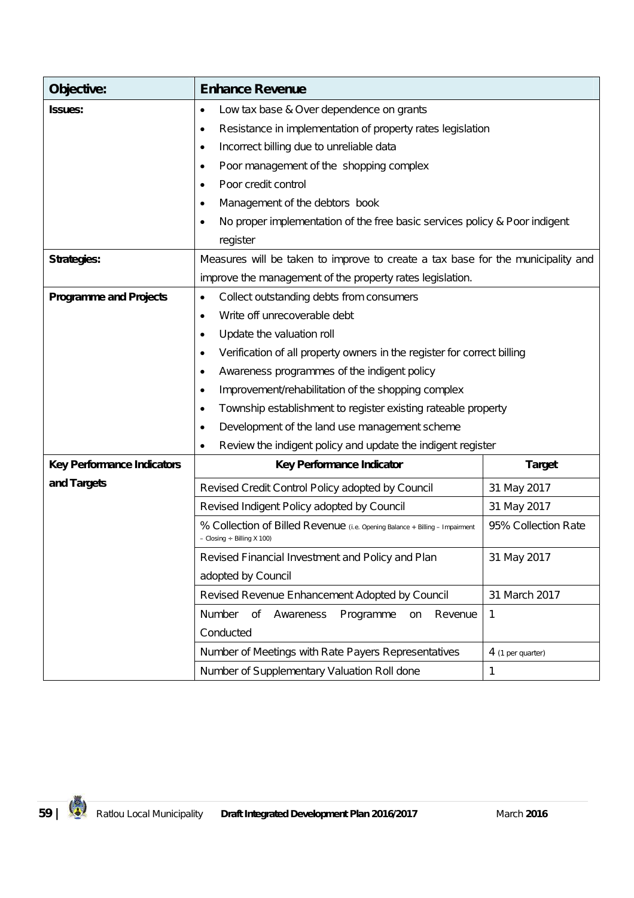| Objective: | Enhance Revenue | |
|---|---|---|
| Issues: | • Low tax base & Over dependence on grants<br>• Resistance in implementation of property rates legislation<br>• Incorrect billing due to unreliable data<br>• Poor management of the shopping complex<br>• Poor credit control<br>• Management of the debtors book<br>• No proper implementation of the free basic services policy & Poor indigent register | |
| Strategies: | Measures will be taken to improve to create a tax base for the municipality and improve the management of the property rates legislation. | |
| Programme and Projects | • Collect outstanding debts from consumers<br>• Write off unrecoverable debt<br>• Update the valuation roll<br>• Verification of all property owners in the register for correct billing<br>• Awareness programmes of the indigent policy<br>• Improvement/rehabilitation of the shopping complex<br>• Township establishment to register existing rateable property<br>• Development of the land use management scheme<br>• Review the indigent policy and update the indigent register | |
| Key Performance Indicators and Targets | **Key Performance Indicator** | **Target** |
| | Revised Credit Control Policy adopted by Council | 31 May 2017 |
| | Revised Indigent Policy adopted by Council | 31 May 2017 |
| | % Collection of Billed Revenue (i.e. Opening Balance + Billing – Impairment – Closing ÷ Billing X 100) | 95% Collection Rate |
| | Revised Financial Investment and Policy and Plan adopted by Council | 31 May 2017 |
| | Revised Revenue Enhancement Adopted by Council | 31 March 2017 |
| | Number of Awareness Programme on Revenue Conducted | 1 |
| | Number of Meetings with Rate Payers Representatives | 4 (1 per quarter) |
| | Number of Supplementary Valuation Roll done | 1 |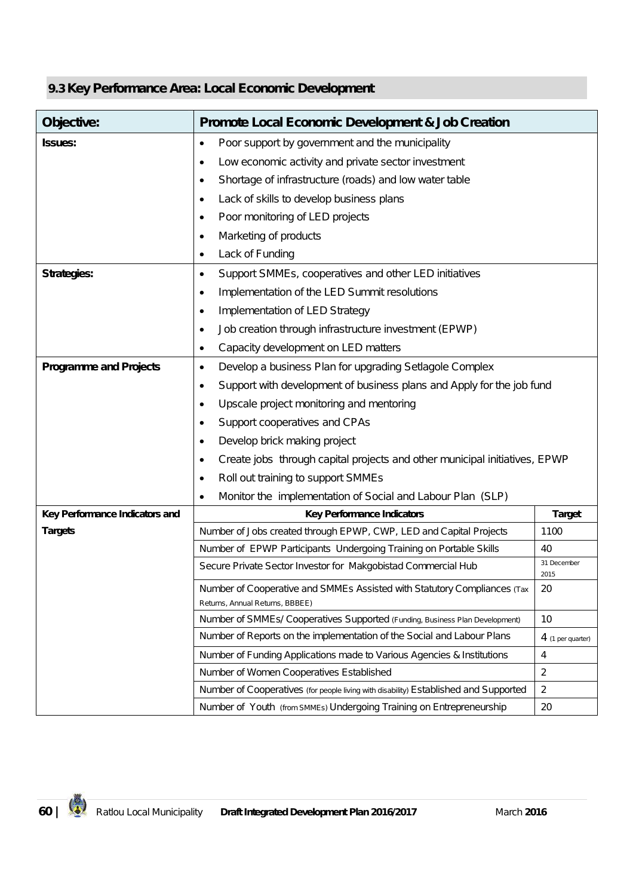## 9.3 Key Performance Area: Local Economic Development

| **Objective:** | **Promote Local Economic Development & Job Creation** | |
|---|---|---|
| **Issues:** | • Poor support by government and the municipality<br>• Low economic activity and private sector investment<br>• Shortage of infrastructure (roads) and low water table<br>• Lack of skills to develop business plans<br>• Poor monitoring of LED projects<br>• Marketing of products<br>• Lack of Funding | |
| **Strategies:** | • Support SMMEs, cooperatives and other LED initiatives<br>• Implementation of the LED Summit resolutions<br>• Implementation of LED Strategy<br>• Job creation through infrastructure investment (EPWP)<br>• Capacity development on LED matters | |
| **Programme and Projects** | • Develop a business Plan for upgrading Setlagole Complex<br>• Support with development of business plans and Apply for the job fund<br>• Upscale project monitoring and mentoring<br>• Support cooperatives and CPAs<br>• Develop brick making project<br>• Create jobs through capital projects and other municipal initiatives, EPWP<br>• Roll out training to support SMMEs<br>• Monitor the implementation of Social and Labour Plan (SLP) | |
| **Key Performance Indicators and Targets** | **Key Performance Indicators** | **Target** |
| | Number of Jobs created through EPWP, CWP, LED and Capital Projects | 1100 |
| | Number of EPWP Participants Undergoing Training on Portable Skills | 40 |
| | Secure Private Sector Investor for Makgobistad Commercial Hub | 31 December 2015 |
| | Number of Cooperative and SMMEs Assisted with Statutory Compliances (Tax Returns, Annual Returns, BBBEE) | 20 |
| | Number of SMMEs/ Cooperatives Supported (Funding, Business Plan Development) | 10 |
| | Number of Reports on the implementation of the Social and Labour Plans | 4 (1 per quarter) |
| | Number of Funding Applications made to Various Agencies & Institutions | 4 |
| | Number of Women Cooperatives Established | 2 |
| | Number of Cooperatives (for people living with disability) Established and Supported | 2 |
| | Number of Youth (from SMMEs) Undergoing Training on Entrepreneurship | 20 |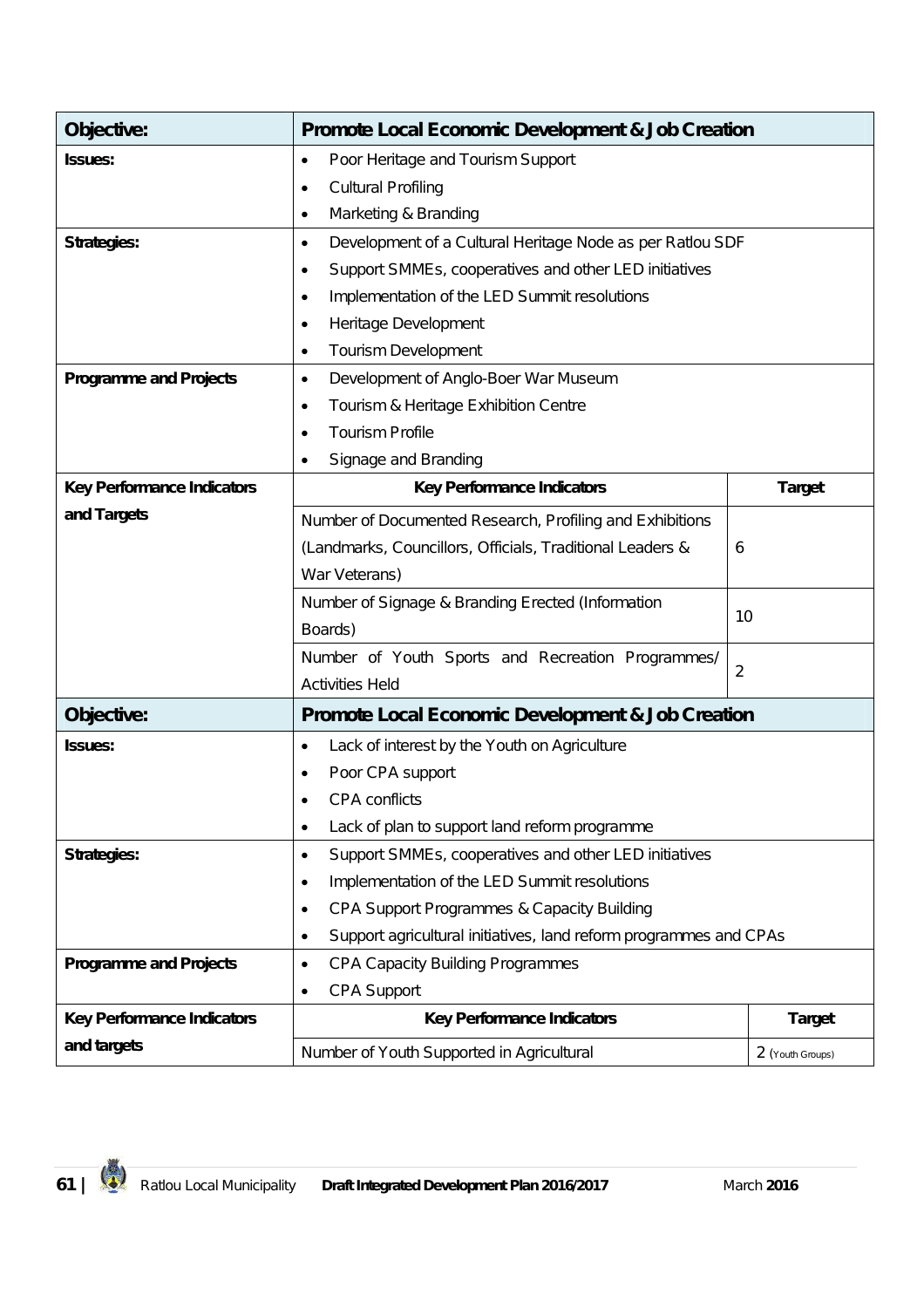| Objective: | Promote Local Economic Development & Job Creation | |
|---|---|---|
| Issues: | • Poor Heritage and Tourism Support<br>• Cultural Profiling<br>• Marketing & Branding | |
| Strategies: | • Development of a Cultural Heritage Node as per Ratlou SDF<br>• Support SMMEs, cooperatives and other LED initiatives<br>• Implementation of the LED Summit resolutions<br>• Heritage Development<br>• Tourism Development | |
| Programme and Projects | • Development of Anglo-Boer War Museum<br>• Tourism & Heritage Exhibition Centre<br>• Tourism Profile<br>• Signage and Branding | |
| Key Performance Indicators and Targets | **Key Performance Indicators** | **Target** |
| | Number of Documented Research, Profiling and Exhibitions (Landmarks, Councillors, Officials, Traditional Leaders & War Veterans) | 6 |
| | Number of Signage & Branding Erected (Information Boards) | 10 |
| | Number of Youth Sports and Recreation Programmes/ Activities Held | 2 |

| Objective: | Promote Local Economic Development & Job Creation | |
|---|---|---|
| Issues: | • Lack of interest by the Youth on Agriculture<br>• Poor CPA support<br>• CPA conflicts<br>• Lack of plan to support land reform programme | |
| Strategies: | • Support SMMEs, cooperatives and other LED initiatives<br>• Implementation of the LED Summit resolutions<br>• CPA Support Programmes & Capacity Building<br>• Support agricultural initiatives, land reform programmes and CPAs | |
| Programme and Projects | • CPA Capacity Building Programmes<br>• CPA Support | |
| Key Performance Indicators and targets | **Key Performance Indicators** | **Target** |
| | Number of Youth Supported in Agricultural | 2 (Youth Groups) |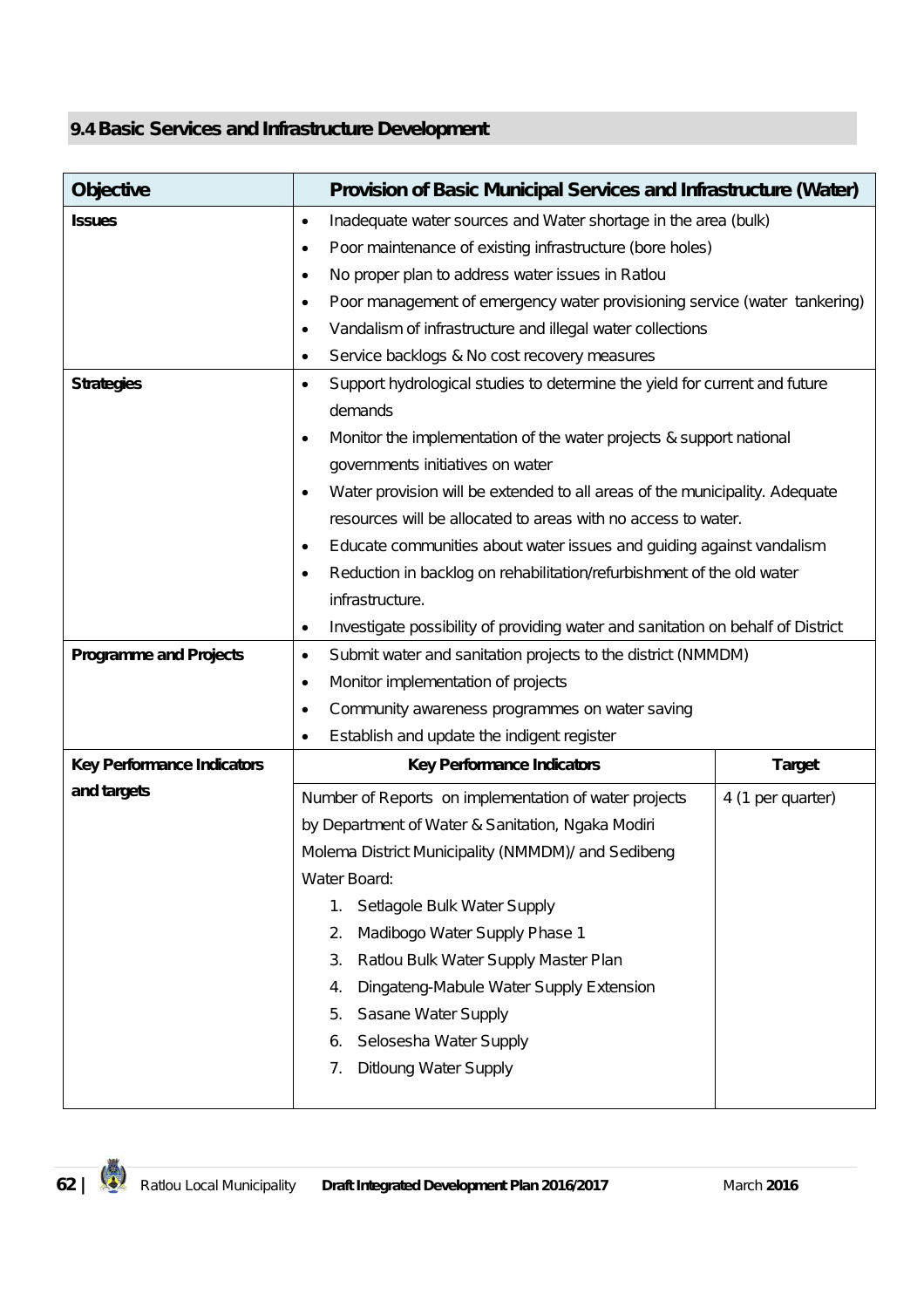## 9.4 Basic Services and Infrastructure Development

| Objective | Provision of Basic Municipal Services and Infrastructure (Water) | |
|---|---|---|
| **Issues** | • Inadequate water sources and Water shortage in the area (bulk)<br>• Poor maintenance of existing infrastructure (bore holes)<br>• No proper plan to address water issues in Ratlou<br>• Poor management of emergency water provisioning service (water tankering)<br>• Vandalism of infrastructure and illegal water collections<br>• Service backlogs & No cost recovery measures | |
| **Strategies** | • Support hydrological studies to determine the yield for current and future demands<br>• Monitor the implementation of the water projects & support national governments initiatives on water<br>• Water provision will be extended to all areas of the municipality. Adequate resources will be allocated to areas with no access to water.<br>• Educate communities about water issues and guiding against vandalism<br>• Reduction in backlog on rehabilitation/refurbishment of the old water infrastructure.<br>• Investigate possibility of providing water and sanitation on behalf of District | |
| **Programme and Projects** | • Submit water and sanitation projects to the district (NMMDM)<br>• Monitor implementation of projects<br>• Community awareness programmes on water saving<br>• Establish and update the indigent register | |
| **Key Performance Indicators and targets** | **Key Performance Indicators** | **Target** |
| | Number of Reports on implementation of water projects by Department of Water & Sanitation, Ngaka Modiri Molema District Municipality (NMMDM)/ and Sedibeng Water Board:<br>1. Setlagole Bulk Water Supply<br>2. Madibogo Water Supply Phase 1<br>3. Ratlou Bulk Water Supply Master Plan<br>4. Dingateng-Mabule Water Supply Extension<br>5. Sasane Water Supply<br>6. Selosesha Water Supply<br>7. Ditloung Water Supply | 4 (1 per quarter) |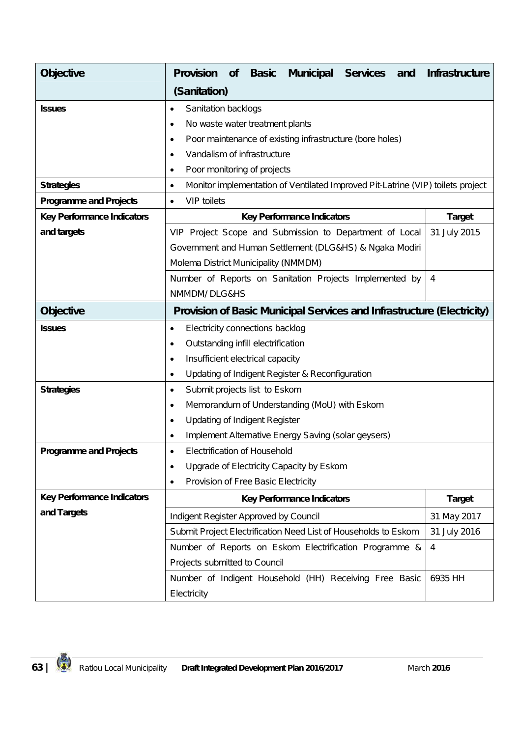| Objective | Provision of Basic Municipal Services and Infrastructure (Sanitation) | |
|---|---|---|
| **Issues** | • Sanitation backlogs<br>• No waste water treatment plants<br>• Poor maintenance of existing infrastructure (bore holes)<br>• Vandalism of infrastructure<br>• Poor monitoring of projects | |
| **Strategies** | • Monitor implementation of Ventilated Improved Pit-Latrine (VIP) toilets project | |
| **Programme and Projects** | • VIP toilets | |
| **Key Performance Indicators and targets** | **Key Performance Indicators** | **Target** |
| | VIP Project Scope and Submission to Department of Local Government and Human Settlement (DLG&HS) & Ngaka Modiri Molema District Municipality (NMMDM) | 31 July 2015 |
| | Number of Reports on Sanitation Projects Implemented by NMMDM/ DLG&HS | 4 |
| **Objective** | **Provision of Basic Municipal Services and Infrastructure (Electricity)** | |
| **Issues** | • Electricity connections backlog<br>• Outstanding infill electrification<br>• Insufficient electrical capacity<br>• Updating of Indigent Register & Reconfiguration | |
| **Strategies** | • Submit projects list to Eskom<br>• Memorandum of Understanding (MoU) with Eskom<br>• Updating of Indigent Register<br>• Implement Alternative Energy Saving (solar geysers) | |
| **Programme and Projects** | • Electrification of Household<br>• Upgrade of Electricity Capacity by Eskom<br>• Provision of Free Basic Electricity | |
| **Key Performance Indicators and Targets** | **Key Performance Indicators** | **Target** |
| | Indigent Register Approved by Council | 31 May 2017 |
| | Submit Project Electrification Need List of Households to Eskom | 31 July 2016 |
| | Number of Reports on Eskom Electrification Programme & Projects submitted to Council | 4 |
| | Number of Indigent Household (HH) Receiving Free Basic Electricity | 6935 HH |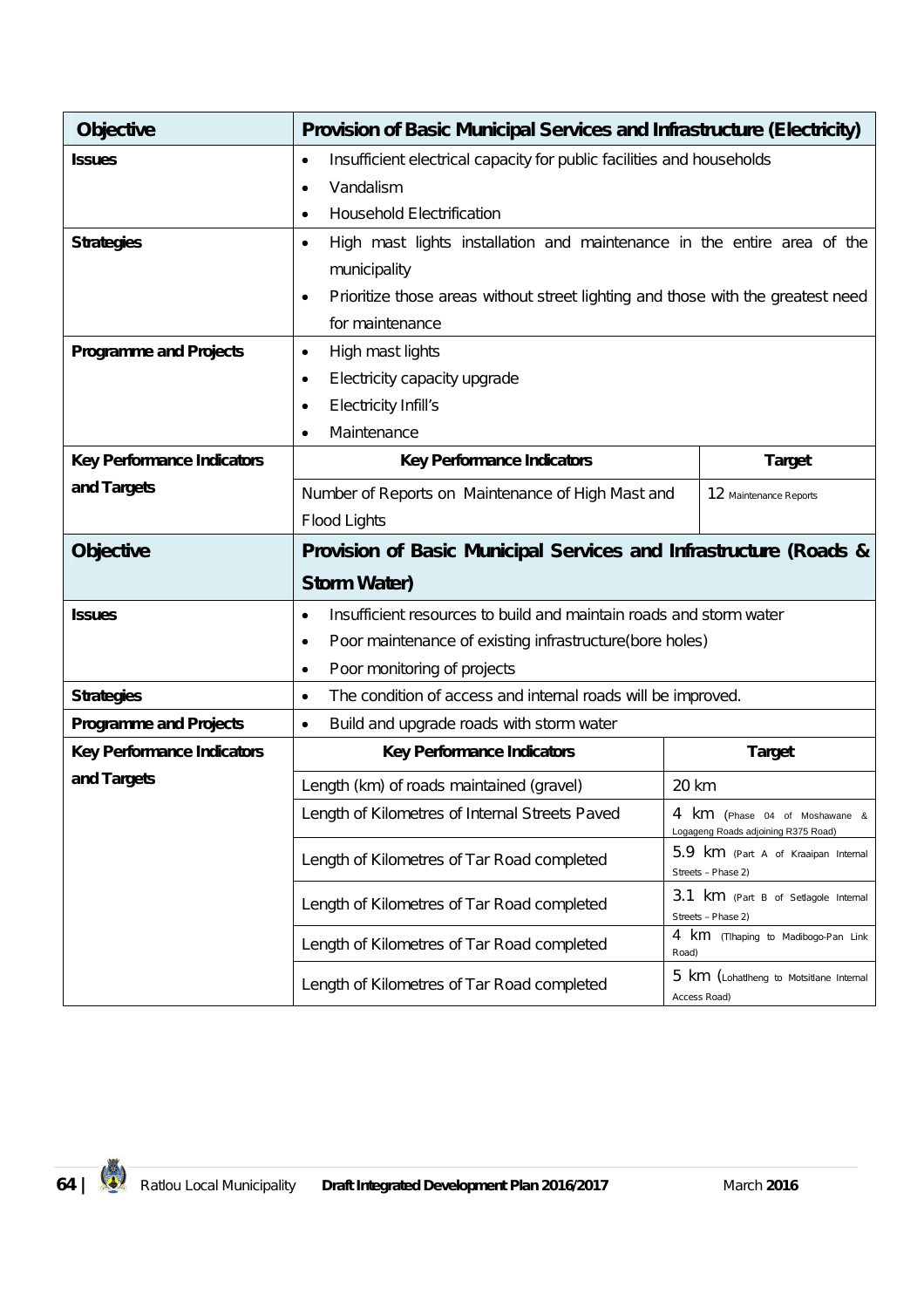| Objective | Provision of Basic Municipal Services and Infrastructure (Electricity) | |
|---|---|---|
| **Issues** | • Insufficient electrical capacity for public facilities and households<br>• Vandalism<br>• Household Electrification | |
| **Strategies** | • High mast lights installation and maintenance in the entire area of the municipality<br>• Prioritize those areas without street lighting and those with the greatest need for maintenance | |
| **Programme and Projects** | • High mast lights<br>• Electricity capacity upgrade<br>• Electricity Infill's<br>• Maintenance | |
| **Key Performance Indicators and Targets** | **Key Performance Indicators** | **Target** |
| | Number of Reports on Maintenance of High Mast and Flood Lights | 12 Maintenance Reports |

| Objective | Provision of Basic Municipal Services and Infrastructure (Roads & Storm Water) | |
|---|---|---|
| **Issues** | • Insufficient resources to build and maintain roads and storm water<br>• Poor maintenance of existing infrastructure(bore holes)<br>• Poor monitoring of projects | |
| **Strategies** | • The condition of access and internal roads will be improved. | |
| **Programme and Projects** | • Build and upgrade roads with storm water | |
| **Key Performance Indicators and Targets** | **Key Performance Indicators** | **Target** |
| | Length (km) of roads maintained (gravel) | 20 km |
| | Length of Kilometres of Internal Streets Paved | 4 km (Phase 04 of Moshawane & Logageng Roads adjoining R375 Road) |
| | Length of Kilometres of Tar Road completed | 5.9 km (Part A of Kraaipan Internal Streets – Phase 2) |
| | Length of Kilometres of Tar Road completed | 3.1 km (Part B of Setlagole Internal Streets – Phase 2) |
| | Length of Kilometres of Tar Road completed | 4 km (Tlhaping to Madibogo-Pan Link Road) |
| | Length of Kilometres of Tar Road completed | 5 km (Lohatlheng to Motsitlane Internal Access Road) |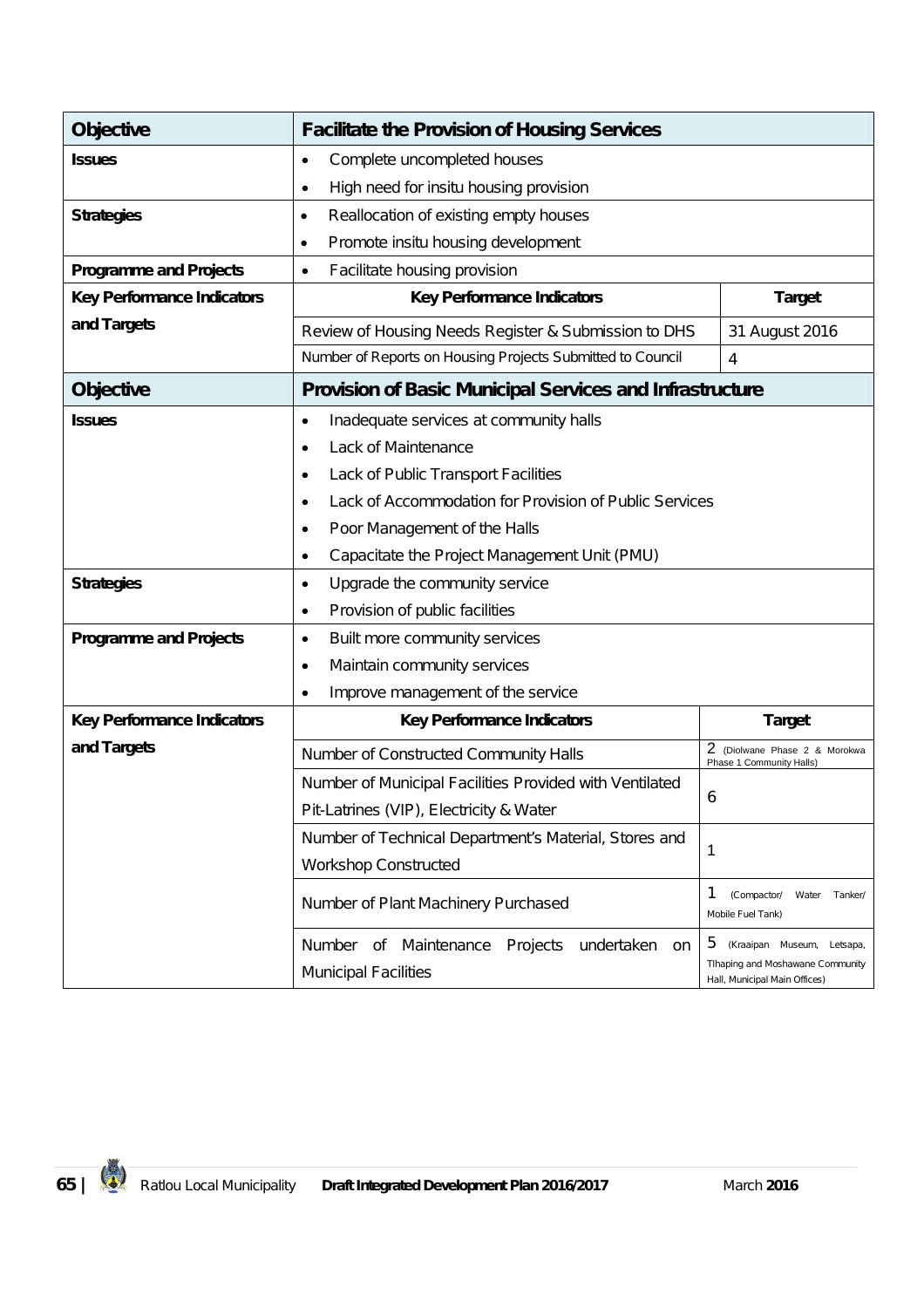| Objective | Facilitate the Provision of Housing Services | |
|---|---|---|
| **Issues** | • Complete uncompleted houses<br>• High need for insitu housing provision | |
| **Strategies** | • Reallocation of existing empty houses<br>• Promote insitu housing development | |
| **Programme and Projects** | • Facilitate housing provision | |
| **Key Performance Indicators and Targets** | **Key Performance Indicators** | **Target** |
| | Review of Housing Needs Register & Submission to DHS | 31 August 2016 |
| | Number of Reports on Housing Projects Submitted to Council | 4 |
| **Objective** | **Provision of Basic Municipal Services and Infrastructure** | |
| **Issues** | • Inadequate services at community halls<br>• Lack of Maintenance<br>• Lack of Public Transport Facilities<br>• Lack of Accommodation for Provision of Public Services<br>• Poor Management of the Halls<br>• Capacitate the Project Management Unit (PMU) | |
| **Strategies** | • Upgrade the community service<br>• Provision of public facilities | |
| **Programme and Projects** | • Built more community services<br>• Maintain community services<br>• Improve management of the service | |
| **Key Performance Indicators and Targets** | **Key Performance Indicators** | **Target** |
| | Number of Constructed Community Halls | 2 (Diolwane Phase 2 & Morokwa Phase 1 Community Halls) |
| | Number of Municipal Facilities Provided with Ventilated Pit-Latrines (VIP), Electricity & Water | 6 |
| | Number of Technical Department's Material, Stores and Workshop Constructed | 1 |
| | Number of Plant Machinery Purchased | 1 (Compactor/ Water Tanker/ Mobile Fuel Tank) |
| | Number of Maintenance Projects undertaken on Municipal Facilities | 5 (Kraaipan Museum, Letsapa, Tlhaping and Moshawane Community Hall, Municipal Main Offices) |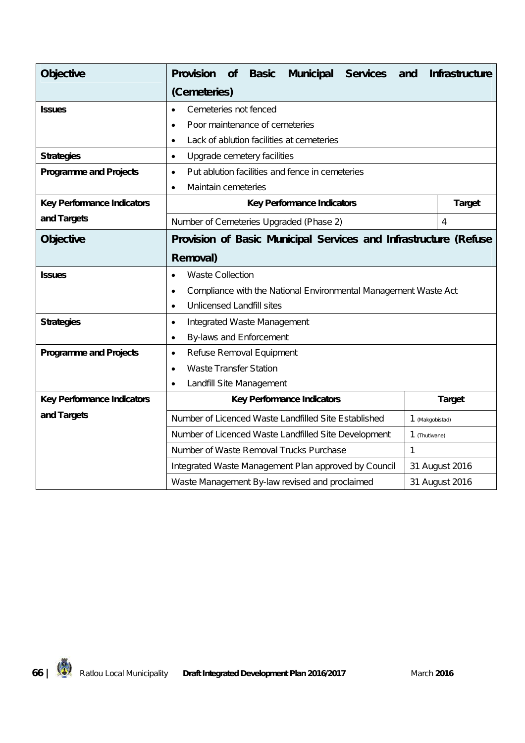| Objective | Provision of Basic Municipal Services and Infrastructure (Cemeteries) | |
|---|---|---|
| Issues | • Cemeteries not fenced<br>• Poor maintenance of cemeteries<br>• Lack of ablution facilities at cemeteries | |
| Strategies | • Upgrade cemetery facilities | |
| Programme and Projects | • Put ablution facilities and fence in cemeteries<br>• Maintain cemeteries | |
| Key Performance Indicators and Targets | **Key Performance Indicators** | **Target** |
| | Number of Cemeteries Upgraded (Phase 2) | 4 |

| Objective | Provision of Basic Municipal Services and Infrastructure (Refuse Removal) | |
|---|---|---|
| Issues | • Waste Collection<br>• Compliance with the National Environmental Management Waste Act<br>• Unlicensed Landfill sites | |
| Strategies | • Integrated Waste Management<br>• By-laws and Enforcement | |
| Programme and Projects | • Refuse Removal Equipment<br>• Waste Transfer Station<br>• Landfill Site Management | |
| Key Performance Indicators and Targets | **Key Performance Indicators** | **Target** |
| | Number of Licenced Waste Landfilled Site Established | 1 (Makgobistad) |
| | Number of Licenced Waste Landfilled Site Development | 1 (Thutlwane) |
| | Number of Waste Removal Trucks Purchase | 1 |
| | Integrated Waste Management Plan approved by Council | 31 August 2016 |
| | Waste Management By-law revised and proclaimed | 31 August 2016 |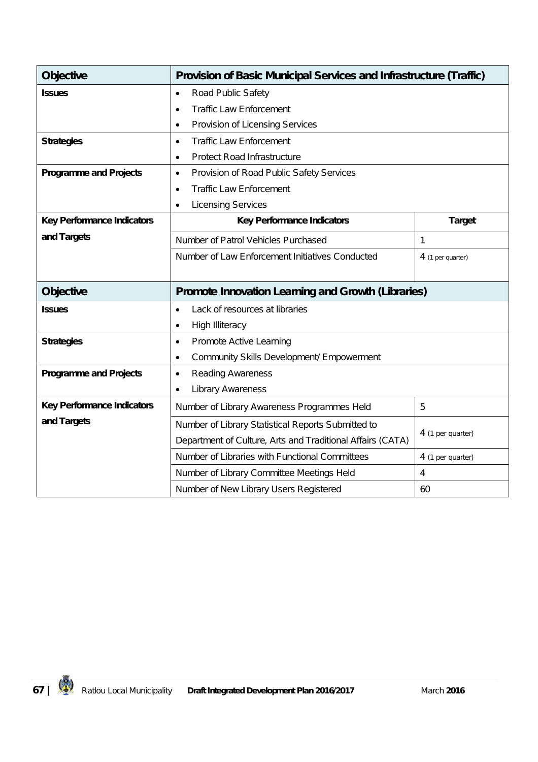| Objective | Provision of Basic Municipal Services and Infrastructure (Traffic) | |
|---|---|---|
| **Issues** | • Road Public Safety<br>• Traffic Law Enforcement<br>• Provision of Licensing Services | |
| **Strategies** | • Traffic Law Enforcement<br>• Protect Road Infrastructure | |
| **Programme and Projects** | • Provision of Road Public Safety Services<br>• Traffic Law Enforcement<br>• Licensing Services | |
| **Key Performance Indicators and Targets** | **Key Performance Indicators** | **Target** |
| | Number of Patrol Vehicles Purchased | 1 |
| | Number of Law Enforcement Initiatives Conducted | 4 (1 per quarter) |

| Objective | Promote Innovation Learning and Growth (Libraries) | |
|---|---|---|
| **Issues** | • Lack of resources at libraries<br>• High Illiteracy | |
| **Strategies** | • Promote Active Learning<br>• Community Skills Development/ Empowerment | |
| **Programme and Projects** | • Reading Awareness<br>• Library Awareness | |
| **Key Performance Indicators and Targets** | Number of Library Awareness Programmes Held | 5 |
| | Number of Library Statistical Reports Submitted to Department of Culture, Arts and Traditional Affairs (CATA) | 4 (1 per quarter) |
| | Number of Libraries with Functional Committees | 4 (1 per quarter) |
| | Number of Library Committee Meetings Held | 4 |
| | Number of New Library Users Registered | 60 |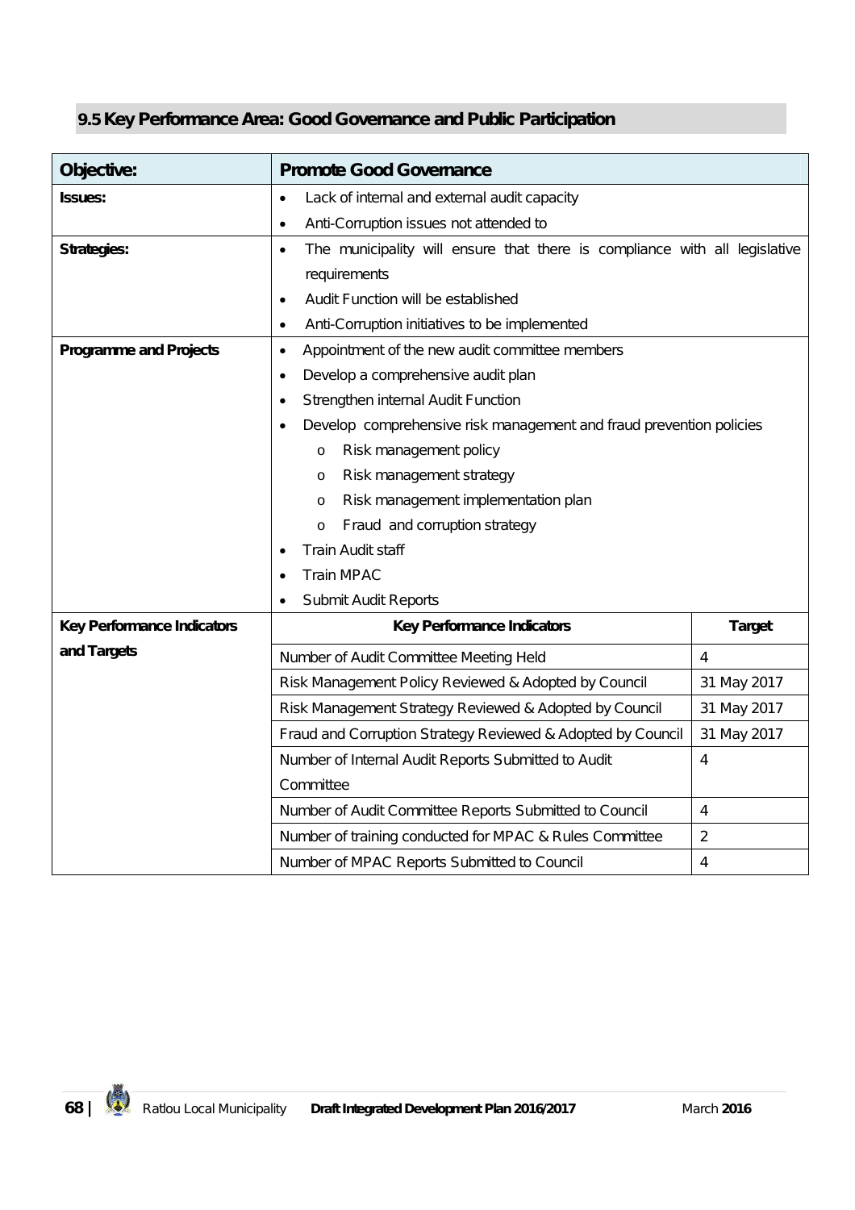## 9.5 Key Performance Area: Good Governance and Public Participation

| **Objective:** | **Promote Good Governance** | |
|---|---|---|
| **Issues:** | • Lack of internal and external audit capacity<br>• Anti-Corruption issues not attended to | |
| **Strategies:** | • The municipality will ensure that there is compliance with all legislative requirements<br>• Audit Function will be established<br>• Anti-Corruption initiatives to be implemented | |
| **Programme and Projects** | • Appointment of the new audit committee members<br>• Develop a comprehensive audit plan<br>• Strengthen internal Audit Function<br>• Develop comprehensive risk management and fraud prevention policies<br>o Risk management policy<br>o Risk management strategy<br>o Risk management implementation plan<br>o Fraud and corruption strategy<br>• Train Audit staff<br>• Train MPAC<br>• Submit Audit Reports | |
| **Key Performance Indicators and Targets** | **Key Performance Indicators** | **Target** |
| | Number of Audit Committee Meeting Held | 4 |
| | Risk Management Policy Reviewed & Adopted by Council | 31 May 2017 |
| | Risk Management Strategy Reviewed & Adopted by Council | 31 May 2017 |
| | Fraud and Corruption Strategy Reviewed & Adopted by Council | 31 May 2017 |
| | Number of Internal Audit Reports Submitted to Audit Committee | 4 |
| | Number of Audit Committee Reports Submitted to Council | 4 |
| | Number of training conducted for MPAC & Rules Committee | 2 |
| | Number of MPAC Reports Submitted to Council | 4 |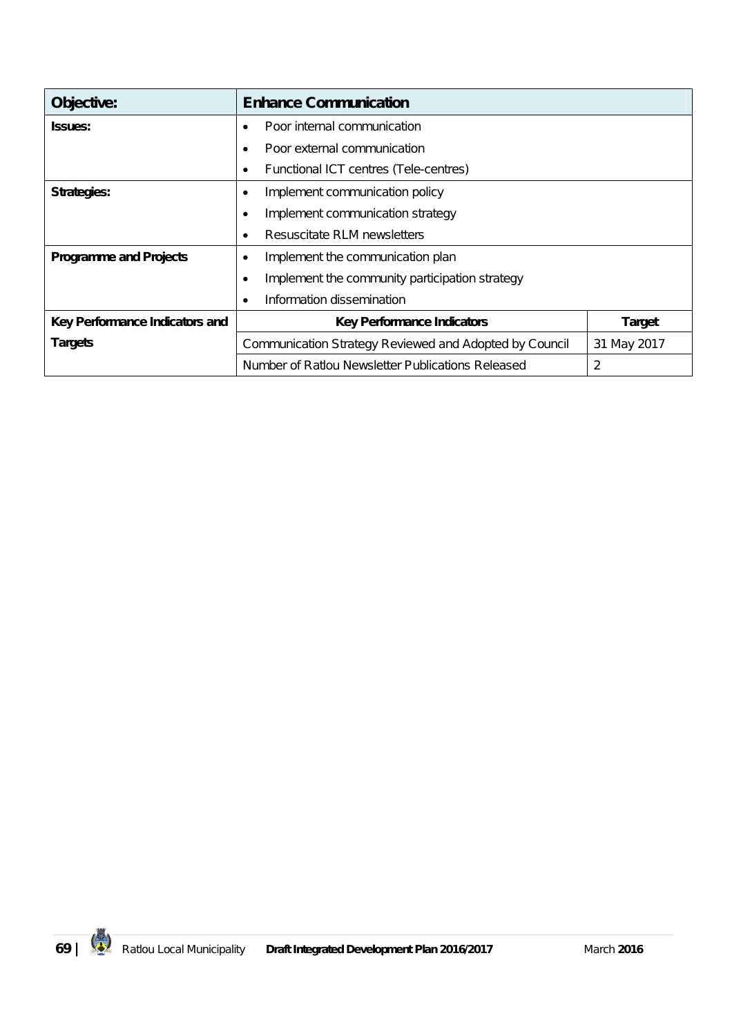| Objective: | Enhance Communication | |
|---|---|---|
| Issues: | • Poor internal communication<br>• Poor external communication<br>• Functional ICT centres (Tele-centres) | |
| Strategies: | • Implement communication policy<br>• Implement communication strategy<br>• Resuscitate RLM newsletters | |
| Programme and Projects | • Implement the communication plan<br>• Implement the community participation strategy<br>• Information dissemination | |
| Key Performance Indicators and Targets | **Key Performance Indicators** | **Target** |
| | Communication Strategy Reviewed and Adopted by Council | 31 May 2017 |
| | Number of Ratlou Newsletter Publications Released | 2 |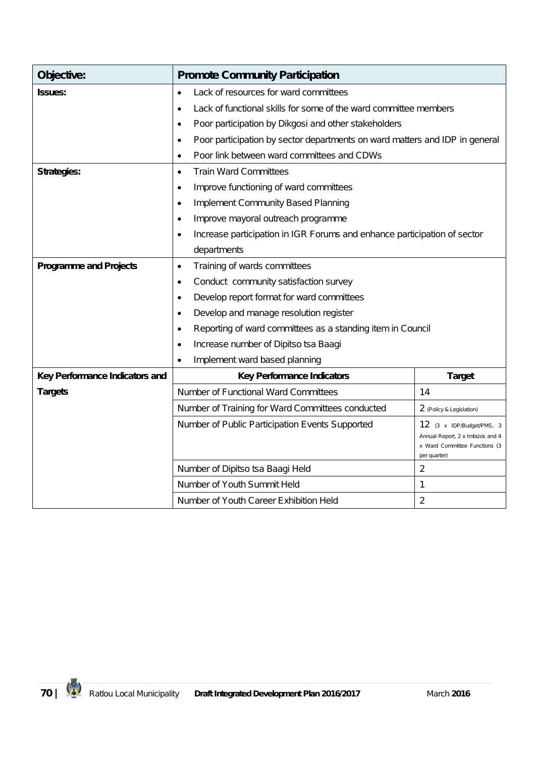| Objective: | Promote Community Participation | |
|---|---|---|
| **Issues:** | • Lack of resources for ward committees<br>• Lack of functional skills for some of the ward committee members<br>• Poor participation by Dikgosi and other stakeholders<br>• Poor participation by sector departments on ward matters and IDP in general<br>• Poor link between ward committees and CDWs | |
| **Strategies:** | • Train Ward Committees<br>• Improve functioning of ward committees<br>• Implement Community Based Planning<br>• Improve mayoral outreach programme<br>• Increase participation in IGR Forums and enhance participation of sector departments | |
| **Programme and Projects** | • Training of wards committees<br>• Conduct community satisfaction survey<br>• Develop report format for ward committees<br>• Develop and manage resolution register<br>• Reporting of ward committees as a standing item in Council<br>• Increase number of Dipitso tsa Baagi<br>• Implement ward based planning | |
| **Key Performance Indicators and Targets** | **Key Performance Indicators** | **Target** |
| | Number of Functional Ward Committees | 14 |
| | Number of Training for Ward Committees conducted | 2 (Policy & Legislation) |
| | Number of Public Participation Events Supported | 12 (3 x IDP/Budget/PMS, 3 Annual Report, 2 x Imbizos and 4 x Ward Committee Functions (3 per quarter) |
| | Number of Dipitso tsa Baagi Held | 2 |
| | Number of Youth Summit Held | 1 |
| | Number of Youth Career Exhibition Held | 2 |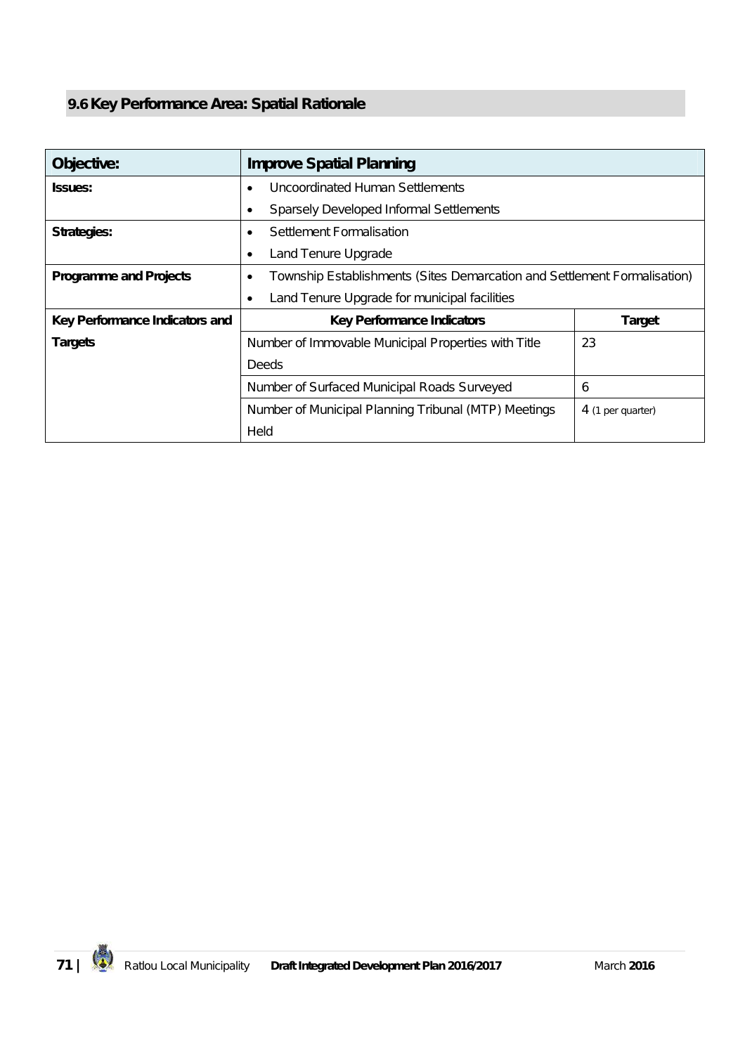## 9.6 Key Performance Area: Spatial Rationale

| **Objective:** | **Improve Spatial Planning** | |
|---|---|---|
| **Issues:** | • Uncoordinated Human Settlements<br>• Sparsely Developed Informal Settlements | |
| **Strategies:** | • Settlement Formalisation<br>• Land Tenure Upgrade | |
| **Programme and Projects** | • Township Establishments (Sites Demarcation and Settlement Formalisation)<br>• Land Tenure Upgrade for municipal facilities | |
| **Key Performance Indicators and Targets** | **Key Performance Indicators** | **Target** |
| | Number of Immovable Municipal Properties with Title Deeds | 23 |
| | Number of Surfaced Municipal Roads Surveyed | 6 |
| | Number of Municipal Planning Tribunal (MTP) Meetings Held | 4 (1 per quarter) |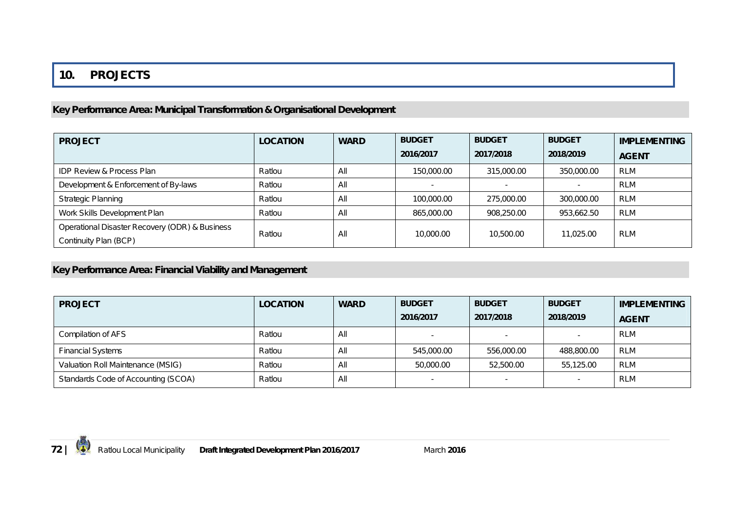# 10. PROJECTS

## Key Performance Area: Municipal Transformation & Organisational Development

| PROJECT | LOCATION | WARD | BUDGET 2016/2017 | BUDGET 2017/2018 | BUDGET 2018/2019 | IMPLEMENTING AGENT |
|---|---|---|---|---|---|---|
| IDP Review & Process Plan | Ratlou | All | 150,000.00 | 315,000.00 | 350,000.00 | RLM |
| Development & Enforcement of By-laws | Ratlou | All | - | - | - | RLM |
| Strategic Planning | Ratlou | All | 100,000.00 | 275,000.00 | 300,000.00 | RLM |
| Work Skills Development Plan | Ratlou | All | 865,000.00 | 908,250.00 | 953,662.50 | RLM |
| Operational Disaster Recovery (ODR) & Business Continuity Plan (BCP) | Ratlou | All | 10,000.00 | 10,500.00 | 11,025.00 | RLM |

## Key Performance Area: Financial Viability and Management

| PROJECT | LOCATION | WARD | BUDGET 2016/2017 | BUDGET 2017/2018 | BUDGET 2018/2019 | IMPLEMENTING AGENT |
|---|---|---|---|---|---|---|
| Compilation of AFS | Ratlou | All | - | - | - | RLM |
| Financial Systems | Ratlou | All | 545,000.00 | 556,000.00 | 488,800.00 | RLM |
| Valuation Roll Maintenance (MSIG) | Ratlou | All | 50,000.00 | 52,500.00 | 55,125.00 | RLM |
| Standards Code of Accounting (SCOA) | Ratlou | All | - | - | - | RLM |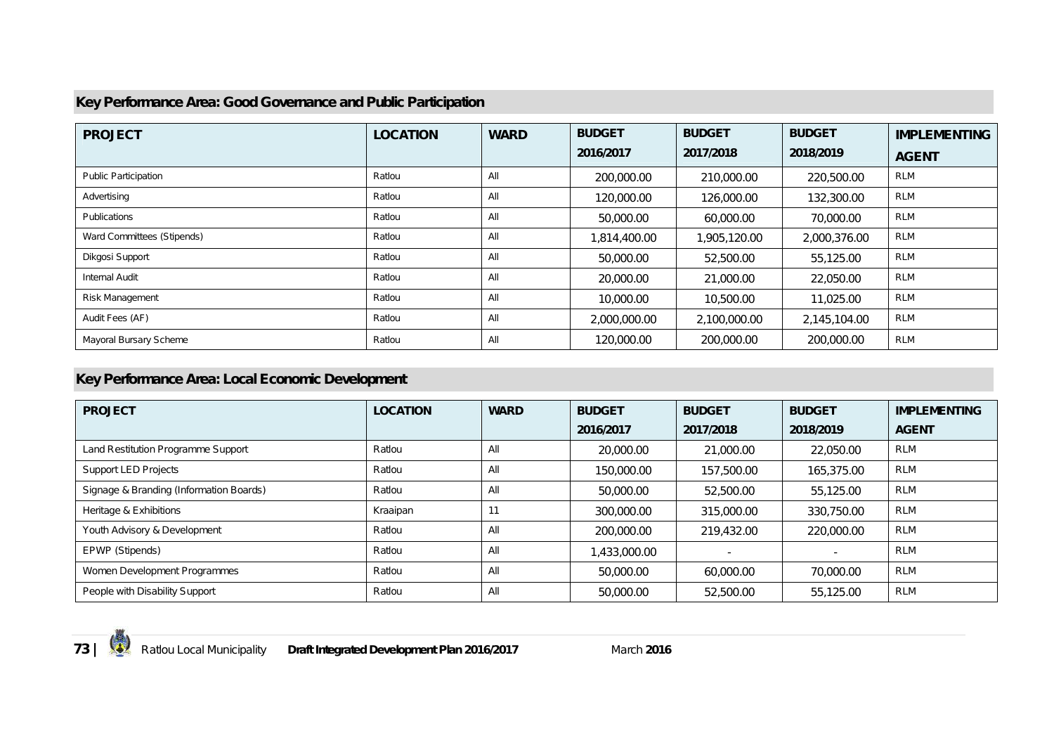## Key Performance Area: Good Governance and Public Participation

| PROJECT | LOCATION | WARD | BUDGET 2016/2017 | BUDGET 2017/2018 | BUDGET 2018/2019 | IMPLEMENTING AGENT |
|---|---|---|---|---|---|---|
| Public Participation | Ratlou | All | 200,000.00 | 210,000.00 | 220,500.00 | RLM |
| Advertising | Ratlou | All | 120,000.00 | 126,000.00 | 132,300.00 | RLM |
| Publications | Ratlou | All | 50,000.00 | 60,000.00 | 70,000.00 | RLM |
| Ward Committees (Stipends) | Ratlou | All | 1,814,400.00 | 1,905,120.00 | 2,000,376.00 | RLM |
| Dikgosi Support | Ratlou | All | 50,000.00 | 52,500.00 | 55,125.00 | RLM |
| Internal Audit | Ratlou | All | 20,000.00 | 21,000.00 | 22,050.00 | RLM |
| Risk Management | Ratlou | All | 10,000.00 | 10,500.00 | 11,025.00 | RLM |
| Audit Fees (AF) | Ratlou | All | 2,000,000.00 | 2,100,000.00 | 2,145,104.00 | RLM |
| Mayoral Bursary Scheme | Ratlou | All | 120,000.00 | 200,000.00 | 200,000.00 | RLM |

## Key Performance Area: Local Economic Development

| PROJECT | LOCATION | WARD | BUDGET 2016/2017 | BUDGET 2017/2018 | BUDGET 2018/2019 | IMPLEMENTING AGENT |
|---|---|---|---|---|---|---|
| Land Restitution Programme Support | Ratlou | All | 20,000.00 | 21,000.00 | 22,050.00 | RLM |
| Support LED Projects | Ratlou | All | 150,000.00 | 157,500.00 | 165,375.00 | RLM |
| Signage & Branding (Information Boards) | Ratlou | All | 50,000.00 | 52,500.00 | 55,125.00 | RLM |
| Heritage & Exhibitions | Kraaipan | 11 | 300,000.00 | 315,000.00 | 330,750.00 | RLM |
| Youth Advisory & Development | Ratlou | All | 200,000.00 | 219,432.00 | 220,000.00 | RLM |
| EPWP (Stipends) | Ratlou | All | 1,433,000.00 | - | - | RLM |
| Women Development Programmes | Ratlou | All | 50,000.00 | 60,000.00 | 70,000.00 | RLM |
| People with Disability Support | Ratlou | All | 50,000.00 | 52,500.00 | 55,125.00 | RLM |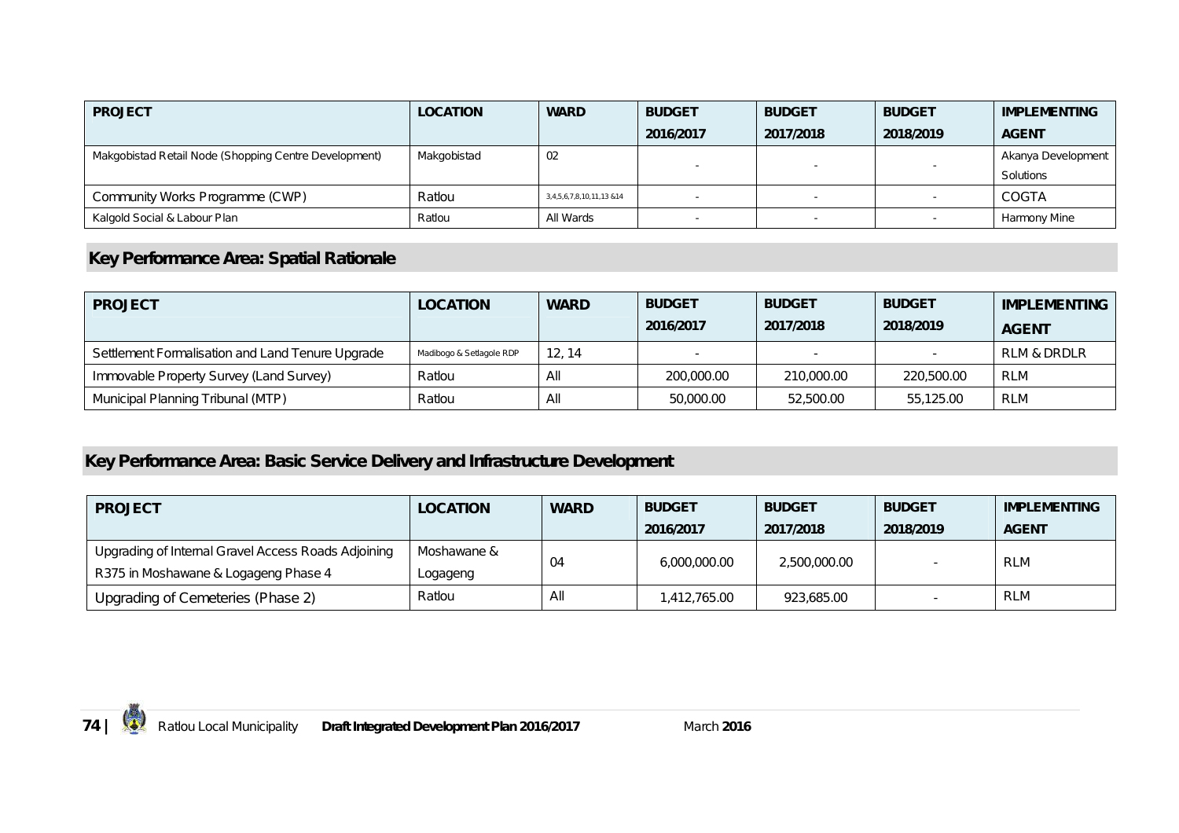| PROJECT | LOCATION | WARD | BUDGET 2016/2017 | BUDGET 2017/2018 | BUDGET 2018/2019 | IMPLEMENTING AGENT |
|---|---|---|---|---|---|---|
| Makgobistad Retail Node (Shopping Centre Development) | Makgobistad | 02 | - | - | - | Akanya Development Solutions |
| Community Works Programme (CWP) | Ratlou | 3,4,5,6,7,8,10,11,13 &14 | - | - | - | COGTA |
| Kalgold Social & Labour Plan | Ratlou | All Wards | - | - | - | Harmony Mine |

## Key Performance Area: Spatial Rationale

| PROJECT | LOCATION | WARD | BUDGET 2016/2017 | BUDGET 2017/2018 | BUDGET 2018/2019 | IMPLEMENTING AGENT |
|---|---|---|---|---|---|---|
| Settlement Formalisation and Land Tenure Upgrade | Madibogo & Setlagole RDP | 12, 14 | - | - | - | RLM & DRDLR |
| Immovable Property Survey (Land Survey) | Ratlou | All | 200,000.00 | 210,000.00 | 220,500.00 | RLM |
| Municipal Planning Tribunal (MTP) | Ratlou | All | 50,000.00 | 52,500.00 | 55,125.00 | RLM |

## Key Performance Area: Basic Service Delivery and Infrastructure Development

| PROJECT | LOCATION | WARD | BUDGET 2016/2017 | BUDGET 2017/2018 | BUDGET 2018/2019 | IMPLEMENTING AGENT |
|---|---|---|---|---|---|---|
| Upgrading of Internal Gravel Access Roads Adjoining R375 in Moshawane & Logageng Phase 4 | Moshawane & Logageng | 04 | 6,000,000.00 | 2,500,000.00 | - | RLM |
| Upgrading of Cemeteries (Phase 2) | Ratlou | All | 1,412,765.00 | 923,685.00 | - | RLM |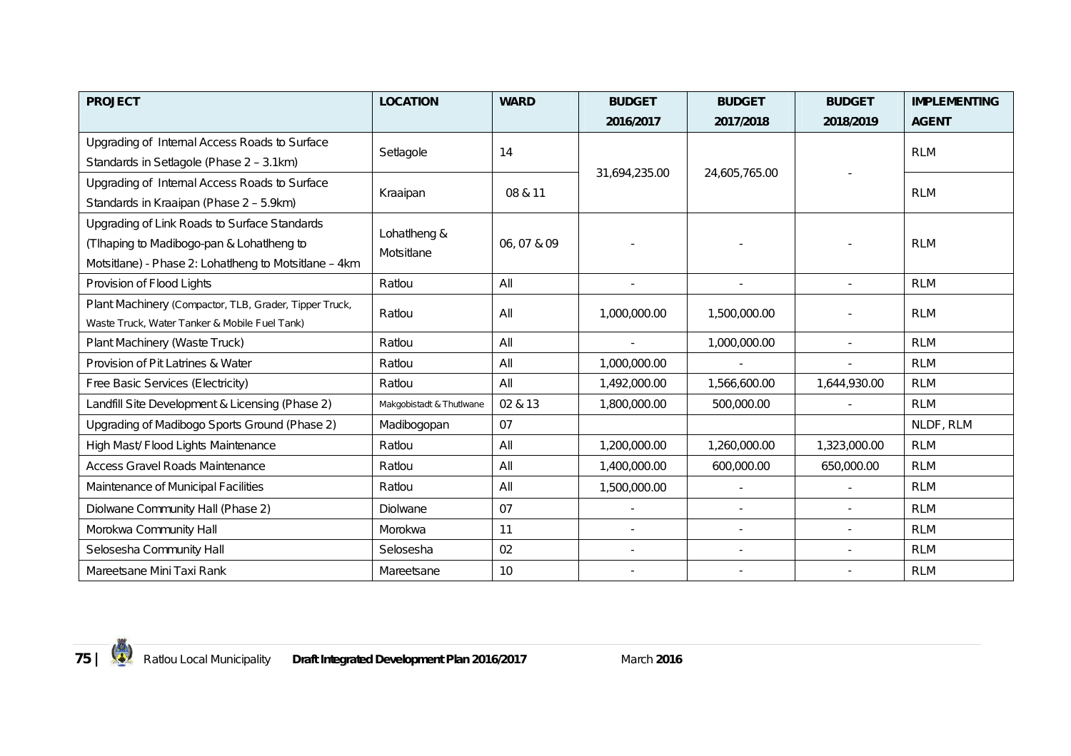| PROJECT | LOCATION | WARD | BUDGET 2016/2017 | BUDGET 2017/2018 | BUDGET 2018/2019 | IMPLEMENTING AGENT |
|---|---|---|---|---|---|---|
| Upgrading of Internal Access Roads to Surface Standards in Setlagole (Phase 2 – 3.1km) | Setlagole | 14 | 31,694,235.00 | 24,605,765.00 | - | RLM |
| Upgrading of Internal Access Roads to Surface Standards in Kraaipan (Phase 2 – 5.9km) | Kraaipan | 08 & 11 | | | | RLM |
| Upgrading of Link Roads to Surface Standards (Tlhaping to Madibogo-pan & Lohatlheng to Motsitlane) - Phase 2: Lohatlheng to Motsitlane – 4km | Lohatlheng & Motsitlane | 06, 07 & 09 | - | - | - | RLM |
| Provision of Flood Lights | Ratlou | All | - | - | - | RLM |
| Plant Machinery (Compactor, TLB, Grader, Tipper Truck, Waste Truck, Water Tanker & Mobile Fuel Tank) | Ratlou | All | 1,000,000.00 | 1,500,000.00 | - | RLM |
| Plant Machinery (Waste Truck) | Ratlou | All | - | 1,000,000.00 | - | RLM |
| Provision of Pit Latrines & Water | Ratlou | All | 1,000,000.00 | - | - | RLM |
| Free Basic Services (Electricity) | Ratlou | All | 1,492,000.00 | 1,566,600.00 | 1,644,930.00 | RLM |
| Landfill Site Development & Licensing (Phase 2) | Makgobistadt & Thutlwane | 02 & 13 | 1,800,000.00 | 500,000.00 | - | RLM |
| Upgrading of Madibogo Sports Ground (Phase 2) | Madibogopan | 07 | | | | NLDF, RLM |
| High Mast/ Flood Lights Maintenance | Ratlou | All | 1,200,000.00 | 1,260,000.00 | 1,323,000.00 | RLM |
| Access Gravel Roads Maintenance | Ratlou | All | 1,400,000.00 | 600,000.00 | 650,000.00 | RLM |
| Maintenance of Municipal Facilities | Ratlou | All | 1,500,000.00 | - | - | RLM |
| Diolwane Community Hall (Phase 2) | Diolwane | 07 | - | - | - | RLM |
| Morokwa Community Hall | Morokwa | 11 | - | - | - | RLM |
| Selosesha Community Hall | Selosesha | 02 | - | - | - | RLM |
| Mareetsane Mini Taxi Rank | Mareetsane | 10 | - | - | - | RLM |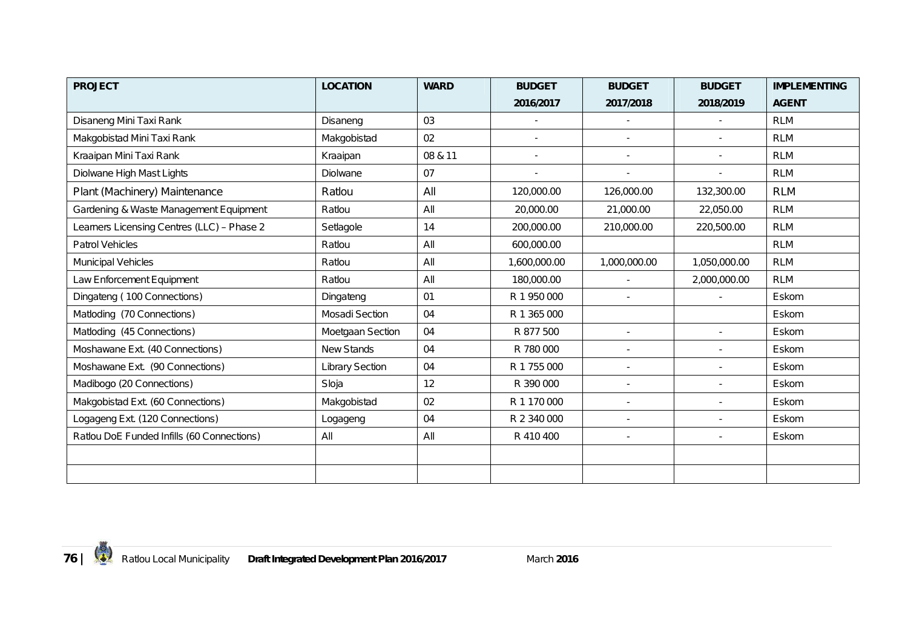| PROJECT | LOCATION | WARD | BUDGET 2016/2017 | BUDGET 2017/2018 | BUDGET 2018/2019 | IMPLEMENTING AGENT |
|---|---|---|---|---|---|---|
| Disaneng Mini Taxi Rank | Disaneng | 03 | - | - | - | RLM |
| Makgobistad Mini Taxi Rank | Makgobistad | 02 | - | - | - | RLM |
| Kraaipan Mini Taxi Rank | Kraaipan | 08 & 11 | - | - | - | RLM |
| Diolwane High Mast Lights | Diolwane | 07 | - | - | - | RLM |
| Plant (Machinery) Maintenance | Ratlou | All | 120,000.00 | 126,000.00 | 132,300.00 | RLM |
| Gardening & Waste Management Equipment | Ratlou | All | 20,000.00 | 21,000.00 | 22,050.00 | RLM |
| Learners Licensing Centres (LLC) – Phase 2 | Setlagole | 14 | 200,000.00 | 210,000.00 | 220,500.00 | RLM |
| Patrol Vehicles | Ratlou | All | 600,000.00 | | | RLM |
| Municipal Vehicles | Ratlou | All | 1,600,000.00 | 1,000,000.00 | 1,050,000.00 | RLM |
| Law Enforcement Equipment | Ratlou | All | 180,000.00 | - | 2,000,000.00 | RLM |
| Dingateng ( 100 Connections) | Dingateng | 01 | R 1 950 000 | - | - | Eskom |
| Matloding (70 Connections) | Mosadi Section | 04 | R 1 365 000 | | | Eskom |
| Matloding (45 Connections) | Moetgaan Section | 04 | R 877 500 | - | - | Eskom |
| Moshawane Ext. (40 Connections) | New Stands | 04 | R 780 000 | - | - | Eskom |
| Moshawane Ext. (90 Connections) | Library Section | 04 | R 1 755 000 | - | - | Eskom |
| Madibogo (20 Connections) | Sloja | 12 | R 390 000 | - | - | Eskom |
| Makgobistad Ext. (60 Connections) | Makgobistad | 02 | R 1 170 000 | - | - | Eskom |
| Logageng Ext. (120 Connections) | Logageng | 04 | R 2 340 000 | - | - | Eskom |
| Ratlou DoE Funded Infills (60 Connections) | All | All | R 410 400 | - | - | Eskom |
| | | | | | | |
| | | | | | | |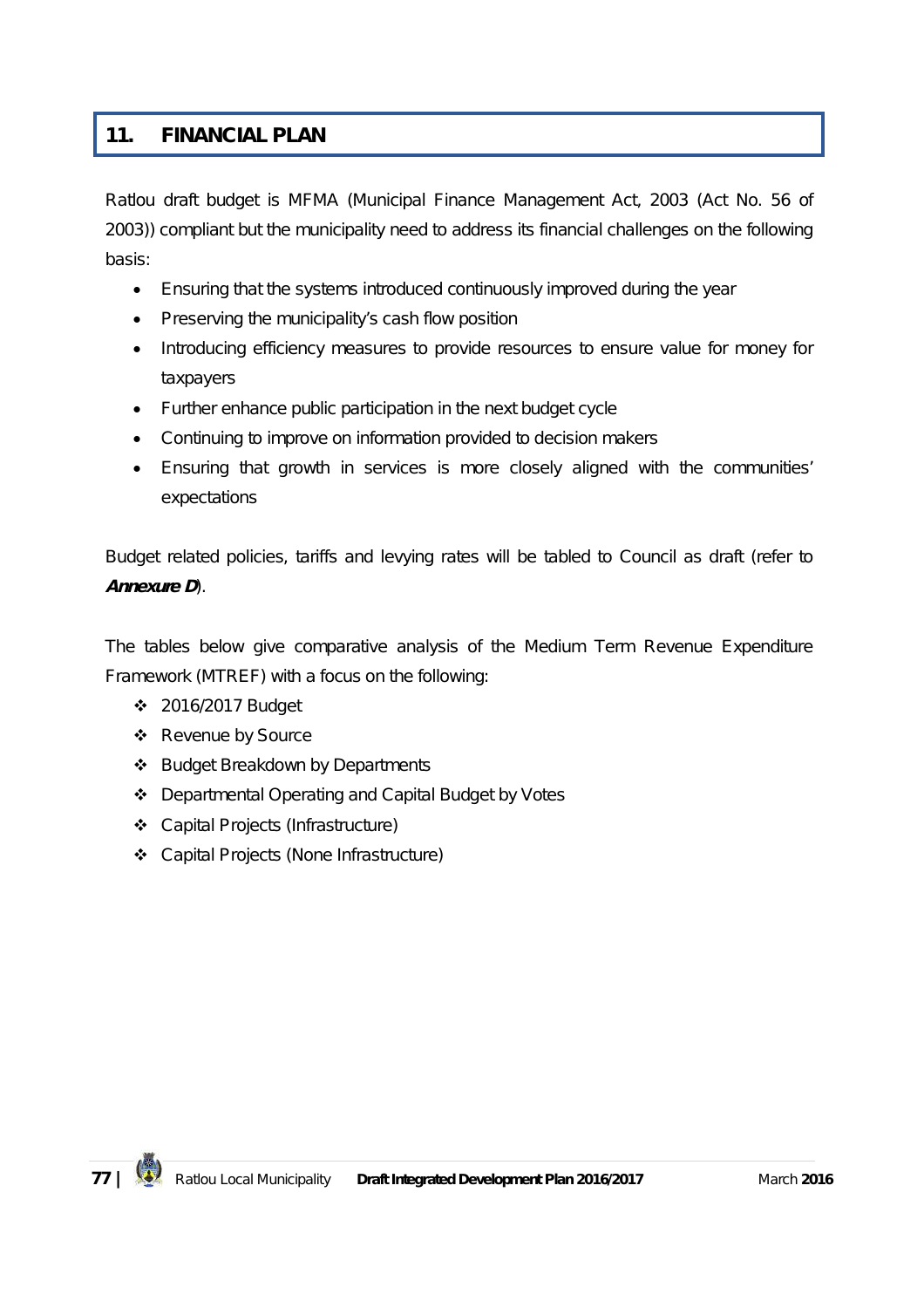## 11. FINANCIAL PLAN

Ratlou draft budget is MFMA (Municipal Finance Management Act, 2003 (Act No. 56 of 2003)) compliant but the municipality need to address its financial challenges on the following basis:

- Ensuring that the systems introduced continuously improved during the year
- Preserving the municipality's cash flow position
- Introducing efficiency measures to provide resources to ensure value for money for taxpayers
- Further enhance public participation in the next budget cycle
- Continuing to improve on information provided to decision makers
- Ensuring that growth in services is more closely aligned with the communities' expectations

Budget related policies, tariffs and levying rates will be tabled to Council as draft (refer to ***Annexure D***).

The tables below give comparative analysis of the Medium Term Revenue Expenditure Framework (MTREF) with a focus on the following:

- 2016/2017 Budget
- Revenue by Source
- Budget Breakdown by Departments
- Departmental Operating and Capital Budget by Votes
- Capital Projects (Infrastructure)
- Capital Projects (None Infrastructure)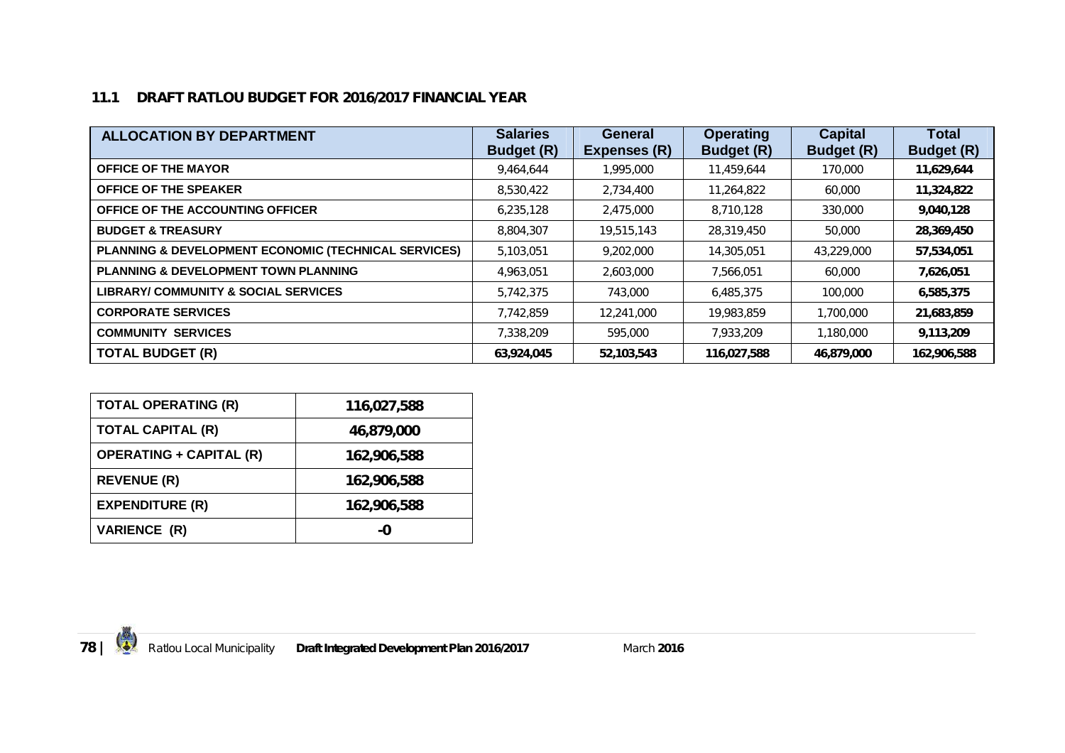## 11.1 DRAFT RATLOU BUDGET FOR 2016/2017 FINANCIAL YEAR

| ALLOCATION BY DEPARTMENT | Salaries Budget (R) | General Expenses (R) | Operating Budget (R) | Capital Budget (R) | Total Budget (R) |
|---|---|---|---|---|---|
| OFFICE OF THE MAYOR | 9,464,644 | 1,995,000 | 11,459,644 | 170,000 | **11,629,644** |
| OFFICE OF THE SPEAKER | 8,530,422 | 2,734,400 | 11,264,822 | 60,000 | **11,324,822** |
| OFFICE OF THE ACCOUNTING OFFICER | 6,235,128 | 2,475,000 | 8,710,128 | 330,000 | **9,040,128** |
| BUDGET & TREASURY | 8,804,307 | 19,515,143 | 28,319,450 | 50,000 | **28,369,450** |
| PLANNING & DEVELOPMENT ECONOMIC (TECHNICAL SERVICES) | 5,103,051 | 9,202,000 | 14,305,051 | 43,229,000 | **57,534,051** |
| PLANNING & DEVELOPMENT TOWN PLANNING | 4,963,051 | 2,603,000 | 7,566,051 | 60,000 | **7,626,051** |
| LIBRARY/ COMMUNITY & SOCIAL SERVICES | 5,742,375 | 743,000 | 6,485,375 | 100,000 | **6,585,375** |
| CORPORATE SERVICES | 7,742,859 | 12,241,000 | 19,983,859 | 1,700,000 | **21,683,859** |
| COMMUNITY SERVICES | 7,338,209 | 595,000 | 7,933,209 | 1,180,000 | **9,113,209** |
| **TOTAL BUDGET (R)** | **63,924,045** | **52,103,543** | **116,027,588** | **46,879,000** | **162,906,588** |

| | |
|---|---|
| TOTAL OPERATING (R) | **116,027,588** |
| TOTAL CAPITAL (R) | **46,879,000** |
| OPERATING + CAPITAL (R) | **162,906,588** |
| REVENUE (R) | **162,906,588** |
| EXPENDITURE (R) | **162,906,588** |
| VARIENCE (R) | **-0** |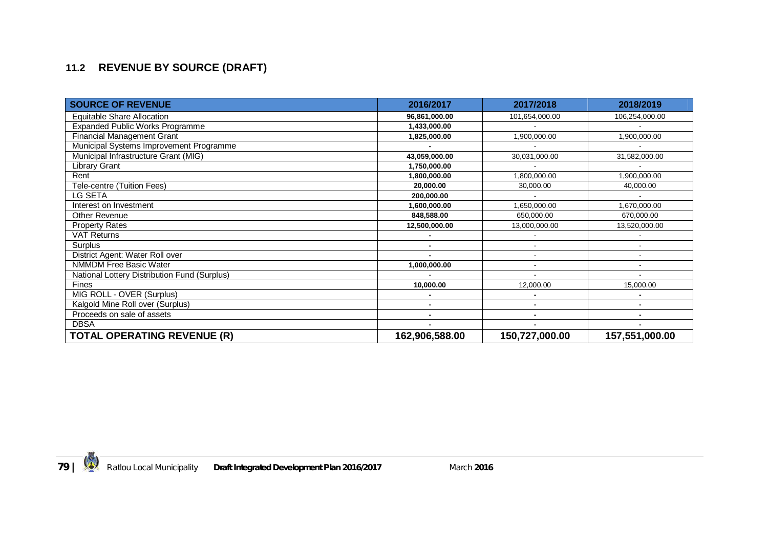## 11.2 REVENUE BY SOURCE (DRAFT)

| SOURCE OF REVENUE | 2016/2017 | 2017/2018 | 2018/2019 |
|---|---|---|---|
| Equitable Share Allocation | **96,861,000.00** | 101,654,000.00 | 106,254,000.00 |
| Expanded Public Works Programme | **1,433,000.00** | - | - |
| Financial Management Grant | **1,825,000.00** | 1,900,000.00 | 1,900,000.00 |
| Municipal Systems Improvement Programme | **-** | - | - |
| Municipal Infrastructure Grant (MIG) | **43,059,000.00** | 30,031,000.00 | 31,582,000.00 |
| Library Grant | **1,750,000.00** | - | - |
| Rent | **1,800,000.00** | 1,800,000.00 | 1,900,000.00 |
| Tele-centre (Tuition Fees) | **20,000.00** | 30,000.00 | 40,000.00 |
| LG SETA | **200,000.00** | - | - |
| Interest on Investment | **1,600,000.00** | 1,650,000.00 | 1,670,000.00 |
| Other Revenue | **848,588.00** | 650,000.00 | 670,000.00 |
| Property Rates | **12,500,000.00** | 13,000,000.00 | 13,520,000.00 |
| VAT Returns | **-** | - | - |
| Surplus | **-** | - | - |
| District Agent: Water Roll over | **-** | - | - |
| NMMDM Free Basic Water | **1,000,000.00** | - | - |
| National Lottery Distribution Fund (Surplus) | - | - | - |
| Fines | **10,000.00** | 12,000.00 | 15,000.00 |
| MIG ROLL - OVER (Surplus) | **-** | **-** | **-** |
| Kalgold Mine Roll over (Surplus) | **-** | **-** | **-** |
| Proceeds on sale of assets | **-** | **-** | **-** |
| DBSA | **-** | **-** | **-** |
| **TOTAL OPERATING REVENUE (R)** | **162,906,588.00** | **150,727,000.00** | **157,551,000.00** |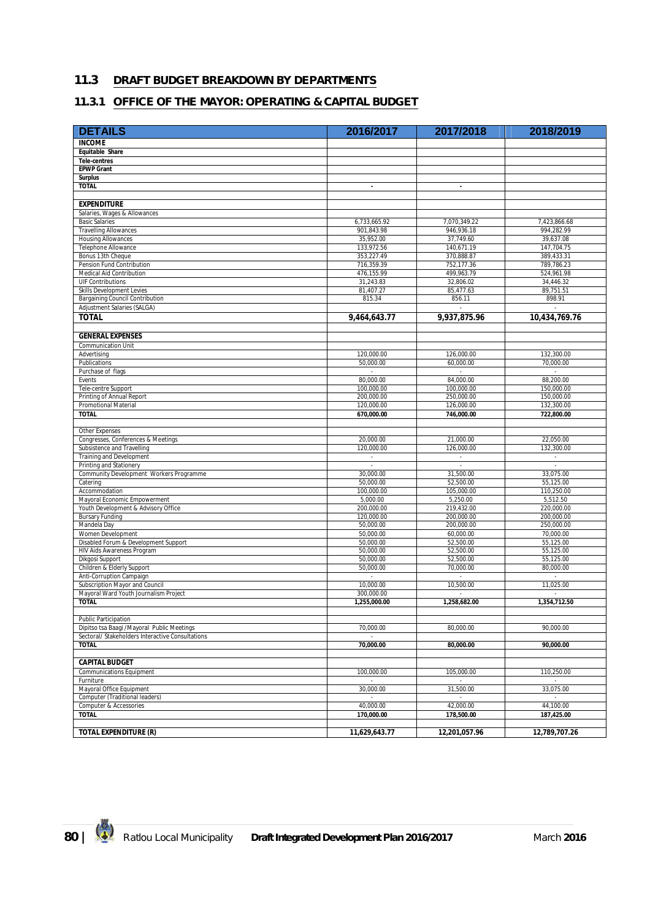## 11.3 DRAFT BUDGET BREAKDOWN BY DEPARTMENTS

### 11.3.1 OFFICE OF THE MAYOR: OPERATING & CAPITAL BUDGET

| DETAILS | 2016/2017 | 2017/2018 | 2018/2019 |
|---|---|---|---|
| **INCOME** | | | |
| **Equitable Share** | | | |
| **Tele-centres** | | | |
| **EPWP Grant** | | | |
| **Surplus** | | | |
| **TOTAL** | - | - | |
| | | | |
| **EXPENDITURE** | | | |
| Salaries, Wages & Allowances | | | |
| Basic Salaries | 6,733,665.92 | 7,070,349.22 | 7,423,866.68 |
| Travelling Allowances | 901,843.98 | 946,936.18 | 994,282.99 |
| Housing Allowances | 35,952.00 | 37,749.60 | 39,637.08 |
| Telephone Allowance | 133,972.56 | 140,671.19 | 147,704.75 |
| Bonus 13th Cheque | 353,227.49 | 370,888.87 | 389,433.31 |
| Pension Fund Contribution | 716,359.39 | 752,177.36 | 789,786.23 |
| Medical Aid Contribution | 476,155.99 | 499,963.79 | 524,961.98 |
| UIF Contributions | 31,243.83 | 32,806.02 | 34,446.32 |
| Skills Development Levies | 81,407.27 | 85,477.63 | 89,751.51 |
| Bargaining Council Contribution | 815.34 | 856.11 | 898.91 |
| Adjustment Salaries (SALGA) | | - | - |
| **TOTAL** | **9,464,643.77** | **9,937,875.96** | **10,434,769.76** |
| | | | |
| **GENERAL EXPENSES** | | | |
| Communication Unit | | | |
| Advertising | 120,000.00 | 126,000.00 | 132,300.00 |
| Publications | 50,000.00 | 60,000.00 | 70,000.00 |
| Purchase of flags | - | - | - |
| Events | 80,000.00 | 84,000.00 | 88,200.00 |
| Tele-centre Support | 100,000.00 | 100,000.00 | 150,000.00 |
| Printing of Annual Report | 200,000.00 | 250,000.00 | 150,000.00 |
| Promotional Material | 120,000.00 | 126,000.00 | 132,300.00 |
| **TOTAL** | **670,000.00** | **746,000.00** | **722,800.00** |
| | | | |
| Other Expenses | | | |
| Congresses, Conferences & Meetings | 20,000.00 | 21,000.00 | 22,050.00 |
| Subsistence and Travelling | 120,000.00 | 126,000.00 | 132,300.00 |
| Training and Development | - | - | - |
| Printing and Stationery | - | - | - |
| Community Development Workers Programme | 30,000.00 | 31,500.00 | 33,075.00 |
| Catering | 50,000.00 | 52,500.00 | 55,125.00 |
| Accommodation | 100,000.00 | 105,000.00 | 110,250.00 |
| Mayoral Economic Empowerment | 5,000.00 | 5,250.00 | 5,512.50 |
| Youth Development & Advisory Office | 200,000.00 | 219,432.00 | 220,000.00 |
| Bursary Funding | 120,000.00 | 200,000.00 | 200,000.00 |
| Mandela Day | 50,000.00 | 200,000.00 | 250,000.00 |
| Women Development | 50,000.00 | 60,000.00 | 70,000.00 |
| Disabled Forum & Development Support | 50,000.00 | 52,500.00 | 55,125.00 |
| HIV Aids Awareness Program | 50,000.00 | 52,500.00 | 55,125.00 |
| Dikgosi Support | 50,000.00 | 52,500.00 | 55,125.00 |
| Children & Elderly Support | 50,000.00 | 70,000.00 | 80,000.00 |
| Anti-Corruption Campaign | - | - | - |
| Subscription Mayor and Council | 10,000.00 | 10,500.00 | 11,025.00 |
| Mayoral Ward Youth Journalism Project | 300,000.00 | - | - |
| **TOTAL** | **1,255,000.00** | **1,258,682.00** | **1,354,712.50** |
| | | | |
| Public Participation | | | |
| Dipitso tsa Baagi /Mayoral Public Meetings | 70,000.00 | 80,000.00 | 90,000.00 |
| Sectoral/ Stakeholders Interactive Consultations | - | | |
| **TOTAL** | **70,000.00** | **80,000.00** | **90,000.00** |
| | | | |
| **CAPITAL BUDGET** | | | |
| Communications Equipment | 100,000.00 | 105,000.00 | 110,250.00 |
| Furniture | - | - | - |
| Mayoral Office Equipment | 30,000.00 | 31,500.00 | 33,075.00 |
| Computer (Traditional leaders) | - | - | - |
| Computer & Accessories | 40,000.00 | 42,000.00 | 44,100.00 |
| **TOTAL** | **170,000.00** | **178,500.00** | **187,425.00** |
| | | | |
| **TOTAL EXPENDITURE (R)** | **11,629,643.77** | **12,201,057.96** | **12,789,707.26** |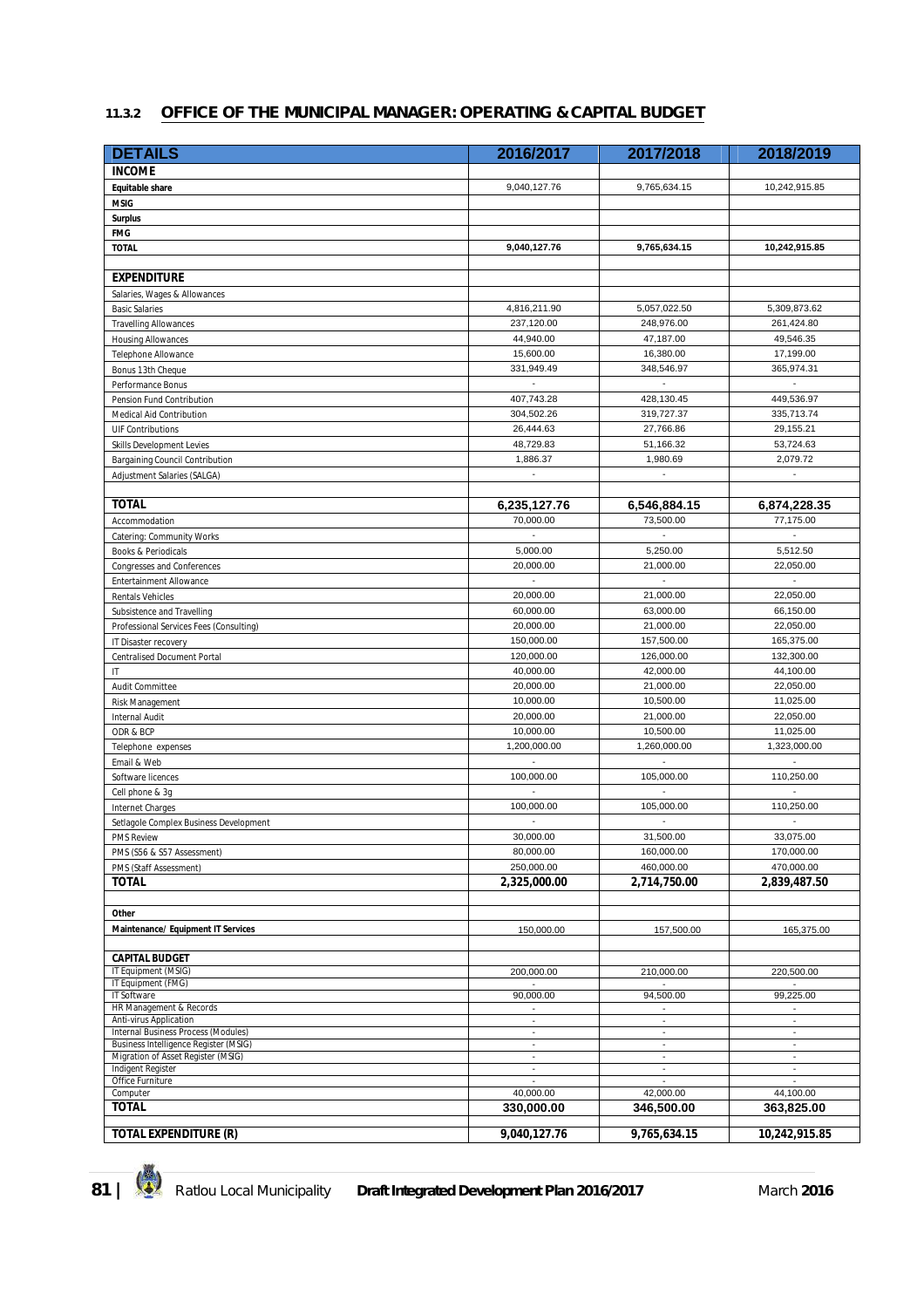### 11.3.2 OFFICE OF THE MUNICIPAL MANAGER: OPERATING & CAPITAL BUDGET

| DETAILS | 2016/2017 | 2017/2018 | 2018/2019 |
|---|---|---|---|
| **INCOME** | | | |
| **Equitable share** | 9,040,127.76 | 9,765,634.15 | 10,242,915.85 |
| **MSIG** | | | |
| **Surplus** | | | |
| **FMG** | | | |
| **TOTAL** | **9,040,127.76** | **9,765,634.15** | **10,242,915.85** |
| | | | |
| **EXPENDITURE** | | | |
| Salaries, Wages & Allowances | | | |
| Basic Salaries | 4,816,211.90 | 5,057,022.50 | 5,309,873.62 |
| Travelling Allowances | 237,120.00 | 248,976.00 | 261,424.80 |
| Housing Allowances | 44,940.00 | 47,187.00 | 49,546.35 |
| Telephone Allowance | 15,600.00 | 16,380.00 | 17,199.00 |
| Bonus 13th Cheque | 331,949.49 | 348,546.97 | 365,974.31 |
| Performance Bonus | - | - | - |
| Pension Fund Contribution | 407,743.28 | 428,130.45 | 449,536.97 |
| Medical Aid Contribution | 304,502.26 | 319,727.37 | 335,713.74 |
| UIF Contributions | 26,444.63 | 27,766.86 | 29,155.21 |
| Skills Development Levies | 48,729.83 | 51,166.32 | 53,724.63 |
| Bargaining Council Contribution | 1,886.37 | 1,980.69 | 2,079.72 |
| Adjustment Salaries (SALGA) | - | - | - |
| | | | |
| **TOTAL** | **6,235,127.76** | **6,546,884.15** | **6,874,228.35** |
| Accommodation | 70,000.00 | 73,500.00 | 77,175.00 |
| Catering: Community Works | - | - | - |
| Books & Periodicals | 5,000.00 | 5,250.00 | 5,512.50 |
| Congresses and Conferences | 20,000.00 | 21,000.00 | 22,050.00 |
| Entertainment Allowance | - | - | - |
| Rentals Vehicles | 20,000.00 | 21,000.00 | 22,050.00 |
| Subsistence and Travelling | 60,000.00 | 63,000.00 | 66,150.00 |
| Professional Services Fees (Consulting) | 20,000.00 | 21,000.00 | 22,050.00 |
| IT Disaster recovery | 150,000.00 | 157,500.00 | 165,375.00 |
| Centralised Document Portal | 120,000.00 | 126,000.00 | 132,300.00 |
| IT | 40,000.00 | 42,000.00 | 44,100.00 |
| Audit Committee | 20,000.00 | 21,000.00 | 22,050.00 |
| Risk Management | 10,000.00 | 10,500.00 | 11,025.00 |
| Internal Audit | 20,000.00 | 21,000.00 | 22,050.00 |
| ODR & BCP | 10,000.00 | 10,500.00 | 11,025.00 |
| Telephone expenses | 1,200,000.00 | 1,260,000.00 | 1,323,000.00 |
| Email & Web | - | - | - |
| Software licences | 100,000.00 | 105,000.00 | 110,250.00 |
| Cell phone & 3g | - | - | - |
| Internet Charges | 100,000.00 | 105,000.00 | 110,250.00 |
| Setlagole Complex Business Development | - | - | - |
| PMS Review | 30,000.00 | 31,500.00 | 33,075.00 |
| PMS (S56 & S57 Assessment) | 80,000.00 | 160,000.00 | 170,000.00 |
| PMS (Staff Assessment) | 250,000.00 | 460,000.00 | 470,000.00 |
| **TOTAL** | **2,325,000.00** | **2,714,750.00** | **2,839,487.50** |
| | | | |
| **Other** | | | |
| **Maintenance/ Equipment IT Services** | 150,000.00 | 157,500.00 | 165,375.00 |
| | | | |
| **CAPITAL BUDGET** | | | |
| IT Equipment (MSIG) | 200,000.00 | 210,000.00 | 220,500.00 |
| IT Equipment (FMG) | - | - | - |
| IT Software | 90,000.00 | 94,500.00 | 99,225.00 |
| HR Management & Records | - | - | - |
| Anti-virus Application | - | - | - |
| Internal Business Process (Modules) | - | - | - |
| Business Intelligence Register (MSIG) | - | - | - |
| Migration of Asset Register (MSIG) | - | - | - |
| Indigent Register | - | - | - |
| Office Furniture | - | - | - |
| Computer | 40,000.00 | 42,000.00 | 44,100.00 |
| **TOTAL** | **330,000.00** | **346,500.00** | **363,825.00** |
| | | | |
| **TOTAL EXPENDITURE (R)** | **9,040,127.76** | **9,765,634.15** | **10,242,915.85** |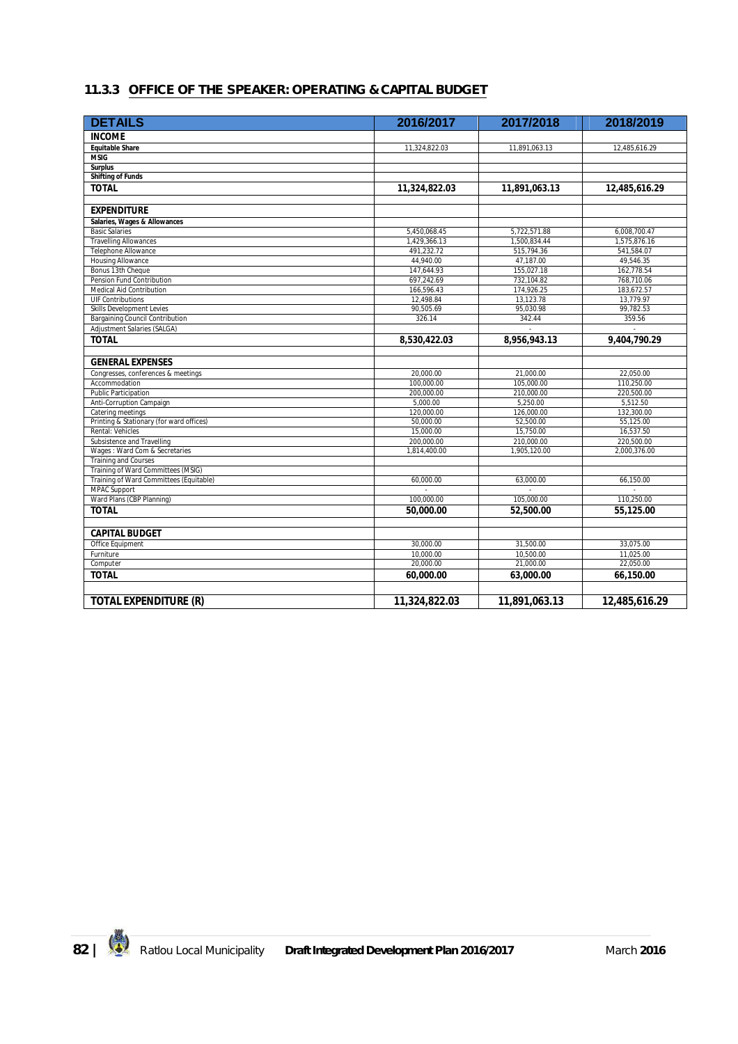### 11.3.3 OFFICE OF THE SPEAKER: OPERATING & CAPITAL BUDGET

| DETAILS | 2016/2017 | 2017/2018 | 2018/2019 |
|---|---|---|---|
| **INCOME** | | | |
| **Equitable Share** | 11,324,822.03 | 11,891,063.13 | 12,485,616.29 |
| **MSIG** | | | |
| **Surplus** | | | |
| **Shifting of Funds** | | | |
| **TOTAL** | **11,324,822.03** | **11,891,063.13** | **12,485,616.29** |
| | | | |
| **EXPENDITURE** | | | |
| **Salaries, Wages & Allowances** | | | |
| Basic Salaries | 5,450,068.45 | 5,722,571.88 | 6,008,700.47 |
| Travelling Allowances | 1,429,366.13 | 1,500,834.44 | 1,575,876.16 |
| Telephone Allowance | 491,232.72 | 515,794.36 | 541,584.07 |
| Housing Allowance | 44,940.00 | 47,187.00 | 49,546.35 |
| Bonus 13th Cheque | 147,644.93 | 155,027.18 | 162,778.54 |
| Pension Fund Contribution | 697,242.69 | 732,104.82 | 768,710.06 |
| Medical Aid Contribution | 166,596.43 | 174,926.25 | 183,672.57 |
| UIF Contributions | 12,498.84 | 13,123.78 | 13,779.97 |
| Skills Development Levies | 90,505.69 | 95,030.98 | 99,782.53 |
| Bargaining Council Contribution | 326.14 | 342.44 | 359.56 |
| Adjustment Salaries (SALGA) | | - | - |
| **TOTAL** | **8,530,422.03** | **8,956,943.13** | **9,404,790.29** |
| | | | |
| **GENERAL EXPENSES** | | | |
| Congresses, conferences & meetings | 20,000.00 | 21,000.00 | 22,050.00 |
| Accommodation | 100,000.00 | 105,000.00 | 110,250.00 |
| Public Participation | 200,000.00 | 210,000.00 | 220,500.00 |
| Anti-Corruption Campaign | 5,000.00 | 5,250.00 | 5,512.50 |
| Catering meetings | 120,000.00 | 126,000.00 | 132,300.00 |
| Printing & Stationary (for ward offices) | 50,000.00 | 52,500.00 | 55,125.00 |
| Rental: Vehicles | 15,000.00 | 15,750.00 | 16,537.50 |
| Subsistence and Travelling | 200,000.00 | 210,000.00 | 220,500.00 |
| Wages : Ward Com & Secretaries | 1,814,400.00 | 1,905,120.00 | 2,000,376.00 |
| Training and Courses | | | |
| Training of Ward Committees (MSIG) | | | |
| Training of Ward Committees (Equitable) | 60,000.00 | 63,000.00 | 66,150.00 |
| MPAC Support | - | - | - |
| Ward Plans (CBP Planning) | 100,000.00 | 105,000.00 | 110,250.00 |
| **TOTAL** | **50,000.00** | **52,500.00** | **55,125.00** |
| | | | |
| **CAPITAL BUDGET** | | | |
| Office Equipment | 30,000.00 | 31,500.00 | 33,075.00 |
| Furniture | 10,000.00 | 10,500.00 | 11,025.00 |
| Computer | 20,000.00 | 21,000.00 | 22,050.00 |
| **TOTAL** | **60,000.00** | **63,000.00** | **66,150.00** |
| | | | |
| **TOTAL EXPENDITURE (R)** | **11,324,822.03** | **11,891,063.13** | **12,485,616.29** |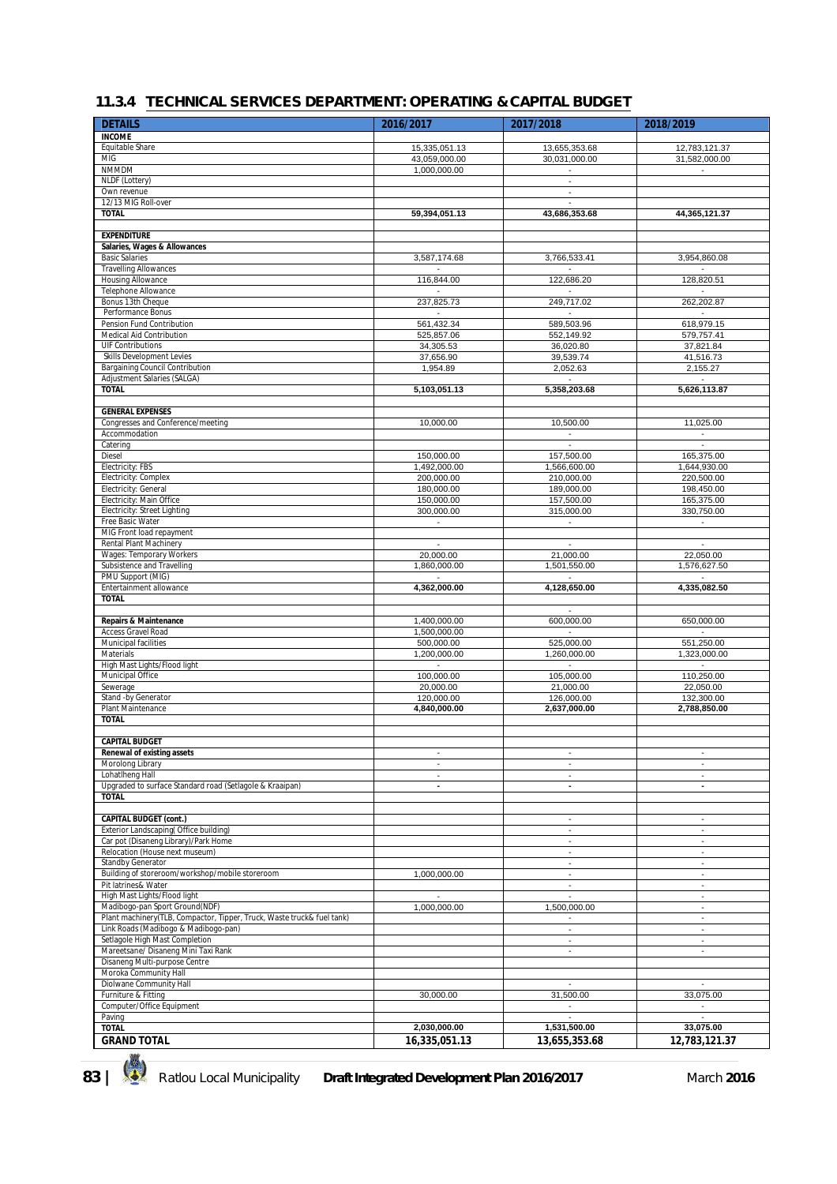## 11.3.4 TECHNICAL SERVICES DEPARTMENT: OPERATING & CAPITAL BUDGET

| DETAILS | 2016/2017 | 2017/2018 | 2018/2019 |
|---|---|---|---|
| **INCOME** | | | |
| Equitable Share | 15,335,051.13 | 13,655,353.68 | 12,783,121.37 |
| MIG | 43,059,000.00 | 30,031,000.00 | 31,582,000.00 |
| NMMDM | 1,000,000.00 | - | - |
| NLDF (Lottery) | | - | |
| Own revenue | | - | |
| 12/13 MIG Roll-over | | - | |
| **TOTAL** | **59,394,051.13** | **43,686,353.68** | **44,365,121.37** |
| | | | |
| **EXPENDITURE** | | | |
| **Salaries, Wages & Allowances** | | | |
| Basic Salaries | 3,587,174.68 | 3,766,533.41 | 3,954,860.08 |
| Travelling Allowances | - | - | - |
| Housing Allowance | 116,844.00 | 122,686.20 | 128,820.51 |
| Telephone Allowance | - | - | - |
| Bonus 13th Cheque | 237,825.73 | 249,717.02 | 262,202.87 |
| Performance Bonus | - | - | - |
| Pension Fund Contribution | 561,432.34 | 589,503.96 | 618,979.15 |
| Medical Aid Contribution | 525,857.06 | 552,149.92 | 579,757.41 |
| UIF Contributions | 34,305.53 | 36,020.80 | 37,821.84 |
| Skills Development Levies | 37,656.90 | 39,539.74 | 41,516.73 |
| Bargaining Council Contribution | 1,954.89 | 2,052.63 | 2,155.27 |
| Adjustment Salaries (SALGA) | | - | - |
| **TOTAL** | **5,103,051.13** | **5,358,203.68** | **5,626,113.87** |
| | | | |
| **GENERAL EXPENSES** | | | |
| Congresses and Conference/meeting | 10,000.00 | 10,500.00 | 11,025.00 |
| Accommodation | | - | - |
| Catering | | - | - |
| Diesel | 150,000.00 | 157,500.00 | 165,375.00 |
| Electricity: FBS | 1,492,000.00 | 1,566,600.00 | 1,644,930.00 |
| Electricity: Complex | 200,000.00 | 210,000.00 | 220,500.00 |
| Electricity: General | 180,000.00 | 189,000.00 | 198,450.00 |
| Electricity: Main Office | 150,000.00 | 157,500.00 | 165,375.00 |
| Electricity: Street Lighting | 300,000.00 | 315,000.00 | 330,750.00 |
| Free Basic Water | - | - | - |
| MIG Front load repayment | | | |
| Rental Plant Machinery | - | - | - |
| Wages: Temporary Workers | 20,000.00 | 21,000.00 | 22,050.00 |
| Subsistence and Travelling | 1,860,000.00 | 1,501,550.00 | 1,576,627.50 |
| PMU Support (MIG) | - | - | - |
| Entertainment allowance | **4,362,000.00** | **4,128,650.00** | **4,335,082.50** |
| **TOTAL** | | | |
| | | - | |
| **Repairs & Maintenance** | 1,400,000.00 | 600,000.00 | 650,000.00 |
| Access Gravel Road | 1,500,000.00 | - | - |
| Municipal facilities | 500,000.00 | 525,000.00 | 551,250.00 |
| Materials | 1,200,000.00 | 1,260,000.00 | 1,323,000.00 |
| High Mast Lights/Flood light | - | - | - |
| Municipal Office | 100,000.00 | 105,000.00 | 110,250.00 |
| Sewerage | 20,000.00 | 21,000.00 | 22,050.00 |
| Stand -by Generator | 120,000.00 | 126,000.00 | 132,300.00 |
| Plant Maintenance | **4,840,000.00** | **2,637,000.00** | **2,788,850.00** |
| **TOTAL** | | | |
| | | | |
| **CAPITAL BUDGET** | | | |
| **Renewal of existing assets** | - | - | - |
| Morolong Library | - | - | - |
| Lohatlheng Hall | - | - | - |
| Upgraded to surface Standard road (Setlagole & Kraaipan) | - | - | - |
| **TOTAL** | | | |
| | | | |
| **CAPITAL BUDGET (cont.)** | | - | - |
| Exterior Landscaping( Office building) | | - | - |
| Car pot (Disaneng Library)/Park Home | | - | - |
| Relocation (House next museum) | | - | - |
| Standby Generator | | - | - |
| Building of storeroom/workshop/mobile storeroom | 1,000,000.00 | - | - |
| Pit latrines& Water | | - | - |
| High Mast Lights/Flood light | - | - | - |
| Madibogo-pan Sport Ground(NDF) | 1,000,000.00 | 1,500,000.00 | - |
| Plant machinery(TLB, Compactor, Tipper, Truck, Waste truck& fuel tank) | | - | - |
| Link Roads (Madibogo & Madibogo-pan) | | - | - |
| Setlagole High Mast Completion | | - | - |
| Mareetsane/ Disaneng Mini Taxi Rank | | - | - |
| Disaneng Multi-purpose Centre | | | |
| Moroka Community Hall | | | |
| Diolwane Community Hall | | - | - |
| Furniture & Fitting | 30,000.00 | 31,500.00 | 33,075.00 |
| Computer/Office Equipment | | - | - |
| Paving | | - | - |
| **TOTAL** | **2,030,000.00** | **1,531,500.00** | **33,075.00** |
| **GRAND TOTAL** | **16,335,051.13** | **13,655,353.68** | **12,783,121.37** |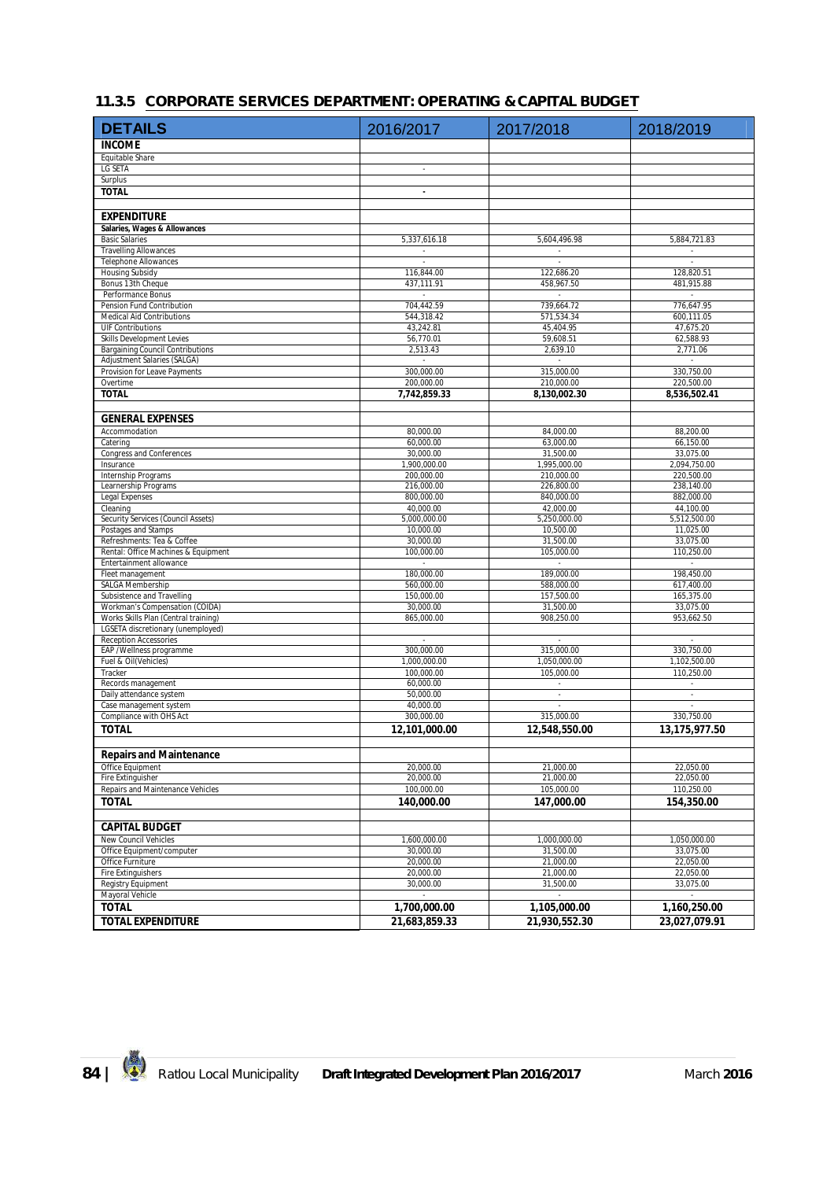### 11.3.5 CORPORATE SERVICES DEPARTMENT: OPERATING & CAPITAL BUDGET

| DETAILS | 2016/2017 | 2017/2018 | 2018/2019 |
|---|---|---|---|
| **INCOME** | | | |
| Equitable Share | | | |
| LG SETA | - | | |
| Surplus | | | |
| **TOTAL** | **-** | | |
| | | | |
| **EXPENDITURE** | | | |
| **Salaries, Wages & Allowances** | | | |
| Basic Salaries | 5,337,616.18 | 5,604,496.98 | 5,884,721.83 |
| Travelling Allowances | - | - | - |
| Telephone Allowances | - | - | - |
| Housing Subsidy | 116,844.00 | 122,686.20 | 128,820.51 |
| Bonus 13th Cheque | 437,111.91 | 458,967.50 | 481,915.88 |
| Performance Bonus | - | - | - |
| Pension Fund Contribution | 704,442.59 | 739,664.72 | 776,647.95 |
| Medical Aid Contributions | 544,318.42 | 571,534.34 | 600,111.05 |
| UIF Contributions | 43,242.81 | 45,404.95 | 47,675.20 |
| Skills Development Levies | 56,770.01 | 59,608.51 | 62,588.93 |
| Bargaining Council Contributions | 2,513.43 | 2,639.10 | 2,771.06 |
| Adjustment Salaries (SALGA) | - | - | - |
| Provision for Leave Payments | 300,000.00 | 315,000.00 | 330,750.00 |
| Overtime | 200,000.00 | 210,000.00 | 220,500.00 |
| **TOTAL** | **7,742,859.33** | **8,130,002.30** | **8,536,502.41** |
| | | | |
| **GENERAL EXPENSES** | | | |
| Accommodation | 80,000.00 | 84,000.00 | 88,200.00 |
| Catering | 60,000.00 | 63,000.00 | 66,150.00 |
| Congress and Conferences | 30,000.00 | 31,500.00 | 33,075.00 |
| Insurance | 1,900,000.00 | 1,995,000.00 | 2,094,750.00 |
| Internship Programs | 200,000.00 | 210,000.00 | 220,500.00 |
| Learnership Programs | 216,000.00 | 226,800.00 | 238,140.00 |
| Legal Expenses | 800,000.00 | 840,000.00 | 882,000.00 |
| Cleaning | 40,000.00 | 42,000.00 | 44,100.00 |
| Security Services (Council Assets) | 5,000,000.00 | 5,250,000.00 | 5,512,500.00 |
| Postages and Stamps | 10,000.00 | 10,500.00 | 11,025.00 |
| Refreshments: Tea & Coffee | 30,000.00 | 31,500.00 | 33,075.00 |
| Rental: Office Machines & Equipment | 100,000.00 | 105,000.00 | 110,250.00 |
| Entertainment allowance | - | - | - |
| Fleet management | 180,000.00 | 189,000.00 | 198,450.00 |
| SALGA Membership | 560,000.00 | 588,000.00 | 617,400.00 |
| Subsistence and Travelling | 150,000.00 | 157,500.00 | 165,375.00 |
| Workman's Compensation (COIDA) | 30,000.00 | 31,500.00 | 33,075.00 |
| Works Skills Plan (Central training) | 865,000.00 | 908,250.00 | 953,662.50 |
| LGSETA discretionary (unemployed) | | | |
| Reception Accessories | - | - | - |
| EAP /Wellness programme | 300,000.00 | 315,000.00 | 330,750.00 |
| Fuel & Oil(Vehicles) | 1,000,000.00 | 1,050,000.00 | 1,102,500.00 |
| Tracker | 100,000.00 | 105,000.00 | 110,250.00 |
| Records management | 60,000.00 | - | - |
| Daily attendance system | 50,000.00 | - | - |
| Case management system | 40,000.00 | - | - |
| Compliance with OHS Act | 300,000.00 | 315,000.00 | 330,750.00 |
| **TOTAL** | **12,101,000.00** | **12,548,550.00** | **13,175,977.50** |
| | | | |
| **Repairs and Maintenance** | | | |
| Office Equipment | 20,000.00 | 21,000.00 | 22,050.00 |
| Fire Extinguisher | 20,000.00 | 21,000.00 | 22,050.00 |
| Repairs and Maintenance Vehicles | 100,000.00 | 105,000.00 | 110,250.00 |
| **TOTAL** | **140,000.00** | **147,000.00** | **154,350.00** |
| | | | |
| **CAPITAL BUDGET** | | | |
| New Council Vehicles | 1,600,000.00 | 1,000,000.00 | 1,050,000.00 |
| Office Equipment/computer | 30,000.00 | 31,500.00 | 33,075.00 |
| Office Furniture | 20,000.00 | 21,000.00 | 22,050.00 |
| Fire Extinguishers | 20,000.00 | 21,000.00 | 22,050.00 |
| Registry Equipment | 30,000.00 | 31,500.00 | 33,075.00 |
| Mayoral Vehicle | - | - | - |
| **TOTAL** | **1,700,000.00** | **1,105,000.00** | **1,160,250.00** |
| **TOTAL EXPENDITURE** | **21,683,859.33** | **21,930,552.30** | **23,027,079.91** |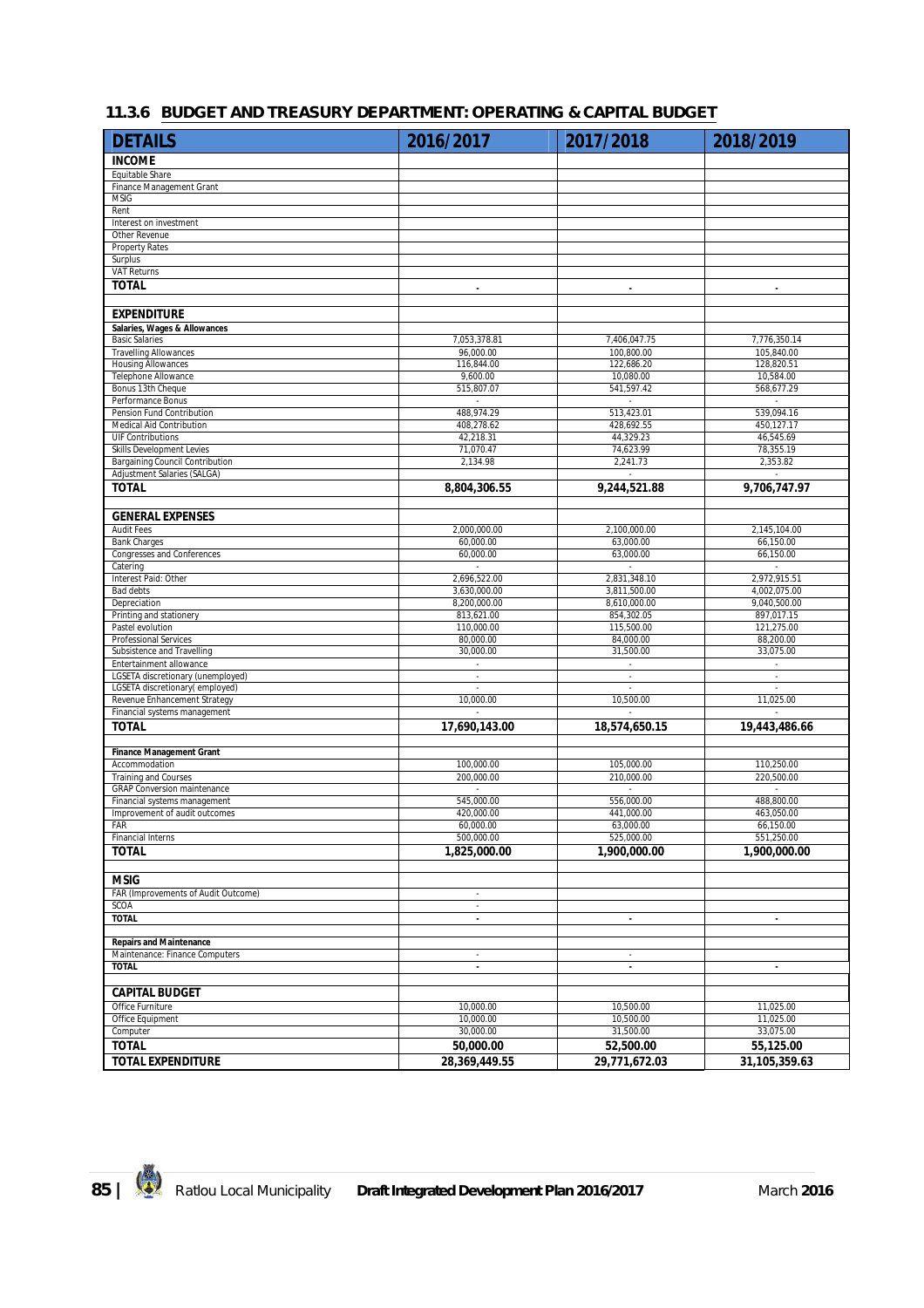## 11.3.6 BUDGET AND TREASURY DEPARTMENT: OPERATING & CAPITAL BUDGET

| DETAILS | 2016/2017 | 2017/2018 | 2018/2019 |
|---|---|---|---|
| **INCOME** | | | |
| Equitable Share | | | |
| Finance Management Grant | | | |
| MSIG | | | |
| Rent | | | |
| Interest on investment | | | |
| Other Revenue | | | |
| Property Rates | | | |
| Surplus | | | |
| VAT Returns | | | |
| **TOTAL** | **-** | **-** | **-** |
| | | | |
| **EXPENDITURE** | | | |
| **Salaries, Wages & Allowances** | | | |
| Basic Salaries | 7,053,378.81 | 7,406,047.75 | 7,776,350.14 |
| Travelling Allowances | 96,000.00 | 100,800.00 | 105,840.00 |
| Housing Allowances | 116,844.00 | 122,686.20 | 128,820.51 |
| Telephone Allowance | 9,600.00 | 10,080.00 | 10,584.00 |
| Bonus 13th Cheque | 515,807.07 | 541,597.42 | 568,677.29 |
| Performance Bonus | - | - | - |
| Pension Fund Contribution | 488,974.29 | 513,423.01 | 539,094.16 |
| Medical Aid Contribution | 408,278.62 | 428,692.55 | 450,127.17 |
| UIF Contributions | 42,218.31 | 44,329.23 | 46,545.69 |
| Skills Development Levies | 71,070.47 | 74,623.99 | 78,355.19 |
| Bargaining Council Contribution | 2,134.98 | 2,241.73 | 2,353.82 |
| Adjustment Salaries (SALGA) | - | - | - |
| **TOTAL** | **8,804,306.55** | **9,244,521.88** | **9,706,747.97** |
| | | | |
| **GENERAL EXPENSES** | | | |
| Audit Fees | 2,000,000.00 | 2,100,000.00 | 2,145,104.00 |
| Bank Charges | 60,000.00 | 63,000.00 | 66,150.00 |
| Congresses and Conferences | 60,000.00 | 63,000.00 | 66,150.00 |
| Catering | - | - | - |
| Interest Paid: Other | 2,696,522.00 | 2,831,348.10 | 2,972,915.51 |
| Bad debts | 3,630,000.00 | 3,811,500.00 | 4,002,075.00 |
| Depreciation | 8,200,000.00 | 8,610,000.00 | 9,040,500.00 |
| Printing and stationery | 813,621.00 | 854,302.05 | 897,017.15 |
| Pastel evolution | 110,000.00 | 115,500.00 | 121,275.00 |
| Professional Services | 80,000.00 | 84,000.00 | 88,200.00 |
| Subsistence and Travelling | 30,000.00 | 31,500.00 | 33,075.00 |
| Entertainment allowance | - | - | - |
| LGSETA discretionary (unemployed) | - | - | - |
| LGSETA discretionary( employed) | - | - | - |
| Revenue Enhancement Strategy | 10,000.00 | 10,500.00 | 11,025.00 |
| Financial systems management | - | - | - |
| **TOTAL** | **17,690,143.00** | **18,574,650.15** | **19,443,486.66** |
| | | | |
| **Finance Management Grant** | | | |
| Accommodation | 100,000.00 | 105,000.00 | 110,250.00 |
| Training and Courses | 200,000.00 | 210,000.00 | 220,500.00 |
| GRAP Conversion maintenance | - | - | - |
| Financial systems management | 545,000.00 | 556,000.00 | 488,800.00 |
| Improvement of audit outcomes | 420,000.00 | 441,000.00 | 463,050.00 |
| FAR | 60,000.00 | 63,000.00 | 66,150.00 |
| Financial Interns | 500,000.00 | 525,000.00 | 551,250.00 |
| **TOTAL** | **1,825,000.00** | **1,900,000.00** | **1,900,000.00** |
| | | | |
| **MSIG** | | | |
| FAR (Improvements of Audit Outcome) | - | | |
| SCOA | - | | |
| **TOTAL** | **-** | **-** | **-** |
| | | | |
| **Repairs and Maintenance** | | | |
| Maintenance: Finance Computers | - | - | |
| **TOTAL** | **-** | **-** | **-** |
| | | | |
| **CAPITAL BUDGET** | | | |
| Office Furniture | 10,000.00 | 10,500.00 | 11,025.00 |
| Office Equipment | 10,000.00 | 10,500.00 | 11,025.00 |
| Computer | 30,000.00 | 31,500.00 | 33,075.00 |
| **TOTAL** | **50,000.00** | **52,500.00** | **55,125.00** |
| **TOTAL EXPENDITURE** | **28,369,449.55** | **29,771,672.03** | **31,105,359.63** |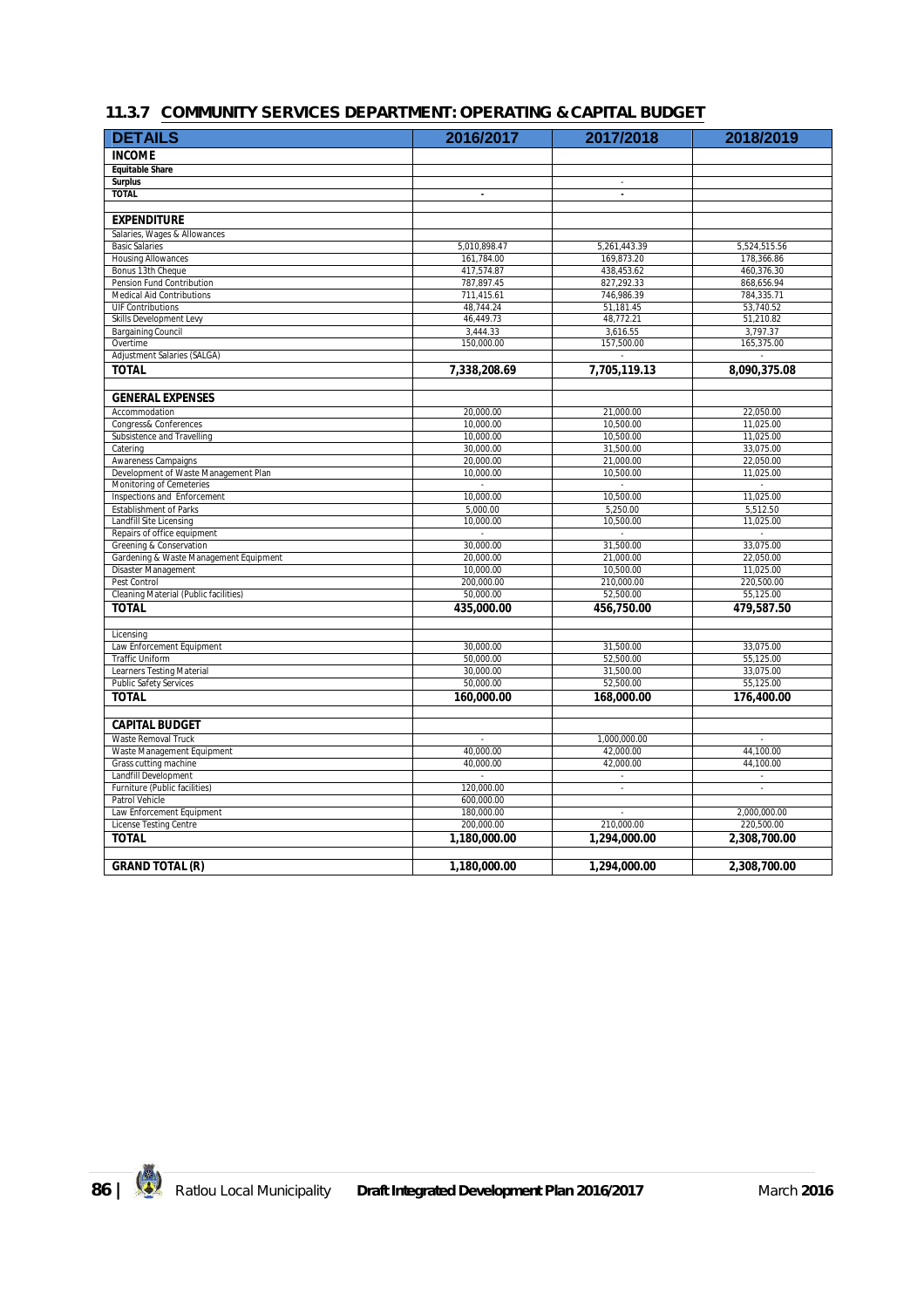### 11.3.7 COMMUNITY SERVICES DEPARTMENT: OPERATING & CAPITAL BUDGET

| DETAILS | 2016/2017 | 2017/2018 | 2018/2019 |
|---|---|---|---|
| **INCOME** | | | |
| **Equitable Share** | | | |
| **Surplus** | | - | |
| **TOTAL** | - | - | |
| | | | |
| **EXPENDITURE** | | | |
| Salaries, Wages & Allowances | | | |
| Basic Salaries | 5,010,898.47 | 5,261,443.39 | 5,524,515.56 |
| Housing Allowances | 161,784.00 | 169,873.20 | 178,366.86 |
| Bonus 13th Cheque | 417,574.87 | 438,453.62 | 460,376.30 |
| Pension Fund Contribution | 787,897.45 | 827,292.33 | 868,656.94 |
| Medical Aid Contributions | 711,415.61 | 746,986.39 | 784,335.71 |
| UIF Contributions | 48,744.24 | 51,181.45 | 53,740.52 |
| Skills Development Levy | 46,449.73 | 48,772.21 | 51,210.82 |
| Bargaining Council | 3,444.33 | 3,616.55 | 3,797.37 |
| Overtime | 150,000.00 | 157,500.00 | 165,375.00 |
| Adjustment Salaries (SALGA) | | - | - |
| **TOTAL** | **7,338,208.69** | **7,705,119.13** | **8,090,375.08** |
| | | | |
| **GENERAL EXPENSES** | | | |
| Accommodation | 20,000.00 | 21,000.00 | 22,050.00 |
| Congress& Conferences | 10,000.00 | 10,500.00 | 11,025.00 |
| Subsistence and Travelling | 10,000.00 | 10,500.00 | 11,025.00 |
| Catering | 30,000.00 | 31,500.00 | 33,075.00 |
| Awareness Campaigns | 20,000.00 | 21,000.00 | 22,050.00 |
| Development of Waste Management Plan | 10,000.00 | 10,500.00 | 11,025.00 |
| Monitoring of Cemeteries | - | - | - |
| Inspections and Enforcement | 10,000.00 | 10,500.00 | 11,025.00 |
| Establishment of Parks | 5,000.00 | 5,250.00 | 5,512.50 |
| Landfill Site Licensing | 10,000.00 | 10,500.00 | 11,025.00 |
| Repairs of office equipment | - | - | - |
| Greening & Conservation | 30,000.00 | 31,500.00 | 33,075.00 |
| Gardening & Waste Management Equipment | 20,000.00 | 21,000.00 | 22,050.00 |
| Disaster Management | 10,000.00 | 10,500.00 | 11,025.00 |
| Pest Control | 200,000.00 | 210,000.00 | 220,500.00 |
| Cleaning Material (Public facilities) | 50,000.00 | 52,500.00 | 55,125.00 |
| **TOTAL** | **435,000.00** | **456,750.00** | **479,587.50** |
| | | | |
| Licensing | | | |
| Law Enforcement Equipment | 30,000.00 | 31,500.00 | 33,075.00 |
| Traffic Uniform | 50,000.00 | 52,500.00 | 55,125.00 |
| Learners Testing Material | 30,000.00 | 31,500.00 | 33,075.00 |
| Public Safety Services | 50,000.00 | 52,500.00 | 55,125.00 |
| **TOTAL** | **160,000.00** | **168,000.00** | **176,400.00** |
| | | | |
| **CAPITAL BUDGET** | | | |
| Waste Removal Truck | - | 1,000,000.00 | - |
| Waste Management Equipment | 40,000.00 | 42,000.00 | 44,100.00 |
| Grass cutting machine | 40,000.00 | 42,000.00 | 44,100.00 |
| Landfill Development | - | - | - |
| Furniture (Public facilities) | 120,000.00 | - | - |
| Patrol Vehicle | 600,000.00 | | |
| Law Enforcement Equipment | 180,000.00 | - | 2,000,000.00 |
| License Testing Centre | 200,000.00 | 210,000.00 | 220,500.00 |
| **TOTAL** | **1,180,000.00** | **1,294,000.00** | **2,308,700.00** |
| | | | |
| **GRAND TOTAL (R)** | **1,180,000.00** | **1,294,000.00** | **2,308,700.00** |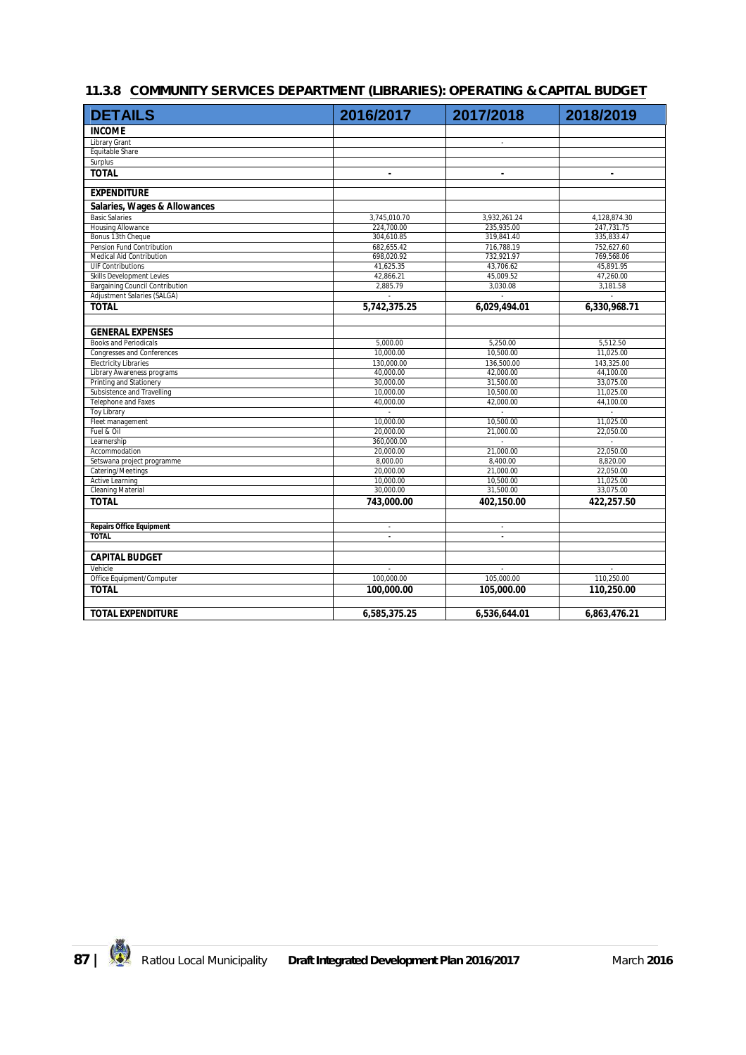### 11.3.8 COMMUNITY SERVICES DEPARTMENT (LIBRARIES): OPERATING & CAPITAL BUDGET

| DETAILS | 2016/2017 | 2017/2018 | 2018/2019 |
|---|---|---|---|
| **INCOME** | | | |
| Library Grant | | - | |
| Equitable Share | | | |
| Surplus | | | |
| **TOTAL** | - | - | - |
| | | | |
| **EXPENDITURE** | | | |
| **Salaries, Wages & Allowances** | | | |
| Basic Salaries | 3,745,010.70 | 3,932,261.24 | 4,128,874.30 |
| Housing Allowance | 224,700.00 | 235,935.00 | 247,731.75 |
| Bonus 13th Cheque | 304,610.85 | 319,841.40 | 335,833.47 |
| Pension Fund Contribution | 682,655.42 | 716,788.19 | 752,627.60 |
| Medical Aid Contribution | 698,020.92 | 732,921.97 | 769,568.06 |
| UIF Contributions | 41,625.35 | 43,706.62 | 45,891.95 |
| Skills Development Levies | 42,866.21 | 45,009.52 | 47,260.00 |
| Bargaining Council Contribution | 2,885.79 | 3,030.08 | 3,181.58 |
| Adjustment Salaries (SALGA) | - | - | - |
| **TOTAL** | **5,742,375.25** | **6,029,494.01** | **6,330,968.71** |
| | | | |
| **GENERAL EXPENSES** | | | |
| Books and Periodicals | 5,000.00 | 5,250.00 | 5,512.50 |
| Congresses and Conferences | 10,000.00 | 10,500.00 | 11,025.00 |
| Electricity Libraries | 130,000.00 | 136,500.00 | 143,325.00 |
| Library Awareness programs | 40,000.00 | 42,000.00 | 44,100.00 |
| Printing and Stationery | 30,000.00 | 31,500.00 | 33,075.00 |
| Subsistence and Travelling | 10,000.00 | 10,500.00 | 11,025.00 |
| Telephone and Faxes | 40,000.00 | 42,000.00 | 44,100.00 |
| Toy Library | - | - | - |
| Fleet management | 10,000.00 | 10,500.00 | 11,025.00 |
| Fuel & Oil | 20,000.00 | 21,000.00 | 22,050.00 |
| Learnership | 360,000.00 | - | - |
| Accommodation | 20,000.00 | 21,000.00 | 22,050.00 |
| Setswana project programme | 8,000.00 | 8,400.00 | 8,820.00 |
| Catering/Meetings | 20,000.00 | 21,000.00 | 22,050.00 |
| Active Learning | 10,000.00 | 10,500.00 | 11,025.00 |
| Cleaning Material | 30,000.00 | 31,500.00 | 33,075.00 |
| **TOTAL** | **743,000.00** | **402,150.00** | **422,257.50** |
| | | | |
| **Repairs Office Equipment** | - | - | |
| **TOTAL** | - | - | |
| | | | |
| **CAPITAL BUDGET** | | | |
| Vehicle | - | - | - |
| Office Equipment/Computer | 100,000.00 | 105,000.00 | 110,250.00 |
| **TOTAL** | **100,000.00** | **105,000.00** | **110,250.00** |
| | | | |
| **TOTAL EXPENDITURE** | **6,585,375.25** | **6,536,644.01** | **6,863,476.21** |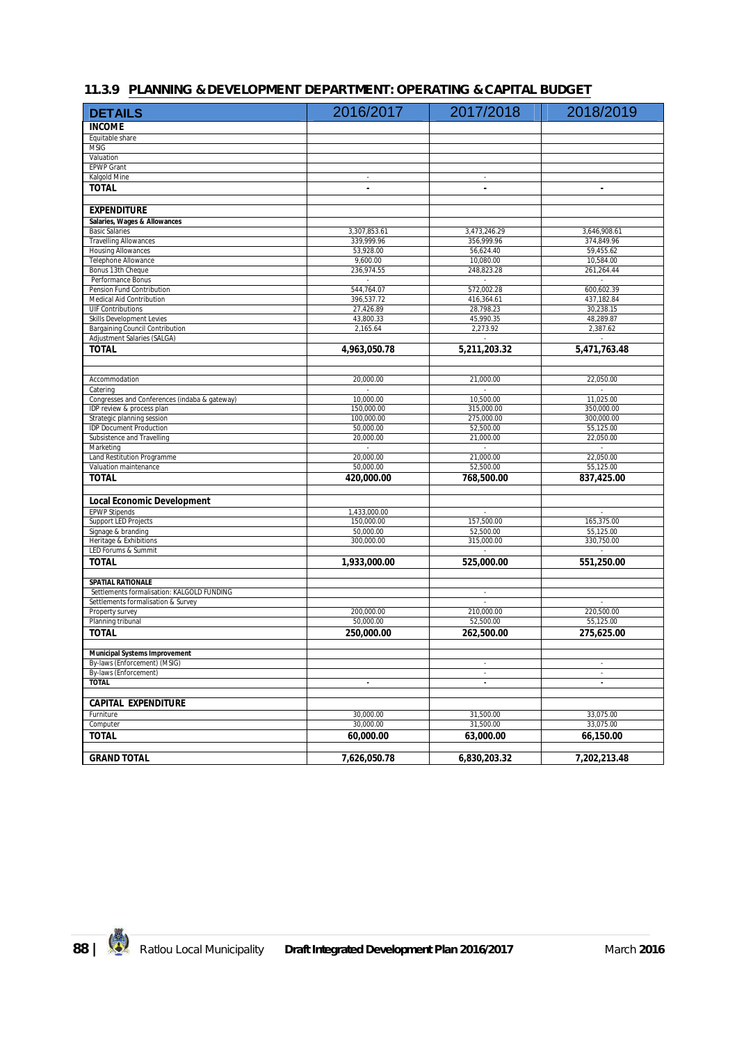### 11.3.9 PLANNING & DEVELOPMENT DEPARTMENT: OPERATING & CAPITAL BUDGET

| DETAILS | 2016/2017 | 2017/2018 | 2018/2019 |
|---|---|---|---|
| **INCOME** | | | |
| Equitable share | | | |
| MSIG | | | |
| Valuation | | | |
| EPWP Grant | | | |
| Kalgold Mine | - | - | |
| **TOTAL** | **-** | **-** | **-** |
| | | | |
| **EXPENDITURE** | | | |
| **Salaries, Wages & Allowances** | | | |
| Basic Salaries | 3,307,853.61 | 3,473,246.29 | 3,646,908.61 |
| Travelling Allowances | 339,999.96 | 356,999.96 | 374,849.96 |
| Housing Allowances | 53,928.00 | 56,624.40 | 59,455.62 |
| Telephone Allowance | 9,600.00 | 10,080.00 | 10,584.00 |
| Bonus 13th Cheque | 236,974.55 | 248,823.28 | 261,264.44 |
| Performance Bonus | - | - | - |
| Pension Fund Contribution | 544,764.07 | 572,002.28 | 600,602.39 |
| Medical Aid Contribution | 396,537.72 | 416,364.61 | 437,182.84 |
| UIF Contributions | 27,426.89 | 28,798.23 | 30,238.15 |
| Skills Development Levies | 43,800.33 | 45,990.35 | 48,289.87 |
| Bargaining Council Contribution | 2,165.64 | 2,273.92 | 2,387.62 |
| Adjustment Salaries (SALGA) | | - | - |
| **TOTAL** | **4,963,050.78** | **5,211,203.32** | **5,471,763.48** |
| | | | |
| Accommodation | 20,000.00 | 21,000.00 | 22,050.00 |
| Catering | - | - | - |
| Congresses and Conferences (indaba & gateway) | 10,000.00 | 10,500.00 | 11,025.00 |
| IDP review & process plan | 150,000.00 | 315,000.00 | 350,000.00 |
| Strategic planning session | 100,000.00 | 275,000.00 | 300,000.00 |
| IDP Document Production | 50,000.00 | 52,500.00 | 55,125.00 |
| Subsistence and Travelling | 20,000.00 | 21,000.00 | 22,050.00 |
| Marketing | - | - | - |
| Land Restitution Programme | 20,000.00 | 21,000.00 | 22,050.00 |
| Valuation maintenance | 50,000.00 | 52,500.00 | 55,125.00 |
| **TOTAL** | **420,000.00** | **768,500.00** | **837,425.00** |
| | | | |
| **Local Economic Development** | | | |
| EPWP Stipends | 1,433,000.00 | - | - |
| Support LED Projects | 150,000.00 | 157,500.00 | 165,375.00 |
| Signage & branding | 50,000.00 | 52,500.00 | 55,125.00 |
| Heritage & Exhibitions | 300,000.00 | 315,000.00 | 330,750.00 |
| LED Forums & Summit | | - | - |
| **TOTAL** | **1,933,000.00** | **525,000.00** | **551,250.00** |
| | | | |
| **SPATIAL RATIONALE** | | | |
| Settlements formalisation: KALGOLD FUNDING | | - | |
| Settlements formalisation & Survey | | - | - |
| Property survey | 200,000.00 | 210,000.00 | 220,500.00 |
| Planning tribunal | 50,000.00 | 52,500.00 | 55,125.00 |
| **TOTAL** | **250,000.00** | **262,500.00** | **275,625.00** |
| | | | |
| **Municipal Systems Improvement** | | | |
| By-laws (Enforcement) (MSIG) | | - | - |
| By-laws (Enforcement) | | - | - |
| **TOTAL** | **-** | **-** | **-** |
| | | | |
| **CAPITAL EXPENDITURE** | | | |
| Furniture | 30,000.00 | 31,500.00 | 33,075.00 |
| Computer | 30,000.00 | 31,500.00 | 33,075.00 |
| **TOTAL** | **60,000.00** | **63,000.00** | **66,150.00** |
| | | | |
| **GRAND TOTAL** | **7,626,050.78** | **6,830,203.32** | **7,202,213.48** |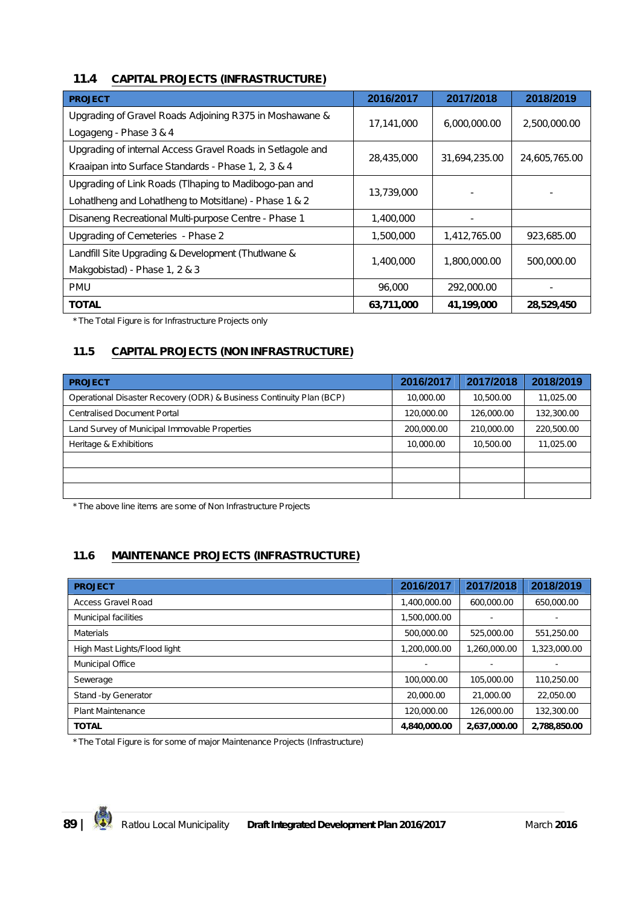## 11.4 CAPITAL PROJECTS (INFRASTRUCTURE)

| PROJECT | 2016/2017 | 2017/2018 | 2018/2019 |
|---|---|---|---|
| Upgrading of Gravel Roads Adjoining R375 in Moshawane & Logageng - Phase 3 & 4 | 17,141,000 | 6,000,000.00 | 2,500,000.00 |
| Upgrading of internal Access Gravel Roads in Setlagole and Kraaipan into Surface Standards - Phase 1, 2, 3 & 4 | 28,435,000 | 31,694,235.00 | 24,605,765.00 |
| Upgrading of Link Roads (Tlhaping to Madibogo-pan and Lohatlheng and Lohatlheng to Motsitlane) - Phase 1 & 2 | 13,739,000 | - | - |
| Disaneng Recreational Multi-purpose Centre - Phase 1 | 1,400,000 | - | |
| Upgrading of Cemeteries - Phase 2 | 1,500,000 | 1,412,765.00 | 923,685.00 |
| Landfill Site Upgrading & Development (Thutlwane & Makgobistad) - Phase 1, 2 & 3 | 1,400,000 | 1,800,000.00 | 500,000.00 |
| PMU | 96,000 | 292,000.00 | - |
| **TOTAL** | **63,711,000** | **41,199,000** | **28,529,450** |

*The Total Figure is for Infrastructure Projects only

## 11.5 CAPITAL PROJECTS (NON INFRASTRUCTURE)

| PROJECT | 2016/2017 | 2017/2018 | 2018/2019 |
|---|---|---|---|
| Operational Disaster Recovery (ODR) & Business Continuity Plan (BCP) | 10,000.00 | 10,500.00 | 11,025.00 |
| Centralised Document Portal | 120,000.00 | 126,000.00 | 132,300.00 |
| Land Survey of Municipal Immovable Properties | 200,000.00 | 210,000.00 | 220,500.00 |
| Heritage & Exhibitions | 10,000.00 | 10,500.00 | 11,025.00 |
| | | | |
| | | | |
| | | | |

*The above line items are some of Non Infrastructure Projects

## 11.6 MAINTENANCE PROJECTS (INFRASTRUCTURE)

| PROJECT | 2016/2017 | 2017/2018 | 2018/2019 |
|---|---|---|---|
| Access Gravel Road | 1,400,000.00 | 600,000.00 | 650,000.00 |
| Municipal facilities | 1,500,000.00 | - | - |
| Materials | 500,000.00 | 525,000.00 | 551,250.00 |
| High Mast Lights/Flood light | 1,200,000.00 | 1,260,000.00 | 1,323,000.00 |
| Municipal Office | - | - | - |
| Sewerage | 100,000.00 | 105,000.00 | 110,250.00 |
| Stand -by Generator | 20,000.00 | 21,000.00 | 22,050.00 |
| Plant Maintenance | 120,000.00 | 126,000.00 | 132,300.00 |
| **TOTAL** | **4,840,000.00** | **2,637,000.00** | **2,788,850.00** |

*The Total Figure is for some of major Maintenance Projects (Infrastructure)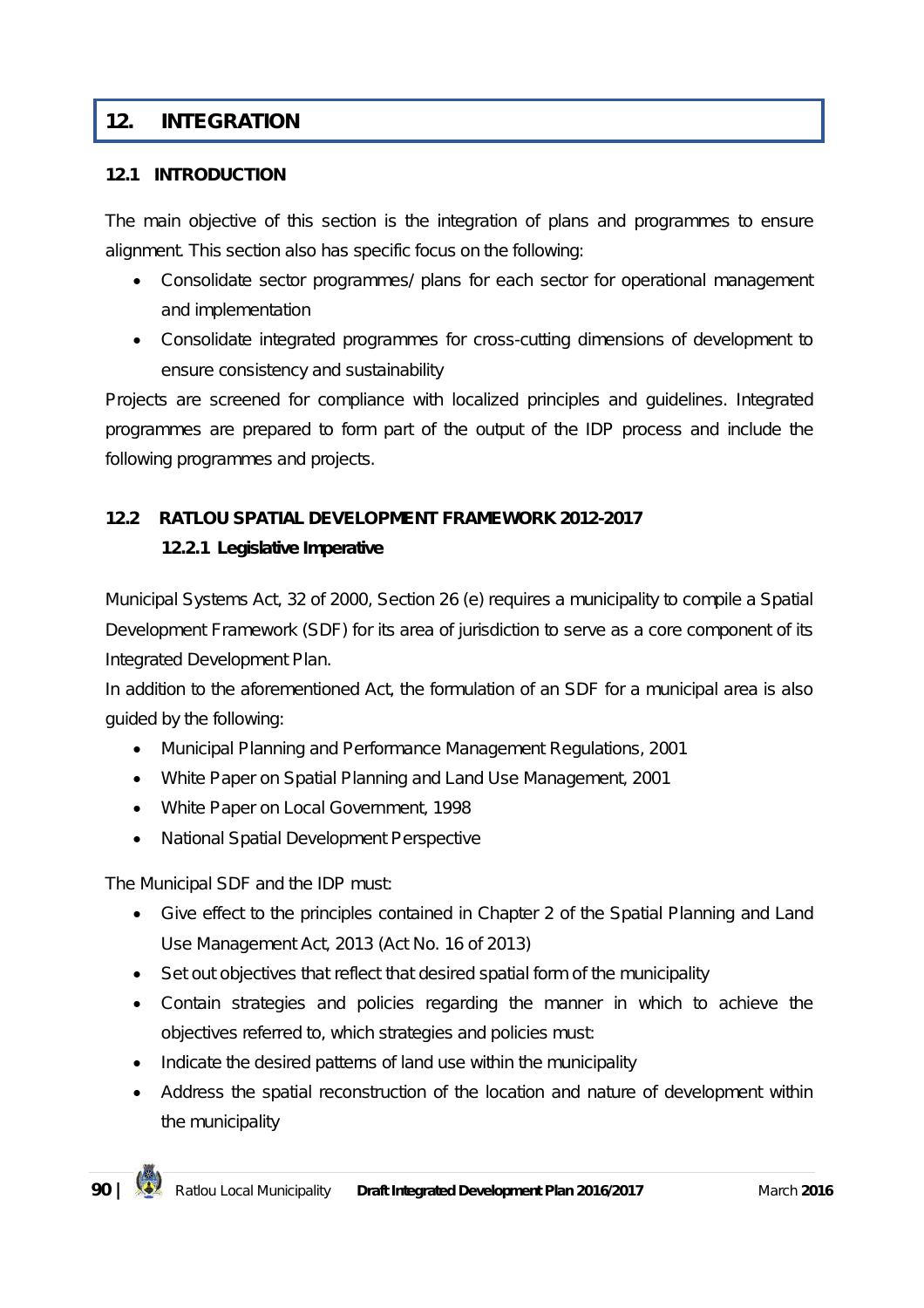# 12. INTEGRATION

## 12.1 INTRODUCTION

The main objective of this section is the integration of plans and programmes to ensure alignment. This section also has specific focus on the following:

- Consolidate sector programmes/ plans for each sector for operational management and implementation
- Consolidate integrated programmes for cross-cutting dimensions of development to ensure consistency and sustainability

Projects are screened for compliance with localized principles and guidelines. Integrated programmes are prepared to form part of the output of the IDP process and include the following programmes and projects.

## 12.2 RATLOU SPATIAL DEVELOPMENT FRAMEWORK 2012-2017

### 12.2.1 Legislative Imperative

Municipal Systems Act, 32 of 2000, Section 26 (e) requires a municipality to compile a Spatial Development Framework (SDF) for its area of jurisdiction to serve as a core component of its Integrated Development Plan.

In addition to the aforementioned Act, the formulation of an SDF for a municipal area is also guided by the following:

- Municipal Planning and Performance Management Regulations, 2001
- White Paper on Spatial Planning and Land Use Management, 2001
- White Paper on Local Government, 1998
- National Spatial Development Perspective

The Municipal SDF and the IDP must:

- Give effect to the principles contained in Chapter 2 of the Spatial Planning and Land Use Management Act, 2013 (Act No. 16 of 2013)
- Set out objectives that reflect that desired spatial form of the municipality
- Contain strategies and policies regarding the manner in which to achieve the objectives referred to, which strategies and policies must:
- Indicate the desired patterns of land use within the municipality
- Address the spatial reconstruction of the location and nature of development within the municipality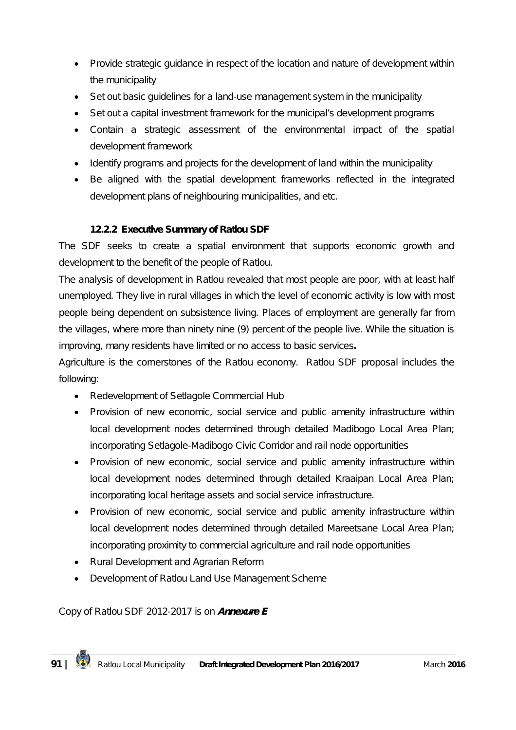- Provide strategic guidance in respect of the location and nature of development within the municipality
- Set out basic guidelines for a land-use management system in the municipality
- Set out a capital investment framework for the municipal's development programs
- Contain a strategic assessment of the environmental impact of the spatial development framework
- Identify programs and projects for the development of land within the municipality
- Be aligned with the spatial development frameworks reflected in the integrated development plans of neighbouring municipalities, and etc.

#### 12.2.2 Executive Summary of Ratlou SDF

The SDF seeks to create a spatial environment that supports economic growth and development to the benefit of the people of Ratlou.

The analysis of development in Ratlou revealed that most people are poor, with at least half unemployed. They live in rural villages in which the level of economic activity is low with most people being dependent on subsistence living. Places of employment are generally far from the villages, where more than ninety nine (9) percent of the people live. While the situation is improving, many residents have limited or no access to basic services**.**

Agriculture is the cornerstones of the Ratlou economy. Ratlou SDF proposal includes the following:

- Redevelopment of Setlagole Commercial Hub
- Provision of new economic, social service and public amenity infrastructure within local development nodes determined through detailed Madibogo Local Area Plan; incorporating Setlagole-Madibogo Civic Corridor and rail node opportunities
- Provision of new economic, social service and public amenity infrastructure within local development nodes determined through detailed Kraaipan Local Area Plan; incorporating local heritage assets and social service infrastructure.
- Provision of new economic, social service and public amenity infrastructure within local development nodes determined through detailed Mareetsane Local Area Plan; incorporating proximity to commercial agriculture and rail node opportunities
- Rural Development and Agrarian Reform
- Development of Ratlou Land Use Management Scheme

Copy of Ratlou SDF 2012-2017 is on ***Annexure E***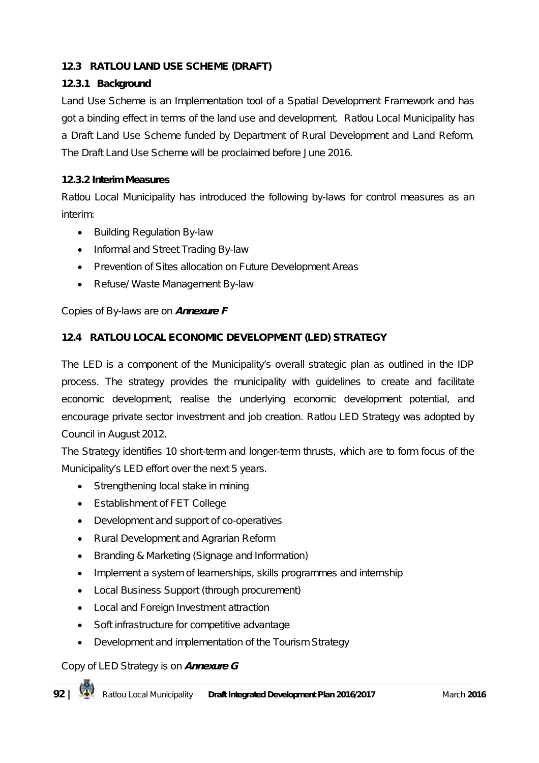### 12.3 RATLOU LAND USE SCHEME (DRAFT)

#### 12.3.1 Background

Land Use Scheme is an Implementation tool of a Spatial Development Framework and has got a binding effect in terms of the land use and development. Ratlou Local Municipality has a Draft Land Use Scheme funded by Department of Rural Development and Land Reform. The Draft Land Use Scheme will be proclaimed before June 2016.

#### 12.3.2 Interim Measures

Ratlou Local Municipality has introduced the following by-laws for control measures as an interim:

- Building Regulation By-law
- Informal and Street Trading By-law
- Prevention of Sites allocation on Future Development Areas
- Refuse/ Waste Management By-law

Copies of By-laws are on ***Annexure F***

### 12.4 RATLOU LOCAL ECONOMIC DEVELOPMENT (LED) STRATEGY

The LED is a component of the Municipality's overall strategic plan as outlined in the IDP process. The strategy provides the municipality with guidelines to create and facilitate economic development, realise the underlying economic development potential, and encourage private sector investment and job creation. Ratlou LED Strategy was adopted by Council in August 2012.

The Strategy identifies 10 short-term and longer-term thrusts, which are to form focus of the Municipality's LED effort over the next 5 years.

- Strengthening local stake in mining
- Establishment of FET College
- Development and support of co-operatives
- Rural Development and Agrarian Reform
- Branding & Marketing (Signage and Information)
- Implement a system of learnerships, skills programmes and internship
- Local Business Support (through procurement)
- Local and Foreign Investment attraction
- Soft infrastructure for competitive advantage
- Development and implementation of the Tourism Strategy

Copy of LED Strategy is on ***Annexure G***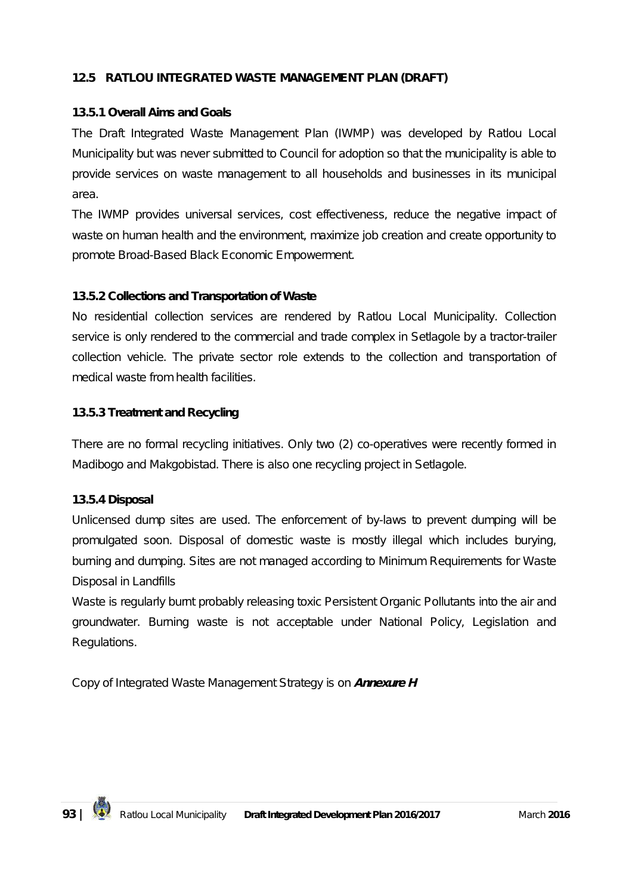## 12.5 RATLOU INTEGRATED WASTE MANAGEMENT PLAN (DRAFT)

### 13.5.1 Overall Aims and Goals

The Draft Integrated Waste Management Plan (IWMP) was developed by Ratlou Local Municipality but was never submitted to Council for adoption so that the municipality is able to provide services on waste management to all households and businesses in its municipal area.

The IWMP provides universal services, cost effectiveness, reduce the negative impact of waste on human health and the environment, maximize job creation and create opportunity to promote Broad-Based Black Economic Empowerment.

### 13.5.2 Collections and Transportation of Waste

No residential collection services are rendered by Ratlou Local Municipality. Collection service is only rendered to the commercial and trade complex in Setlagole by a tractor-trailer collection vehicle. The private sector role extends to the collection and transportation of medical waste from health facilities.

### 13.5.3 Treatment and Recycling

There are no formal recycling initiatives. Only two (2) co-operatives were recently formed in Madibogo and Makgobistad. There is also one recycling project in Setlagole.

### 13.5.4 Disposal

Unlicensed dump sites are used. The enforcement of by-laws to prevent dumping will be promulgated soon. Disposal of domestic waste is mostly illegal which includes burying, burning and dumping. Sites are not managed according to Minimum Requirements for Waste Disposal in Landfills

Waste is regularly burnt probably releasing toxic Persistent Organic Pollutants into the air and groundwater. Burning waste is not acceptable under National Policy, Legislation and Regulations.

Copy of Integrated Waste Management Strategy is on ***Annexure H***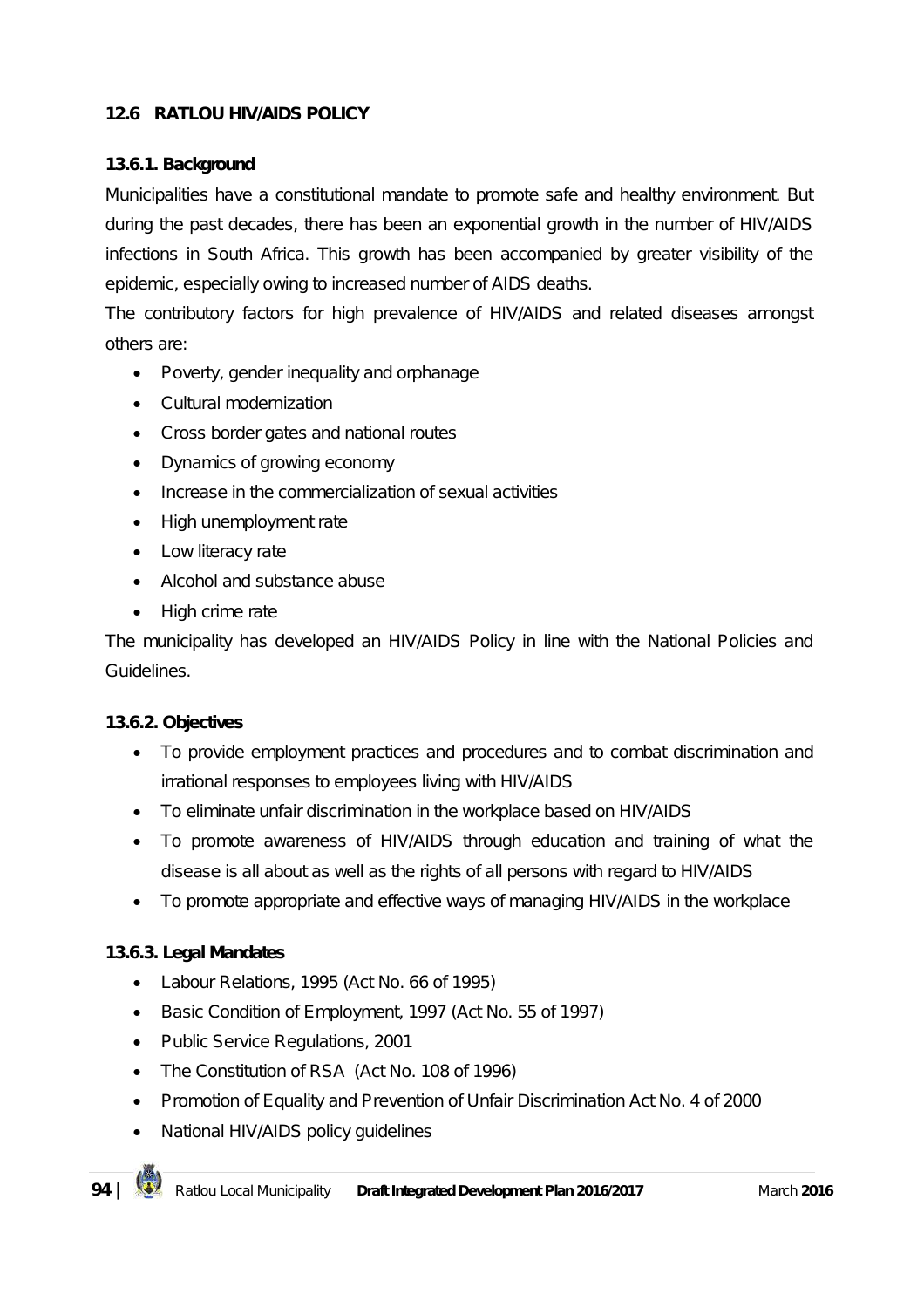## 12.6 RATLOU HIV/AIDS POLICY

### 13.6.1. Background

Municipalities have a constitutional mandate to promote safe and healthy environment. But during the past decades, there has been an exponential growth in the number of HIV/AIDS infections in South Africa. This growth has been accompanied by greater visibility of the epidemic, especially owing to increased number of AIDS deaths.

The contributory factors for high prevalence of HIV/AIDS and related diseases amongst others are:

- Poverty, gender inequality and orphanage
- Cultural modernization
- Cross border gates and national routes
- Dynamics of growing economy
- Increase in the commercialization of sexual activities
- High unemployment rate
- Low literacy rate
- Alcohol and substance abuse
- High crime rate

The municipality has developed an HIV/AIDS Policy in line with the National Policies and Guidelines.

### 13.6.2. Objectives

- To provide employment practices and procedures and to combat discrimination and irrational responses to employees living with HIV/AIDS
- To eliminate unfair discrimination in the workplace based on HIV/AIDS
- To promote awareness of HIV/AIDS through education and training of what the disease is all about as well as the rights of all persons with regard to HIV/AIDS
- To promote appropriate and effective ways of managing HIV/AIDS in the workplace

### 13.6.3. Legal Mandates

- Labour Relations, 1995 (Act No. 66 of 1995)
- Basic Condition of Employment, 1997 (Act No. 55 of 1997)
- Public Service Regulations, 2001
- The Constitution of RSA (Act No. 108 of 1996)
- Promotion of Equality and Prevention of Unfair Discrimination Act No. 4 of 2000
- National HIV/AIDS policy guidelines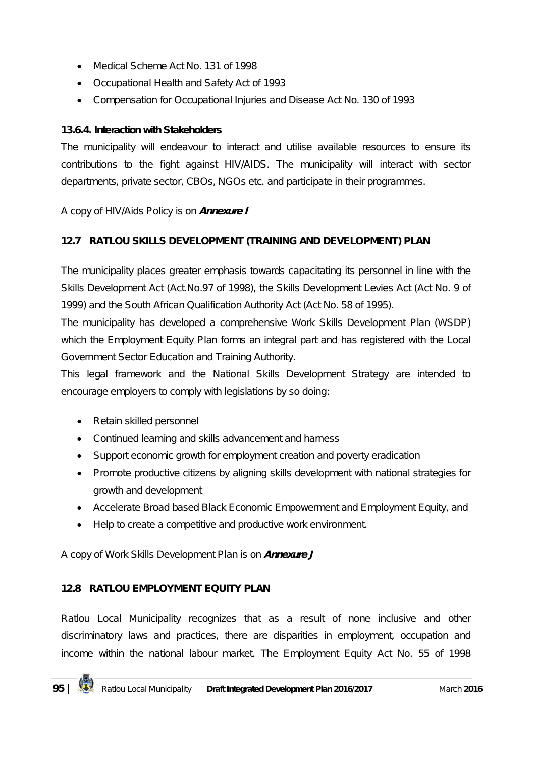- Medical Scheme Act No. 131 of 1998
- Occupational Health and Safety Act of 1993
- Compensation for Occupational Injuries and Disease Act No. 130 of 1993

#### 13.6.4. Interaction with Stakeholders

The municipality will endeavour to interact and utilise available resources to ensure its contributions to the fight against HIV/AIDS. The municipality will interact with sector departments, private sector, CBOs, NGOs etc. and participate in their programmes.

A copy of HIV/Aids Policy is on ***Annexure I***

### 12.7 RATLOU SKILLS DEVELOPMENT (TRAINING AND DEVELOPMENT) PLAN

The municipality places greater emphasis towards capacitating its personnel in line with the Skills Development Act (Act.No.97 of 1998), the Skills Development Levies Act (Act No. 9 of 1999) and the South African Qualification Authority Act (Act No. 58 of 1995).

The municipality has developed a comprehensive Work Skills Development Plan (WSDP) which the Employment Equity Plan forms an integral part and has registered with the Local Government Sector Education and Training Authority.

This legal framework and the National Skills Development Strategy are intended to encourage employers to comply with legislations by so doing:

- Retain skilled personnel
- Continued learning and skills advancement and harness
- Support economic growth for employment creation and poverty eradication
- Promote productive citizens by aligning skills development with national strategies for growth and development
- Accelerate Broad based Black Economic Empowerment and Employment Equity, and
- Help to create a competitive and productive work environment.

A copy of Work Skills Development Plan is on ***Annexure J***

### 12.8 RATLOU EMPLOYMENT EQUITY PLAN

Ratlou Local Municipality recognizes that as a result of none inclusive and other discriminatory laws and practices, there are disparities in employment, occupation and income within the national labour market. The Employment Equity Act No. 55 of 1998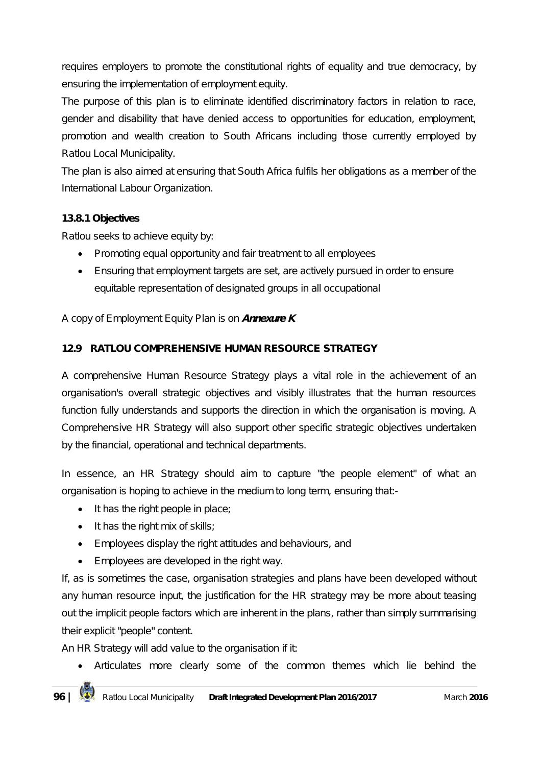requires employers to promote the constitutional rights of equality and true democracy, by ensuring the implementation of employment equity.

The purpose of this plan is to eliminate identified discriminatory factors in relation to race, gender and disability that have denied access to opportunities for education, employment, promotion and wealth creation to South Africans including those currently employed by Ratlou Local Municipality.

The plan is also aimed at ensuring that South Africa fulfils her obligations as a member of the International Labour Organization.

### 13.8.1 Objectives

Ratlou seeks to achieve equity by:

- Promoting equal opportunity and fair treatment to all employees
- Ensuring that employment targets are set, are actively pursued in order to ensure equitable representation of designated groups in all occupational

A copy of Employment Equity Plan is on ***Annexure K***

## 12.9 RATLOU COMPREHENSIVE HUMAN RESOURCE STRATEGY

A comprehensive Human Resource Strategy plays a vital role in the achievement of an organisation's overall strategic objectives and visibly illustrates that the human resources function fully understands and supports the direction in which the organisation is moving. A Comprehensive HR Strategy will also support other specific strategic objectives undertaken by the financial, operational and technical departments.

In essence, an HR Strategy should aim to capture "the people element" of what an organisation is hoping to achieve in the medium to long term, ensuring that:-

- It has the right people in place;
- It has the right mix of skills;
- Employees display the right attitudes and behaviours, and
- Employees are developed in the right way.

If, as is sometimes the case, organisation strategies and plans have been developed without any human resource input, the justification for the HR strategy may be more about teasing out the implicit people factors which are inherent in the plans, rather than simply summarising their explicit "people" content.

An HR Strategy will add value to the organisation if it:

- Articulates more clearly some of the common themes which lie behind the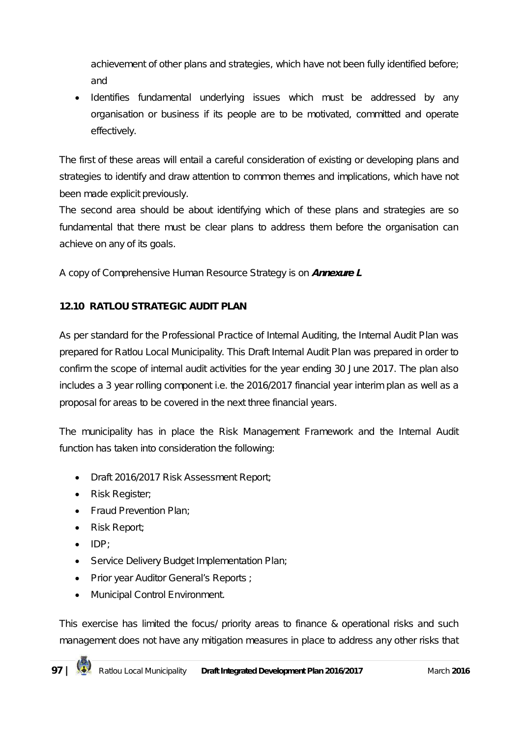achievement of other plans and strategies, which have not been fully identified before; and

- Identifies fundamental underlying issues which must be addressed by any organisation or business if its people are to be motivated, committed and operate effectively.

The first of these areas will entail a careful consideration of existing or developing plans and strategies to identify and draw attention to common themes and implications, which have not been made explicit previously.

The second area should be about identifying which of these plans and strategies are so fundamental that there must be clear plans to address them before the organisation can achieve on any of its goals.

A copy of Comprehensive Human Resource Strategy is on ***Annexure L***

### 12.10 RATLOU STRATEGIC AUDIT PLAN

As per standard for the Professional Practice of Internal Auditing, the Internal Audit Plan was prepared for Ratlou Local Municipality. This Draft Internal Audit Plan was prepared in order to confirm the scope of internal audit activities for the year ending 30 June 2017. The plan also includes a 3 year rolling component i.e. the 2016/2017 financial year interim plan as well as a proposal for areas to be covered in the next three financial years.

The municipality has in place the Risk Management Framework and the Internal Audit function has taken into consideration the following:

- Draft 2016/2017 Risk Assessment Report;
- Risk Register;
- Fraud Prevention Plan;
- Risk Report;
- IDP;
- Service Delivery Budget Implementation Plan;
- Prior year Auditor General's Reports ;
- Municipal Control Environment.

This exercise has limited the focus/ priority areas to finance & operational risks and such management does not have any mitigation measures in place to address any other risks that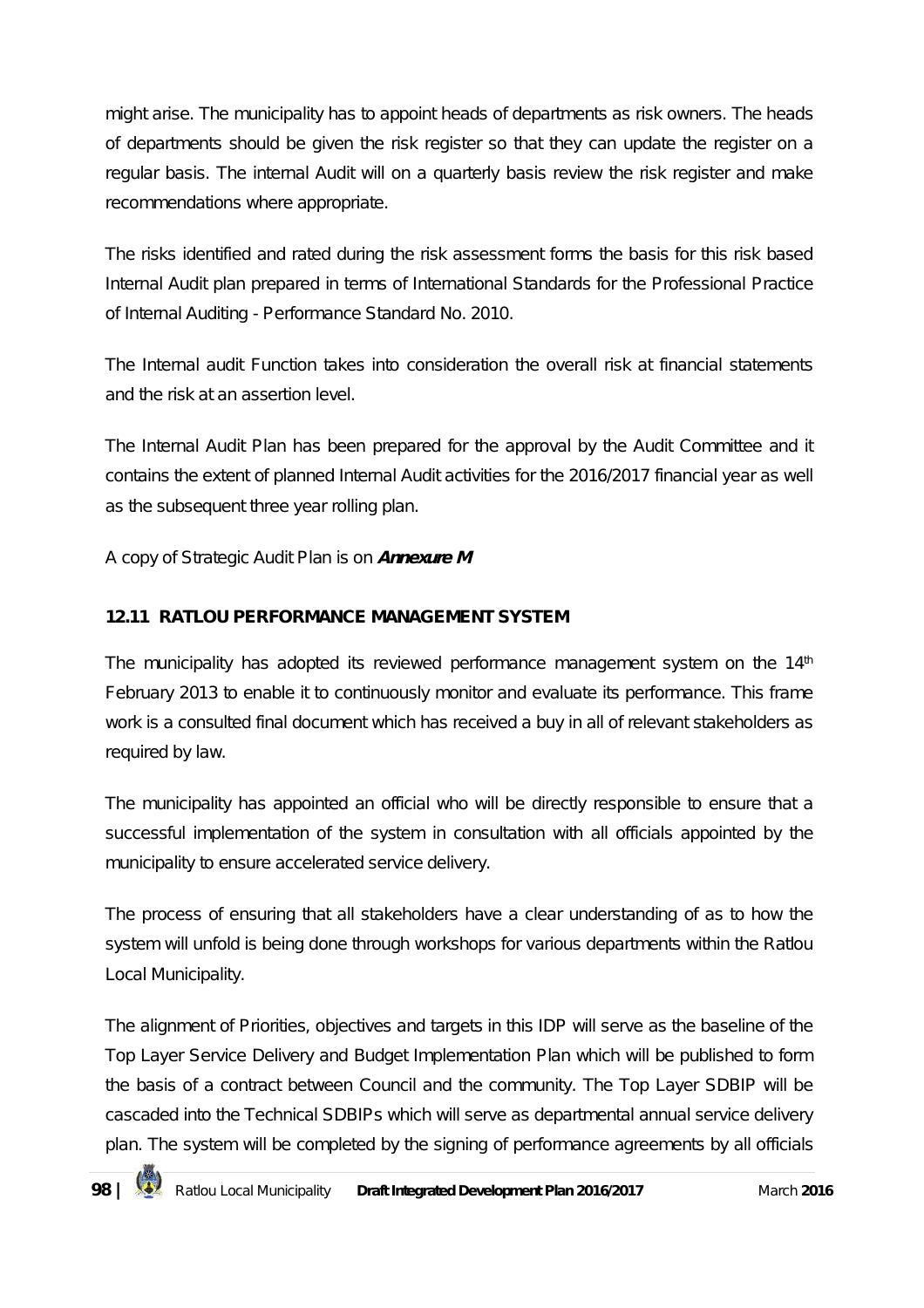might arise. The municipality has to appoint heads of departments as risk owners. The heads of departments should be given the risk register so that they can update the register on a regular basis. The internal Audit will on a quarterly basis review the risk register and make recommendations where appropriate.

The risks identified and rated during the risk assessment forms the basis for this risk based Internal Audit plan prepared in terms of International Standards for the Professional Practice of Internal Auditing - Performance Standard No. 2010.

The Internal audit Function takes into consideration the overall risk at financial statements and the risk at an assertion level.

The Internal Audit Plan has been prepared for the approval by the Audit Committee and it contains the extent of planned Internal Audit activities for the 2016/2017 financial year as well as the subsequent three year rolling plan.

A copy of Strategic Audit Plan is on ***Annexure M***

### 12.11 RATLOU PERFORMANCE MANAGEMENT SYSTEM

The municipality has adopted its reviewed performance management system on the 14th February 2013 to enable it to continuously monitor and evaluate its performance. This frame work is a consulted final document which has received a buy in all of relevant stakeholders as required by law.

The municipality has appointed an official who will be directly responsible to ensure that a successful implementation of the system in consultation with all officials appointed by the municipality to ensure accelerated service delivery.

The process of ensuring that all stakeholders have a clear understanding of as to how the system will unfold is being done through workshops for various departments within the Ratlou Local Municipality.

The alignment of Priorities, objectives and targets in this IDP will serve as the baseline of the Top Layer Service Delivery and Budget Implementation Plan which will be published to form the basis of a contract between Council and the community. The Top Layer SDBIP will be cascaded into the Technical SDBIPs which will serve as departmental annual service delivery plan. The system will be completed by the signing of performance agreements by all officials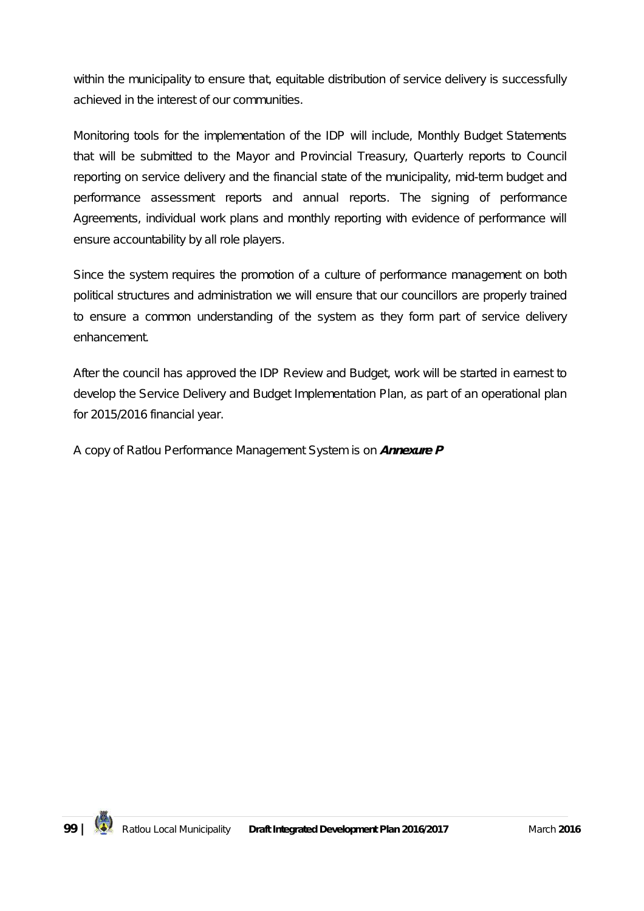within the municipality to ensure that, equitable distribution of service delivery is successfully achieved in the interest of our communities.

Monitoring tools for the implementation of the IDP will include, Monthly Budget Statements that will be submitted to the Mayor and Provincial Treasury, Quarterly reports to Council reporting on service delivery and the financial state of the municipality, mid-term budget and performance assessment reports and annual reports. The signing of performance Agreements, individual work plans and monthly reporting with evidence of performance will ensure accountability by all role players.

Since the system requires the promotion of a culture of performance management on both political structures and administration we will ensure that our councillors are properly trained to ensure a common understanding of the system as they form part of service delivery enhancement.

After the council has approved the IDP Review and Budget, work will be started in earnest to develop the Service Delivery and Budget Implementation Plan, as part of an operational plan for 2015/2016 financial year.

A copy of Ratlou Performance Management System is on ***Annexure P***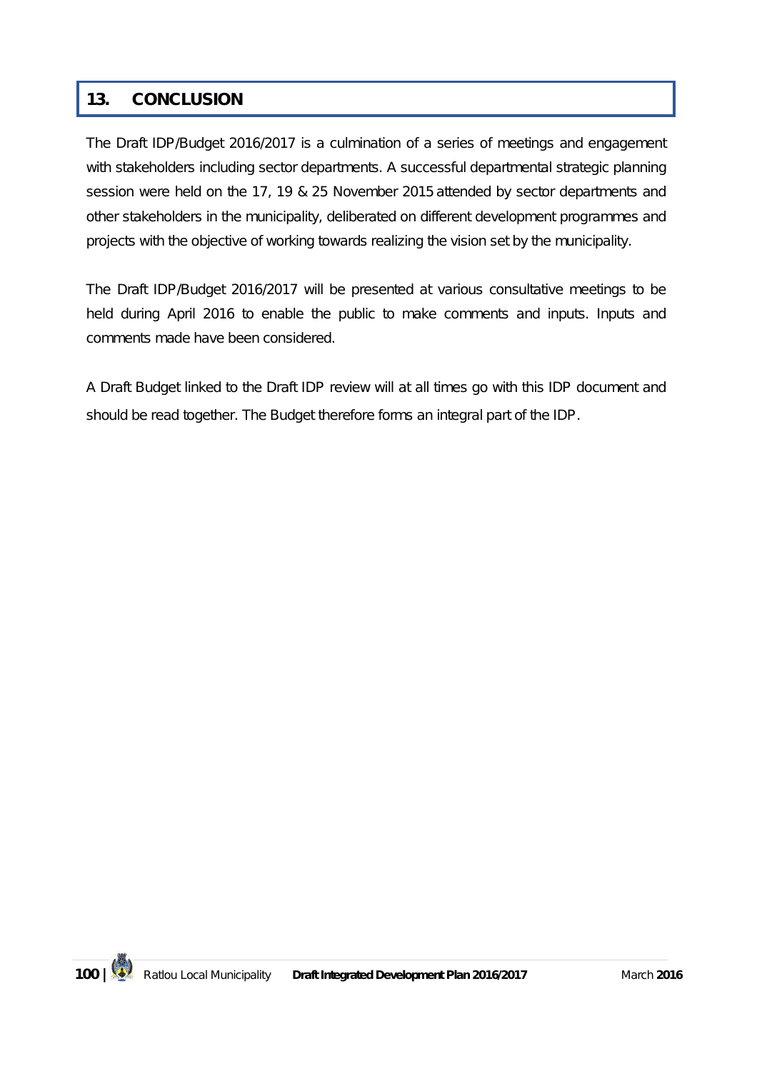# 13. CONCLUSION

The Draft IDP/Budget 2016/2017 is a culmination of a series of meetings and engagement with stakeholders including sector departments. A successful departmental strategic planning session were held on the 17, 19 & 25 November 2015 attended by sector departments and other stakeholders in the municipality, deliberated on different development programmes and projects with the objective of working towards realizing the vision set by the municipality.

The Draft IDP/Budget 2016/2017 will be presented at various consultative meetings to be held during April 2016 to enable the public to make comments and inputs. Inputs and comments made have been considered.

A Draft Budget linked to the Draft IDP review will at all times go with this IDP document and should be read together. The Budget therefore forms an integral part of the IDP.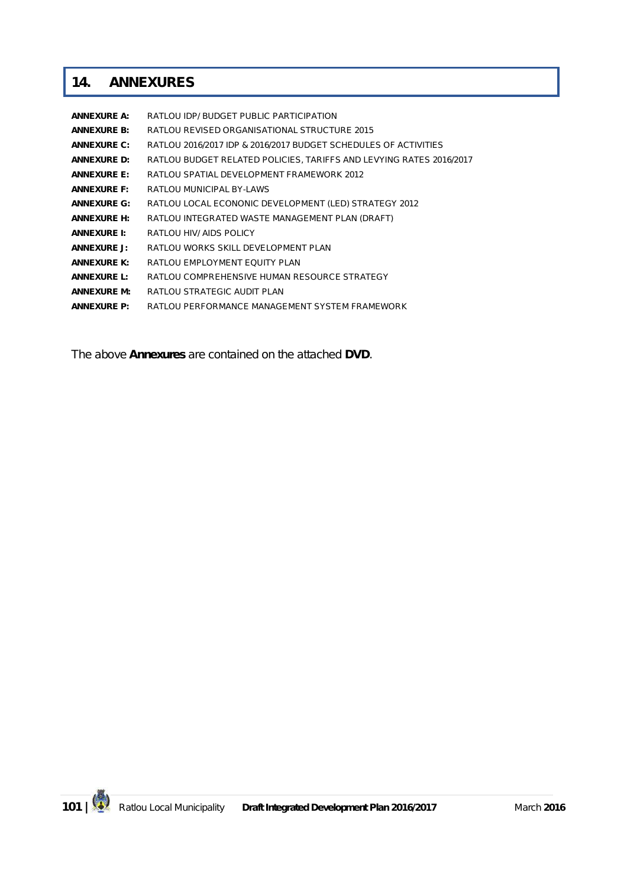# 14. ANNEXURES

| | |
|---|---|
| **ANNEXURE A:** | RATLOU IDP/ BUDGET PUBLIC PARTICIPATION |
| **ANNEXURE B:** | RATLOU REVISED ORGANISATIONAL STRUCTURE 2015 |
| **ANNEXURE C:** | RATLOU 2016/2017 IDP & 2016/2017 BUDGET SCHEDULES OF ACTIVITIES |
| **ANNEXURE D:** | RATLOU BUDGET RELATED POLICIES, TARIFFS AND LEVYING RATES 2016/2017 |
| **ANNEXURE E:** | RATLOU SPATIAL DEVELOPMENT FRAMEWORK 2012 |
| **ANNEXURE F:** | RATLOU MUNICIPAL BY-LAWS |
| **ANNEXURE G:** | RATLOU LOCAL ECONONIC DEVELOPMENT (LED) STRATEGY 2012 |
| **ANNEXURE H:** | RATLOU INTEGRATED WASTE MANAGEMENT PLAN (DRAFT) |
| **ANNEXURE I:** | RATLOU HIV/ AIDS POLICY |
| **ANNEXURE J:** | RATLOU WORKS SKILL DEVELOPMENT PLAN |
| **ANNEXURE K:** | RATLOU EMPLOYMENT EQUITY PLAN |
| **ANNEXURE L:** | RATLOU COMPREHENSIVE HUMAN RESOURCE STRATEGY |
| **ANNEXURE M:** | RATLOU STRATEGIC AUDIT PLAN |
| **ANNEXURE P:** | RATLOU PERFORMANCE MANAGEMENT SYSTEM FRAMEWORK |

The above **Annexures** are contained on the attached **DVD**.